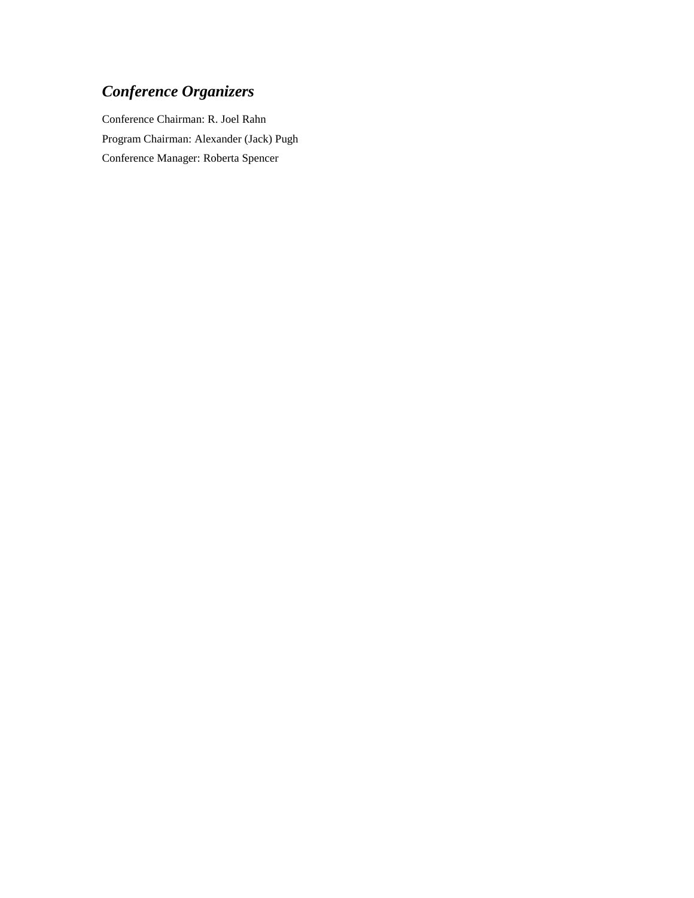## *Conference Organizers*

Conference Chairman: R. Joel Rahn

Program Chairman: Alexander (Jack) Pugh

Conference Manager: Roberta Spencer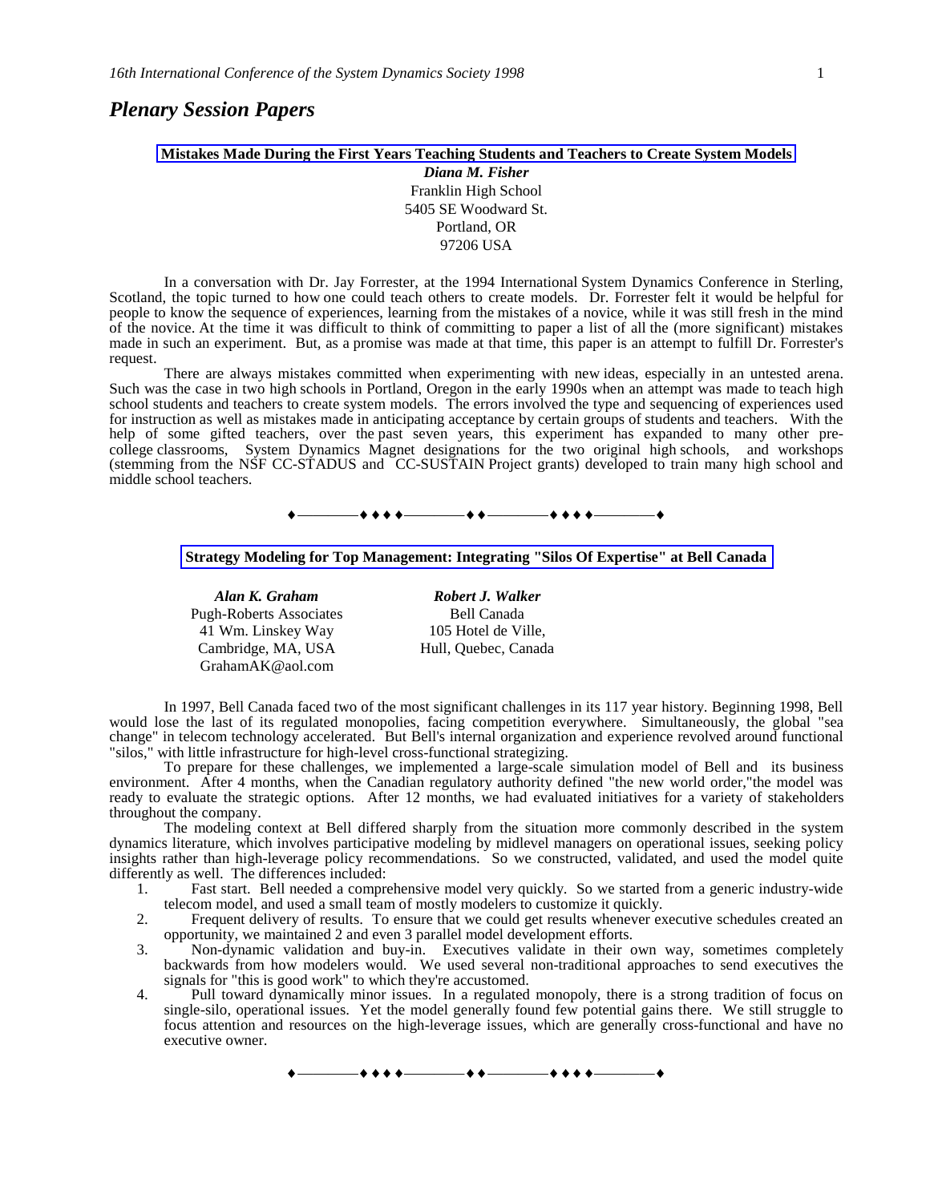## *Plenary Session Papers*

### Mistakes Made During the First Years Teaching Students and Teachers to Create System Models

***Diana M. Fisher***
Franklin High School
5405 SE Woodward St.
Portland, OR
97206 USA

In a conversation with Dr. Jay Forrester, at the 1994 International System Dynamics Conference in Sterling, Scotland, the topic turned to how one could teach others to create models. Dr. Forrester felt it would be helpful for people to know the sequence of experiences, learning from the mistakes of a novice, while it was still fresh in the mind of the novice. At the time it was difficult to think of committing to paper a list of all the (more significant) mistakes made in such an experiment. But, as a promise was made at that time, this paper is an attempt to fulfill Dr. Forrester's request.

There are always mistakes committed when experimenting with new ideas, especially in an untested arena. Such was the case in two high schools in Portland, Oregon in the early 1990s when an attempt was made to teach high school students and teachers to create system models. The errors involved the type and sequencing of experiences used for instruction as well as mistakes made in anticipating acceptance by certain groups of students and teachers. With the help of some gifted teachers, over the past seven years, this experiment has expanded to many other pre-college classrooms, System Dynamics Magnet designations for the two original high schools, and workshops (stemming from the NSF CC-STADUS and CC-SUSTAIN Project grants) developed to train many high school and middle school teachers.

♦————♦♦♦♦————♦♦————♦♦♦♦————♦

### Strategy Modeling for Top Management: Integrating "Silos Of Expertise" at Bell Canada

***Alan K. Graham***
Pugh-Roberts Associates
41 Wm. Linskey Way
Cambridge, MA, USA
GrahamAK@aol.com

***Robert J. Walker***
Bell Canada
105 Hotel de Ville,
Hull, Quebec, Canada

In 1997, Bell Canada faced two of the most significant challenges in its 117 year history. Beginning 1998, Bell would lose the last of its regulated monopolies, facing competition everywhere. Simultaneously, the global "sea change" in telecom technology accelerated. But Bell's internal organization and experience revolved around functional "silos," with little infrastructure for high-level cross-functional strategizing.

To prepare for these challenges, we implemented a large-scale simulation model of Bell and its business environment. After 4 months, when the Canadian regulatory authority defined "the new world order,"the model was ready to evaluate the strategic options. After 12 months, we had evaluated initiatives for a variety of stakeholders throughout the company.

The modeling context at Bell differed sharply from the situation more commonly described in the system dynamics literature, which involves participative modeling by midlevel managers on operational issues, seeking policy insights rather than high-leverage policy recommendations. So we constructed, validated, and used the model quite differently as well. The differences included:

1. Fast start. Bell needed a comprehensive model very quickly. So we started from a generic industry-wide telecom model, and used a small team of mostly modelers to customize it quickly.
2. Frequent delivery of results. To ensure that we could get results whenever executive schedules created an opportunity, we maintained 2 and even 3 parallel model development efforts.
3. Non-dynamic validation and buy-in. Executives validate in their own way, sometimes completely backwards from how modelers would. We used several non-traditional approaches to send executives the signals for "this is good work" to which they're accustomed.
4. Pull toward dynamically minor issues. In a regulated monopoly, there is a strong tradition of focus on single-silo, operational issues. Yet the model generally found few potential gains there. We still struggle to focus attention and resources on the high-leverage issues, which are generally cross-functional and have no executive owner.

♦————♦♦♦♦————♦♦————♦♦♦♦————♦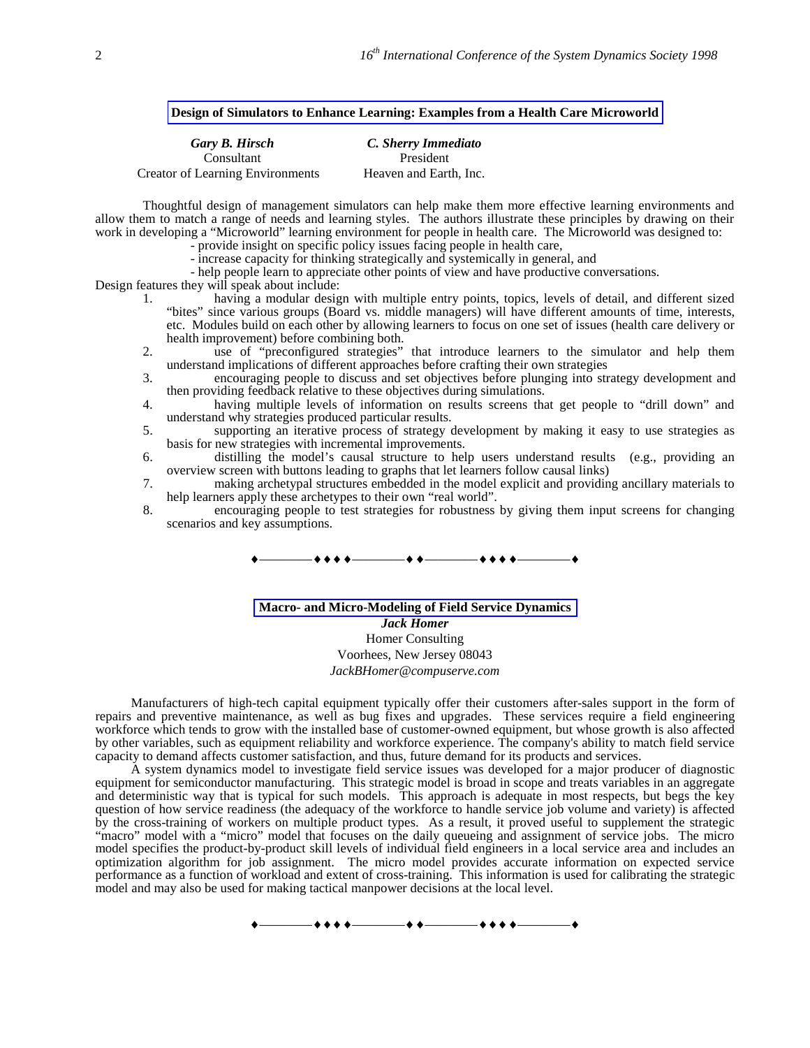## Design of Simulators to Enhance Learning: Examples from a Health Care Microworld

***Gary B. Hirsch***
Consultant
Creator of Learning Environments

***C. Sherry Immediato***
President
Heaven and Earth, Inc.

Thoughtful design of management simulators can help make them more effective learning environments and allow them to match a range of needs and learning styles. The authors illustrate these principles by drawing on their work in developing a "Microworld" learning environment for people in health care. The Microworld was designed to:

- provide insight on specific policy issues facing people in health care,
- increase capacity for thinking strategically and systemically in general, and
- help people learn to appreciate other points of view and have productive conversations.

Design features they will speak about include:

1. having a modular design with multiple entry points, topics, levels of detail, and different sized "bites" since various groups (Board vs. middle managers) will have different amounts of time, interests, etc. Modules build on each other by allowing learners to focus on one set of issues (health care delivery or health improvement) before combining both.
2. use of "preconfigured strategies" that introduce learners to the simulator and help them understand implications of different approaches before crafting their own strategies
3. encouraging people to discuss and set objectives before plunging into strategy development and then providing feedback relative to these objectives during simulations.
4. having multiple levels of information on results screens that get people to "drill down" and understand why strategies produced particular results.
5. supporting an iterative process of strategy development by making it easy to use strategies as basis for new strategies with incremental improvements.
6. distilling the model's causal structure to help users understand results (e.g., providing an overview screen with buttons leading to graphs that let learners follow causal links)
7. making archetypal structures embedded in the model explicit and providing ancillary materials to help learners apply these archetypes to their own "real world".
8. encouraging people to test strategies for robustness by giving them input screens for changing scenarios and key assumptions.

♦————♦♦♦♦————♦♦————♦♦♦♦————♦

## Macro- and Micro-Modeling of Field Service Dynamics

***Jack Homer***
Homer Consulting
Voorhees, New Jersey 08043
*JackBHomer@compuserve.com*

Manufacturers of high-tech capital equipment typically offer their customers after-sales support in the form of repairs and preventive maintenance, as well as bug fixes and upgrades. These services require a field engineering workforce which tends to grow with the installed base of customer-owned equipment, but whose growth is also affected by other variables, such as equipment reliability and workforce experience. The company's ability to match field service capacity to demand affects customer satisfaction, and thus, future demand for its products and services.

A system dynamics model to investigate field service issues was developed for a major producer of diagnostic equipment for semiconductor manufacturing. This strategic model is broad in scope and treats variables in an aggregate and deterministic way that is typical for such models. This approach is adequate in most respects, but begs the key question of how service readiness (the adequacy of the workforce to handle service job volume and variety) is affected by the cross-training of workers on multiple product types. As a result, it proved useful to supplement the strategic "macro" model with a "micro" model that focuses on the daily queueing and assignment of service jobs. The micro model specifies the product-by-product skill levels of individual field engineers in a local service area and includes an optimization algorithm for job assignment. The micro model provides accurate information on expected service performance as a function of workload and extent of cross-training. This information is used for calibrating the strategic model and may also be used for making tactical manpower decisions at the local level.

♦————♦♦♦♦————♦♦————♦♦♦♦————♦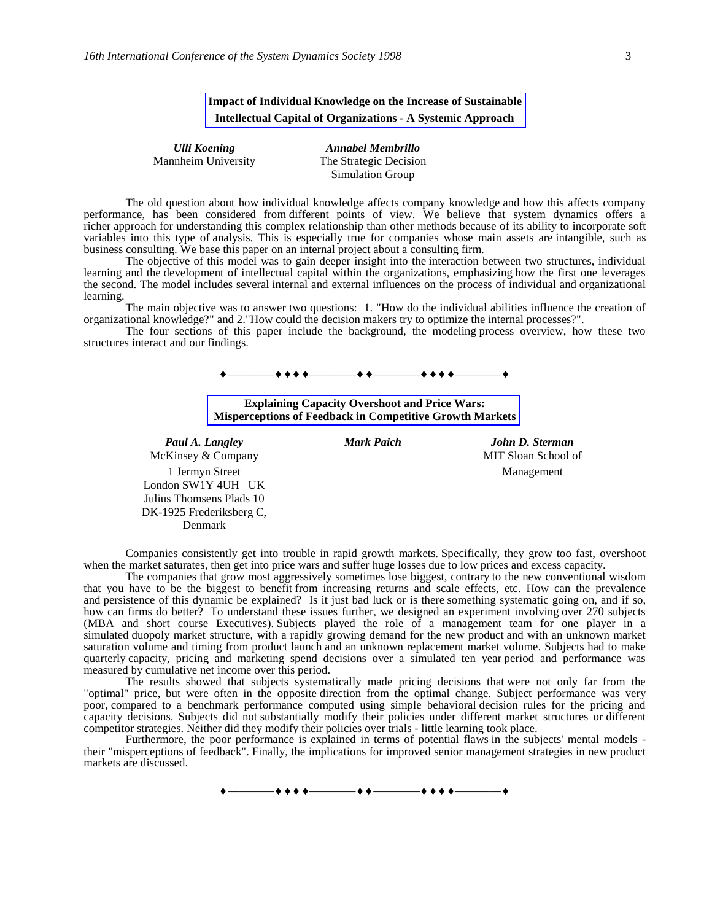## Impact of Individual Knowledge on the Increase of Sustainable Intellectual Capital of Organizations - A Systemic Approach

***Ulli Koening***
Mannheim University

***Annabel Membrillo***
The Strategic Decision Simulation Group

The old question about how individual knowledge affects company knowledge and how this affects company performance, has been considered from different points of view. We believe that system dynamics offers a richer approach for understanding this complex relationship than other methods because of its ability to incorporate soft variables into this type of analysis. This is especially true for companies whose main assets are intangible, such as business consulting. We base this paper on an internal project about a consulting firm.

The objective of this model was to gain deeper insight into the interaction between two structures, individual learning and the development of intellectual capital within the organizations, emphasizing how the first one leverages the second. The model includes several internal and external influences on the process of individual and organizational learning.

The main objective was to answer two questions: 1. "How do the individual abilities influence the creation of organizational knowledge?" and 2."How could the decision makers try to optimize the internal processes?".

The four sections of this paper include the background, the modeling process overview, how these two structures interact and our findings.

♦————♦♦♦♦————♦♦————♦♦♦♦————♦

## Explaining Capacity Overshoot and Price Wars: Misperceptions of Feedback in Competitive Growth Markets

***Paul A. Langley***
McKinsey & Company
1 Jermyn Street
London SW1Y 4UH UK
Julius Thomsens Plads 10
DK-1925 Frederiksberg C, Denmark

***Mark Paich***

***John D. Sterman***
MIT Sloan School of Management

Companies consistently get into trouble in rapid growth markets. Specifically, they grow too fast, overshoot when the market saturates, then get into price wars and suffer huge losses due to low prices and excess capacity.

The companies that grow most aggressively sometimes lose biggest, contrary to the new conventional wisdom that you have to be the biggest to benefit from increasing returns and scale effects, etc. How can the prevalence and persistence of this dynamic be explained? Is it just bad luck or is there something systematic going on, and if so, how can firms do better? To understand these issues further, we designed an experiment involving over 270 subjects (MBA and short course Executives). Subjects played the role of a management team for one player in a simulated duopoly market structure, with a rapidly growing demand for the new product and with an unknown market saturation volume and timing from product launch and an unknown replacement market volume. Subjects had to make quarterly capacity, pricing and marketing spend decisions over a simulated ten year period and performance was measured by cumulative net income over this period.

The results showed that subjects systematically made pricing decisions that were not only far from the "optimal" price, but were often in the opposite direction from the optimal change. Subject performance was very poor, compared to a benchmark performance computed using simple behavioral decision rules for the pricing and capacity decisions. Subjects did not substantially modify their policies under different market structures or different competitor strategies. Neither did they modify their policies over trials - little learning took place.

Furthermore, the poor performance is explained in terms of potential flaws in the subjects' mental models - their "misperceptions of feedback". Finally, the implications for improved senior management strategies in new product markets are discussed.

♦————♦♦♦♦————♦♦————♦♦♦♦————♦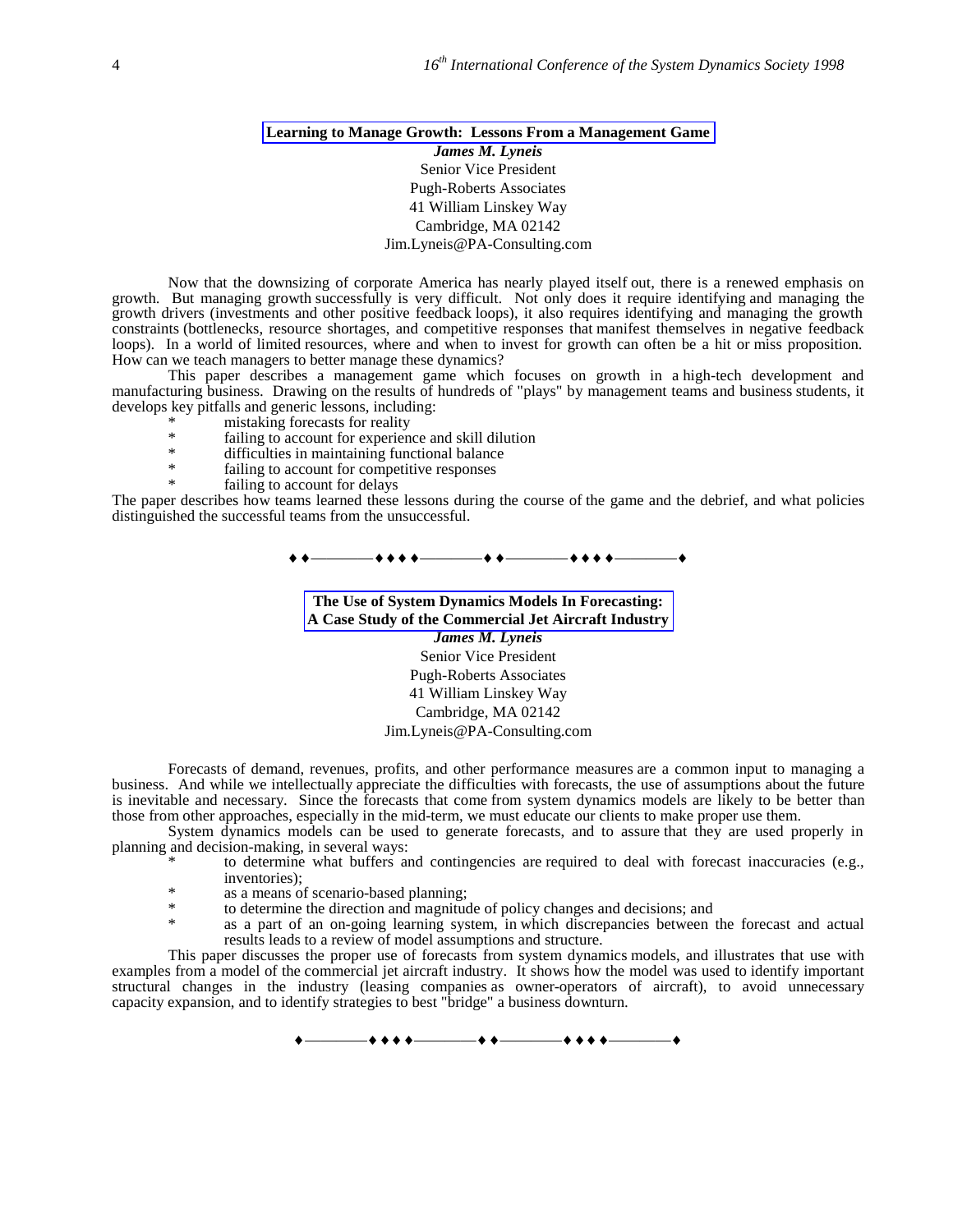## Learning to Manage Growth: Lessons From a Management Game

***James M. Lyneis***
Senior Vice President
Pugh-Roberts Associates
41 William Linskey Way
Cambridge, MA 02142
Jim.Lyneis@PA-Consulting.com

Now that the downsizing of corporate America has nearly played itself out, there is a renewed emphasis on growth. But managing growth successfully is very difficult. Not only does it require identifying and managing the growth drivers (investments and other positive feedback loops), it also requires identifying and managing the growth constraints (bottlenecks, resource shortages, and competitive responses that manifest themselves in negative feedback loops). In a world of limited resources, where and when to invest for growth can often be a hit or miss proposition. How can we teach managers to better manage these dynamics?

This paper describes a management game which focuses on growth in a high-tech development and manufacturing business. Drawing on the results of hundreds of "plays" by management teams and business students, it develops key pitfalls and generic lessons, including:

- mistaking forecasts for reality
- failing to account for experience and skill dilution
- difficulties in maintaining functional balance
- failing to account for competitive responses
- failing to account for delays

The paper describes how teams learned these lessons during the course of the game and the debrief, and what policies distinguished the successful teams from the unsuccessful.

♦ ♦————♦ ♦ ♦ ♦————♦ ♦————♦ ♦ ♦ ♦————♦

## The Use of System Dynamics Models In Forecasting: A Case Study of the Commercial Jet Aircraft Industry

***James M. Lyneis***
Senior Vice President
Pugh-Roberts Associates
41 William Linskey Way
Cambridge, MA 02142
Jim.Lyneis@PA-Consulting.com

Forecasts of demand, revenues, profits, and other performance measures are a common input to managing a business. And while we intellectually appreciate the difficulties with forecasts, the use of assumptions about the future is inevitable and necessary. Since the forecasts that come from system dynamics models are likely to be better than those from other approaches, especially in the mid-term, we must educate our clients to make proper use them.

System dynamics models can be used to generate forecasts, and to assure that they are used properly in planning and decision-making, in several ways:

- to determine what buffers and contingencies are required to deal with forecast inaccuracies (e.g., inventories);
- as a means of scenario-based planning;
- to determine the direction and magnitude of policy changes and decisions; and
- as a part of an on-going learning system, in which discrepancies between the forecast and actual results leads to a review of model assumptions and structure.

This paper discusses the proper use of forecasts from system dynamics models, and illustrates that use with examples from a model of the commercial jet aircraft industry. It shows how the model was used to identify important structural changes in the industry (leasing companies as owner-operators of aircraft), to avoid unnecessary capacity expansion, and to identify strategies to best "bridge" a business downturn.

♦————♦ ♦ ♦ ♦————♦ ♦————♦ ♦ ♦ ♦————♦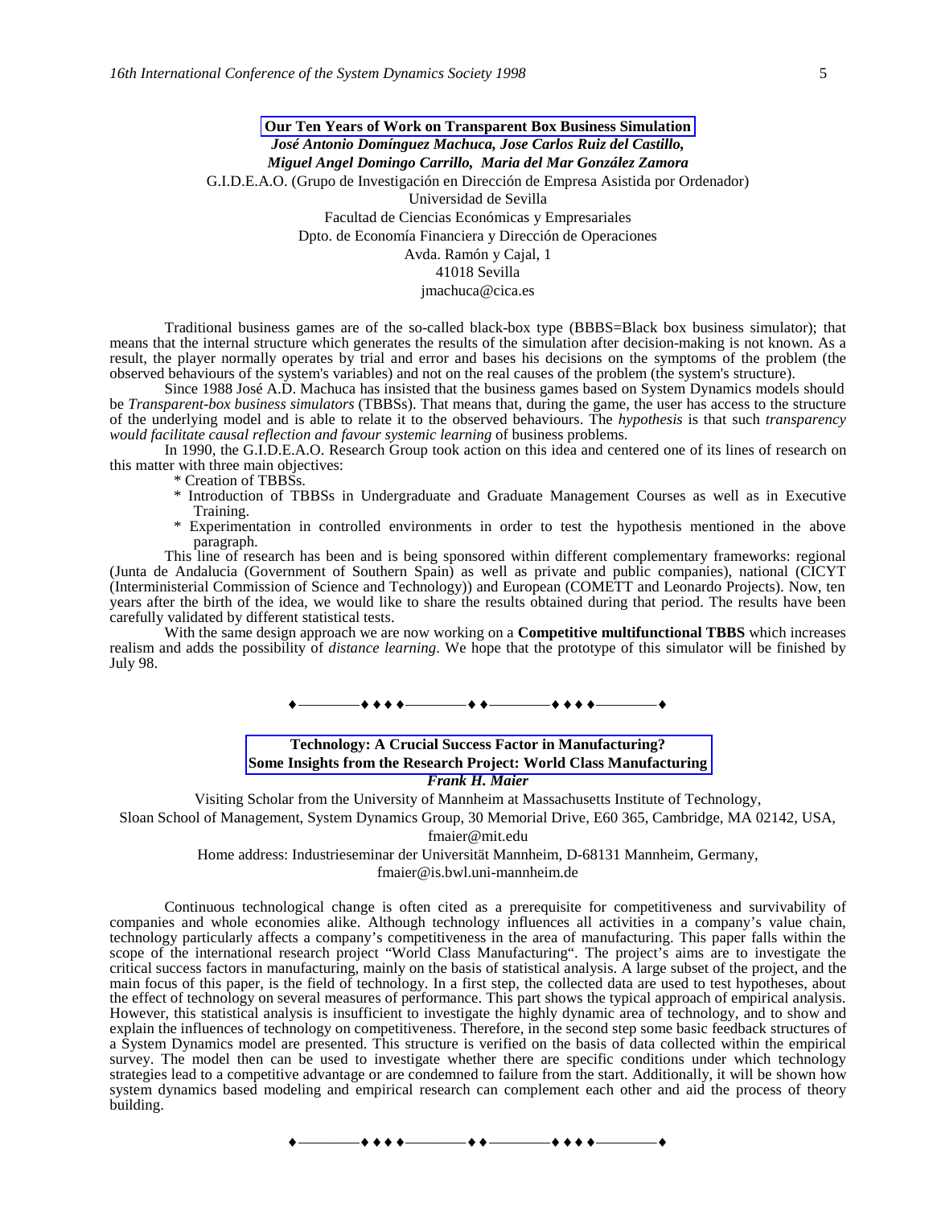## Our Ten Years of Work on Transparent Box Business Simulation

***José Antonio Domínguez Machuca, Jose Carlos Ruiz del Castillo, Miguel Angel Domingo Carrillo, Maria del Mar González Zamora***

G.I.D.E.A.O. (Grupo de Investigación en Dirección de Empresa Asistida por Ordenador)
Universidad de Sevilla
Facultad de Ciencias Económicas y Empresariales
Dpto. de Economía Financiera y Dirección de Operaciones
Avda. Ramón y Cajal, 1
41018 Sevilla
jmachuca@cica.es

Traditional business games are of the so-called black-box type (BBBS=Black box business simulator); that means that the internal structure which generates the results of the simulation after decision-making is not known. As a result, the player normally operates by trial and error and bases his decisions on the symptoms of the problem (the observed behaviours of the system's variables) and not on the real causes of the problem (the system's structure).

Since 1988 José A.D. Machuca has insisted that the business games based on System Dynamics models should be *Transparent-box business simulators* (TBBSs). That means that, during the game, the user has access to the structure of the underlying model and is able to relate it to the observed behaviours. The *hypothesis* is that such *transparency would facilitate causal reflection and favour systemic learning* of business problems.

In 1990, the G.I.D.E.A.O. Research Group took action on this idea and centered one of its lines of research on this matter with three main objectives:

* Creation of TBBSs.
* Introduction of TBBSs in Undergraduate and Graduate Management Courses as well as in Executive Training.
* Experimentation in controlled environments in order to test the hypothesis mentioned in the above paragraph.

This line of research has been and is being sponsored within different complementary frameworks: regional (Junta de Andalucia (Government of Southern Spain) as well as private and public companies), national (CICYT (Interministerial Commission of Science and Technology)) and European (COMETT and Leonardo Projects). Now, ten years after the birth of the idea, we would like to share the results obtained during that period. The results have been carefully validated by different statistical tests.

With the same design approach we are now working on a **Competitive multifunctional TBBS** which increases realism and adds the possibility of *distance learning*. We hope that the prototype of this simulator will be finished by July 98.

♦————♦♦♦♦————♦♦————♦♦♦♦————♦

## Technology: A Crucial Success Factor in Manufacturing? Some Insights from the Research Project: World Class Manufacturing

***Frank H. Maier***

Visiting Scholar from the University of Mannheim at Massachusetts Institute of Technology,
Sloan School of Management, System Dynamics Group, 30 Memorial Drive, E60 365, Cambridge, MA 02142, USA,
fmaier@mit.edu
Home address: Industrieseminar der Universität Mannheim, D-68131 Mannheim, Germany,
fmaier@is.bwl.uni-mannheim.de

Continuous technological change is often cited as a prerequisite for competitiveness and survivability of companies and whole economies alike. Although technology influences all activities in a company's value chain, technology particularly affects a company's competitiveness in the area of manufacturing. This paper falls within the scope of the international research project "World Class Manufacturing". The project's aims are to investigate the critical success factors in manufacturing, mainly on the basis of statistical analysis. A large subset of the project, and the main focus of this paper, is the field of technology. In a first step, the collected data are used to test hypotheses, about the effect of technology on several measures of performance. This part shows the typical approach of empirical analysis. However, this statistical analysis is insufficient to investigate the highly dynamic area of technology, and to show and explain the influences of technology on competitiveness. Therefore, in the second step some basic feedback structures of a System Dynamics model are presented. This structure is verified on the basis of data collected within the empirical survey. The model then can be used to investigate whether there are specific conditions under which technology strategies lead to a competitive advantage or are condemned to failure from the start. Additionally, it will be shown how system dynamics based modeling and empirical research can complement each other and aid the process of theory building.

♦————♦♦♦♦————♦♦————♦♦♦♦————♦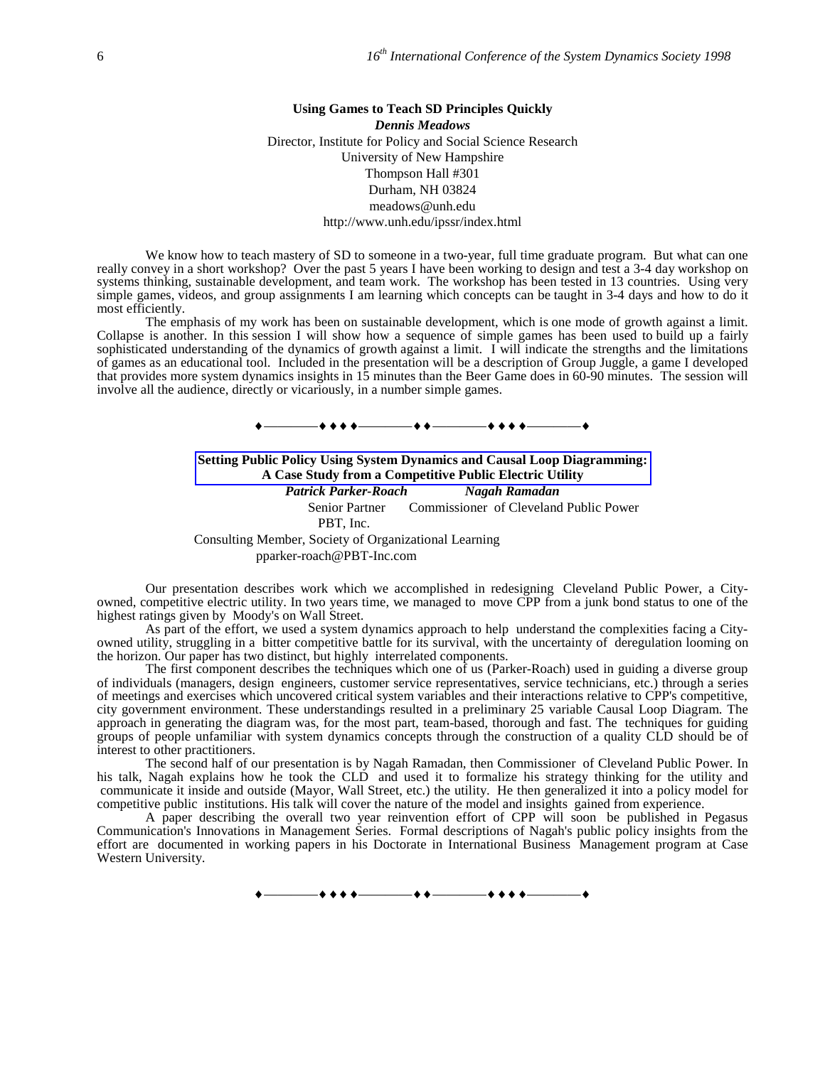### Using Games to Teach SD Principles Quickly

***Dennis Meadows***

Director, Institute for Policy and Social Science Research
University of New Hampshire
Thompson Hall #301
Durham, NH 03824
meadows@unh.edu
http://www.unh.edu/ipssr/index.html

We know how to teach mastery of SD to someone in a two-year, full time graduate program. But what can one really convey in a short workshop? Over the past 5 years I have been working to design and test a 3-4 day workshop on systems thinking, sustainable development, and team work. The workshop has been tested in 13 countries. Using very simple games, videos, and group assignments I am learning which concepts can be taught in 3-4 days and how to do it most efficiently.

The emphasis of my work has been on sustainable development, which is one mode of growth against a limit. Collapse is another. In this session I will show how a sequence of simple games has been used to build up a fairly sophisticated understanding of the dynamics of growth against a limit. I will indicate the strengths and the limitations of games as an educational tool. Included in the presentation will be a description of Group Juggle, a game I developed that provides more system dynamics insights in 15 minutes than the Beer Game does in 60-90 minutes. The session will involve all the audience, directly or vicariously, in a number simple games.

♦————♦♦♦♦————♦♦————♦♦♦♦————♦

### Setting Public Policy Using System Dynamics and Causal Loop Diagramming: A Case Study from a Competitive Public Electric Utility

***Patrick Parker-Roach*** ***Nagah Ramadan***

Senior Partner Commissioner of Cleveland Public Power
PBT, Inc.
Consulting Member, Society of Organizational Learning
pparker-roach@PBT-Inc.com

Our presentation describes work which we accomplished in redesigning Cleveland Public Power, a City-owned, competitive electric utility. In two years time, we managed to move CPP from a junk bond status to one of the highest ratings given by Moody's on Wall Street.

As part of the effort, we used a system dynamics approach to help understand the complexities facing a City-owned utility, struggling in a bitter competitive battle for its survival, with the uncertainty of deregulation looming on the horizon. Our paper has two distinct, but highly interrelated components.

The first component describes the techniques which one of us (Parker-Roach) used in guiding a diverse group of individuals (managers, design engineers, customer service representatives, service technicians, etc.) through a series of meetings and exercises which uncovered critical system variables and their interactions relative to CPP's competitive, city government environment. These understandings resulted in a preliminary 25 variable Causal Loop Diagram. The approach in generating the diagram was, for the most part, team-based, thorough and fast. The techniques for guiding groups of people unfamiliar with system dynamics concepts through the construction of a quality CLD should be of interest to other practitioners.

The second half of our presentation is by Nagah Ramadan, then Commissioner of Cleveland Public Power. In his talk, Nagah explains how he took the CLD and used it to formalize his strategy thinking for the utility and communicate it inside and outside (Mayor, Wall Street, etc.) the utility. He then generalized it into a policy model for competitive public institutions. His talk will cover the nature of the model and insights gained from experience.

A paper describing the overall two year reinvention effort of CPP will soon be published in Pegasus Communication's Innovations in Management Series. Formal descriptions of Nagah's public policy insights from the effort are documented in working papers in his Doctorate in International Business Management program at Case Western University.

♦————♦♦♦♦————♦♦————♦♦♦♦————♦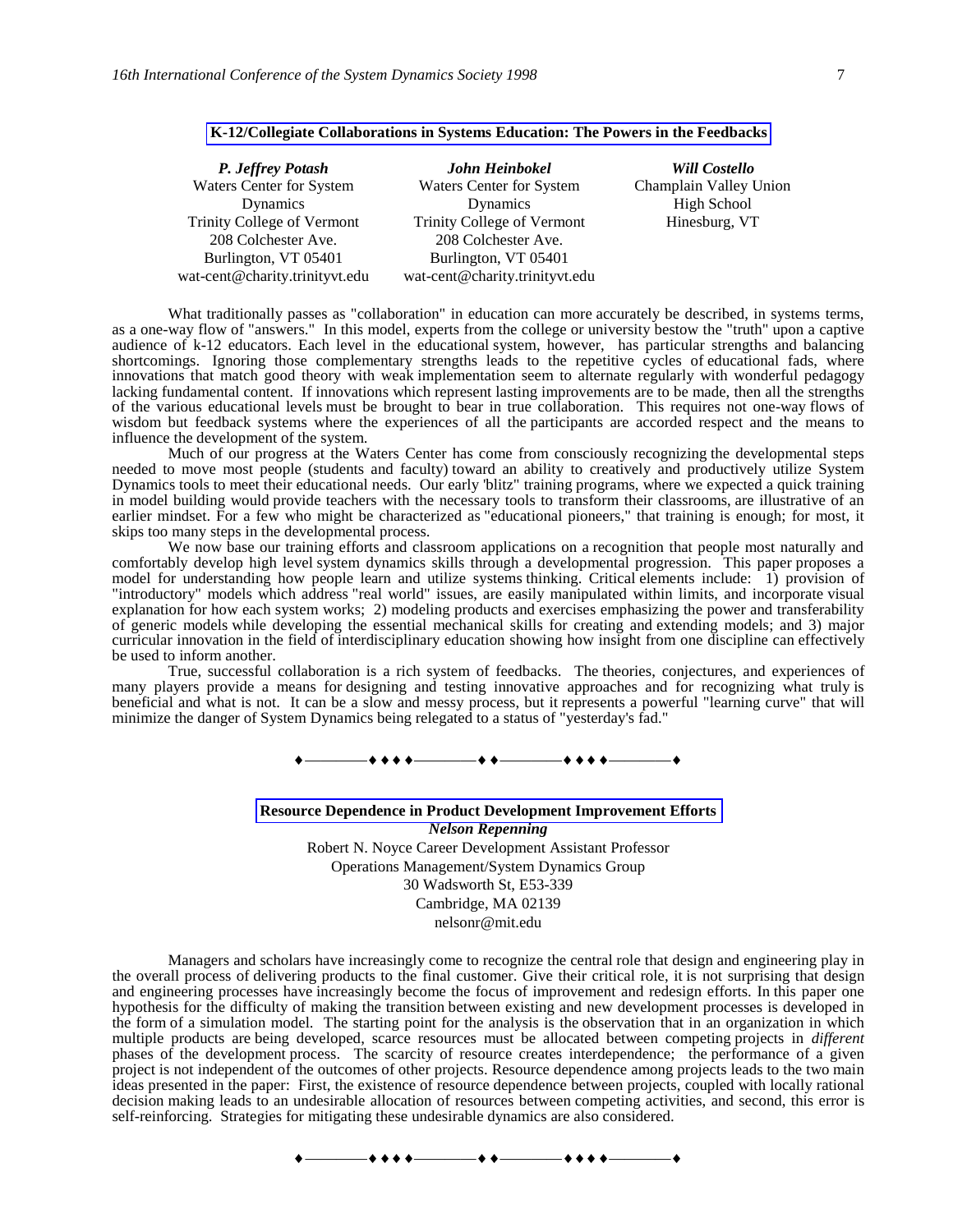## K-12/Collegiate Collaborations in Systems Education: The Powers in the Feedbacks

***P. Jeffrey Potash***
Waters Center for System Dynamics
Trinity College of Vermont
208 Colchester Ave.
Burlington, VT 05401
wat-cent@charity.trinityvt.edu

***John Heinbokel***
Waters Center for System Dynamics
Trinity College of Vermont
208 Colchester Ave.
Burlington, VT 05401
wat-cent@charity.trinityvt.edu

***Will Costello***
Champlain Valley Union High School
Hinesburg, VT

What traditionally passes as "collaboration" in education can more accurately be described, in systems terms, as a one-way flow of "answers." In this model, experts from the college or university bestow the "truth" upon a captive audience of k-12 educators. Each level in the educational system, however, has particular strengths and balancing shortcomings. Ignoring those complementary strengths leads to the repetitive cycles of educational fads, where innovations that match good theory with weak implementation seem to alternate regularly with wonderful pedagogy lacking fundamental content. If innovations which represent lasting improvements are to be made, then all the strengths of the various educational levels must be brought to bear in true collaboration. This requires not one-way flows of wisdom but feedback systems where the experiences of all the participants are accorded respect and the means to influence the development of the system.

Much of our progress at the Waters Center has come from consciously recognizing the developmental steps needed to move most people (students and faculty) toward an ability to creatively and productively utilize System Dynamics tools to meet their educational needs. Our early 'blitz' training programs, where we expected a quick training in model building would provide teachers with the necessary tools to transform their classrooms, are illustrative of an earlier mindset. For a few who might be characterized as "educational pioneers," that training is enough; for most, it skips too many steps in the developmental process.

We now base our training efforts and classroom applications on a recognition that people most naturally and comfortably develop high level system dynamics skills through a developmental progression. This paper proposes a model for understanding how people learn and utilize systems thinking. Critical elements include: 1) provision of "introductory" models which address "real world" issues, are easily manipulated within limits, and incorporate visual explanation for how each system works; 2) modeling products and exercises emphasizing the power and transferability of generic models while developing the essential mechanical skills for creating and extending models; and 3) major curricular innovation in the field of interdisciplinary education showing how insight from one discipline can effectively be used to inform another.

True, successful collaboration is a rich system of feedbacks. The theories, conjectures, and experiences of many players provide a means for designing and testing innovative approaches and for recognizing what truly is beneficial and what is not. It can be a slow and messy process, but it represents a powerful "learning curve" that will minimize the danger of System Dynamics being relegated to a status of "yesterday's fad."

♦————♦♦♦♦————♦♦————♦♦♦♦————♦

## Resource Dependence in Product Development Improvement Efforts

***Nelson Repenning***
Robert N. Noyce Career Development Assistant Professor
Operations Management/System Dynamics Group
30 Wadsworth St, E53-339
Cambridge, MA 02139
nelsonr@mit.edu

Managers and scholars have increasingly come to recognize the central role that design and engineering play in the overall process of delivering products to the final customer. Give their critical role, it is not surprising that design and engineering processes have increasingly become the focus of improvement and redesign efforts. In this paper one hypothesis for the difficulty of making the transition between existing and new development processes is developed in the form of a simulation model. The starting point for the analysis is the observation that in an organization in which multiple products are being developed, scarce resources must be allocated between competing projects in *different* phases of the development process. The scarcity of resource creates interdependence; the performance of a given project is not independent of the outcomes of other projects. Resource dependence among projects leads to the two main ideas presented in the paper: First, the existence of resource dependence between projects, coupled with locally rational decision making leads to an undesirable allocation of resources between competing activities, and second, this error is self-reinforcing. Strategies for mitigating these undesirable dynamics are also considered.

♦————♦♦♦♦————♦♦————♦♦♦♦————♦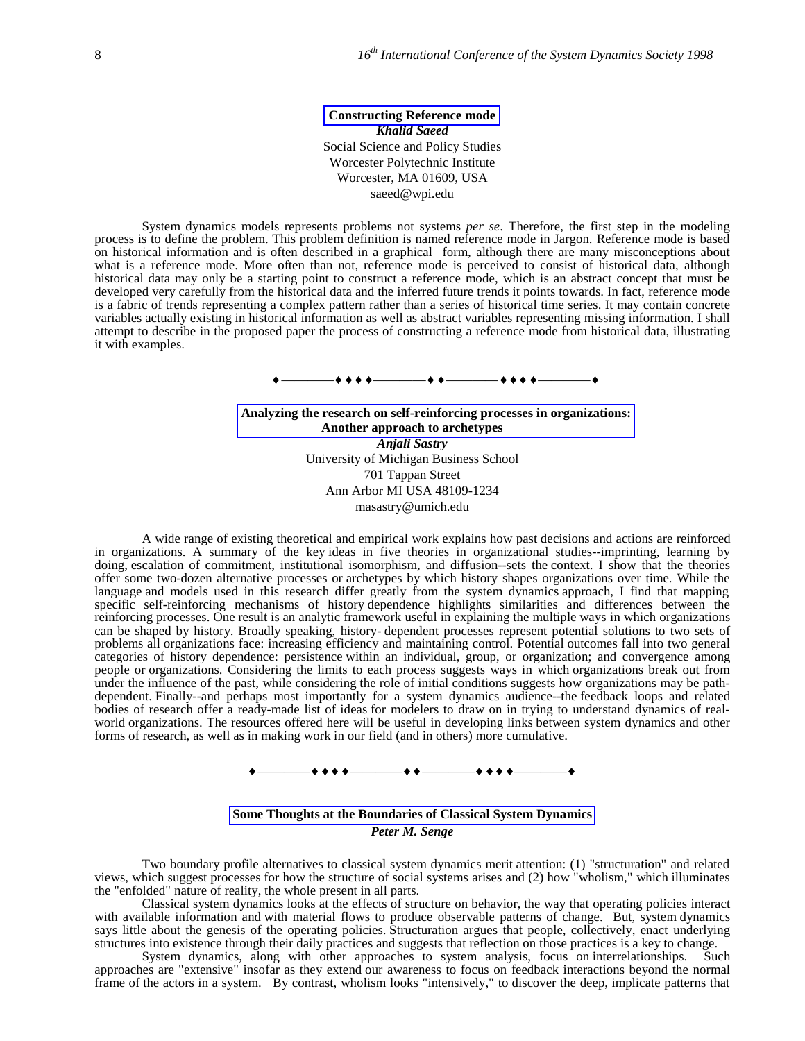## Constructing Reference mode

***Khalid Saeed***
Social Science and Policy Studies
Worcester Polytechnic Institute
Worcester, MA 01609, USA
saeed@wpi.edu

System dynamics models represents problems not systems *per se*. Therefore, the first step in the modeling process is to define the problem. This problem definition is named reference mode in Jargon. Reference mode is based on historical information and is often described in a graphical form, although there are many misconceptions about what is a reference mode. More often than not, reference mode is perceived to consist of historical data, although historical data may only be a starting point to construct a reference mode, which is an abstract concept that must be developed very carefully from the historical data and the inferred future trends it points towards. In fact, reference mode is a fabric of trends representing a complex pattern rather than a series of historical time series. It may contain concrete variables actually existing in historical information as well as abstract variables representing missing information. I shall attempt to describe in the proposed paper the process of constructing a reference mode from historical data, illustrating it with examples.

♦————♦♦♦♦————♦♦————♦♦♦♦————♦

## Analyzing the research on self-reinforcing processes in organizations: Another approach to archetypes

***Anjali Sastry***
University of Michigan Business School
701 Tappan Street
Ann Arbor MI USA 48109-1234
masastry@umich.edu

A wide range of existing theoretical and empirical work explains how past decisions and actions are reinforced in organizations. A summary of the key ideas in five theories in organizational studies--imprinting, learning by doing, escalation of commitment, institutional isomorphism, and diffusion--sets the context. I show that the theories offer some two-dozen alternative processes or archetypes by which history shapes organizations over time. While the language and models used in this research differ greatly from the system dynamics approach, I find that mapping specific self-reinforcing mechanisms of history dependence highlights similarities and differences between the reinforcing processes. One result is an analytic framework useful in explaining the multiple ways in which organizations can be shaped by history. Broadly speaking, history- dependent processes represent potential solutions to two sets of problems all organizations face: increasing efficiency and maintaining control. Potential outcomes fall into two general categories of history dependence: persistence within an individual, group, or organization; and convergence among people or organizations. Considering the limits to each process suggests ways in which organizations break out from under the influence of the past, while considering the role of initial conditions suggests how organizations may be path-dependent. Finally--and perhaps most importantly for a system dynamics audience--the feedback loops and related bodies of research offer a ready-made list of ideas for modelers to draw on in trying to understand dynamics of real-world organizations. The resources offered here will be useful in developing links between system dynamics and other forms of research, as well as in making work in our field (and in others) more cumulative.

♦————♦♦♦♦————♦♦————♦♦♦♦————♦

## Some Thoughts at the Boundaries of Classical System Dynamics

***Peter M. Senge***

Two boundary profile alternatives to classical system dynamics merit attention: (1) "structuration" and related views, which suggest processes for how the structure of social systems arises and (2) how "wholism," which illuminates the "enfolded" nature of reality, the whole present in all parts.

Classical system dynamics looks at the effects of structure on behavior, the way that operating policies interact with available information and with material flows to produce observable patterns of change. But, system dynamics says little about the genesis of the operating policies. Structuration argues that people, collectively, enact underlying structures into existence through their daily practices and suggests that reflection on those practices is a key to change.

System dynamics, along with other approaches to system analysis, focus on interrelationships. Such approaches are "extensive" insofar as they extend our awareness to focus on feedback interactions beyond the normal frame of the actors in a system. By contrast, wholism looks "intensively," to discover the deep, implicate patterns that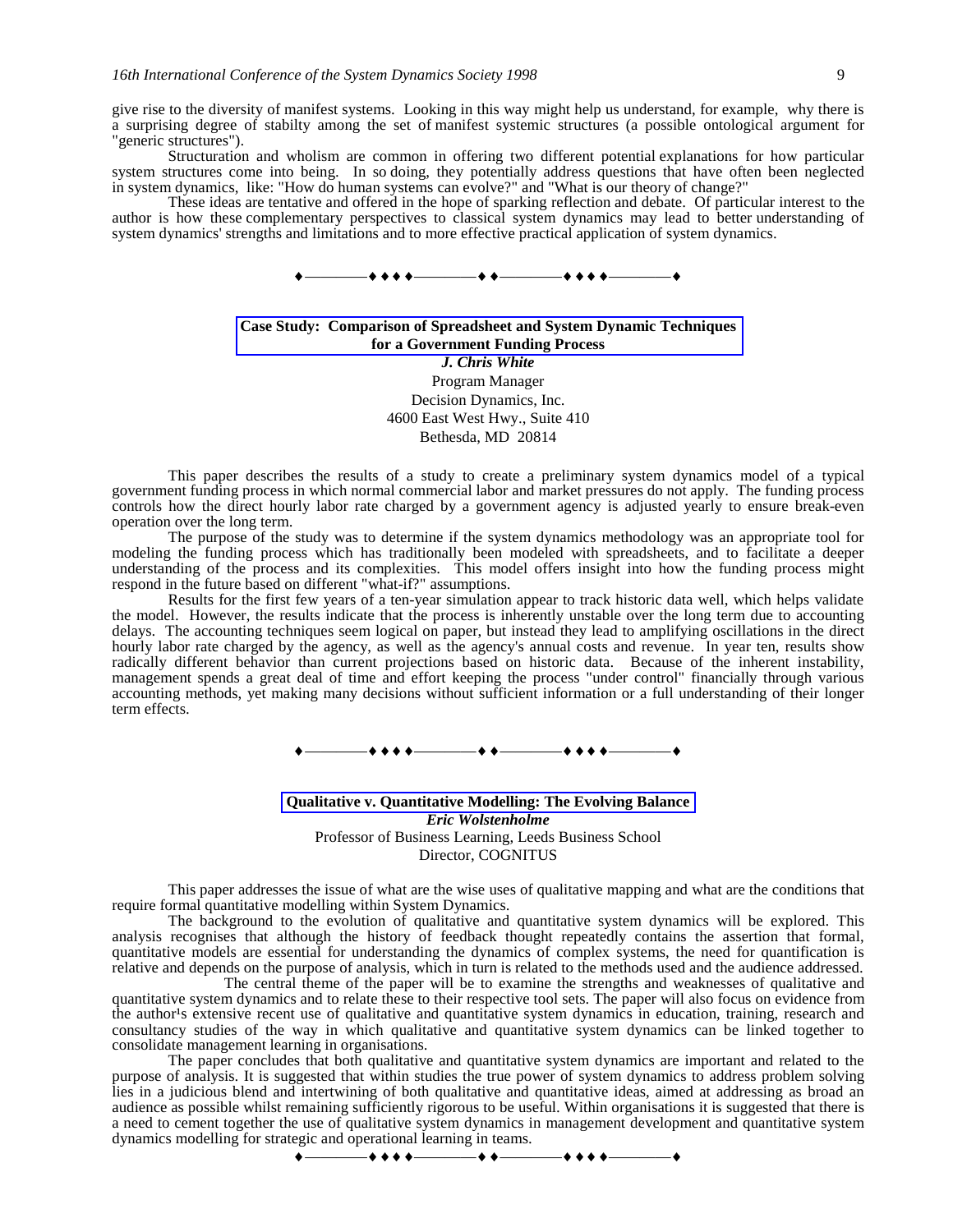give rise to the diversity of manifest systems. Looking in this way might help us understand, for example, why there is a surprising degree of stabilty among the set of manifest systemic structures (a possible ontological argument for "generic structures").

Structuration and wholism are common in offering two different potential explanations for how particular system structures come into being. In so doing, they potentially address questions that have often been neglected in system dynamics, like: "How do human systems can evolve?" and "What is our theory of change?"

These ideas are tentative and offered in the hope of sparking reflection and debate. Of particular interest to the author is how these complementary perspectives to classical system dynamics may lead to better understanding of system dynamics' strengths and limitations and to more effective practical application of system dynamics.

♦————♦♦♦♦————♦♦————♦♦♦♦————♦

## Case Study: Comparison of Spreadsheet and System Dynamic Techniques for a Government Funding Process

***J. Chris White***
Program Manager
Decision Dynamics, Inc.
4600 East West Hwy., Suite 410
Bethesda, MD 20814

This paper describes the results of a study to create a preliminary system dynamics model of a typical government funding process in which normal commercial labor and market pressures do not apply. The funding process controls how the direct hourly labor rate charged by a government agency is adjusted yearly to ensure break-even operation over the long term.

The purpose of the study was to determine if the system dynamics methodology was an appropriate tool for modeling the funding process which has traditionally been modeled with spreadsheets, and to facilitate a deeper understanding of the process and its complexities. This model offers insight into how the funding process might respond in the future based on different "what-if?" assumptions.

Results for the first few years of a ten-year simulation appear to track historic data well, which helps validate the model. However, the results indicate that the process is inherently unstable over the long term due to accounting delays. The accounting techniques seem logical on paper, but instead they lead to amplifying oscillations in the direct hourly labor rate charged by the agency, as well as the agency's annual costs and revenue. In year ten, results show radically different behavior than current projections based on historic data. Because of the inherent instability, management spends a great deal of time and effort keeping the process "under control" financially through various accounting methods, yet making many decisions without sufficient information or a full understanding of their longer term effects.

♦————♦♦♦♦————♦♦————♦♦♦♦————♦

## Qualitative v. Quantitative Modelling: The Evolving Balance

***Eric Wolstenholme***
Professor of Business Learning, Leeds Business School
Director, COGNITUS

This paper addresses the issue of what are the wise uses of qualitative mapping and what are the conditions that require formal quantitative modelling within System Dynamics.

The background to the evolution of qualitative and quantitative system dynamics will be explored. This analysis recognises that although the history of feedback thought repeatedly contains the assertion that formal, quantitative models are essential for understanding the dynamics of complex systems, the need for quantification is relative and depends on the purpose of analysis, which in turn is related to the methods used and the audience addressed.

The central theme of the paper will be to examine the strengths and weaknesses of qualitative and quantitative system dynamics and to relate these to their respective tool sets. The paper will also focus on evidence from the author¹s extensive recent use of qualitative and quantitative system dynamics in education, training, research and consultancy studies of the way in which qualitative and quantitative system dynamics can be linked together to consolidate management learning in organisations.

The paper concludes that both qualitative and quantitative system dynamics are important and related to the purpose of analysis. It is suggested that within studies the true power of system dynamics to address problem solving lies in a judicious blend and intertwining of both qualitative and quantitative ideas, aimed at addressing as broad an audience as possible whilst remaining sufficiently rigorous to be useful. Within organisations it is suggested that there is a need to cement together the use of qualitative system dynamics in management development and quantitative system dynamics modelling for strategic and operational learning in teams.

♦————♦♦♦♦————♦♦————♦♦♦♦————♦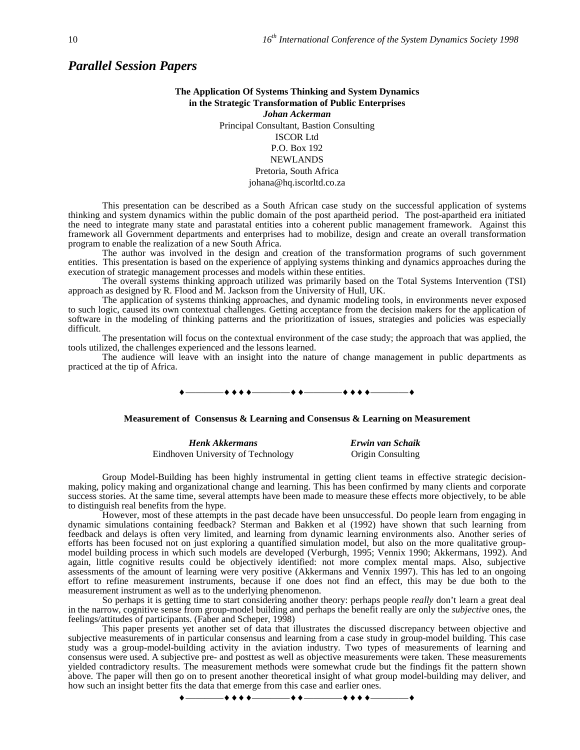## *Parallel Session Papers*

**The Application Of Systems Thinking and System Dynamics in the Strategic Transformation of Public Enterprises**

***Johan Ackerman***
Principal Consultant, Bastion Consulting
ISCOR Ltd
P.O. Box 192
NEWLANDS
Pretoria, South Africa
johana@hq.iscorltd.co.za

This presentation can be described as a South African case study on the successful application of systems thinking and system dynamics within the public domain of the post apartheid period. The post-apartheid era initiated the need to integrate many state and parastatal entities into a coherent public management framework. Against this framework all Government departments and enterprises had to mobilize, design and create an overall transformation program to enable the realization of a new South Africa.

The author was involved in the design and creation of the transformation programs of such government entities. This presentation is based on the experience of applying systems thinking and dynamics approaches during the execution of strategic management processes and models within these entities.

The overall systems thinking approach utilized was primarily based on the Total Systems Intervention (TSI) approach as designed by R. Flood and M. Jackson from the University of Hull, UK.

The application of systems thinking approaches, and dynamic modeling tools, in environments never exposed to such logic, caused its own contextual challenges. Getting acceptance from the decision makers for the application of software in the modeling of thinking patterns and the prioritization of issues, strategies and policies was especially difficult.

The presentation will focus on the contextual environment of the case study; the approach that was applied, the tools utilized, the challenges experienced and the lessons learned.

The audience will leave with an insight into the nature of change management in public departments as practiced at the tip of Africa.

♦————♦ ♦ ♦ ♦————♦ ♦————♦ ♦ ♦ ♦————♦

**Measurement of Consensus & Learning and Consensus & Learning on Measurement**

***Henk Akkermans***
Eindhoven University of Technology

***Erwin van Schaik***
Origin Consulting

Group Model-Building has been highly instrumental in getting client teams in effective strategic decision-making, policy making and organizational change and learning. This has been confirmed by many clients and corporate success stories. At the same time, several attempts have been made to measure these effects more objectively, to be able to distinguish real benefits from the hype.

However, most of these attempts in the past decade have been unsuccessful. Do people learn from engaging in dynamic simulations containing feedback? Sterman and Bakken et al (1992) have shown that such learning from feedback and delays is often very limited, and learning from dynamic learning environments also. Another series of efforts has been focused not on just exploring a quantified simulation model, but also on the more qualitative group-model building process in which such models are developed (Verburgh, 1995; Vennix 1990; Akkermans, 1992). And again, little cognitive results could be objectively identified: not more complex mental maps. Also, subjective assessments of the amount of learning were very positive (Akkermans and Vennix 1997). This has led to an ongoing effort to refine measurement instruments, because if one does not find an effect, this may be due both to the measurement instrument as well as to the underlying phenomenon.

So perhaps it is getting time to start considering another theory: perhaps people *really* don't learn a great deal in the narrow, cognitive sense from group-model building and perhaps the benefit really are only the *subjective* ones, the feelings/attitudes of participants. (Faber and Scheper, 1998)

This paper presents yet another set of data that illustrates the discussed discrepancy between objective and subjective measurements of in particular consensus and learning from a case study in group-model building. This case study was a group-model-building activity in the aviation industry. Two types of measurements of learning and consensus were used. A subjective pre- and posttest as well as objective measurements were taken. These measurements yielded contradictory results. The measurement methods were somewhat crude but the findings fit the pattern shown above. The paper will then go on to present another theoretical insight of what group model-building may deliver, and how such an insight better fits the data that emerge from this case and earlier ones.

♦————♦ ♦ ♦ ♦————♦ ♦————♦ ♦ ♦ ♦————♦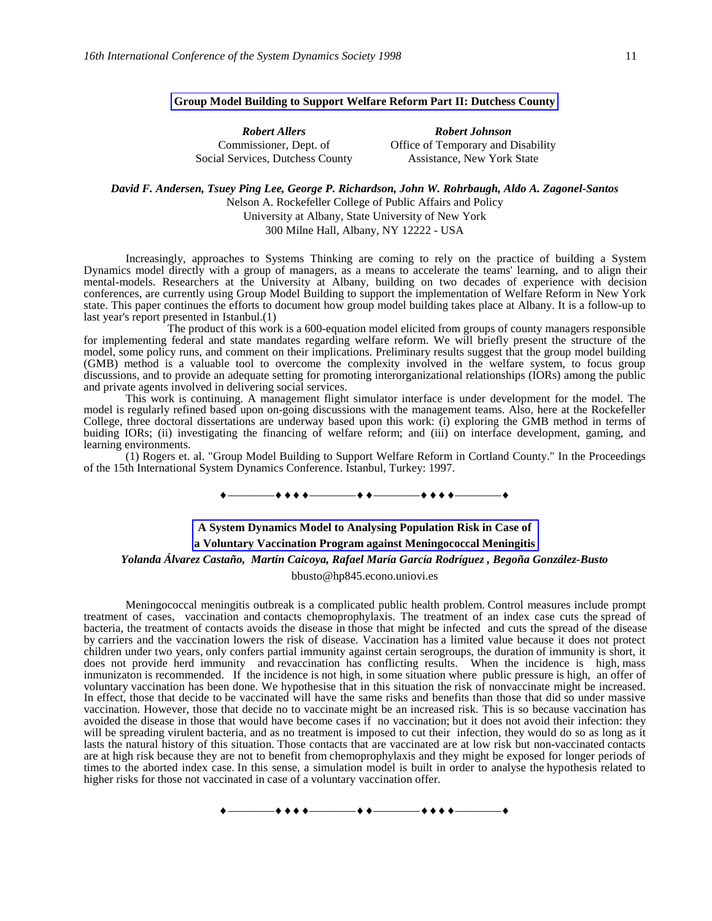## Group Model Building to Support Welfare Reform Part II: Dutchess County

***Robert Allers***
Commissioner, Dept. of
Social Services, Dutchess County

***Robert Johnson***
Office of Temporary and Disability
Assistance, New York State

***David F. Andersen, Tsuey Ping Lee, George P. Richardson, John W. Rohrbaugh, Aldo A. Zagonel-Santos***
Nelson A. Rockefeller College of Public Affairs and Policy
University at Albany, State University of New York
300 Milne Hall, Albany, NY 12222 - USA

Increasingly, approaches to Systems Thinking are coming to rely on the practice of building a System Dynamics model directly with a group of managers, as a means to accelerate the teams' learning, and to align their mental-models. Researchers at the University at Albany, building on two decades of experience with decision conferences, are currently using Group Model Building to support the implementation of Welfare Reform in New York state. This paper continues the efforts to document how group model building takes place at Albany. It is a follow-up to last year's report presented in Istanbul.(1)

The product of this work is a 600-equation model elicited from groups of county managers responsible for implementing federal and state mandates regarding welfare reform. We will briefly present the structure of the model, some policy runs, and comment on their implications. Preliminary results suggest that the group model building (GMB) method is a valuable tool to overcome the complexity involved in the welfare system, to focus group discussions, and to provide an adequate setting for promoting interorganizational relationships (IORs) among the public and private agents involved in delivering social services.

This work is continuing. A management flight simulator interface is under development for the model. The model is regularly refined based upon on-going discussions with the management teams. Also, here at the Rockefeller College, three doctoral dissertations are underway based upon this work: (i) exploring the GMB method in terms of buiding IORs; (ii) investigating the financing of welfare reform; and (iii) on interface development, gaming, and learning environments.

(1) Rogers et. al. "Group Model Building to Support Welfare Reform in Cortland County." In the Proceedings of the 15th International System Dynamics Conference. Istanbul, Turkey: 1997.

♦————♦♦♦♦————♦♦————♦♦♦♦————♦

## A System Dynamics Model to Analysing Population Risk in Case of a Voluntary Vaccination Program against Meningococcal Meningitis

***Yolanda Álvarez Castaño, Martín Caicoya, Rafael María García Rodríguez , Begoña González-Busto***

bbusto@hp845.econo.uniovi.es

Meningococcal meningitis outbreak is a complicated public health problem. Control measures include prompt treatment of cases, vaccination and contacts chemoprophylaxis. The treatment of an index case cuts the spread of bacteria, the treatment of contacts avoids the disease in those that might be infected and cuts the spread of the disease by carriers and the vaccination lowers the risk of disease. Vaccination has a limited value because it does not protect children under two years, only confers partial immunity against certain serogroups, the duration of immunity is short, it does not provide herd immunity and revaccination has conflicting results. When the incidence is high, mass inmunizaton is recommended. If the incidence is not high, in some situation where public pressure is high, an offer of voluntary vaccination has been done. We hypothesise that in this situation the risk of nonvaccinate might be increased. In effect, those that decide to be vaccinated will have the same risks and benefits than those that did so under massive vaccination. However, those that decide no to vaccinate might be an increased risk. This is so because vaccination has avoided the disease in those that would have become cases if no vaccination; but it does not avoid their infection: they will be spreading virulent bacteria, and as no treatment is imposed to cut their infection, they would do so as long as it lasts the natural history of this situation. Those contacts that are vaccinated are at low risk but non-vaccinated contacts are at high risk because they are not to benefit from chemoprophylaxis and they might be exposed for longer periods of times to the aborted index case. In this sense, a simulation model is built in order to analyse the hypothesis related to higher risks for those not vaccinated in case of a voluntary vaccination offer.

♦————♦♦♦♦————♦♦————♦♦♦♦————♦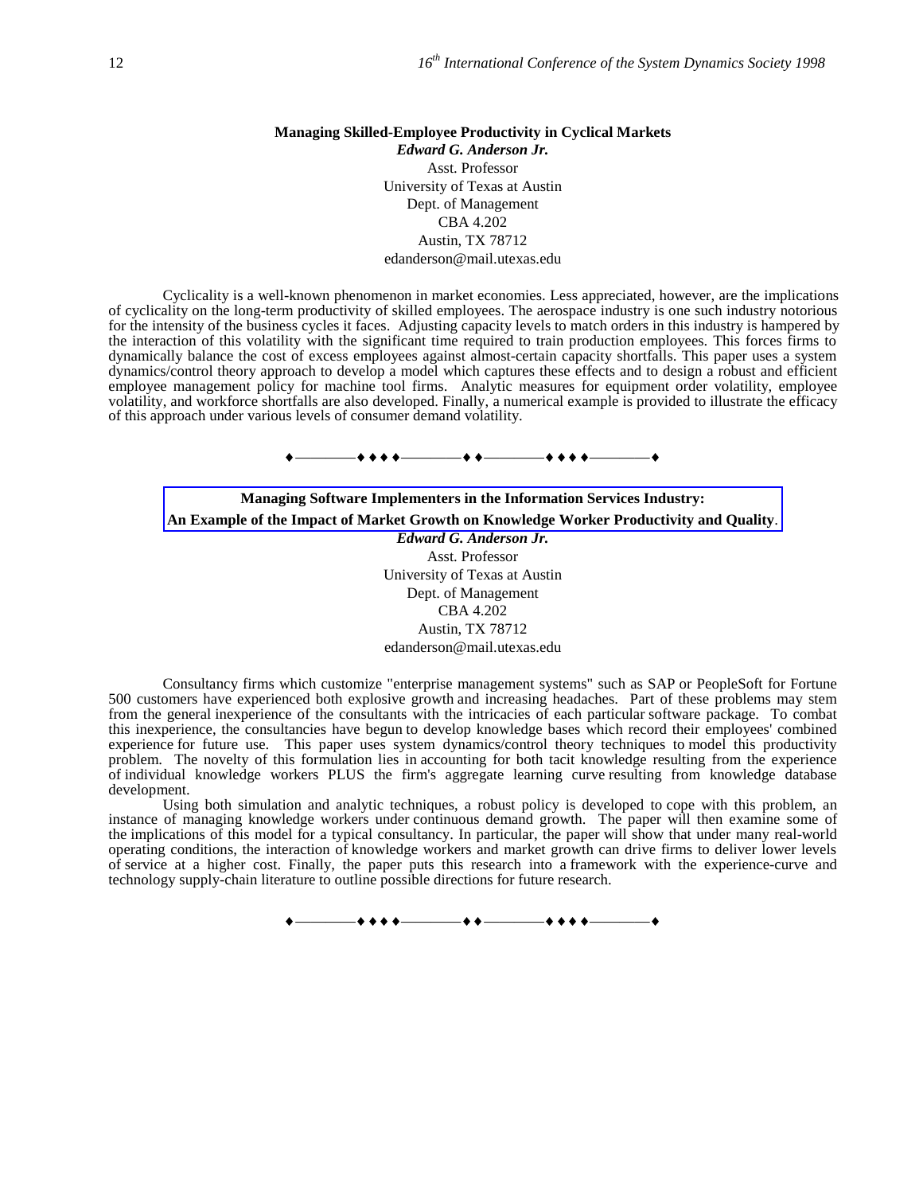## Managing Skilled-Employee Productivity in Cyclical Markets

***Edward G. Anderson Jr.***

Asst. Professor
University of Texas at Austin
Dept. of Management
CBA 4.202
Austin, TX 78712
edanderson@mail.utexas.edu

Cyclicality is a well-known phenomenon in market economies. Less appreciated, however, are the implications of cyclicality on the long-term productivity of skilled employees. The aerospace industry is one such industry notorious for the intensity of the business cycles it faces. Adjusting capacity levels to match orders in this industry is hampered by the interaction of this volatility with the significant time required to train production employees. This forces firms to dynamically balance the cost of excess employees against almost-certain capacity shortfalls. This paper uses a system dynamics/control theory approach to develop a model which captures these effects and to design a robust and efficient employee management policy for machine tool firms. Analytic measures for equipment order volatility, employee volatility, and workforce shortfalls are also developed. Finally, a numerical example is provided to illustrate the efficacy of this approach under various levels of consumer demand volatility.

♦————♦♦♦♦————♦♦————♦♦♦♦————♦

## Managing Software Implementers in the Information Services Industry: An Example of the Impact of Market Growth on Knowledge Worker Productivity and Quality.

***Edward G. Anderson Jr.***

Asst. Professor
University of Texas at Austin
Dept. of Management
CBA 4.202
Austin, TX 78712
edanderson@mail.utexas.edu

Consultancy firms which customize "enterprise management systems" such as SAP or PeopleSoft for Fortune 500 customers have experienced both explosive growth and increasing headaches. Part of these problems may stem from the general inexperience of the consultants with the intricacies of each particular software package. To combat this inexperience, the consultancies have begun to develop knowledge bases which record their employees' combined experience for future use. This paper uses system dynamics/control theory techniques to model this productivity problem. The novelty of this formulation lies in accounting for both tacit knowledge resulting from the experience of individual knowledge workers PLUS the firm's aggregate learning curve resulting from knowledge database development.

Using both simulation and analytic techniques, a robust policy is developed to cope with this problem, an instance of managing knowledge workers under continuous demand growth. The paper will then examine some of the implications of this model for a typical consultancy. In particular, the paper will show that under many real-world operating conditions, the interaction of knowledge workers and market growth can drive firms to deliver lower levels of service at a higher cost. Finally, the paper puts this research into a framework with the experience-curve and technology supply-chain literature to outline possible directions for future research.

♦————♦♦♦♦————♦♦————♦♦♦♦————♦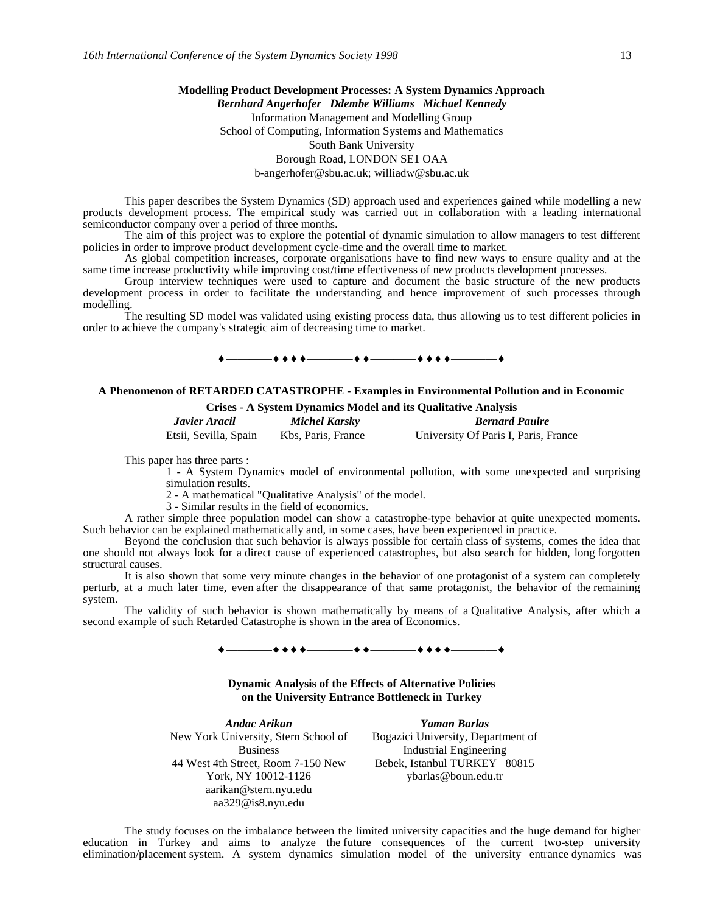## Modelling Product Development Processes: A System Dynamics Approach

***Bernhard Angerhofer   Ddembe Williams   Michael Kennedy***

Information Management and Modelling Group
School of Computing, Information Systems and Mathematics
South Bank University
Borough Road, LONDON SE1 OAA
b-angerhofer@sbu.ac.uk; williadw@sbu.ac.uk

This paper describes the System Dynamics (SD) approach used and experiences gained while modelling a new products development process. The empirical study was carried out in collaboration with a leading international semiconductor company over a period of three months.

The aim of this project was to explore the potential of dynamic simulation to allow managers to test different policies in order to improve product development cycle-time and the overall time to market.

As global competition increases, corporate organisations have to find new ways to ensure quality and at the same time increase productivity while improving cost/time effectiveness of new products development processes.

Group interview techniques were used to capture and document the basic structure of the new products development process in order to facilitate the understanding and hence improvement of such processes through modelling.

The resulting SD model was validated using existing process data, thus allowing us to test different policies in order to achieve the company's strategic aim of decreasing time to market.

♦————♦♦♦♦————♦♦————♦♦♦♦————♦

## A Phenomenon of RETARDED CATASTROPHE - Examples in Environmental Pollution and in Economic Crises - A System Dynamics Model and its Qualitative Analysis

***Javier Aracil*** — Etsii, Sevilla, Spain
***Michel Karsky*** — Kbs, Paris, France
***Bernard Paulre*** — University Of Paris I, Paris, France

This paper has three parts :

1 - A System Dynamics model of environmental pollution, with some unexpected and surprising simulation results.

2 - A mathematical "Qualitative Analysis" of the model.

3 - Similar results in the field of economics.

A rather simple three population model can show a catastrophe-type behavior at quite unexpected moments. Such behavior can be explained mathematically and, in some cases, have been experienced in practice.

Beyond the conclusion that such behavior is always possible for certain class of systems, comes the idea that one should not always look for a direct cause of experienced catastrophes, but also search for hidden, long forgotten structural causes.

It is also shown that some very minute changes in the behavior of one protagonist of a system can completely perturb, at a much later time, even after the disappearance of that same protagonist, the behavior of the remaining system.

The validity of such behavior is shown mathematically by means of a Qualitative Analysis, after which a second example of such Retarded Catastrophe is shown in the area of Economics.

♦————♦♦♦♦————♦♦————♦♦♦♦————♦

## Dynamic Analysis of the Effects of Alternative Policies on the University Entrance Bottleneck in Turkey

***Andac Arikan***
New York University, Stern School of Business
44 West 4th Street, Room 7-150 New York, NY 10012-1126
aarikan@stern.nyu.edu
aa329@is8.nyu.edu

***Yaman Barlas***
Bogazici University, Department of Industrial Engineering
Bebek, Istanbul TURKEY 80815
ybarlas@boun.edu.tr

The study focuses on the imbalance between the limited university capacities and the huge demand for higher education in Turkey and aims to analyze the future consequences of the current two-step university elimination/placement system. A system dynamics simulation model of the university entrance dynamics was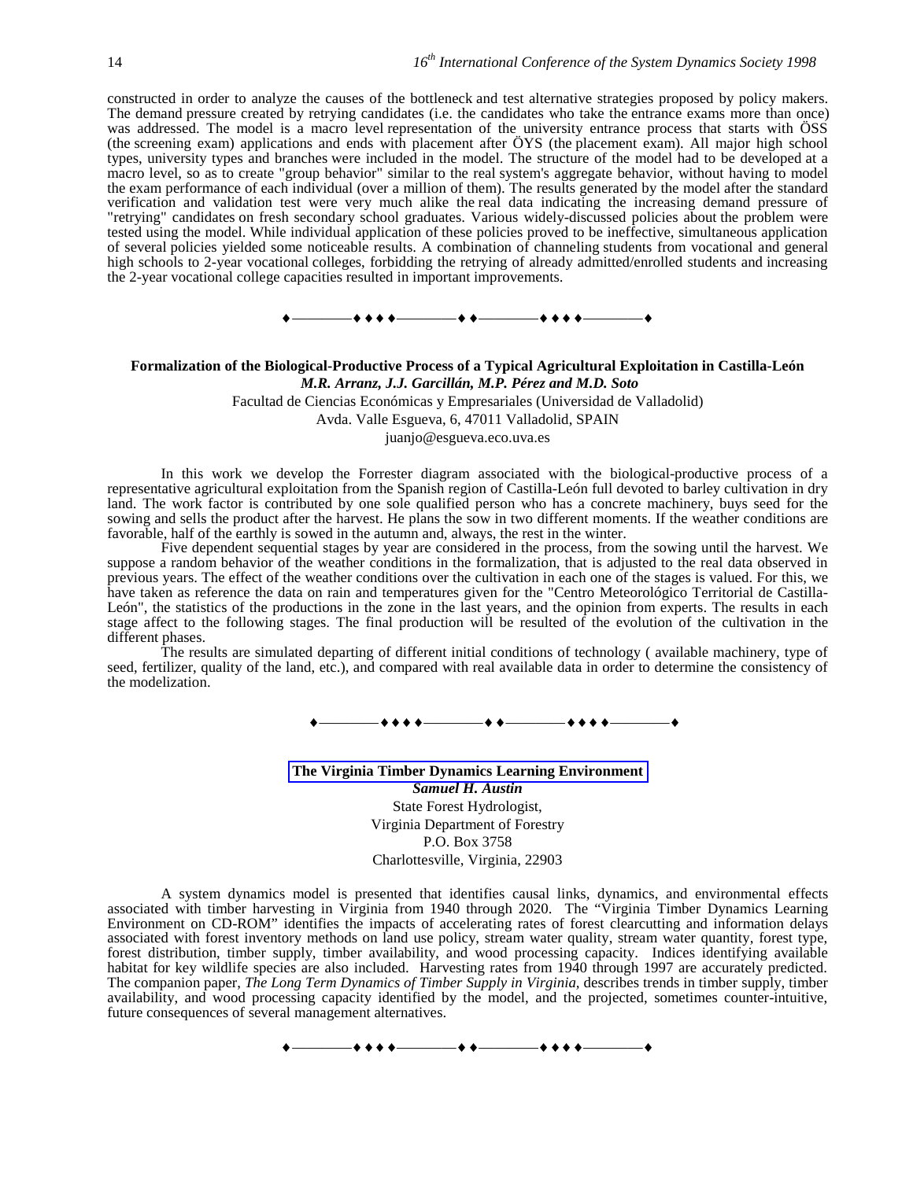constructed in order to analyze the causes of the bottleneck and test alternative strategies proposed by policy makers. The demand pressure created by retrying candidates (i.e. the candidates who take the entrance exams more than once) was addressed. The model is a macro level representation of the university entrance process that starts with ÖSS (the screening exam) applications and ends with placement after ÖYS (the placement exam). All major high school types, university types and branches were included in the model. The structure of the model had to be developed at a macro level, so as to create "group behavior" similar to the real system's aggregate behavior, without having to model the exam performance of each individual (over a million of them). The results generated by the model after the standard verification and validation test were very much alike the real data indicating the increasing demand pressure of "retrying" candidates on fresh secondary school graduates. Various widely-discussed policies about the problem were tested using the model. While individual application of these policies proved to be ineffective, simultaneous application of several policies yielded some noticeable results. A combination of channeling students from vocational and general high schools to 2-year vocational colleges, forbidding the retrying of already admitted/enrolled students and increasing the 2-year vocational college capacities resulted in important improvements.

♦————♦♦♦♦————♦♦————♦♦♦♦————♦

## Formalization of the Biological-Productive Process of a Typical Agricultural Exploitation in Castilla-León

***M.R. Arranz, J.J. Garcillán, M.P. Pérez and M.D. Soto***

Facultad de Ciencias Económicas y Empresariales (Universidad de Valladolid)
Avda. Valle Esgueva, 6, 47011 Valladolid, SPAIN
juanjo@esgueva.eco.uva.es

In this work we develop the Forrester diagram associated with the biological-productive process of a representative agricultural exploitation from the Spanish region of Castilla-León full devoted to barley cultivation in dry land. The work factor is contributed by one sole qualified person who has a concrete machinery, buys seed for the sowing and sells the product after the harvest. He plans the sow in two different moments. If the weather conditions are favorable, half of the earthly is sowed in the autumn and, always, the rest in the winter.

Five dependent sequential stages by year are considered in the process, from the sowing until the harvest. We suppose a random behavior of the weather conditions in the formalization, that is adjusted to the real data observed in previous years. The effect of the weather conditions over the cultivation in each one of the stages is valued. For this, we have taken as reference the data on rain and temperatures given for the "Centro Meteorológico Territorial de Castilla-León", the statistics of the productions in the zone in the last years, and the opinion from experts. The results in each stage affect to the following stages. The final production will be resulted of the evolution of the cultivation in the different phases.

The results are simulated departing of different initial conditions of technology ( available machinery, type of seed, fertilizer, quality of the land, etc.), and compared with real available data in order to determine the consistency of the modelization.

♦————♦♦♦♦————♦♦————♦♦♦♦————♦

## The Virginia Timber Dynamics Learning Environment

***Samuel H. Austin***

State Forest Hydrologist,
Virginia Department of Forestry
P.O. Box 3758
Charlottesville, Virginia, 22903

A system dynamics model is presented that identifies causal links, dynamics, and environmental effects associated with timber harvesting in Virginia from 1940 through 2020. The "Virginia Timber Dynamics Learning Environment on CD-ROM" identifies the impacts of accelerating rates of forest clearcutting and information delays associated with forest inventory methods on land use policy, stream water quality, stream water quantity, forest type, forest distribution, timber supply, timber availability, and wood processing capacity. Indices identifying available habitat for key wildlife species are also included. Harvesting rates from 1940 through 1997 are accurately predicted. The companion paper, *The Long Term Dynamics of Timber Supply in Virginia*, describes trends in timber supply, timber availability, and wood processing capacity identified by the model, and the projected, sometimes counter-intuitive, future consequences of several management alternatives.

♦————♦♦♦♦————♦♦————♦♦♦♦————♦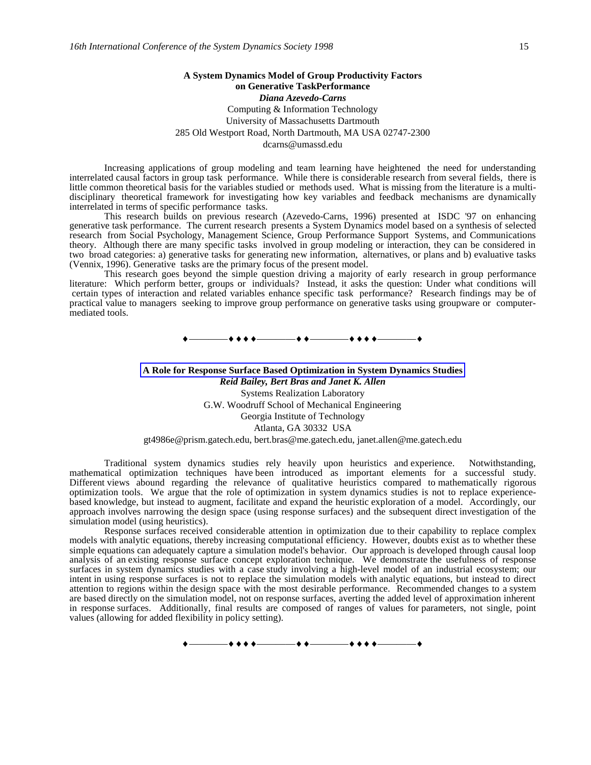## A System Dynamics Model of Group Productivity Factors on Generative TaskPerformance

***Diana Azevedo-Carns***

Computing & Information Technology
University of Massachusetts Dartmouth
285 Old Westport Road, North Dartmouth, MA USA 02747-2300
dcarns@umassd.edu

Increasing applications of group modeling and team learning have heightened the need for understanding interrelated causal factors in group task performance. While there is considerable research from several fields, there is little common theoretical basis for the variables studied or methods used. What is missing from the literature is a multi-disciplinary theoretical framework for investigating how key variables and feedback mechanisms are dynamically interrelated in terms of specific performance tasks.

This research builds on previous research (Azevedo-Carns, 1996) presented at ISDC '97 on enhancing generative task performance. The current research presents a System Dynamics model based on a synthesis of selected research from Social Psychology, Management Science, Group Performance Support Systems, and Communications theory. Although there are many specific tasks involved in group modeling or interaction, they can be considered in two broad categories: a) generative tasks for generating new information, alternatives, or plans and b) evaluative tasks (Vennix, 1996). Generative tasks are the primary focus of the present model.

This research goes beyond the simple question driving a majority of early research in group performance literature: Which perform better, groups or individuals? Instead, it asks the question: Under what conditions will certain types of interaction and related variables enhance specific task performance? Research findings may be of practical value to managers seeking to improve group performance on generative tasks using groupware or computer-mediated tools.

♦————♦♦♦♦————♦♦————♦♦♦♦————♦

## A Role for Response Surface Based Optimization in System Dynamics Studies

***Reid Bailey, Bert Bras and Janet K. Allen***

Systems Realization Laboratory
G.W. Woodruff School of Mechanical Engineering
Georgia Institute of Technology
Atlanta, GA 30332 USA
gt4986e@prism.gatech.edu, bert.bras@me.gatech.edu, janet.allen@me.gatech.edu

Traditional system dynamics studies rely heavily upon heuristics and experience. Notwithstanding, mathematical optimization techniques have been introduced as important elements for a successful study. Different views abound regarding the relevance of qualitative heuristics compared to mathematically rigorous optimization tools. We argue that the role of optimization in system dynamics studies is not to replace experience-based knowledge, but instead to augment, facilitate and expand the heuristic exploration of a model. Accordingly, our approach involves narrowing the design space (using response surfaces) and the subsequent direct investigation of the simulation model (using heuristics).

Response surfaces received considerable attention in optimization due to their capability to replace complex models with analytic equations, thereby increasing computational efficiency. However, doubts exist as to whether these simple equations can adequately capture a simulation model's behavior. Our approach is developed through causal loop analysis of an existing response surface concept exploration technique. We demonstrate the usefulness of response surfaces in system dynamics studies with a case study involving a high-level model of an industrial ecosystem; our intent in using response surfaces is not to replace the simulation models with analytic equations, but instead to direct attention to regions within the design space with the most desirable performance. Recommended changes to a system are based directly on the simulation model, not on response surfaces, averting the added level of approximation inherent in response surfaces. Additionally, final results are composed of ranges of values for parameters, not single, point values (allowing for added flexibility in policy setting).

♦————♦♦♦♦————♦♦————♦♦♦♦————♦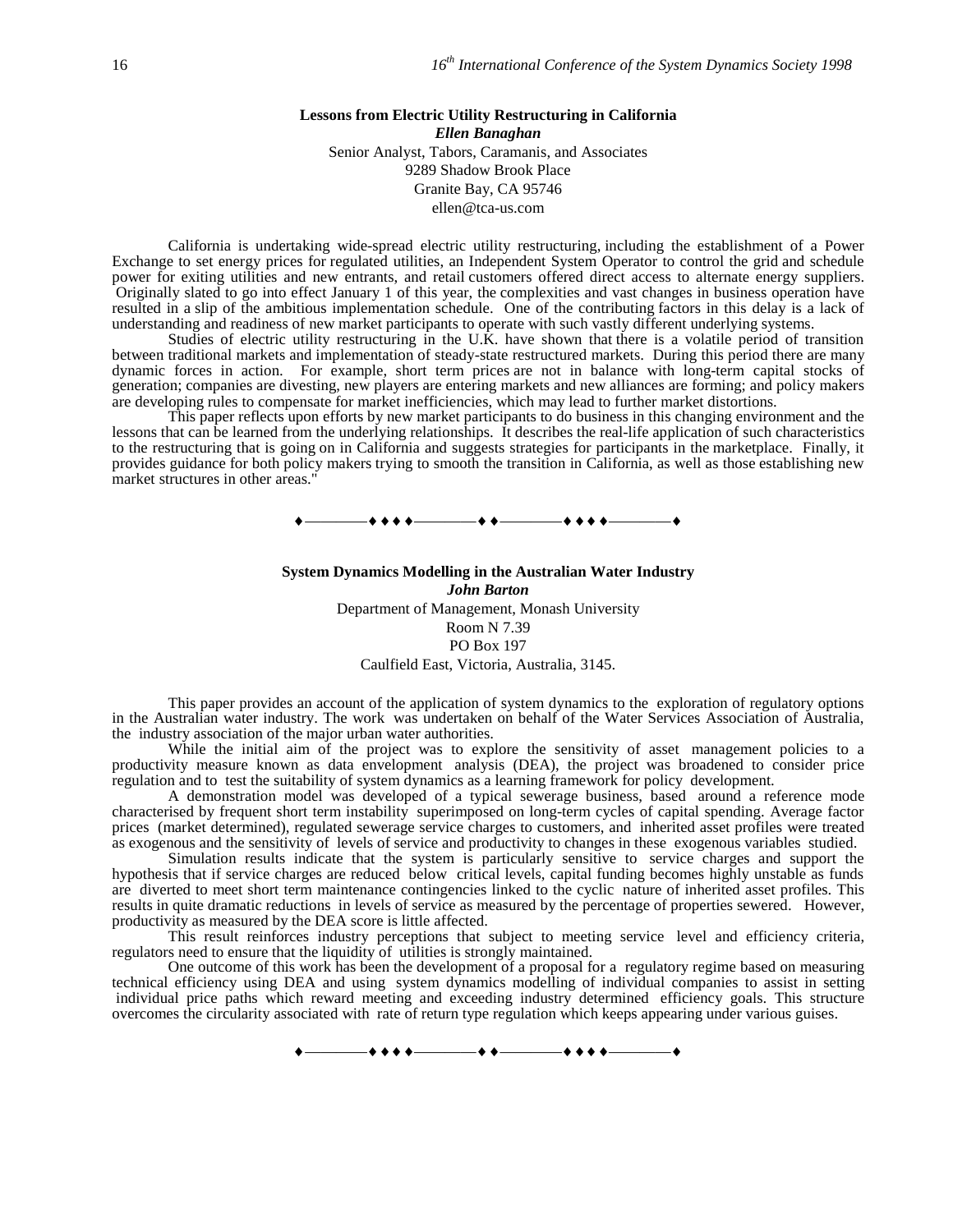## Lessons from Electric Utility Restructuring in California

***Ellen Banaghan***

Senior Analyst, Tabors, Caramanis, and Associates
9289 Shadow Brook Place
Granite Bay, CA 95746
ellen@tca-us.com

California is undertaking wide-spread electric utility restructuring, including the establishment of a Power Exchange to set energy prices for regulated utilities, an Independent System Operator to control the grid and schedule power for exiting utilities and new entrants, and retail customers offered direct access to alternate energy suppliers. Originally slated to go into effect January 1 of this year, the complexities and vast changes in business operation have resulted in a slip of the ambitious implementation schedule. One of the contributing factors in this delay is a lack of understanding and readiness of new market participants to operate with such vastly different underlying systems.

Studies of electric utility restructuring in the U.K. have shown that there is a volatile period of transition between traditional markets and implementation of steady-state restructured markets. During this period there are many dynamic forces in action. For example, short term prices are not in balance with long-term capital stocks of generation; companies are divesting, new players are entering markets and new alliances are forming; and policy makers are developing rules to compensate for market inefficiencies, which may lead to further market distortions.

This paper reflects upon efforts by new market participants to do business in this changing environment and the lessons that can be learned from the underlying relationships. It describes the real-life application of such characteristics to the restructuring that is going on in California and suggests strategies for participants in the marketplace. Finally, it provides guidance for both policy makers trying to smooth the transition in California, as well as those establishing new market structures in other areas."

♦————♦♦♦♦————♦♦————♦♦♦♦————♦

## System Dynamics Modelling in the Australian Water Industry

***John Barton***

Department of Management, Monash University
Room N 7.39
PO Box 197
Caulfield East, Victoria, Australia, 3145.

This paper provides an account of the application of system dynamics to the exploration of regulatory options in the Australian water industry. The work was undertaken on behalf of the Water Services Association of Australia, the industry association of the major urban water authorities.

While the initial aim of the project was to explore the sensitivity of asset management policies to a productivity measure known as data envelopment analysis (DEA), the project was broadened to consider price regulation and to test the suitability of system dynamics as a learning framework for policy development.

A demonstration model was developed of a typical sewerage business, based around a reference mode characterised by frequent short term instability superimposed on long-term cycles of capital spending. Average factor prices (market determined), regulated sewerage service charges to customers, and inherited asset profiles were treated as exogenous and the sensitivity of levels of service and productivity to changes in these exogenous variables studied.

Simulation results indicate that the system is particularly sensitive to service charges and support the hypothesis that if service charges are reduced below critical levels, capital funding becomes highly unstable as funds are diverted to meet short term maintenance contingencies linked to the cyclic nature of inherited asset profiles. This results in quite dramatic reductions in levels of service as measured by the percentage of properties sewered. However, productivity as measured by the DEA score is little affected.

This result reinforces industry perceptions that subject to meeting service level and efficiency criteria, regulators need to ensure that the liquidity of utilities is strongly maintained.

One outcome of this work has been the development of a proposal for a regulatory regime based on measuring technical efficiency using DEA and using system dynamics modelling of individual companies to assist in setting individual price paths which reward meeting and exceeding industry determined efficiency goals. This structure overcomes the circularity associated with rate of return type regulation which keeps appearing under various guises.

♦————♦♦♦♦————♦♦————♦♦♦♦————♦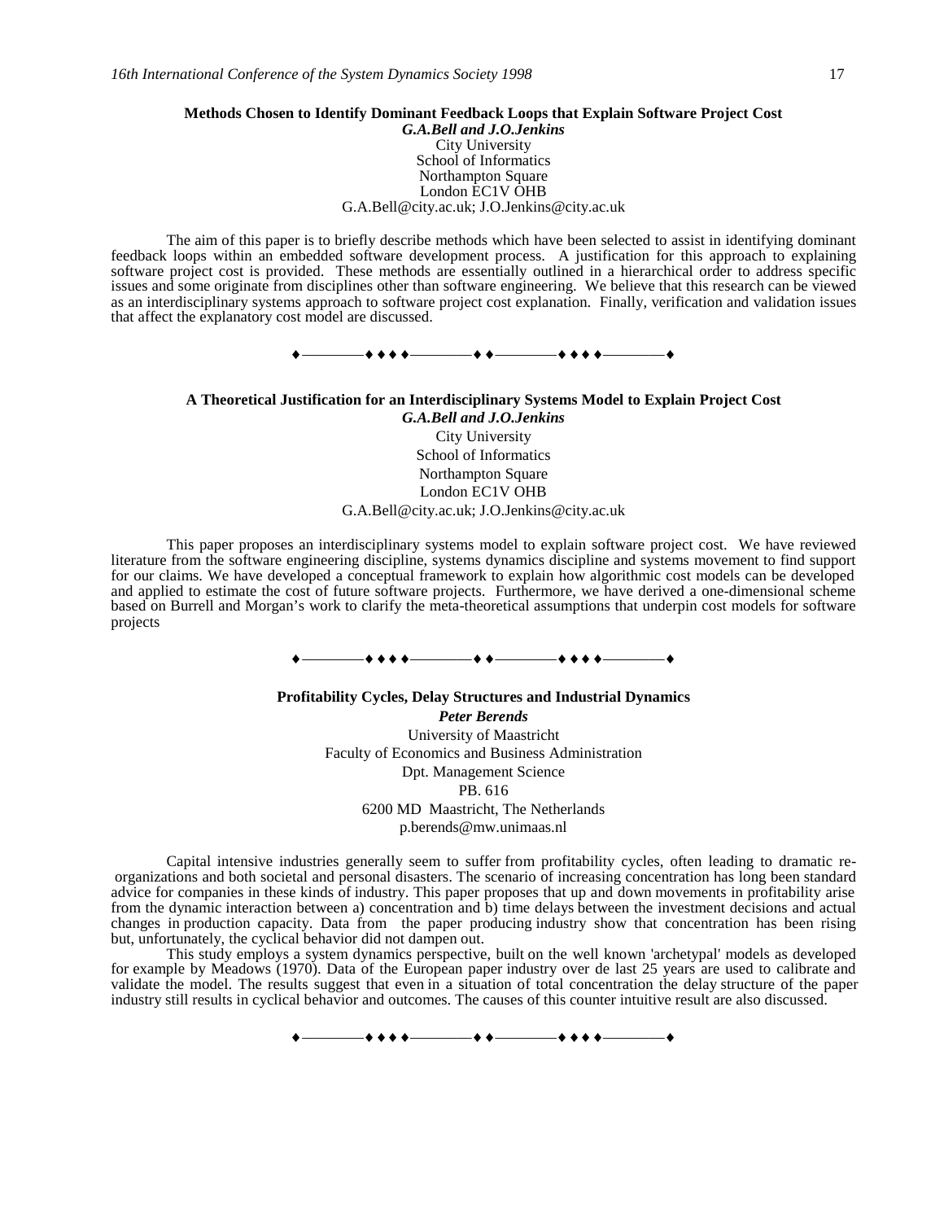### Methods Chosen to Identify Dominant Feedback Loops that Explain Software Project Cost

***G.A.Bell and J.O.Jenkins***

City University
School of Informatics
Northampton Square
London EC1V OHB
G.A.Bell@city.ac.uk; J.O.Jenkins@city.ac.uk

The aim of this paper is to briefly describe methods which have been selected to assist in identifying dominant feedback loops within an embedded software development process. A justification for this approach to explaining software project cost is provided. These methods are essentially outlined in a hierarchical order to address specific issues and some originate from disciplines other than software engineering. We believe that this research can be viewed as an interdisciplinary systems approach to software project cost explanation. Finally, verification and validation issues that affect the explanatory cost model are discussed.

♦————♦♦♦♦————♦♦————♦♦♦♦————♦

### A Theoretical Justification for an Interdisciplinary Systems Model to Explain Project Cost

***G.A.Bell and J.O.Jenkins***

City University
School of Informatics
Northampton Square
London EC1V OHB
G.A.Bell@city.ac.uk; J.O.Jenkins@city.ac.uk

This paper proposes an interdisciplinary systems model to explain software project cost. We have reviewed literature from the software engineering discipline, systems dynamics discipline and systems movement to find support for our claims. We have developed a conceptual framework to explain how algorithmic cost models can be developed and applied to estimate the cost of future software projects. Furthermore, we have derived a one-dimensional scheme based on Burrell and Morgan's work to clarify the meta-theoretical assumptions that underpin cost models for software projects

♦————♦♦♦♦————♦♦————♦♦♦♦————♦

### Profitability Cycles, Delay Structures and Industrial Dynamics

***Peter Berends***

University of Maastricht
Faculty of Economics and Business Administration
Dpt. Management Science
PB. 616
6200 MD Maastricht, The Netherlands
p.berends@mw.unimaas.nl

Capital intensive industries generally seem to suffer from profitability cycles, often leading to dramatic re-organizations and both societal and personal disasters. The scenario of increasing concentration has long been standard advice for companies in these kinds of industry. This paper proposes that up and down movements in profitability arise from the dynamic interaction between a) concentration and b) time delays between the investment decisions and actual changes in production capacity. Data from the paper producing industry show that concentration has been rising but, unfortunately, the cyclical behavior did not dampen out.

This study employs a system dynamics perspective, built on the well known 'archetypal' models as developed for example by Meadows (1970). Data of the European paper industry over de last 25 years are used to calibrate and validate the model. The results suggest that even in a situation of total concentration the delay structure of the paper industry still results in cyclical behavior and outcomes. The causes of this counter intuitive result are also discussed.

♦————♦♦♦♦————♦♦————♦♦♦♦————♦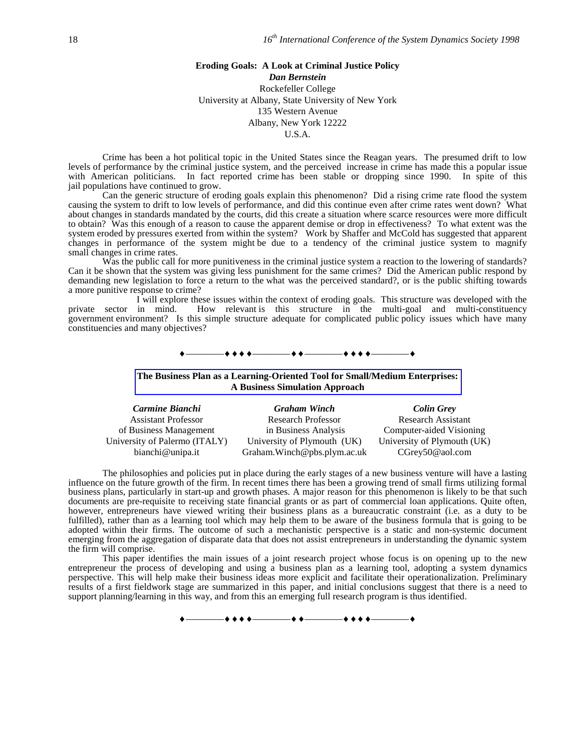## Eroding Goals: A Look at Criminal Justice Policy

***Dan Bernstein***

Rockefeller College
University at Albany, State University of New York
135 Western Avenue
Albany, New York 12222
U.S.A.

Crime has been a hot political topic in the United States since the Reagan years. The presumed drift to low levels of performance by the criminal justice system, and the perceived increase in crime has made this a popular issue with American politicians. In fact reported crime has been stable or dropping since 1990. In spite of this jail populations have continued to grow.

Can the generic structure of eroding goals explain this phenomenon? Did a rising crime rate flood the system causing the system to drift to low levels of performance, and did this continue even after crime rates went down? What about changes in standards mandated by the courts, did this create a situation where scarce resources were more difficult to obtain? Was this enough of a reason to cause the apparent demise or drop in effectiveness? To what extent was the system eroded by pressures exerted from within the system? Work by Shaffer and McCold has suggested that apparent changes in performance of the system might be due to a tendency of the criminal justice system to magnify small changes in crime rates.

Was the public call for more punitiveness in the criminal justice system a reaction to the lowering of standards? Can it be shown that the system was giving less punishment for the same crimes? Did the American public respond by demanding new legislation to force a return to the what was the perceived standard?, or is the public shifting towards a more punitive response to crime?

I will explore these issues within the context of eroding goals. This structure was developed with the private sector in mind. How relevant is this structure in the multi-goal and multi-constituency government environment? Is this simple structure adequate for complicated public policy issues which have many constituencies and many objectives?

♦————♦♦♦♦————♦♦————♦♦♦♦————♦

## The Business Plan as a Learning-Oriented Tool for Small/Medium Enterprises: A Business Simulation Approach

| ***Carmine Bianchi*** | ***Graham Winch*** | ***Colin Grey*** |
|---|---|---|
| Assistant Professor | Research Professor | Research Assistant |
| of Business Management | in Business Analysis | Computer-aided Visioning |
| University of Palermo (ITALY) | University of Plymouth (UK) | University of Plymouth (UK) |
| bianchi@unipa.it | Graham.Winch@pbs.plym.ac.uk | CGrey50@aol.com |

The philosophies and policies put in place during the early stages of a new business venture will have a lasting influence on the future growth of the firm. In recent times there has been a growing trend of small firms utilizing formal business plans, particularly in start-up and growth phases. A major reason for this phenomenon is likely to be that such documents are pre-requisite to receiving state financial grants or as part of commercial loan applications. Quite often, however, entrepreneurs have viewed writing their business plans as a bureaucratic constraint (i.e. as a duty to be fulfilled), rather than as a learning tool which may help them to be aware of the business formula that is going to be adopted within their firms. The outcome of such a mechanistic perspective is a static and non-systemic document emerging from the aggregation of disparate data that does not assist entrepreneurs in understanding the dynamic system the firm will comprise.

This paper identifies the main issues of a joint research project whose focus is on opening up to the new entrepreneur the process of developing and using a business plan as a learning tool, adopting a system dynamics perspective. This will help make their business ideas more explicit and facilitate their operationalization. Preliminary results of a first fieldwork stage are summarized in this paper, and initial conclusions suggest that there is a need to support planning/learning in this way, and from this an emerging full research program is thus identified.

♦————♦♦♦♦————♦♦————♦♦♦♦————♦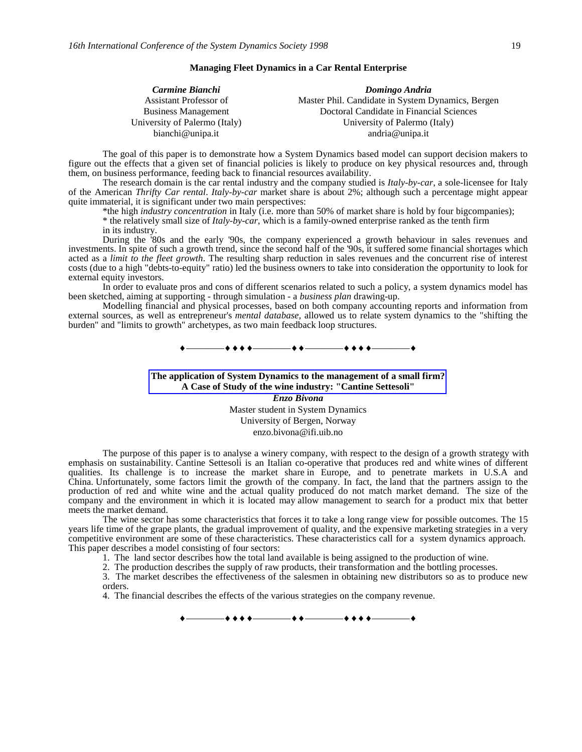## Managing Fleet Dynamics in a Car Rental Enterprise

***Carmine Bianchi***
Assistant Professor of
Business Management
University of Palermo (Italy)
bianchi@unipa.it

***Domingo Andria***
Master Phil. Candidate in System Dynamics, Bergen
Doctoral Candidate in Financial Sciences
University of Palermo (Italy)
andria@unipa.it

The goal of this paper is to demonstrate how a System Dynamics based model can support decision makers to figure out the effects that a given set of financial policies is likely to produce on key physical resources and, through them, on business performance, feeding back to financial resources availability.

The research domain is the car rental industry and the company studied is *Italy-by-car*, a sole-licensee for Italy of the American *Thrifty Car rental*. *Italy-by-car* market share is about 2%; although such a percentage might appear quite immaterial, it is significant under two main perspectives:

*the high *industry concentration* in Italy (i.e. more than 50% of market share is hold by four bigcompanies);

* the relatively small size of *Italy-by-car*, which is a family-owned enterprise ranked as the tenth firm in its industry.

During the '80s and the early '90s, the company experienced a growth behaviour in sales revenues and investments. In spite of such a growth trend, since the second half of the '90s, it suffered some financial shortages which acted as a *limit to the fleet growth*. The resulting sharp reduction in sales revenues and the concurrent rise of interest costs (due to a high "debts-to-equity" ratio) led the business owners to take into consideration the opportunity to look for external equity investors.

In order to evaluate pros and cons of different scenarios related to such a policy, a system dynamics model has been sketched, aiming at supporting - through simulation - a *business plan* drawing-up.

Modelling financial and physical processes, based on both company accounting reports and information from external sources, as well as entrepreneur's *mental database*, allowed us to relate system dynamics to the "shifting the burden" and "limits to growth" archetypes, as two main feedback loop structures.

♦————♦♦♦♦————♦♦————♦♦♦♦————♦

## The application of System Dynamics to the management of a small firm? A Case of Study of the wine industry: "Cantine Settesoli"

***Enzo Bivona***
Master student in System Dynamics
University of Bergen, Norway
enzo.bivona@ifi.uib.no

The purpose of this paper is to analyse a winery company, with respect to the design of a growth strategy with emphasis on sustainability. Cantine Settesoli is an Italian co-operative that produces red and white wines of different qualities. Its challenge is to increase the market share in Europe, and to penetrate markets in U.S.A and China. Unfortunately, some factors limit the growth of the company. In fact, the land that the partners assign to the production of red and white wine and the actual quality produced do not match market demand. The size of the company and the environment in which it is located may allow management to search for a product mix that better meets the market demand.

The wine sector has some characteristics that forces it to take a long range view for possible outcomes. The 15 years life time of the grape plants, the gradual improvement of quality, and the expensive marketing strategies in a very competitive environment are some of these characteristics. These characteristics call for a system dynamics approach. This paper describes a model consisting of four sectors:

1. The land sector describes how the total land available is being assigned to the production of wine.
2. The production describes the supply of raw products, their transformation and the bottling processes.
3. The market describes the effectiveness of the salesmen in obtaining new distributors so as to produce new orders.
4. The financial describes the effects of the various strategies on the company revenue.

♦————♦♦♦♦————♦♦————♦♦♦♦————♦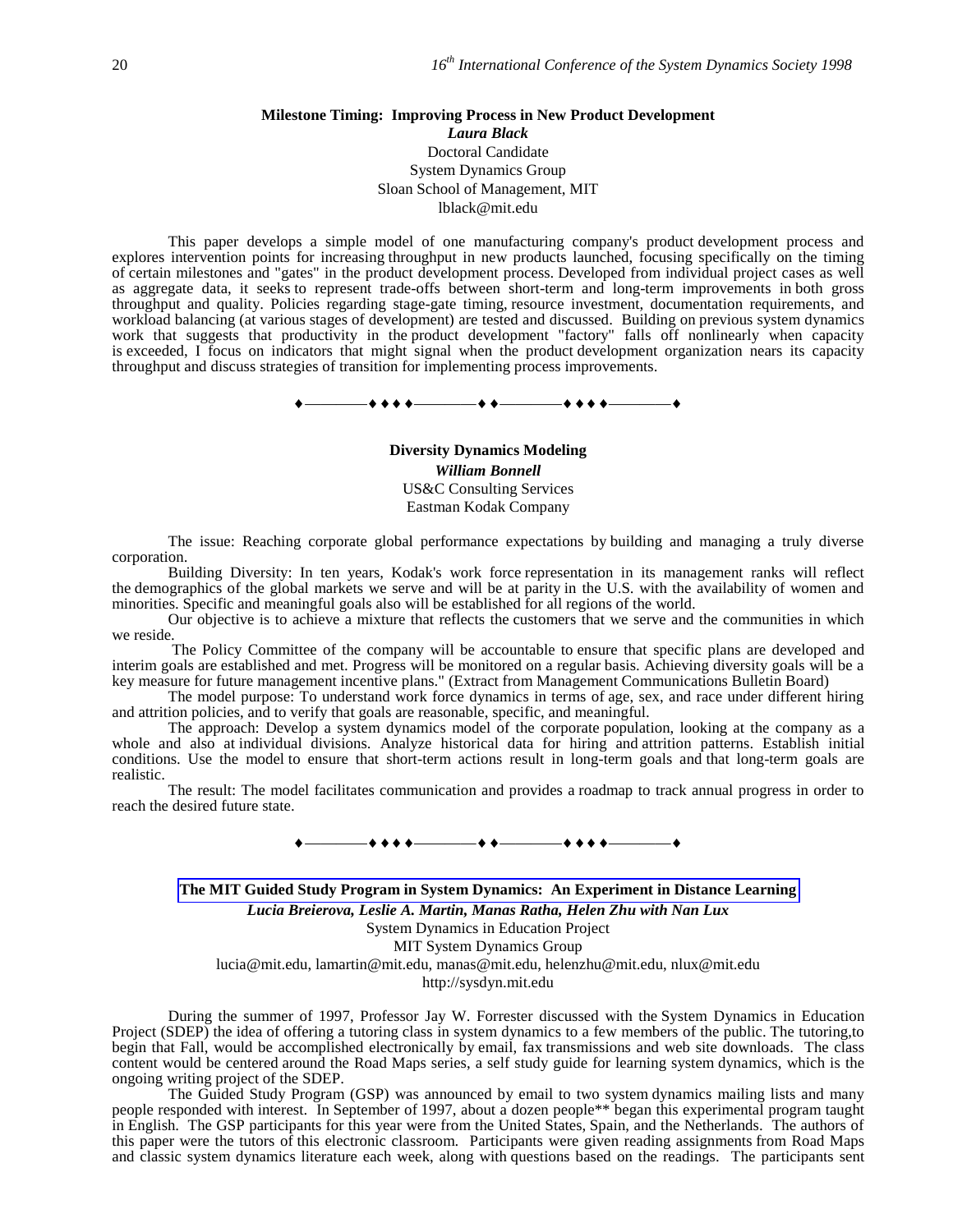### Milestone Timing: Improving Process in New Product Development

***Laura Black***
Doctoral Candidate
System Dynamics Group
Sloan School of Management, MIT
lblack@mit.edu

This paper develops a simple model of one manufacturing company's product development process and explores intervention points for increasing throughput in new products launched, focusing specifically on the timing of certain milestones and "gates" in the product development process. Developed from individual project cases as well as aggregate data, it seeks to represent trade-offs between short-term and long-term improvements in both gross throughput and quality. Policies regarding stage-gate timing, resource investment, documentation requirements, and workload balancing (at various stages of development) are tested and discussed. Building on previous system dynamics work that suggests that productivity in the product development "factory" falls off nonlinearly when capacity is exceeded, I focus on indicators that might signal when the product development organization nears its capacity throughput and discuss strategies of transition for implementing process improvements.

♦————♦♦♦♦————♦♦————♦♦♦♦————♦

### Diversity Dynamics Modeling

***William Bonnell***
US&C Consulting Services
Eastman Kodak Company

The issue: Reaching corporate global performance expectations by building and managing a truly diverse corporation.

Building Diversity: In ten years, Kodak's work force representation in its management ranks will reflect the demographics of the global markets we serve and will be at parity in the U.S. with the availability of women and minorities. Specific and meaningful goals also will be established for all regions of the world.

Our objective is to achieve a mixture that reflects the customers that we serve and the communities in which we reside.

The Policy Committee of the company will be accountable to ensure that specific plans are developed and interim goals are established and met. Progress will be monitored on a regular basis. Achieving diversity goals will be a key measure for future management incentive plans." (Extract from Management Communications Bulletin Board)

The model purpose: To understand work force dynamics in terms of age, sex, and race under different hiring and attrition policies, and to verify that goals are reasonable, specific, and meaningful.

The approach: Develop a system dynamics model of the corporate population, looking at the company as a whole and also at individual divisions. Analyze historical data for hiring and attrition patterns. Establish initial conditions. Use the model to ensure that short-term actions result in long-term goals and that long-term goals are realistic.

The result: The model facilitates communication and provides a roadmap to track annual progress in order to reach the desired future state.

♦————♦♦♦♦————♦♦————♦♦♦♦————♦

### The MIT Guided Study Program in System Dynamics: An Experiment in Distance Learning

***Lucia Breierova, Leslie A. Martin, Manas Ratha, Helen Zhu with Nan Lux***
System Dynamics in Education Project
MIT System Dynamics Group
lucia@mit.edu, lamartin@mit.edu, manas@mit.edu, helenzhu@mit.edu, nlux@mit.edu
http://sysdyn.mit.edu

During the summer of 1997, Professor Jay W. Forrester discussed with the System Dynamics in Education Project (SDEP) the idea of offering a tutoring class in system dynamics to a few members of the public. The tutoring,to begin that Fall, would be accomplished electronically by email, fax transmissions and web site downloads. The class content would be centered around the Road Maps series, a self study guide for learning system dynamics, which is the ongoing writing project of the SDEP.

The Guided Study Program (GSP) was announced by email to two system dynamics mailing lists and many people responded with interest. In September of 1997, about a dozen people** began this experimental program taught in English. The GSP participants for this year were from the United States, Spain, and the Netherlands. The authors of this paper were the tutors of this electronic classroom. Participants were given reading assignments from Road Maps and classic system dynamics literature each week, along with questions based on the readings. The participants sent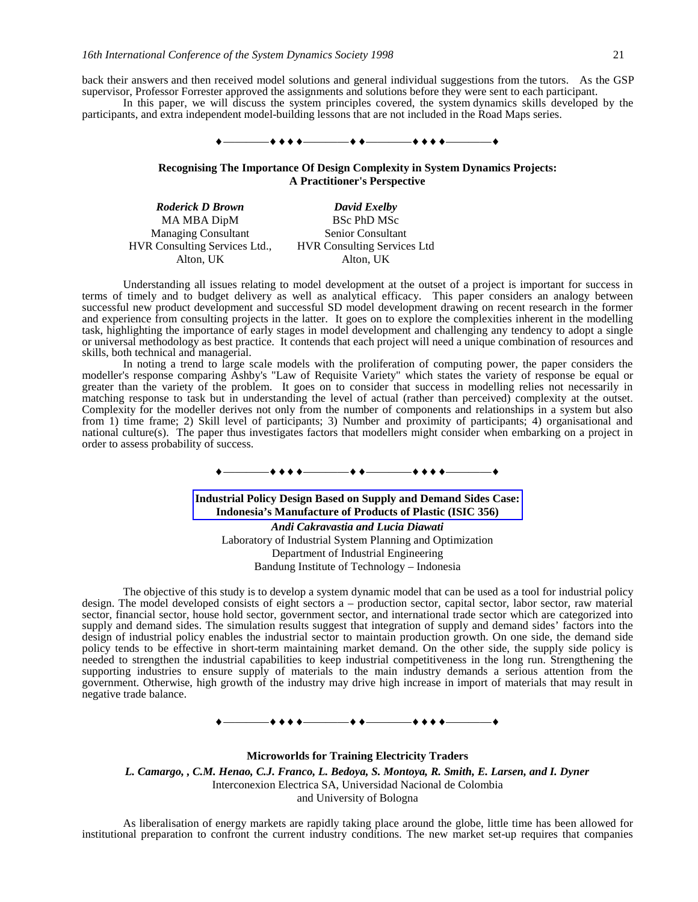back their answers and then received model solutions and general individual suggestions from the tutors. As the GSP supervisor, Professor Forrester approved the assignments and solutions before they were sent to each participant.

In this paper, we will discuss the system principles covered, the system dynamics skills developed by the participants, and extra independent model-building lessons that are not included in the Road Maps series.

♦————♦♦♦♦————♦♦————♦♦♦♦————♦

**Recognising The Importance Of Design Complexity in System Dynamics Projects: A Practitioner's Perspective**

***Roderick D Brown***
MA MBA DipM
Managing Consultant
HVR Consulting Services Ltd.,
Alton, UK

***David Exelby***
BSc PhD MSc
Senior Consultant
HVR Consulting Services Ltd
Alton, UK

Understanding all issues relating to model development at the outset of a project is important for success in terms of timely and to budget delivery as well as analytical efficacy. This paper considers an analogy between successful new product development and successful SD model development drawing on recent research in the former and experience from consulting projects in the latter. It goes on to explore the complexities inherent in the modelling task, highlighting the importance of early stages in model development and challenging any tendency to adopt a single or universal methodology as best practice. It contends that each project will need a unique combination of resources and skills, both technical and managerial.

In noting a trend to large scale models with the proliferation of computing power, the paper considers the modeller's response comparing Ashby's "Law of Requisite Variety" which states the variety of response be equal or greater than the variety of the problem. It goes on to consider that success in modelling relies not necessarily in matching response to task but in understanding the level of actual (rather than perceived) complexity at the outset. Complexity for the modeller derives not only from the number of components and relationships in a system but also from 1) time frame; 2) Skill level of participants; 3) Number and proximity of participants; 4) organisational and national culture(s). The paper thus investigates factors that modellers might consider when embarking on a project in order to assess probability of success.

♦————♦♦♦♦————♦♦————♦♦♦♦————♦

**Industrial Policy Design Based on Supply and Demand Sides Case: Indonesia's Manufacture of Products of Plastic (ISIC 356)**

***Andi Cakravastia and Lucia Diawati***
Laboratory of Industrial System Planning and Optimization
Department of Industrial Engineering
Bandung Institute of Technology – Indonesia

The objective of this study is to develop a system dynamic model that can be used as a tool for industrial policy design. The model developed consists of eight sectors a – production sector, capital sector, labor sector, raw material sector, financial sector, house hold sector, government sector, and international trade sector which are categorized into supply and demand sides. The simulation results suggest that integration of supply and demand sides' factors into the design of industrial policy enables the industrial sector to maintain production growth. On one side, the demand side policy tends to be effective in short-term maintaining market demand. On the other side, the supply side policy is needed to strengthen the industrial capabilities to keep industrial competitiveness in the long run. Strengthening the supporting industries to ensure supply of materials to the main industry demands a serious attention from the government. Otherwise, high growth of the industry may drive high increase in import of materials that may result in negative trade balance.

♦————♦♦♦♦————♦♦————♦♦♦♦————♦

**Microworlds for Training Electricity Traders**

***L. Camargo, , C.M. Henao, C.J. Franco, L. Bedoya, S. Montoya, R. Smith, E. Larsen, and I. Dyner***
Interconexion Electrica SA, Universidad Nacional de Colombia
and University of Bologna

As liberalisation of energy markets are rapidly taking place around the globe, little time has been allowed for institutional preparation to confront the current industry conditions. The new market set-up requires that companies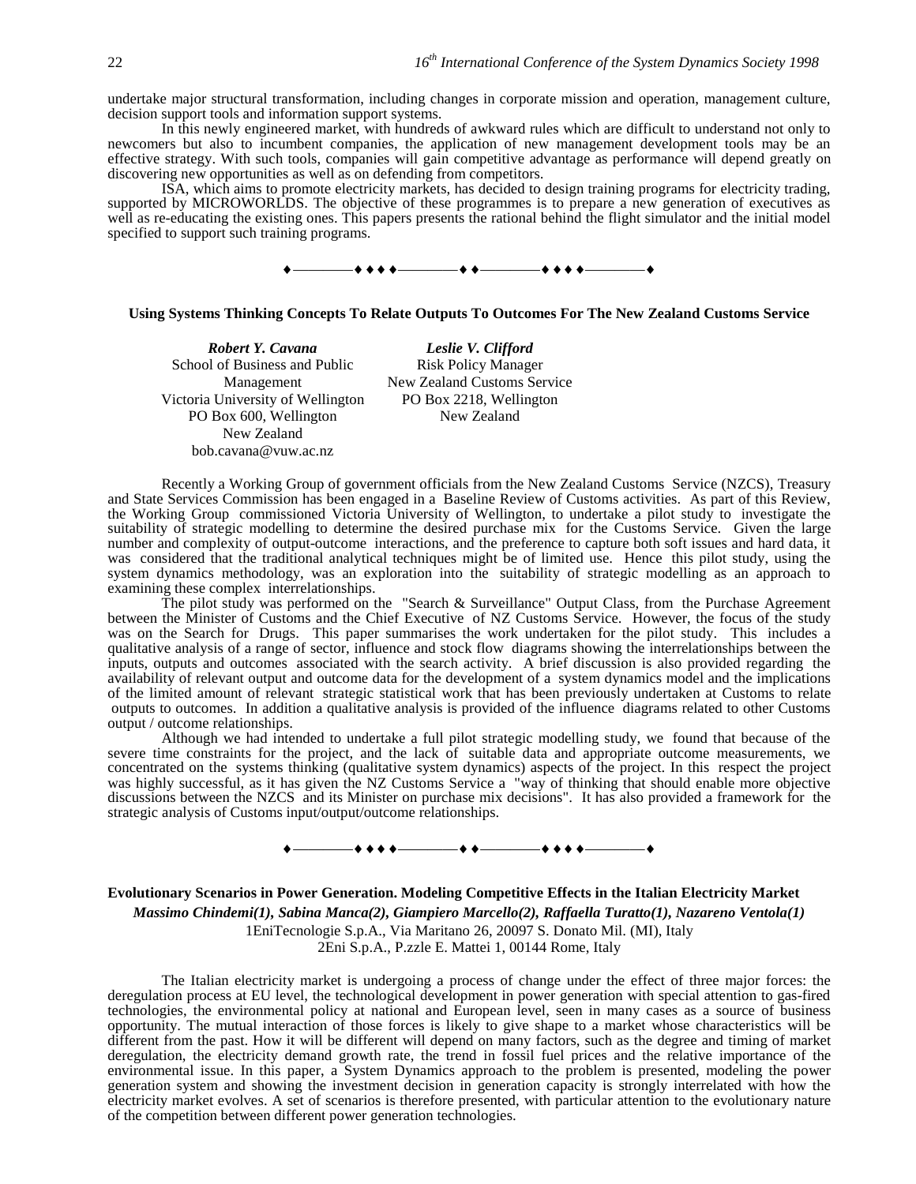undertake major structural transformation, including changes in corporate mission and operation, management culture, decision support tools and information support systems.

In this newly engineered market, with hundreds of awkward rules which are difficult to understand not only to newcomers but also to incumbent companies, the application of new management development tools may be an effective strategy. With such tools, companies will gain competitive advantage as performance will depend greatly on discovering new opportunities as well as on defending from competitors.

ISA, which aims to promote electricity markets, has decided to design training programs for electricity trading, supported by MICROWORLDS. The objective of these programmes is to prepare a new generation of executives as well as re-educating the existing ones. This papers presents the rational behind the flight simulator and the initial model specified to support such training programs.

♦————♦ ♦ ♦ ♦————♦ ♦————♦ ♦ ♦ ♦————♦

### Using Systems Thinking Concepts To Relate Outputs To Outcomes For The New Zealand Customs Service

***Robert Y. Cavana***
School of Business and Public Management
Victoria University of Wellington
PO Box 600, Wellington
New Zealand
bob.cavana@vuw.ac.nz

***Leslie V. Clifford***
Risk Policy Manager
New Zealand Customs Service
PO Box 2218, Wellington
New Zealand

Recently a Working Group of government officials from the New Zealand Customs Service (NZCS), Treasury and State Services Commission has been engaged in a Baseline Review of Customs activities. As part of this Review, the Working Group commissioned Victoria University of Wellington, to undertake a pilot study to investigate the suitability of strategic modelling to determine the desired purchase mix for the Customs Service. Given the large number and complexity of output-outcome interactions, and the preference to capture both soft issues and hard data, it was considered that the traditional analytical techniques might be of limited use. Hence this pilot study, using the system dynamics methodology, was an exploration into the suitability of strategic modelling as an approach to examining these complex interrelationships.

The pilot study was performed on the "Search & Surveillance" Output Class, from the Purchase Agreement between the Minister of Customs and the Chief Executive of NZ Customs Service. However, the focus of the study was on the Search for Drugs. This paper summarises the work undertaken for the pilot study. This includes a qualitative analysis of a range of sector, influence and stock flow diagrams showing the interrelationships between the inputs, outputs and outcomes associated with the search activity. A brief discussion is also provided regarding the availability of relevant output and outcome data for the development of a system dynamics model and the implications of the limited amount of relevant strategic statistical work that has been previously undertaken at Customs to relate outputs to outcomes. In addition a qualitative analysis is provided of the influence diagrams related to other Customs output / outcome relationships.

Although we had intended to undertake a full pilot strategic modelling study, we found that because of the severe time constraints for the project, and the lack of suitable data and appropriate outcome measurements, we concentrated on the systems thinking (qualitative system dynamics) aspects of the project. In this respect the project was highly successful, as it has given the NZ Customs Service a "way of thinking that should enable more objective discussions between the NZCS and its Minister on purchase mix decisions". It has also provided a framework for the strategic analysis of Customs input/output/outcome relationships.

♦————♦ ♦ ♦ ♦————♦ ♦————♦ ♦ ♦ ♦————♦

### Evolutionary Scenarios in Power Generation. Modeling Competitive Effects in the Italian Electricity Market

***Massimo Chindemi(1), Sabina Manca(2), Giampiero Marcello(2), Raffaella Turatto(1), Nazareno Ventola(1)***
1EniTecnologie S.p.A., Via Maritano 26, 20097 S. Donato Mil. (MI), Italy
2Eni S.p.A., P.zzle E. Mattei 1, 00144 Rome, Italy

The Italian electricity market is undergoing a process of change under the effect of three major forces: the deregulation process at EU level, the technological development in power generation with special attention to gas-fired technologies, the environmental policy at national and European level, seen in many cases as a source of business opportunity. The mutual interaction of those forces is likely to give shape to a market whose characteristics will be different from the past. How it will be different will depend on many factors, such as the degree and timing of market deregulation, the electricity demand growth rate, the trend in fossil fuel prices and the relative importance of the environmental issue. In this paper, a System Dynamics approach to the problem is presented, modeling the power generation system and showing the investment decision in generation capacity is strongly interrelated with how the electricity market evolves. A set of scenarios is therefore presented, with particular attention to the evolutionary nature of the competition between different power generation technologies.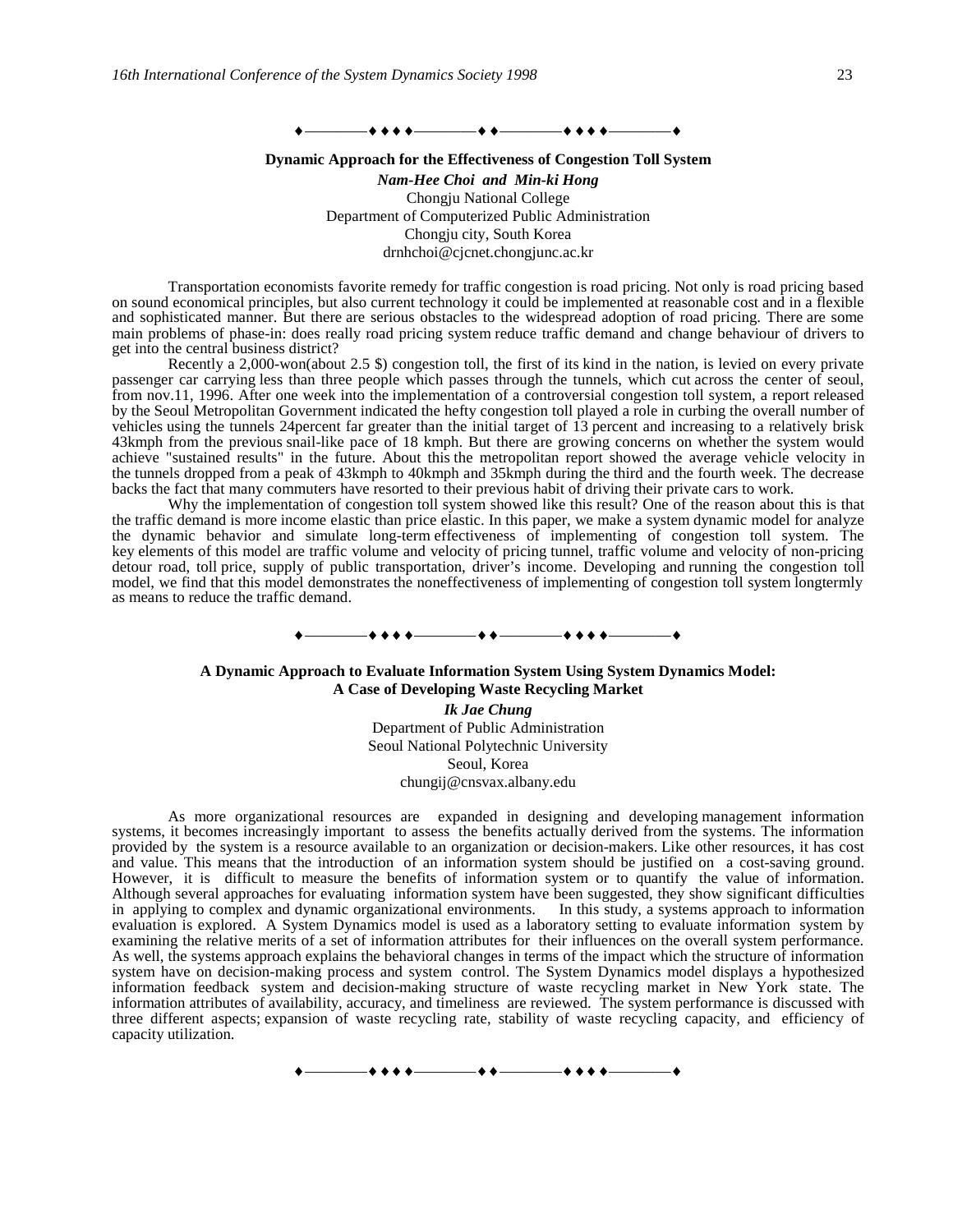♦————♦ ♦ ♦ ♦————♦ ♦————♦ ♦ ♦ ♦————♦

**Dynamic Approach for the Effectiveness of Congestion Toll System**

***Nam-Hee Choi and Min-ki Hong***
Chongju National College
Department of Computerized Public Administration
Chongju city, South Korea
drnhchoi@cjcnet.chongjunc.ac.kr

Transportation economists favorite remedy for traffic congestion is road pricing. Not only is road pricing based on sound economical principles, but also current technology it could be implemented at reasonable cost and in a flexible and sophisticated manner. But there are serious obstacles to the widespread adoption of road pricing. There are some main problems of phase-in: does really road pricing system reduce traffic demand and change behaviour of drivers to get into the central business district?

Recently a 2,000-won(about 2.5 $) congestion toll, the first of its kind in the nation, is levied on every private passenger car carrying less than three people which passes through the tunnels, which cut across the center of seoul, from nov.11, 1996. After one week into the implementation of a controversial congestion toll system, a report released by the Seoul Metropolitan Government indicated the hefty congestion toll played a role in curbing the overall number of vehicles using the tunnels 24percent far greater than the initial target of 13 percent and increasing to a relatively brisk 43kmph from the previous snail-like pace of 18 kmph. But there are growing concerns on whether the system would achieve "sustained results" in the future. About this the metropolitan report showed the average vehicle velocity in the tunnels dropped from a peak of 43kmph to 40kmph and 35kmph during the third and the fourth week. The decrease backs the fact that many commuters have resorted to their previous habit of driving their private cars to work.

Why the implementation of congestion toll system showed like this result? One of the reason about this is that the traffic demand is more income elastic than price elastic. In this paper, we make a system dynamic model for analyze the dynamic behavior and simulate long-term effectiveness of implementing of congestion toll system. The key elements of this model are traffic volume and velocity of pricing tunnel, traffic volume and velocity of non-pricing detour road, toll price, supply of public transportation, driver's income. Developing and running the congestion toll model, we find that this model demonstrates the noneffectiveness of implementing of congestion toll system longtermly as means to reduce the traffic demand.

♦————♦ ♦ ♦ ♦————♦ ♦————♦ ♦ ♦ ♦————♦

**A Dynamic Approach to Evaluate Information System Using System Dynamics Model: A Case of Developing Waste Recycling Market**

***Ik Jae Chung***
Department of Public Administration
Seoul National Polytechnic University
Seoul, Korea
chungij@cnsvax.albany.edu

As more organizational resources are expanded in designing and developing management information systems, it becomes increasingly important to assess the benefits actually derived from the systems. The information provided by the system is a resource available to an organization or decision-makers. Like other resources, it has cost and value. This means that the introduction of an information system should be justified on a cost-saving ground. However, it is difficult to measure the benefits of information system or to quantify the value of information. Although several approaches for evaluating information system have been suggested, they show significant difficulties in applying to complex and dynamic organizational environments. In this study, a systems approach to information evaluation is explored. A System Dynamics model is used as a laboratory setting to evaluate information system by examining the relative merits of a set of information attributes for their influences on the overall system performance. As well, the systems approach explains the behavioral changes in terms of the impact which the structure of information system have on decision-making process and system control. The System Dynamics model displays a hypothesized information feedback system and decision-making structure of waste recycling market in New York state. The information attributes of availability, accuracy, and timeliness are reviewed. The system performance is discussed with three different aspects; expansion of waste recycling rate, stability of waste recycling capacity, and efficiency of capacity utilization.

♦————♦ ♦ ♦ ♦————♦ ♦————♦ ♦ ♦ ♦————♦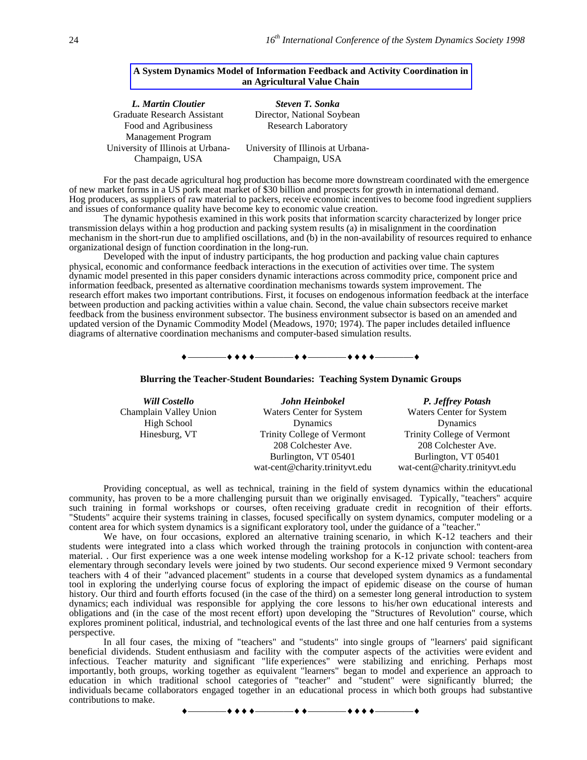## A System Dynamics Model of Information Feedback and Activity Coordination in an Agricultural Value Chain

***L. Martin Cloutier***
Graduate Research Assistant
Food and Agribusiness Management Program
University of Illinois at Urbana-Champaign, USA

***Steven T. Sonka***
Director, National Soybean Research Laboratory
University of Illinois at Urbana-Champaign, USA

For the past decade agricultural hog production has become more downstream coordinated with the emergence of new market forms in a US pork meat market of $30 billion and prospects for growth in international demand. Hog producers, as suppliers of raw material to packers, receive economic incentives to become food ingredient suppliers and issues of conformance quality have become key to economic value creation.

The dynamic hypothesis examined in this work posits that information scarcity characterized by longer price transmission delays within a hog production and packing system results (a) in misalignment in the coordination mechanism in the short-run due to amplified oscillations, and (b) in the non-availability of resources required to enhance organizational design of function coordination in the long-run.

Developed with the input of industry participants, the hog production and packing value chain captures physical, economic and conformance feedback interactions in the execution of activities over time. The system dynamic model presented in this paper considers dynamic interactions across commodity price, component price and information feedback, presented as alternative coordination mechanisms towards system improvement. The research effort makes two important contributions. First, it focuses on endogenous information feedback at the interface between production and packing activities within a value chain. Second, the value chain subsectors receive market feedback from the business environment subsector. The business environment subsector is based on an amended and updated version of the Dynamic Commodity Model (Meadows, 1970; 1974). The paper includes detailed influence diagrams of alternative coordination mechanisms and computer-based simulation results.

♦————♦ ♦ ♦ ♦————♦ ♦————♦ ♦ ♦ ♦————♦

## Blurring the Teacher-Student Boundaries: Teaching System Dynamic Groups

***Will Costello***
Champlain Valley Union High School
Hinesburg, VT

***John Heinbokel***
Waters Center for System Dynamics
Trinity College of Vermont
208 Colchester Ave.
Burlington, VT 05401
wat-cent@charity.trinityvt.edu

***P. Jeffrey Potash***
Waters Center for System Dynamics
Trinity College of Vermont
208 Colchester Ave.
Burlington, VT 05401
wat-cent@charity.trinityvt.edu

Providing conceptual, as well as technical, training in the field of system dynamics within the educational community, has proven to be a more challenging pursuit than we originally envisaged. Typically, "teachers" acquire such training in formal workshops or courses, often receiving graduate credit in recognition of their efforts. "Students" acquire their systems training in classes, focused specifically on system dynamics, computer modeling or a content area for which system dynamics is a significant exploratory tool, under the guidance of a "teacher."

We have, on four occasions, explored an alternative training scenario, in which K-12 teachers and their students were integrated into a class which worked through the training protocols in conjunction with content-area material. . Our first experience was a one week intense modeling workshop for a K-12 private school: teachers from elementary through secondary levels were joined by two students. Our second experience mixed 9 Vermont secondary teachers with 4 of their "advanced placement" students in a course that developed system dynamics as a fundamental tool in exploring the underlying course focus of exploring the impact of epidemic disease on the course of human history. Our third and fourth efforts focused (in the case of the third) on a semester long general introduction to system dynamics; each individual was responsible for applying the core lessons to his/her own educational interests and obligations and (in the case of the most recent effort) upon developing the "Structures of Revolution" course, which explores prominent political, industrial, and technological events of the last three and one half centuries from a systems perspective.

In all four cases, the mixing of "teachers" and "students" into single groups of "learners' paid significant beneficial dividends. Student enthusiasm and facility with the computer aspects of the activities were evident and infectious. Teacher maturity and significant "life experiences" were stabilizing and enriching. Perhaps most importantly, both groups, working together as equivalent "learners" began to model and experience an approach to education in which traditional school categories of "teacher" and "student" were significantly blurred; the individuals became collaborators engaged together in an educational process in which both groups had substantive contributions to make.

♦————♦ ♦ ♦ ♦————♦ ♦————♦ ♦ ♦ ♦————♦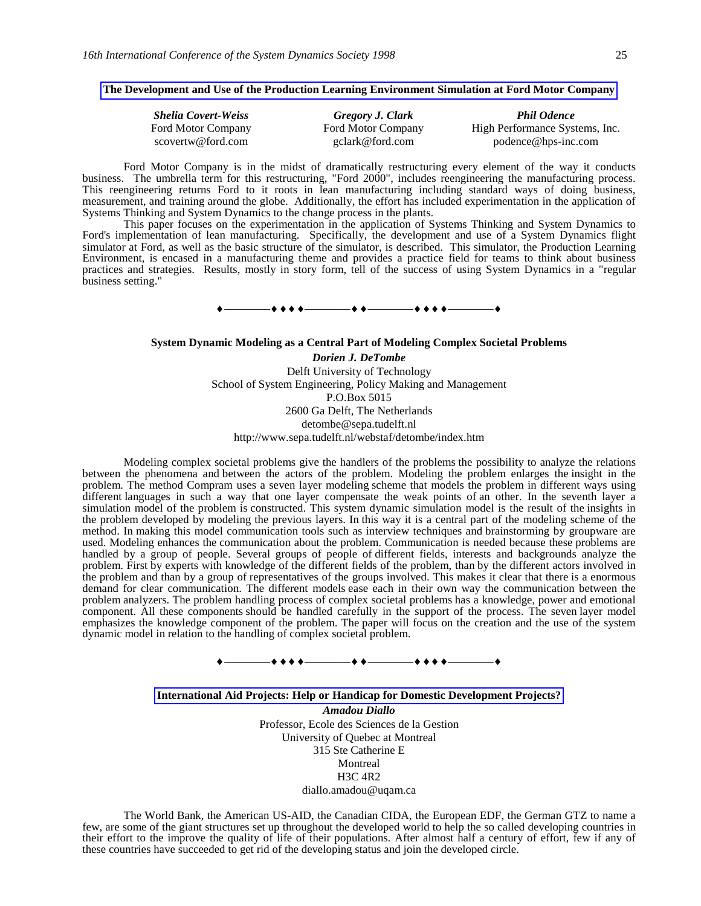## The Development and Use of the Production Learning Environment Simulation at Ford Motor Company

| ***Shelia Covert-Weiss*** | ***Gregory J. Clark*** | ***Phil Odence*** |
|---|---|---|
| Ford Motor Company | Ford Motor Company | High Performance Systems, Inc. |
| scovertw@ford.com | gclark@ford.com | podence@hps-inc.com |

Ford Motor Company is in the midst of dramatically restructuring every element of the way it conducts business. The umbrella term for this restructuring, "Ford 2000", includes reengineering the manufacturing process. This reengineering returns Ford to it roots in lean manufacturing including standard ways of doing business, measurement, and training around the globe. Additionally, the effort has included experimentation in the application of Systems Thinking and System Dynamics to the change process in the plants.

This paper focuses on the experimentation in the application of Systems Thinking and System Dynamics to Ford's implementation of lean manufacturing. Specifically, the development and use of a System Dynamics flight simulator at Ford, as well as the basic structure of the simulator, is described. This simulator, the Production Learning Environment, is encased in a manufacturing theme and provides a practice field for teams to think about business practices and strategies. Results, mostly in story form, tell of the success of using System Dynamics in a "regular business setting."

♦————♦ ♦ ♦ ♦————♦ ♦————♦ ♦ ♦ ♦————♦

## System Dynamic Modeling as a Central Part of Modeling Complex Societal Problems

***Dorien J. DeTombe***
Delft University of Technology
School of System Engineering, Policy Making and Management
P.O.Box 5015
2600 Ga Delft, The Netherlands
detombe@sepa.tudelft.nl
http://www.sepa.tudelft.nl/webstaf/detombe/index.htm

Modeling complex societal problems give the handlers of the problems the possibility to analyze the relations between the phenomena and between the actors of the problem. Modeling the problem enlarges the insight in the problem. The method Compram uses a seven layer modeling scheme that models the problem in different ways using different languages in such a way that one layer compensate the weak points of an other. In the seventh layer a simulation model of the problem is constructed. This system dynamic simulation model is the result of the insights in the problem developed by modeling the previous layers. In this way it is a central part of the modeling scheme of the method. In making this model communication tools such as interview techniques and brainstorming by groupware are used. Modeling enhances the communication about the problem. Communication is needed because these problems are handled by a group of people. Several groups of people of different fields, interests and backgrounds analyze the problem. First by experts with knowledge of the different fields of the problem, than by the different actors involved in the problem and than by a group of representatives of the groups involved. This makes it clear that there is a enormous demand for clear communication. The different models ease each in their own way the communication between the problem analyzers. The problem handling process of complex societal problems has a knowledge, power and emotional component. All these components should be handled carefully in the support of the process. The seven layer model emphasizes the knowledge component of the problem. The paper will focus on the creation and the use of the system dynamic model in relation to the handling of complex societal problem.

♦————♦ ♦ ♦ ♦————♦ ♦————♦ ♦ ♦ ♦————♦

## International Aid Projects: Help or Handicap for Domestic Development Projects?

***Amadou Diallo***
Professor, Ecole des Sciences de la Gestion
University of Quebec at Montreal
315 Ste Catherine E
Montreal
H3C 4R2
diallo.amadou@uqam.ca

The World Bank, the American US-AID, the Canadian CIDA, the European EDF, the German GTZ to name a few, are some of the giant structures set up throughout the developed world to help the so called developing countries in their effort to the improve the quality of life of their populations. After almost half a century of effort, few if any of these countries have succeeded to get rid of the developing status and join the developed circle.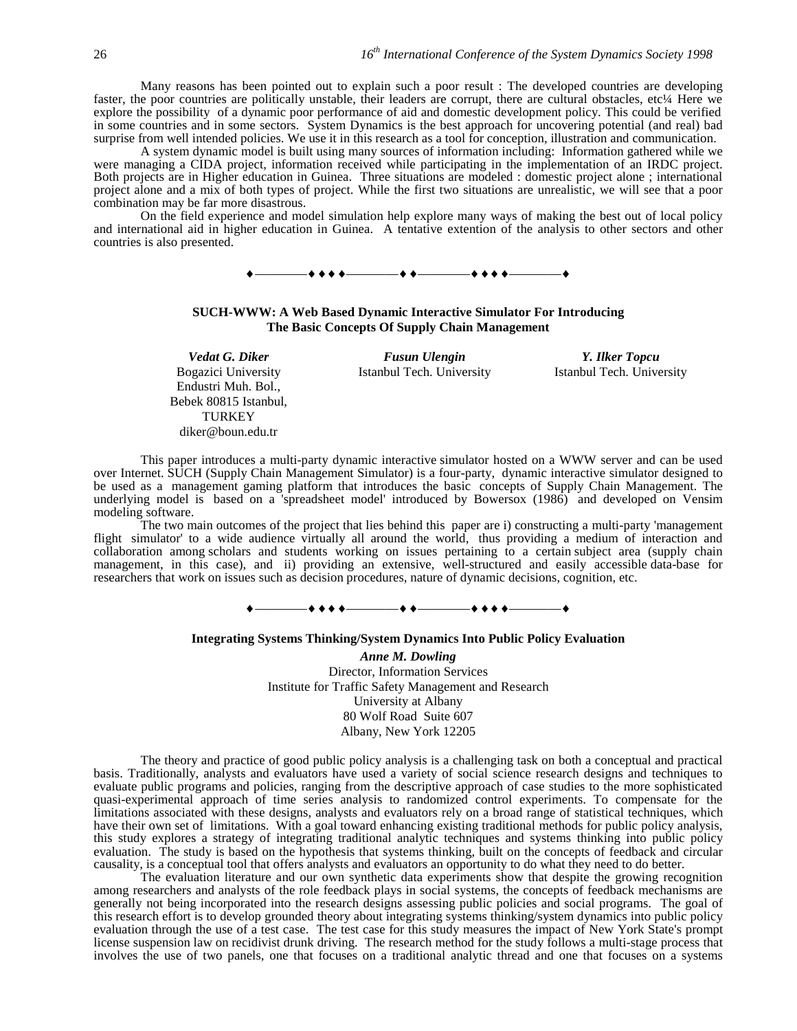Many reasons has been pointed out to explain such a poor result : The developed countries are developing faster, the poor countries are politically unstable, their leaders are corrupt, there are cultural obstacles, etc¼ Here we explore the possibility of a dynamic poor performance of aid and domestic development policy. This could be verified in some countries and in some sectors. System Dynamics is the best approach for uncovering potential (and real) bad surprise from well intended policies. We use it in this research as a tool for conception, illustration and communication.

A system dynamic model is built using many sources of information including: Information gathered while we were managing a CIDA project, information received while participating in the implementation of an IRDC project. Both projects are in Higher education in Guinea. Three situations are modeled : domestic project alone ; international project alone and a mix of both types of project. While the first two situations are unrealistic, we will see that a poor combination may be far more disastrous.

On the field experience and model simulation help explore many ways of making the best out of local policy and international aid in higher education in Guinea. A tentative extention of the analysis to other sectors and other countries is also presented.

♦————♦ ♦ ♦ ♦————♦ ♦————♦ ♦ ♦ ♦————♦

### SUCH-WWW: A Web Based Dynamic Interactive Simulator For Introducing The Basic Concepts Of Supply Chain Management

***Vedat G. Diker***
Bogazici University
Endustri Muh. Bol.,
Bebek 80815 Istanbul,
TURKEY
diker@boun.edu.tr

***Fusun Ulengin***
Istanbul Tech. University

***Y. Ilker Topcu***
Istanbul Tech. University

This paper introduces a multi-party dynamic interactive simulator hosted on a WWW server and can be used over Internet. SUCH (Supply Chain Management Simulator) is a four-party, dynamic interactive simulator designed to be used as a management gaming platform that introduces the basic concepts of Supply Chain Management. The underlying model is based on a 'spreadsheet model' introduced by Bowersox (1986) and developed on Vensim modeling software.

The two main outcomes of the project that lies behind this paper are i) constructing a multi-party 'management flight simulator' to a wide audience virtually all around the world, thus providing a medium of interaction and collaboration among scholars and students working on issues pertaining to a certain subject area (supply chain management, in this case), and ii) providing an extensive, well-structured and easily accessible data-base for researchers that work on issues such as decision procedures, nature of dynamic decisions, cognition, etc.

♦————♦ ♦ ♦ ♦————♦ ♦————♦ ♦ ♦ ♦————♦

### Integrating Systems Thinking/System Dynamics Into Public Policy Evaluation

***Anne M. Dowling***
Director, Information Services
Institute for Traffic Safety Management and Research
University at Albany
80 Wolf Road Suite 607
Albany, New York 12205

The theory and practice of good public policy analysis is a challenging task on both a conceptual and practical basis. Traditionally, analysts and evaluators have used a variety of social science research designs and techniques to evaluate public programs and policies, ranging from the descriptive approach of case studies to the more sophisticated quasi-experimental approach of time series analysis to randomized control experiments. To compensate for the limitations associated with these designs, analysts and evaluators rely on a broad range of statistical techniques, which have their own set of limitations. With a goal toward enhancing existing traditional methods for public policy analysis, this study explores a strategy of integrating traditional analytic techniques and systems thinking into public policy evaluation. The study is based on the hypothesis that systems thinking, built on the concepts of feedback and circular causality, is a conceptual tool that offers analysts and evaluators an opportunity to do what they need to do better.

The evaluation literature and our own synthetic data experiments show that despite the growing recognition among researchers and analysts of the role feedback plays in social systems, the concepts of feedback mechanisms are generally not being incorporated into the research designs assessing public policies and social programs. The goal of this research effort is to develop grounded theory about integrating systems thinking/system dynamics into public policy evaluation through the use of a test case. The test case for this study measures the impact of New York State's prompt license suspension law on recidivist drunk driving. The research method for the study follows a multi-stage process that involves the use of two panels, one that focuses on a traditional analytic thread and one that focuses on a systems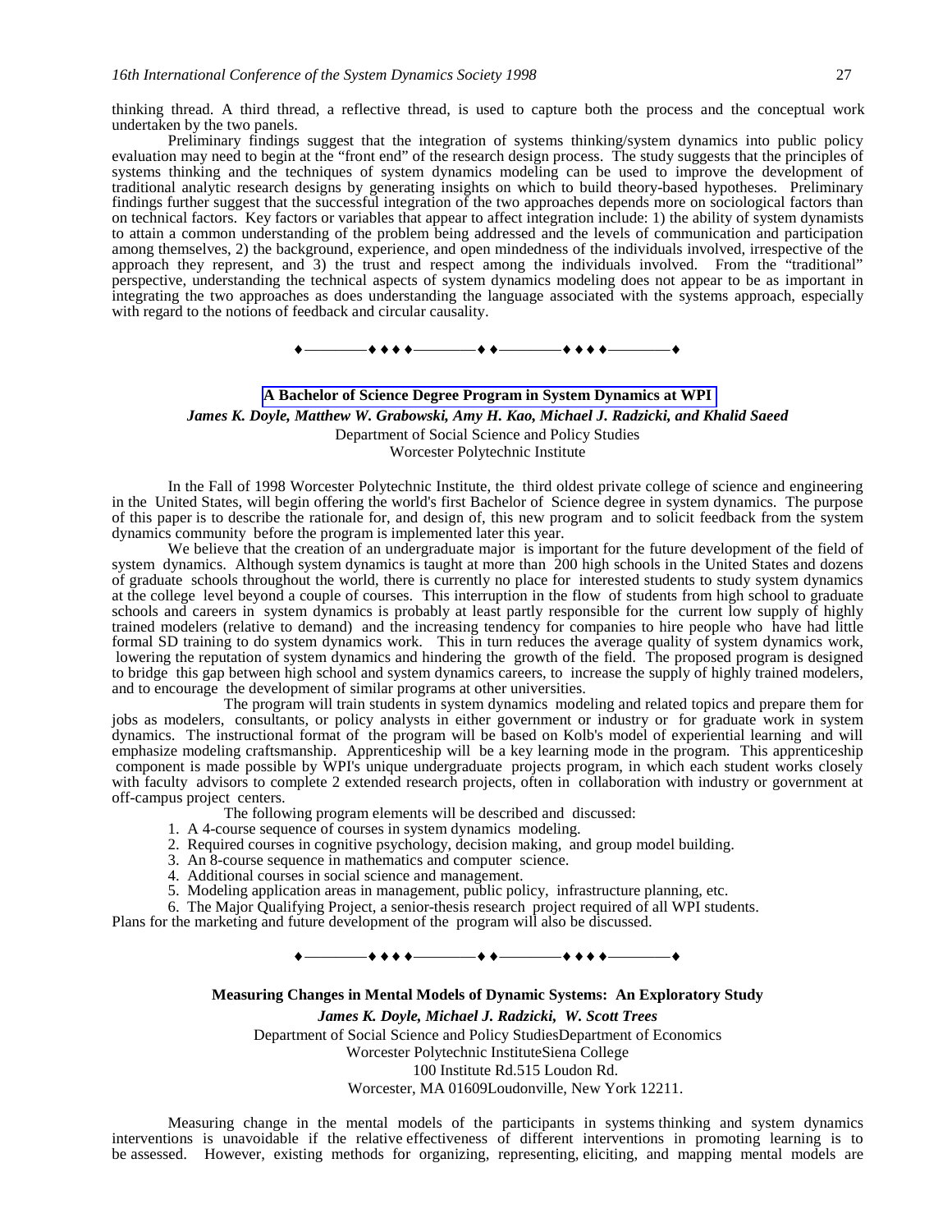thinking thread. A third thread, a reflective thread, is used to capture both the process and the conceptual work undertaken by the two panels.

Preliminary findings suggest that the integration of systems thinking/system dynamics into public policy evaluation may need to begin at the "front end" of the research design process. The study suggests that the principles of systems thinking and the techniques of system dynamics modeling can be used to improve the development of traditional analytic research designs by generating insights on which to build theory-based hypotheses. Preliminary findings further suggest that the successful integration of the two approaches depends more on sociological factors than on technical factors. Key factors or variables that appear to affect integration include: 1) the ability of system dynamists to attain a common understanding of the problem being addressed and the levels of communication and participation among themselves, 2) the background, experience, and open mindedness of the individuals involved, irrespective of the approach they represent, and 3) the trust and respect among the individuals involved. From the "traditional" perspective, understanding the technical aspects of system dynamics modeling does not appear to be as important in integrating the two approaches as does understanding the language associated with the systems approach, especially with regard to the notions of feedback and circular causality.

♦————♦♦♦♦————♦♦————♦♦♦♦————♦

## A Bachelor of Science Degree Program in System Dynamics at WPI

***James K. Doyle, Matthew W. Grabowski, Amy H. Kao, Michael J. Radzicki, and Khalid Saeed***

Department of Social Science and Policy Studies
Worcester Polytechnic Institute

In the Fall of 1998 Worcester Polytechnic Institute, the third oldest private college of science and engineering in the United States, will begin offering the world's first Bachelor of Science degree in system dynamics. The purpose of this paper is to describe the rationale for, and design of, this new program and to solicit feedback from the system dynamics community before the program is implemented later this year.

We believe that the creation of an undergraduate major is important for the future development of the field of system dynamics. Although system dynamics is taught at more than 200 high schools in the United States and dozens of graduate schools throughout the world, there is currently no place for interested students to study system dynamics at the college level beyond a couple of courses. This interruption in the flow of students from high school to graduate schools and careers in system dynamics is probably at least partly responsible for the current low supply of highly trained modelers (relative to demand) and the increasing tendency for companies to hire people who have had little formal SD training to do system dynamics work. This in turn reduces the average quality of system dynamics work, lowering the reputation of system dynamics and hindering the growth of the field. The proposed program is designed to bridge this gap between high school and system dynamics careers, to increase the supply of highly trained modelers, and to encourage the development of similar programs at other universities.

The program will train students in system dynamics modeling and related topics and prepare them for jobs as modelers, consultants, or policy analysts in either government or industry or for graduate work in system dynamics. The instructional format of the program will be based on Kolb's model of experiential learning and will emphasize modeling craftsmanship. Apprenticeship will be a key learning mode in the program. This apprenticeship component is made possible by WPI's unique undergraduate projects program, in which each student works closely with faculty advisors to complete 2 extended research projects, often in collaboration with industry or government at off-campus project centers.

The following program elements will be described and discussed:

1. A 4-course sequence of courses in system dynamics modeling.
2. Required courses in cognitive psychology, decision making, and group model building.
3. An 8-course sequence in mathematics and computer science.
4. Additional courses in social science and management.
5. Modeling application areas in management, public policy, infrastructure planning, etc.
6. The Major Qualifying Project, a senior-thesis research project required of all WPI students.

Plans for the marketing and future development of the program will also be discussed.

♦————♦♦♦♦————♦♦————♦♦♦♦————♦

## Measuring Changes in Mental Models of Dynamic Systems: An Exploratory Study

***James K. Doyle, Michael J. Radzicki, W. Scott Trees***

Department of Social Science and Policy StudiesDepartment of Economics
Worcester Polytechnic InstituteSiena College
100 Institute Rd.515 Loudon Rd.
Worcester, MA 01609Loudonville, New York 12211.

Measuring change in the mental models of the participants in systems thinking and system dynamics interventions is unavoidable if the relative effectiveness of different interventions in promoting learning is to be assessed. However, existing methods for organizing, representing, eliciting, and mapping mental models are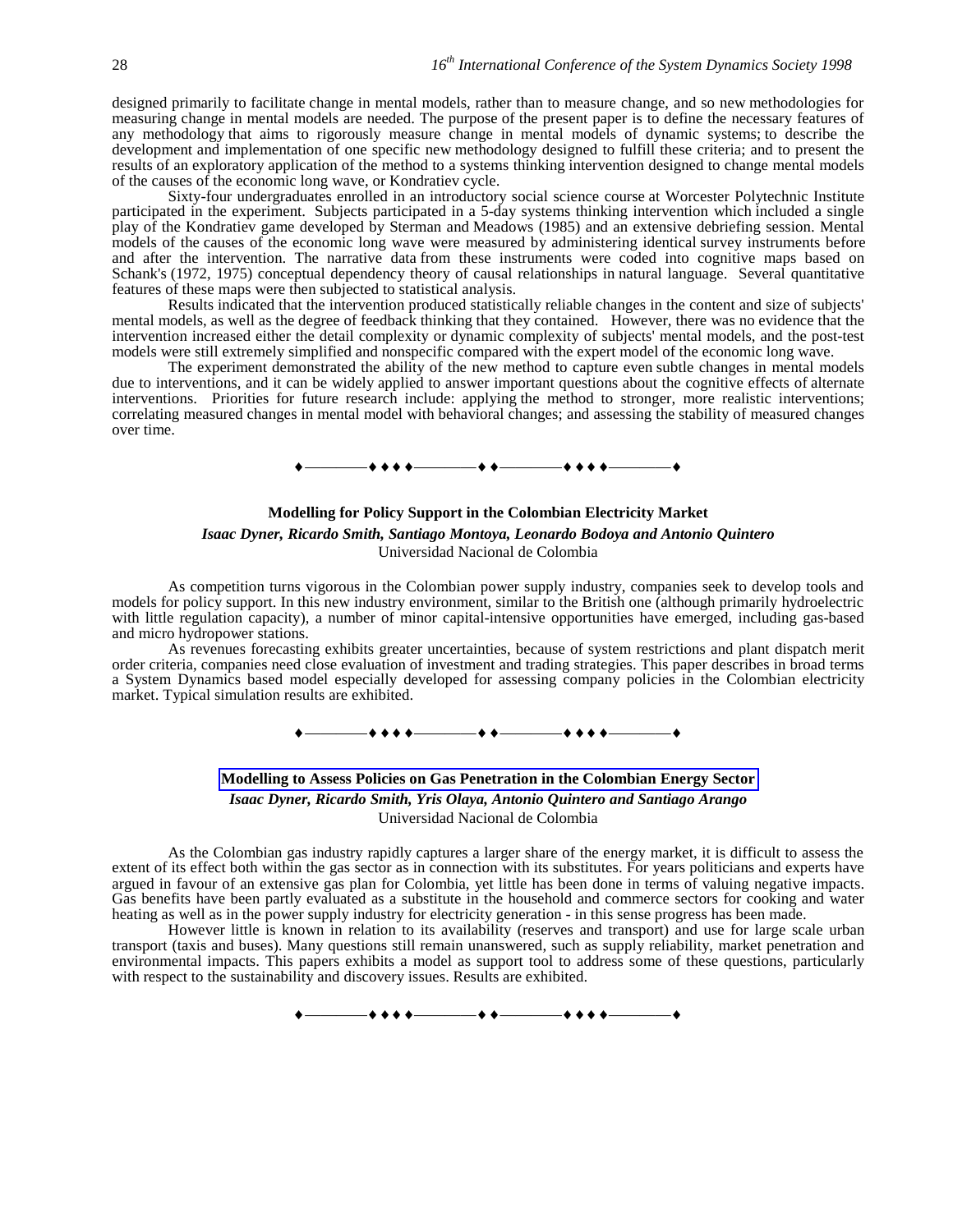designed primarily to facilitate change in mental models, rather than to measure change, and so new methodologies for measuring change in mental models are needed. The purpose of the present paper is to define the necessary features of any methodology that aims to rigorously measure change in mental models of dynamic systems; to describe the development and implementation of one specific new methodology designed to fulfill these criteria; and to present the results of an exploratory application of the method to a systems thinking intervention designed to change mental models of the causes of the economic long wave, or Kondratiev cycle.

Sixty-four undergraduates enrolled in an introductory social science course at Worcester Polytechnic Institute participated in the experiment. Subjects participated in a 5-day systems thinking intervention which included a single play of the Kondratiev game developed by Sterman and Meadows (1985) and an extensive debriefing session. Mental models of the causes of the economic long wave were measured by administering identical survey instruments before and after the intervention. The narrative data from these instruments were coded into cognitive maps based on Schank's (1972, 1975) conceptual dependency theory of causal relationships in natural language. Several quantitative features of these maps were then subjected to statistical analysis.

Results indicated that the intervention produced statistically reliable changes in the content and size of subjects' mental models, as well as the degree of feedback thinking that they contained. However, there was no evidence that the intervention increased either the detail complexity or dynamic complexity of subjects' mental models, and the post-test models were still extremely simplified and nonspecific compared with the expert model of the economic long wave.

The experiment demonstrated the ability of the new method to capture even subtle changes in mental models due to interventions, and it can be widely applied to answer important questions about the cognitive effects of alternate interventions. Priorities for future research include: applying the method to stronger, more realistic interventions; correlating measured changes in mental model with behavioral changes; and assessing the stability of measured changes over time.

♦————♦♦♦♦————♦♦————♦♦♦♦————♦

## Modelling for Policy Support in the Colombian Electricity Market

***Isaac Dyner, Ricardo Smith, Santiago Montoya, Leonardo Bodoya and Antonio Quintero***

Universidad Nacional de Colombia

As competition turns vigorous in the Colombian power supply industry, companies seek to develop tools and models for policy support. In this new industry environment, similar to the British one (although primarily hydroelectric with little regulation capacity), a number of minor capital-intensive opportunities have emerged, including gas-based and micro hydropower stations.

As revenues forecasting exhibits greater uncertainties, because of system restrictions and plant dispatch merit order criteria, companies need close evaluation of investment and trading strategies. This paper describes in broad terms a System Dynamics based model especially developed for assessing company policies in the Colombian electricity market. Typical simulation results are exhibited.

♦————♦♦♦♦————♦♦————♦♦♦♦————♦

## Modelling to Assess Policies on Gas Penetration in the Colombian Energy Sector

***Isaac Dyner, Ricardo Smith, Yris Olaya, Antonio Quintero and Santiago Arango***

Universidad Nacional de Colombia

As the Colombian gas industry rapidly captures a larger share of the energy market, it is difficult to assess the extent of its effect both within the gas sector as in connection with its substitutes. For years politicians and experts have argued in favour of an extensive gas plan for Colombia, yet little has been done in terms of valuing negative impacts. Gas benefits have been partly evaluated as a substitute in the household and commerce sectors for cooking and water heating as well as in the power supply industry for electricity generation - in this sense progress has been made.

However little is known in relation to its availability (reserves and transport) and use for large scale urban transport (taxis and buses). Many questions still remain unanswered, such as supply reliability, market penetration and environmental impacts. This papers exhibits a model as support tool to address some of these questions, particularly with respect to the sustainability and discovery issues. Results are exhibited.

♦————♦♦♦♦————♦♦————♦♦♦♦————♦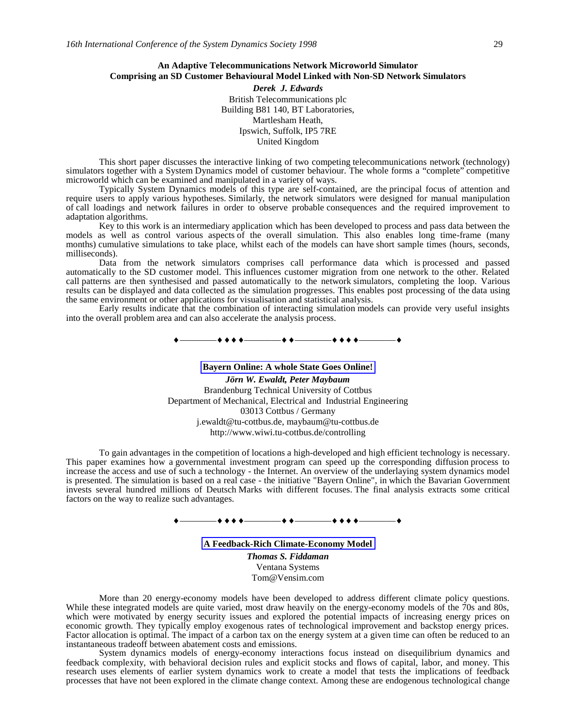**An Adaptive Telecommunications Network Microworld Simulator Comprising an SD Customer Behavioural Model Linked with Non-SD Network Simulators**

***Derek J. Edwards***
British Telecommunications plc
Building B81 140, BT Laboratories,
Martlesham Heath,
Ipswich, Suffolk, IP5 7RE
United Kingdom

This short paper discusses the interactive linking of two competing telecommunications network (technology) simulators together with a System Dynamics model of customer behaviour. The whole forms a "complete" competitive microworld which can be examined and manipulated in a variety of ways.

Typically System Dynamics models of this type are self-contained, are the principal focus of attention and require users to apply various hypotheses. Similarly, the network simulators were designed for manual manipulation of call loadings and network failures in order to observe probable consequences and the required improvement to adaptation algorithms.

Key to this work is an intermediary application which has been developed to process and pass data between the models as well as control various aspects of the overall simulation. This also enables long time-frame (many months) cumulative simulations to take place, whilst each of the models can have short sample times (hours, seconds, milliseconds).

Data from the network simulators comprises call performance data which is processed and passed automatically to the SD customer model. This influences customer migration from one network to the other. Related call patterns are then synthesised and passed automatically to the network simulators, completing the loop. Various results can be displayed and data collected as the simulation progresses. This enables post processing of the data using the same environment or other applications for visualisation and statistical analysis.

Early results indicate that the combination of interacting simulation models can provide very useful insights into the overall problem area and can also accelerate the analysis process.

♦————♦♦♦♦————♦♦————♦♦♦♦————♦

**Bayern Online: A whole State Goes Online!**

***Jörn W. Ewaldt, Peter Maybaum***
Brandenburg Technical University of Cottbus
Department of Mechanical, Electrical and Industrial Engineering
03013 Cottbus / Germany
j.ewaldt@tu-cottbus.de, maybaum@tu-cottbus.de
http://www.wiwi.tu-cottbus.de/controlling

To gain advantages in the competition of locations a high-developed and high efficient technology is necessary. This paper examines how a governmental investment program can speed up the corresponding diffusion process to increase the access and use of such a technology - the Internet. An overview of the underlaying system dynamics model is presented. The simulation is based on a real case - the initiative "Bayern Online", in which the Bavarian Government invests several hundred millions of Deutsch Marks with different focuses. The final analysis extracts some critical factors on the way to realize such advantages.

♦————♦♦♦♦————♦♦————♦♦♦♦————♦

**A Feedback-Rich Climate-Economy Model**

***Thomas S. Fiddaman***
Ventana Systems
Tom@Vensim.com

More than 20 energy-economy models have been developed to address different climate policy questions. While these integrated models are quite varied, most draw heavily on the energy-economy models of the 70s and 80s, which were motivated by energy security issues and explored the potential impacts of increasing energy prices on economic growth. They typically employ exogenous rates of technological improvement and backstop energy prices. Factor allocation is optimal. The impact of a carbon tax on the energy system at a given time can often be reduced to an instantaneous tradeoff between abatement costs and emissions.

System dynamics models of energy-economy interactions focus instead on disequilibrium dynamics and feedback complexity, with behavioral decision rules and explicit stocks and flows of capital, labor, and money. This research uses elements of earlier system dynamics work to create a model that tests the implications of feedback processes that have not been explored in the climate change context. Among these are endogenous technological change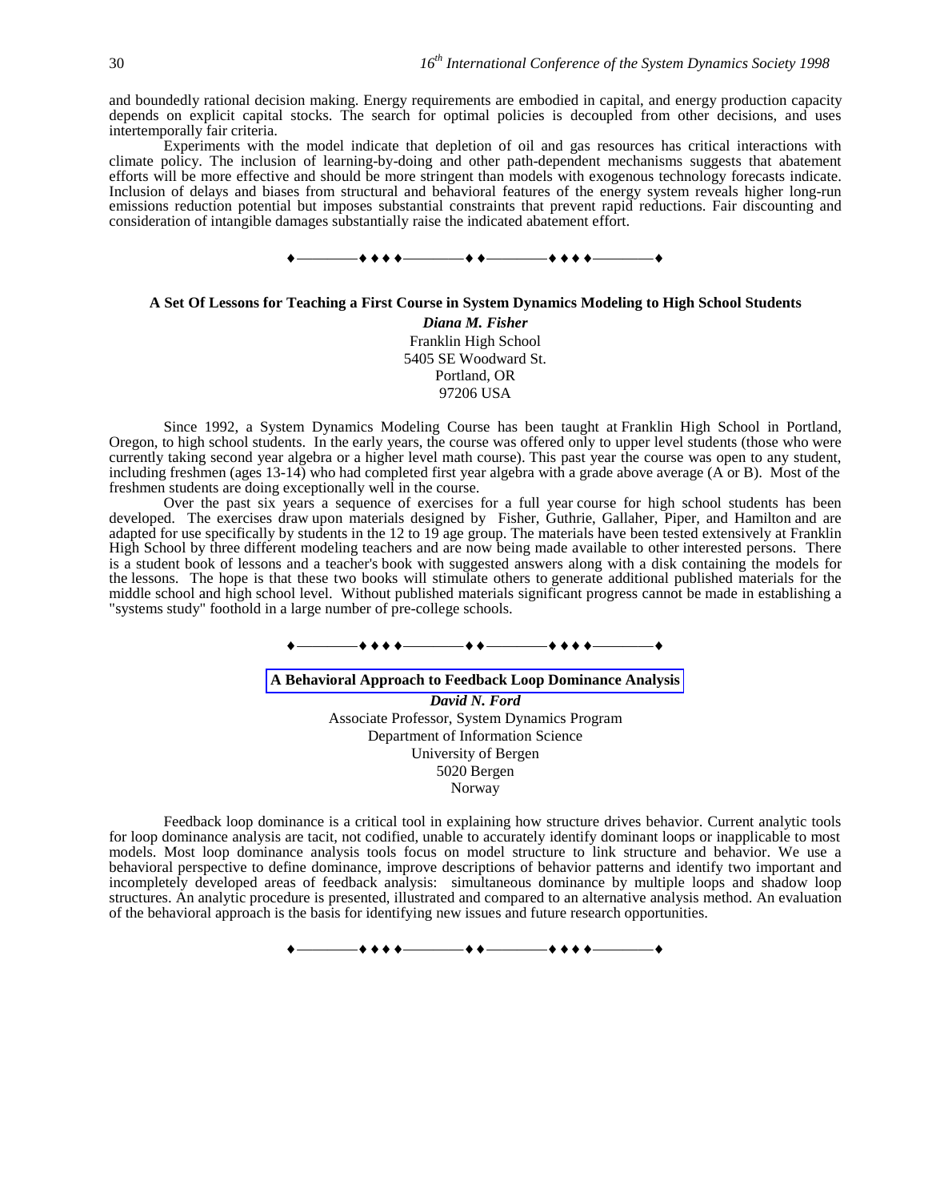and boundedly rational decision making. Energy requirements are embodied in capital, and energy production capacity depends on explicit capital stocks. The search for optimal policies is decoupled from other decisions, and uses intertemporally fair criteria.

Experiments with the model indicate that depletion of oil and gas resources has critical interactions with climate policy. The inclusion of learning-by-doing and other path-dependent mechanisms suggests that abatement efforts will be more effective and should be more stringent than models with exogenous technology forecasts indicate. Inclusion of delays and biases from structural and behavioral features of the energy system reveals higher long-run emissions reduction potential but imposes substantial constraints that prevent rapid reductions. Fair discounting and consideration of intangible damages substantially raise the indicated abatement effort.

♦————♦♦♦♦————♦♦————♦♦♦♦————♦

## A Set Of Lessons for Teaching a First Course in System Dynamics Modeling to High School Students

***Diana M. Fisher***
Franklin High School
5405 SE Woodward St.
Portland, OR
97206 USA

Since 1992, a System Dynamics Modeling Course has been taught at Franklin High School in Portland, Oregon, to high school students. In the early years, the course was offered only to upper level students (those who were currently taking second year algebra or a higher level math course). This past year the course was open to any student, including freshmen (ages 13-14) who had completed first year algebra with a grade above average (A or B). Most of the freshmen students are doing exceptionally well in the course.

Over the past six years a sequence of exercises for a full year course for high school students has been developed. The exercises draw upon materials designed by Fisher, Guthrie, Gallaher, Piper, and Hamilton and are adapted for use specifically by students in the 12 to 19 age group. The materials have been tested extensively at Franklin High School by three different modeling teachers and are now being made available to other interested persons. There is a student book of lessons and a teacher's book with suggested answers along with a disk containing the models for the lessons. The hope is that these two books will stimulate others to generate additional published materials for the middle school and high school level. Without published materials significant progress cannot be made in establishing a "systems study" foothold in a large number of pre-college schools.

♦————♦♦♦♦————♦♦————♦♦♦♦————♦

## A Behavioral Approach to Feedback Loop Dominance Analysis

***David N. Ford***
Associate Professor, System Dynamics Program
Department of Information Science
University of Bergen
5020 Bergen
Norway

Feedback loop dominance is a critical tool in explaining how structure drives behavior. Current analytic tools for loop dominance analysis are tacit, not codified, unable to accurately identify dominant loops or inapplicable to most models. Most loop dominance analysis tools focus on model structure to link structure and behavior. We use a behavioral perspective to define dominance, improve descriptions of behavior patterns and identify two important and incompletely developed areas of feedback analysis: simultaneous dominance by multiple loops and shadow loop structures. An analytic procedure is presented, illustrated and compared to an alternative analysis method. An evaluation of the behavioral approach is the basis for identifying new issues and future research opportunities.

♦————♦♦♦♦————♦♦————♦♦♦♦————♦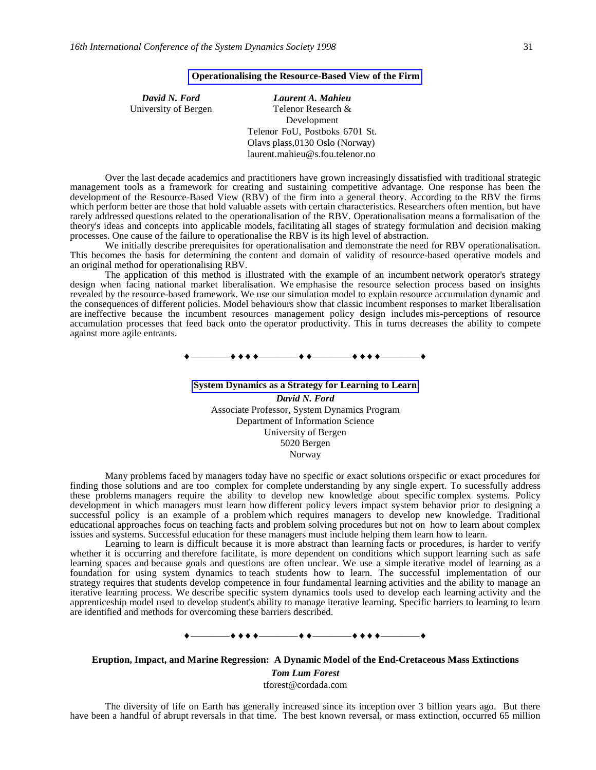## Operationalising the Resource-Based View of the Firm

***David N. Ford***
University of Bergen

***Laurent A. Mahieu***
Telenor Research & Development
Telenor FoU, Postboks 6701 St. Olavs plass,0130 Oslo (Norway)
laurent.mahieu@s.fou.telenor.no

Over the last decade academics and practitioners have grown increasingly dissatisfied with traditional strategic management tools as a framework for creating and sustaining competitive advantage. One response has been the development of the Resource-Based View (RBV) of the firm into a general theory. According to the RBV the firms which perform better are those that hold valuable assets with certain characteristics. Researchers often mention, but have rarely addressed questions related to the operationalisation of the RBV. Operationalisation means a formalisation of the theory's ideas and concepts into applicable models, facilitating all stages of strategy formulation and decision making processes. One cause of the failure to operationalise the RBV is its high level of abstraction.

We initially describe prerequisites for operationalisation and demonstrate the need for RBV operationalisation. This becomes the basis for determining the content and domain of validity of resource-based operative models and an original method for operationalising RBV.

The application of this method is illustrated with the example of an incumbent network operator's strategy design when facing national market liberalisation. We emphasise the resource selection process based on insights revealed by the resource-based framework. We use our simulation model to explain resource accumulation dynamic and the consequences of different policies. Model behaviours show that classic incumbent responses to market liberalisation are ineffective because the incumbent resources management policy design includes mis-perceptions of resource accumulation processes that feed back onto the operator productivity. This in turns decreases the ability to compete against more agile entrants.

♦————♦ ♦ ♦ ♦————♦ ♦————♦ ♦ ♦ ♦————♦

## System Dynamics as a Strategy for Learning to Learn

***David N. Ford***
Associate Professor, System Dynamics Program
Department of Information Science
University of Bergen
5020 Bergen
Norway

Many problems faced by managers today have no specific or exact solutions orspecific or exact procedures for finding those solutions and are too complex for complete understanding by any single expert. To sucessfully address these problems managers require the ability to develop new knowledge about specific complex systems. Policy development in which managers must learn how different policy levers impact system behavior prior to designing a successful policy is an example of a problem which requires managers to develop new knowledge. Traditional educational approaches focus on teaching facts and problem solving procedures but not on how to learn about complex issues and systems. Successful education for these managers must include helping them learn how to learn.

Learning to learn is difficult because it is more abstract than learning facts or procedures, is harder to verify whether it is occurring and therefore facilitate, is more dependent on conditions which support learning such as safe learning spaces and because goals and questions are often unclear. We use a simple iterative model of learning as a foundation for using system dynamics to teach students how to learn. The successful implementation of our strategy requires that students develop competence in four fundamental learning activities and the ability to manage an iterative learning process. We describe specific system dynamics tools used to develop each learning activity and the apprenticeship model used to develop student's ability to manage iterative learning. Specific barriers to learning to learn are identified and methods for overcoming these barriers described.

♦————♦ ♦ ♦ ♦————♦ ♦————♦ ♦ ♦ ♦————♦

## Eruption, Impact, and Marine Regression: A Dynamic Model of the End-Cretaceous Mass Extinctions

***Tom Lum Forest***
tforest@cordada.com

The diversity of life on Earth has generally increased since its inception over 3 billion years ago. But there have been a handful of abrupt reversals in that time. The best known reversal, or mass extinction, occurred 65 million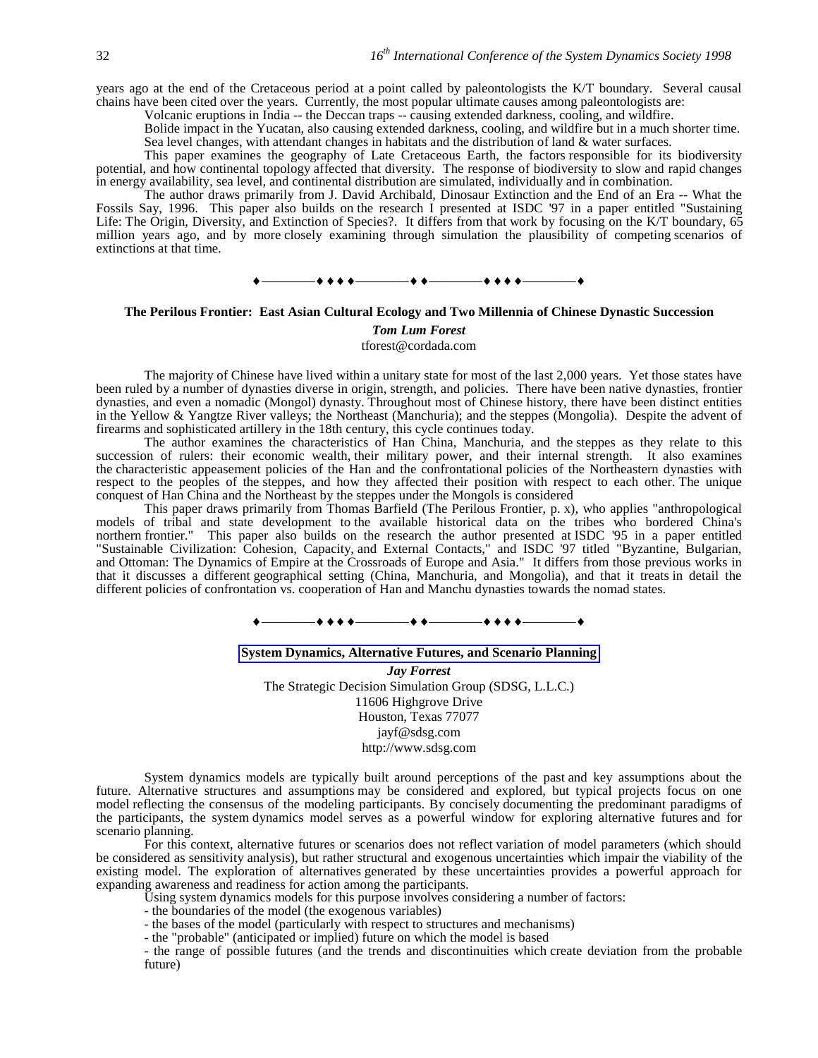years ago at the end of the Cretaceous period at a point called by paleontologists the K/T boundary. Several causal chains have been cited over the years. Currently, the most popular ultimate causes among paleontologists are:

Volcanic eruptions in India -- the Deccan traps -- causing extended darkness, cooling, and wildfire.

Bolide impact in the Yucatan, also causing extended darkness, cooling, and wildfire but in a much shorter time.

Sea level changes, with attendant changes in habitats and the distribution of land & water surfaces.

This paper examines the geography of Late Cretaceous Earth, the factors responsible for its biodiversity potential, and how continental topology affected that diversity. The response of biodiversity to slow and rapid changes in energy availability, sea level, and continental distribution are simulated, individually and in combination.

The author draws primarily from J. David Archibald, Dinosaur Extinction and the End of an Era -- What the Fossils Say, 1996. This paper also builds on the research I presented at ISDC '97 in a paper entitled "Sustaining Life: The Origin, Diversity, and Extinction of Species?. It differs from that work by focusing on the K/T boundary, 65 million years ago, and by more closely examining through simulation the plausibility of competing scenarios of extinctions at that time.

♦————♦ ♦ ♦ ♦————♦ ♦————♦ ♦ ♦ ♦————♦

## The Perilous Frontier: East Asian Cultural Ecology and Two Millennia of Chinese Dynastic Succession

***Tom Lum Forest***
tforest@cordada.com

The majority of Chinese have lived within a unitary state for most of the last 2,000 years. Yet those states have been ruled by a number of dynasties diverse in origin, strength, and policies. There have been native dynasties, frontier dynasties, and even a nomadic (Mongol) dynasty. Throughout most of Chinese history, there have been distinct entities in the Yellow & Yangtze River valleys; the Northeast (Manchuria); and the steppes (Mongolia). Despite the advent of firearms and sophisticated artillery in the 18th century, this cycle continues today.

The author examines the characteristics of Han China, Manchuria, and the steppes as they relate to this succession of rulers: their economic wealth, their military power, and their internal strength. It also examines the characteristic appeasement policies of the Han and the confrontational policies of the Northeastern dynasties with respect to the peoples of the steppes, and how they affected their position with respect to each other. The unique conquest of Han China and the Northeast by the steppes under the Mongols is considered

This paper draws primarily from Thomas Barfield (The Perilous Frontier, p. x), who applies "anthropological models of tribal and state development to the available historical data on the tribes who bordered China's northern frontier." This paper also builds on the research the author presented at ISDC '95 in a paper entitled "Sustainable Civilization: Cohesion, Capacity, and External Contacts," and ISDC '97 titled "Byzantine, Bulgarian, and Ottoman: The Dynamics of Empire at the Crossroads of Europe and Asia." It differs from those previous works in that it discusses a different geographical setting (China, Manchuria, and Mongolia), and that it treats in detail the different policies of confrontation vs. cooperation of Han and Manchu dynasties towards the nomad states.

♦————♦ ♦ ♦ ♦————♦ ♦————♦ ♦ ♦ ♦————♦

## System Dynamics, Alternative Futures, and Scenario Planning

***Jay Forrest***
The Strategic Decision Simulation Group (SDSG, L.L.C.)
11606 Highgrove Drive
Houston, Texas 77077
jayf@sdsg.com
http://www.sdsg.com

System dynamics models are typically built around perceptions of the past and key assumptions about the future. Alternative structures and assumptions may be considered and explored, but typical projects focus on one model reflecting the consensus of the modeling participants. By concisely documenting the predominant paradigms of the participants, the system dynamics model serves as a powerful window for exploring alternative futures and for scenario planning.

For this context, alternative futures or scenarios does not reflect variation of model parameters (which should be considered as sensitivity analysis), but rather structural and exogenous uncertainties which impair the viability of the existing model. The exploration of alternatives generated by these uncertainties provides a powerful approach for expanding awareness and readiness for action among the participants.

Using system dynamics models for this purpose involves considering a number of factors:

- the boundaries of the model (the exogenous variables)
- the bases of the model (particularly with respect to structures and mechanisms)
- the "probable" (anticipated or implied) future on which the model is based
- the range of possible futures (and the trends and discontinuities which create deviation from the probable future)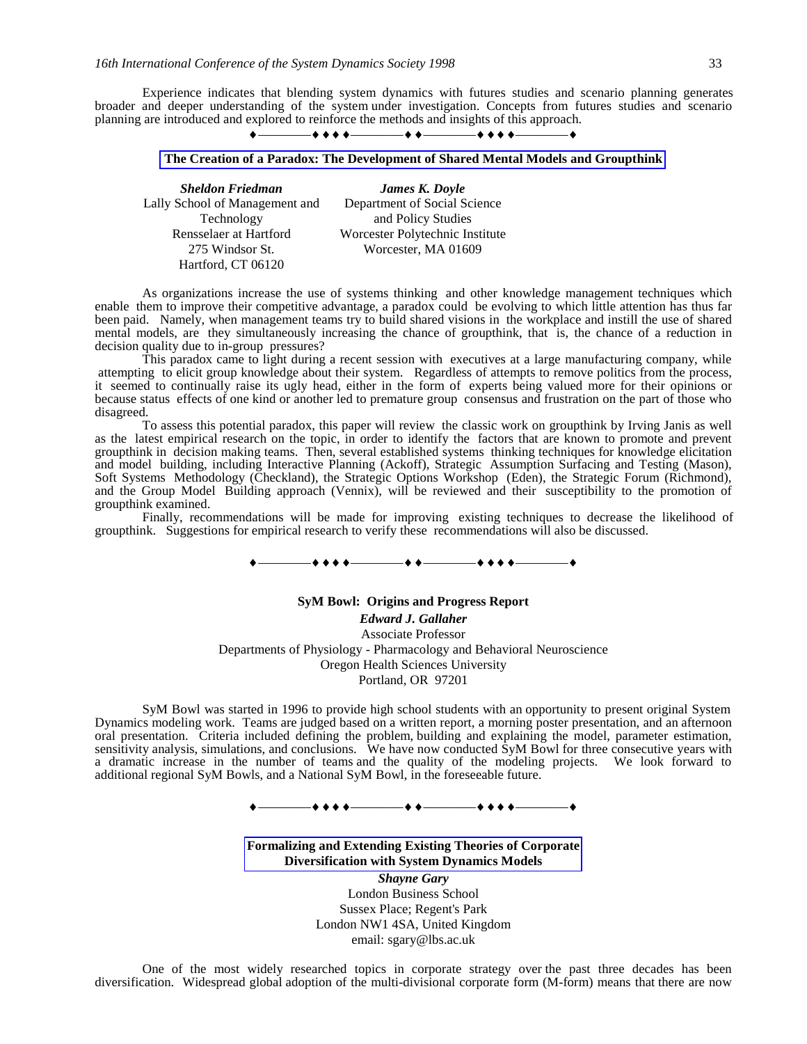Experience indicates that blending system dynamics with futures studies and scenario planning generates broader and deeper understanding of the system under investigation. Concepts from futures studies and scenario planning are introduced and explored to reinforce the methods and insights of this approach.

♦————♦♦♦♦————♦♦————♦♦♦♦————♦

## The Creation of a Paradox: The Development of Shared Mental Models and Groupthink

***Sheldon Friedman***
Lally School of Management and Technology
Rensselaer at Hartford
275 Windsor St.
Hartford, CT 06120

***James K. Doyle***
Department of Social Science and Policy Studies
Worcester Polytechnic Institute
Worcester, MA 01609

As organizations increase the use of systems thinking and other knowledge management techniques which enable them to improve their competitive advantage, a paradox could be evolving to which little attention has thus far been paid. Namely, when management teams try to build shared visions in the workplace and instill the use of shared mental models, are they simultaneously increasing the chance of groupthink, that is, the chance of a reduction in decision quality due to in-group pressures?

This paradox came to light during a recent session with executives at a large manufacturing company, while attempting to elicit group knowledge about their system. Regardless of attempts to remove politics from the process, it seemed to continually raise its ugly head, either in the form of experts being valued more for their opinions or because status effects of one kind or another led to premature group consensus and frustration on the part of those who disagreed.

To assess this potential paradox, this paper will review the classic work on groupthink by Irving Janis as well as the latest empirical research on the topic, in order to identify the factors that are known to promote and prevent groupthink in decision making teams. Then, several established systems thinking techniques for knowledge elicitation and model building, including Interactive Planning (Ackoff), Strategic Assumption Surfacing and Testing (Mason), Soft Systems Methodology (Checkland), the Strategic Options Workshop (Eden), the Strategic Forum (Richmond), and the Group Model Building approach (Vennix), will be reviewed and their susceptibility to the promotion of groupthink examined.

Finally, recommendations will be made for improving existing techniques to decrease the likelihood of groupthink. Suggestions for empirical research to verify these recommendations will also be discussed.

♦————♦♦♦♦————♦♦————♦♦♦♦————♦

## SyM Bowl: Origins and Progress Report

***Edward J. Gallaher***
Associate Professor
Departments of Physiology - Pharmacology and Behavioral Neuroscience
Oregon Health Sciences University
Portland, OR 97201

SyM Bowl was started in 1996 to provide high school students with an opportunity to present original System Dynamics modeling work. Teams are judged based on a written report, a morning poster presentation, and an afternoon oral presentation. Criteria included defining the problem, building and explaining the model, parameter estimation, sensitivity analysis, simulations, and conclusions. We have now conducted SyM Bowl for three consecutive years with a dramatic increase in the number of teams and the quality of the modeling projects. We look forward to additional regional SyM Bowls, and a National SyM Bowl, in the foreseeable future.

♦————♦♦♦♦————♦♦————♦♦♦♦————♦

## Formalizing and Extending Existing Theories of Corporate Diversification with System Dynamics Models

***Shayne Gary***
London Business School
Sussex Place; Regent's Park
London NW1 4SA, United Kingdom
email: sgary@lbs.ac.uk

One of the most widely researched topics in corporate strategy over the past three decades has been diversification. Widespread global adoption of the multi-divisional corporate form (M-form) means that there are now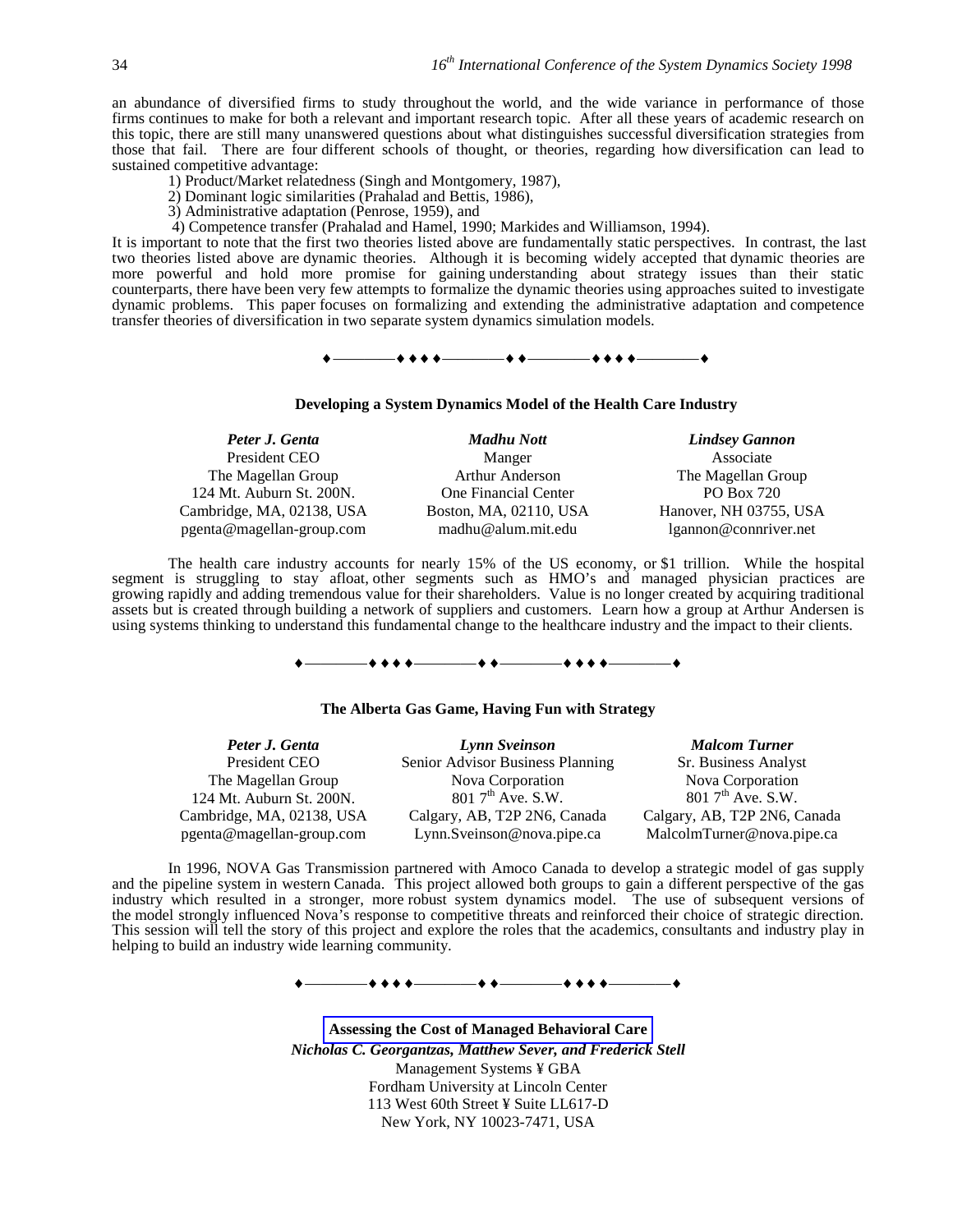an abundance of diversified firms to study throughout the world, and the wide variance in performance of those firms continues to make for both a relevant and important research topic. After all these years of academic research on this topic, there are still many unanswered questions about what distinguishes successful diversification strategies from those that fail. There are four different schools of thought, or theories, regarding how diversification can lead to sustained competitive advantage:

1) Product/Market relatedness (Singh and Montgomery, 1987),
2) Dominant logic similarities (Prahalad and Bettis, 1986),
3) Administrative adaptation (Penrose, 1959), and
4) Competence transfer (Prahalad and Hamel, 1990; Markides and Williamson, 1994).

It is important to note that the first two theories listed above are fundamentally static perspectives. In contrast, the last two theories listed above are dynamic theories. Although it is becoming widely accepted that dynamic theories are more powerful and hold more promise for gaining understanding about strategy issues than their static counterparts, there have been very few attempts to formalize the dynamic theories using approaches suited to investigate dynamic problems. This paper focuses on formalizing and extending the administrative adaptation and competence transfer theories of diversification in two separate system dynamics simulation models.

♦————♦♦♦♦————♦♦————♦♦♦♦————♦

**Developing a System Dynamics Model of the Health Care Industry**

| ***Peter J. Genta*** | ***Madhu Nott*** | ***Lindsey Gannon*** |
|---|---|---|
| President CEO | Manger | Associate |
| The Magellan Group | Arthur Anderson | The Magellan Group |
| 124 Mt. Auburn St. 200N. | One Financial Center | PO Box 720 |
| Cambridge, MA, 02138, USA | Boston, MA, 02110, USA | Hanover, NH 03755, USA |
| pgenta@magellan-group.com | madhu@alum.mit.edu | lgannon@connriver.net |

The health care industry accounts for nearly 15% of the US economy, or $1 trillion. While the hospital segment is struggling to stay afloat, other segments such as HMO's and managed physician practices are growing rapidly and adding tremendous value for their shareholders. Value is no longer created by acquiring traditional assets but is created through building a network of suppliers and customers. Learn how a group at Arthur Andersen is using systems thinking to understand this fundamental change to the healthcare industry and the impact to their clients.

♦————♦♦♦♦————♦♦————♦♦♦♦————♦

**The Alberta Gas Game, Having Fun with Strategy**

| ***Peter J. Genta*** | ***Lynn Sveinson*** | ***Malcom Turner*** |
|---|---|---|
| President CEO | Senior Advisor Business Planning | Sr. Business Analyst |
| The Magellan Group | Nova Corporation | Nova Corporation |
| 124 Mt. Auburn St. 200N. | 801 7th Ave. S.W. | 801 7th Ave. S.W. |
| Cambridge, MA, 02138, USA | Calgary, AB, T2P 2N6, Canada | Calgary, AB, T2P 2N6, Canada |
| pgenta@magellan-group.com | Lynn.Sveinson@nova.pipe.ca | MalcolmTurner@nova.pipe.ca |

In 1996, NOVA Gas Transmission partnered with Amoco Canada to develop a strategic model of gas supply and the pipeline system in western Canada. This project allowed both groups to gain a different perspective of the gas industry which resulted in a stronger, more robust system dynamics model. The use of subsequent versions of the model strongly influenced Nova's response to competitive threats and reinforced their choice of strategic direction. This session will tell the story of this project and explore the roles that the academics, consultants and industry play in helping to build an industry wide learning community.

♦————♦♦♦♦————♦♦————♦♦♦♦————♦

**Assessing the Cost of Managed Behavioral Care**

***Nicholas C. Georgantzas, Matthew Sever, and Frederick Stell***

Management Systems ¥ GBA
Fordham University at Lincoln Center
113 West 60th Street ¥ Suite LL617-D
New York, NY 10023-7471, USA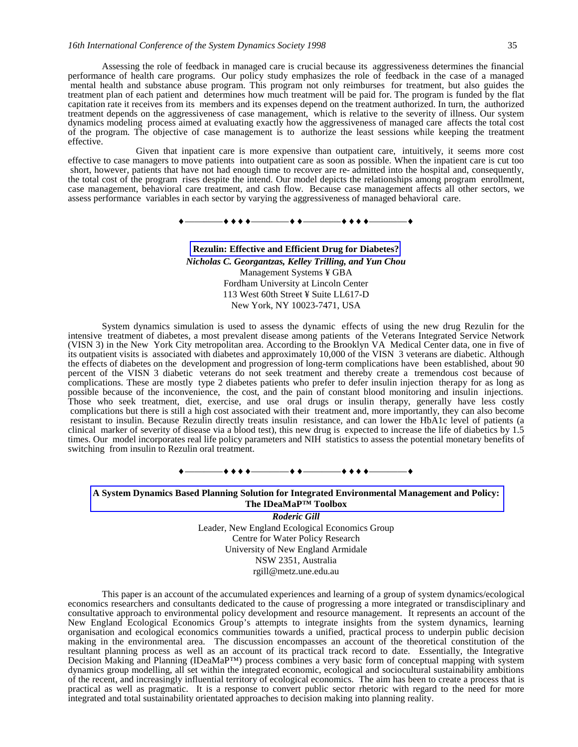Assessing the role of feedback in managed care is crucial because its aggressiveness determines the financial performance of health care programs. Our policy study emphasizes the role of feedback in the case of a managed mental health and substance abuse program. This program not only reimburses for treatment, but also guides the treatment plan of each patient and determines how much treatment will be paid for. The program is funded by the flat capitation rate it receives from its members and its expenses depend on the treatment authorized. In turn, the authorized treatment depends on the aggressiveness of case management, which is relative to the severity of illness. Our system dynamics modeling process aimed at evaluating exactly how the aggressiveness of managed care affects the total cost of the program. The objective of case management is to authorize the least sessions while keeping the treatment effective.

Given that inpatient care is more expensive than outpatient care, intuitively, it seems more cost effective to case managers to move patients into outpatient care as soon as possible. When the inpatient care is cut too short, however, patients that have not had enough time to recover are re- admitted into the hospital and, consequently, the total cost of the program rises despite the intend. Our model depicts the relationships among program enrollment, case management, behavioral care treatment, and cash flow. Because case management affects all other sectors, we assess performance variables in each sector by varying the aggressiveness of managed behavioral care.

♦————♦♦♦♦————♦♦————♦♦♦♦————♦

**Rezulin: Effective and Efficient Drug for Diabetes?**

***Nicholas C. Georgantzas, Kelley Trilling, and Yun Chou***

Management Systems ¥ GBA
Fordham University at Lincoln Center
113 West 60th Street ¥ Suite LL617-D
New York, NY 10023-7471, USA

System dynamics simulation is used to assess the dynamic effects of using the new drug Rezulin for the intensive treatment of diabetes, a most prevalent disease among patients of the Veterans Integrated Service Network (VISN 3) in the New York City metropolitan area. According to the Brooklyn VA Medical Center data, one in five of its outpatient visits is associated with diabetes and approximately 10,000 of the VISN 3 veterans are diabetic. Although the effects of diabetes on the development and progression of long-term complications have been established, about 90 percent of the VISN 3 diabetic veterans do not seek treatment and thereby create a tremendous cost because of complications. These are mostly type 2 diabetes patients who prefer to defer insulin injection therapy for as long as possible because of the inconvenience, the cost, and the pain of constant blood monitoring and insulin injections. Those who seek treatment, diet, exercise, and use oral drugs or insulin therapy, generally have less costly complications but there is still a high cost associated with their treatment and, more importantly, they can also become resistant to insulin. Because Rezulin directly treats insulin resistance, and can lower the HbA1c level of patients (a clinical marker of severity of disease via a blood test), this new drug is expected to increase the life of diabetics by 1.5 times. Our model incorporates real life policy parameters and NIH statistics to assess the potential monetary benefits of switching from insulin to Rezulin oral treatment.

♦————♦♦♦♦————♦♦————♦♦♦♦————♦

**A System Dynamics Based Planning Solution for Integrated Environmental Management and Policy: The IDeaMaP™ Toolbox**

***Roderic Gill***

Leader, New England Ecological Economics Group
Centre for Water Policy Research
University of New England Armidale
NSW 2351, Australia
rgill@metz.une.edu.au

This paper is an account of the accumulated experiences and learning of a group of system dynamics/ecological economics researchers and consultants dedicated to the cause of progressing a more integrated or transdisciplinary and consultative approach to environmental policy development and resource management. It represents an account of the New England Ecological Economics Group's attempts to integrate insights from the system dynamics, learning organisation and ecological economics communities towards a unified, practical process to underpin public decision making in the environmental area. The discussion encompasses an account of the theoretical constitution of the resultant planning process as well as an account of its practical track record to date. Essentially, the Integrative Decision Making and Planning (IDeaMaP™) process combines a very basic form of conceptual mapping with system dynamics group modelling, all set within the integrated economic, ecological and sociocultural sustainability ambitions of the recent, and increasingly influential territory of ecological economics. The aim has been to create a process that is practical as well as pragmatic. It is a response to convert public sector rhetoric with regard to the need for more integrated and total sustainability orientated approaches to decision making into planning reality.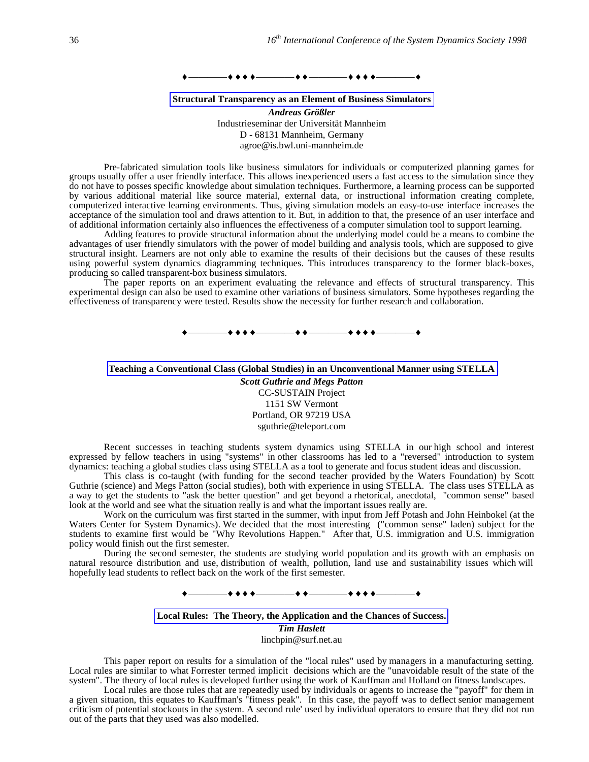♦————♦ ♦ ♦ ♦————♦ ♦————♦ ♦ ♦ ♦————♦

## Structural Transparency as an Element of Business Simulators

***Andreas Größler***
Industrieseminar der Universität Mannheim
D - 68131 Mannheim, Germany
agroe@is.bwl.uni-mannheim.de

Pre-fabricated simulation tools like business simulators for individuals or computerized planning games for groups usually offer a user friendly interface. This allows inexperienced users a fast access to the simulation since they do not have to posses specific knowledge about simulation techniques. Furthermore, a learning process can be supported by various additional material like source material, external data, or instructional information creating complete, computerized interactive learning environments. Thus, giving simulation models an easy-to-use interface increases the acceptance of the simulation tool and draws attention to it. But, in addition to that, the presence of an user interface and of additional information certainly also influences the effectiveness of a computer simulation tool to support learning.

Adding features to provide structural information about the underlying model could be a means to combine the advantages of user friendly simulators with the power of model building and analysis tools, which are supposed to give structural insight. Learners are not only able to examine the results of their decisions but the causes of these results using powerful system dynamics diagramming techniques. This introduces transparency to the former black-boxes, producing so called transparent-box business simulators.

The paper reports on an experiment evaluating the relevance and effects of structural transparency. This experimental design can also be used to examine other variations of business simulators. Some hypotheses regarding the effectiveness of transparency were tested. Results show the necessity for further research and collaboration.

♦————♦ ♦ ♦ ♦————♦ ♦————♦ ♦ ♦ ♦————♦

## Teaching a Conventional Class (Global Studies) in an Unconventional Manner using STELLA

***Scott Guthrie and Megs Patton***
CC-SUSTAIN Project
1151 SW Vermont
Portland, OR 97219 USA
sguthrie@teleport.com

Recent successes in teaching students system dynamics using STELLA in our high school and interest expressed by fellow teachers in using "systems" in other classrooms has led to a "reversed" introduction to system dynamics: teaching a global studies class using STELLA as a tool to generate and focus student ideas and discussion.

This class is co-taught (with funding for the second teacher provided by the Waters Foundation) by Scott Guthrie (science) and Megs Patton (social studies), both with experience in using STELLA. The class uses STELLA as a way to get the students to "ask the better question" and get beyond a rhetorical, anecdotal, "common sense" based look at the world and see what the situation really is and what the important issues really are.

Work on the curriculum was first started in the summer, with input from Jeff Potash and John Heinbokel (at the Waters Center for System Dynamics). We decided that the most interesting ("common sense" laden) subject for the students to examine first would be "Why Revolutions Happen." After that, U.S. immigration and U.S. immigration policy would finish out the first semester.

During the second semester, the students are studying world population and its growth with an emphasis on natural resource distribution and use, distribution of wealth, pollution, land use and sustainability issues which will hopefully lead students to reflect back on the work of the first semester.

♦————♦ ♦ ♦ ♦————♦ ♦————♦ ♦ ♦ ♦————♦

## Local Rules: The Theory, the Application and the Chances of Success.

***Tim Haslett***
linchpin@surf.net.au

This paper report on results for a simulation of the "local rules" used by managers in a manufacturing setting. Local rules are similar to what Forrester termed implicit decisions which are the "unavoidable result of the state of the system". The theory of local rules is developed further using the work of Kauffman and Holland on fitness landscapes.

Local rules are those rules that are repeatedly used by individuals or agents to increase the "payoff" for them in a given situation, this equates to Kauffman's "fitness peak". In this case, the payoff was to deflect senior management criticism of potential stockouts in the system. A second rule' used by individual operators to ensure that they did not run out of the parts that they used was also modelled.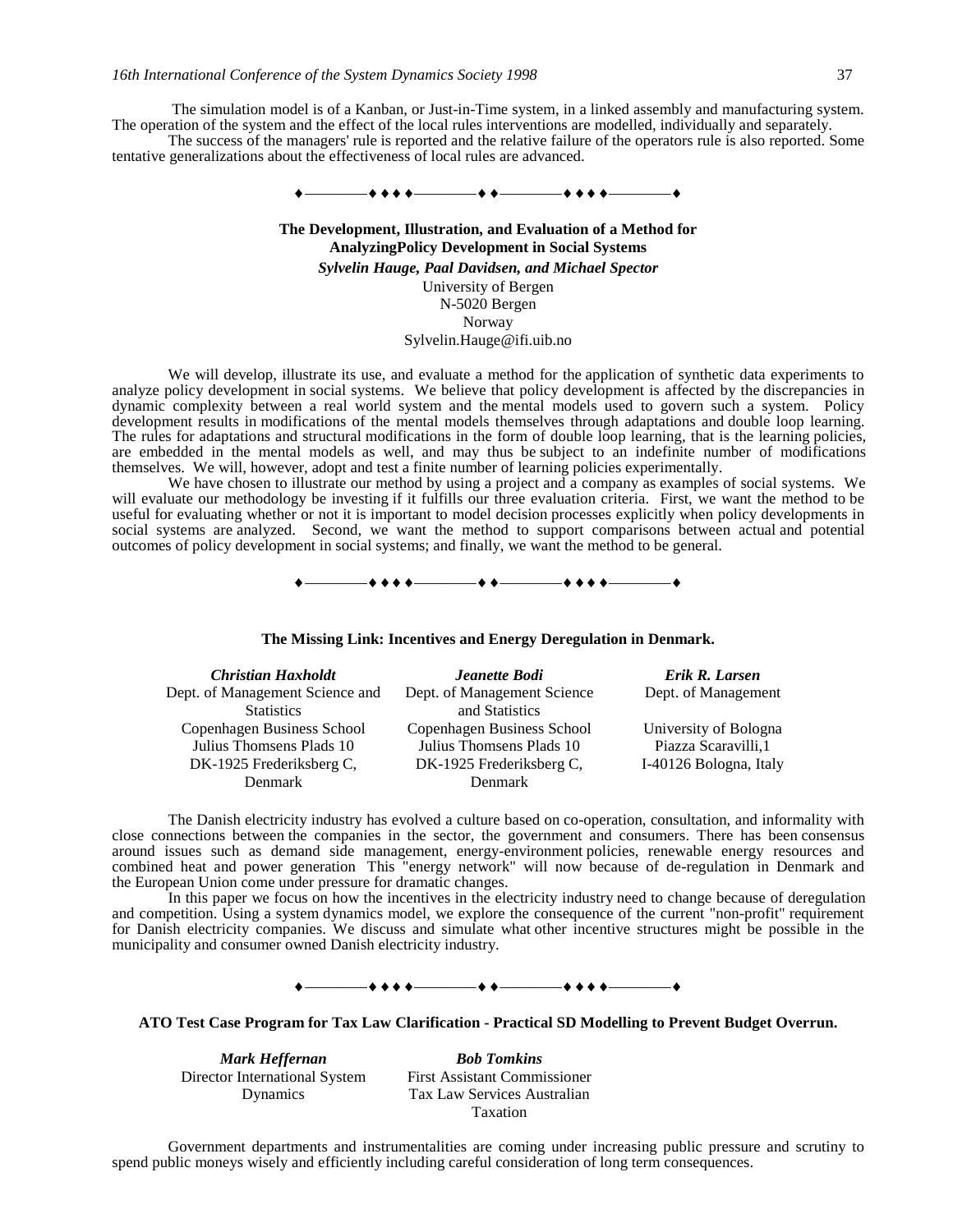The simulation model is of a Kanban, or Just-in-Time system, in a linked assembly and manufacturing system. The operation of the system and the effect of the local rules interventions are modelled, individually and separately.

The success of the managers' rule is reported and the relative failure of the operators rule is also reported. Some tentative generalizations about the effectiveness of local rules are advanced.

♦————♦♦♦♦————♦♦————♦♦♦♦————♦

**The Development, Illustration, and Evaluation of a Method for AnalyzingPolicy Development in Social Systems**

***Sylvelin Hauge, Paal Davidsen, and Michael Spector***

University of Bergen
N-5020 Bergen
Norway
Sylvelin.Hauge@ifi.uib.no

We will develop, illustrate its use, and evaluate a method for the application of synthetic data experiments to analyze policy development in social systems. We believe that policy development is affected by the discrepancies in dynamic complexity between a real world system and the mental models used to govern such a system. Policy development results in modifications of the mental models themselves through adaptations and double loop learning. The rules for adaptations and structural modifications in the form of double loop learning, that is the learning policies, are embedded in the mental models as well, and may thus be subject to an indefinite number of modifications themselves. We will, however, adopt and test a finite number of learning policies experimentally.

We have chosen to illustrate our method by using a project and a company as examples of social systems. We will evaluate our methodology be investing if it fulfills our three evaluation criteria. First, we want the method to be useful for evaluating whether or not it is important to model decision processes explicitly when policy developments in social systems are analyzed. Second, we want the method to support comparisons between actual and potential outcomes of policy development in social systems; and finally, we want the method to be general.

♦————♦♦♦♦————♦♦————♦♦♦♦————♦

**The Missing Link: Incentives and Energy Deregulation in Denmark.**

***Christian Haxholdt***
Dept. of Management Science and Statistics
Copenhagen Business School
Julius Thomsens Plads 10
DK-1925 Frederiksberg C, Denmark

***Jeanette Bodi***
Dept. of Management Science and Statistics
Copenhagen Business School
Julius Thomsens Plads 10
DK-1925 Frederiksberg C, Denmark

***Erik R. Larsen***
Dept. of Management
University of Bologna
Piazza Scaravilli,1
I-40126 Bologna, Italy

The Danish electricity industry has evolved a culture based on co-operation, consultation, and informality with close connections between the companies in the sector, the government and consumers. There has been consensus around issues such as demand side management, energy-environment policies, renewable energy resources and combined heat and power generation This "energy network" will now because of de-regulation in Denmark and the European Union come under pressure for dramatic changes.

In this paper we focus on how the incentives in the electricity industry need to change because of deregulation and competition. Using a system dynamics model, we explore the consequence of the current "non-profit" requirement for Danish electricity companies. We discuss and simulate what other incentive structures might be possible in the municipality and consumer owned Danish electricity industry.

♦————♦♦♦♦————♦♦————♦♦♦♦————♦

**ATO Test Case Program for Tax Law Clarification - Practical SD Modelling to Prevent Budget Overrun.**

***Mark Heffernan***
Director International System Dynamics

***Bob Tomkins***
First Assistant Commissioner
Tax Law Services Australian Taxation

Government departments and instrumentalities are coming under increasing public pressure and scrutiny to spend public moneys wisely and efficiently including careful consideration of long term consequences.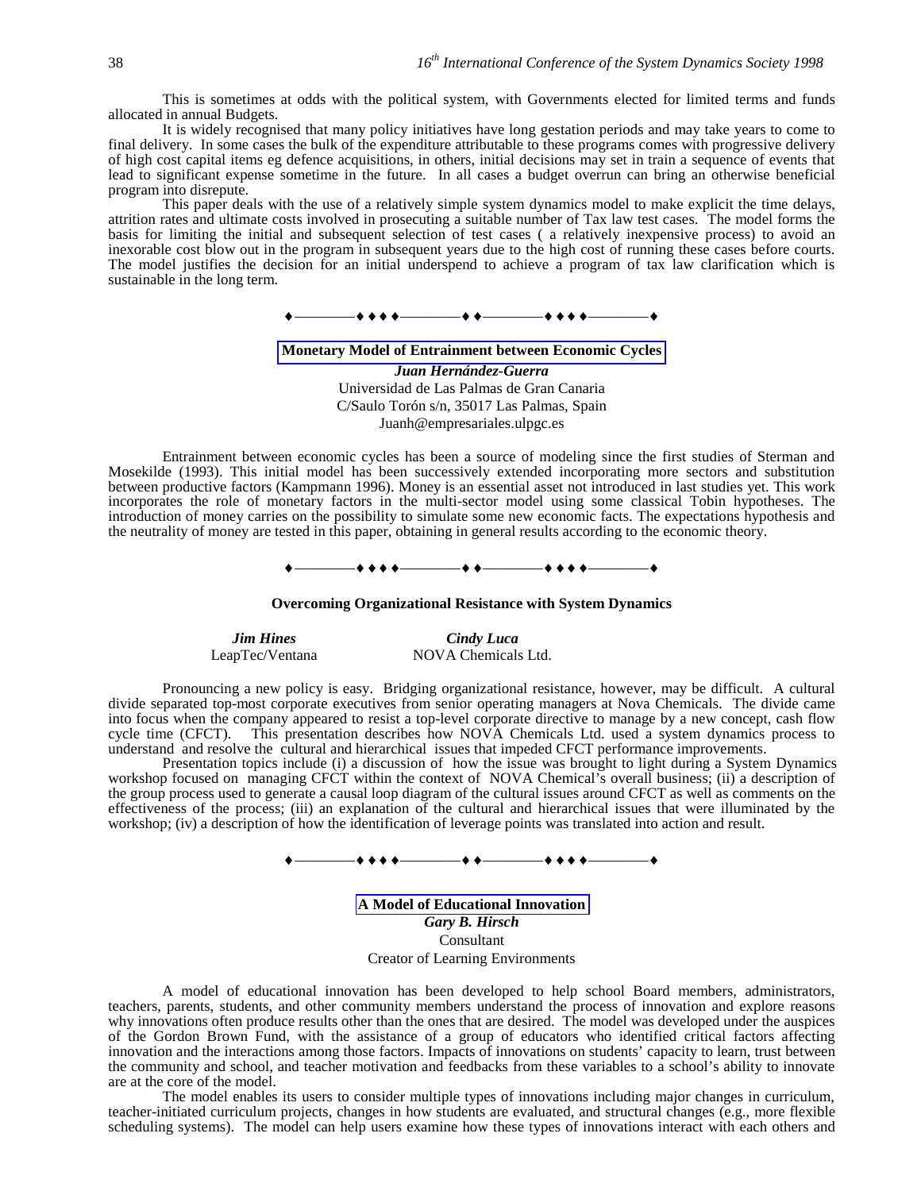This is sometimes at odds with the political system, with Governments elected for limited terms and funds allocated in annual Budgets.

It is widely recognised that many policy initiatives have long gestation periods and may take years to come to final delivery. In some cases the bulk of the expenditure attributable to these programs comes with progressive delivery of high cost capital items eg defence acquisitions, in others, initial decisions may set in train a sequence of events that lead to significant expense sometime in the future. In all cases a budget overrun can bring an otherwise beneficial program into disrepute.

This paper deals with the use of a relatively simple system dynamics model to make explicit the time delays, attrition rates and ultimate costs involved in prosecuting a suitable number of Tax law test cases. The model forms the basis for limiting the initial and subsequent selection of test cases ( a relatively inexpensive process) to avoid an inexorable cost blow out in the program in subsequent years due to the high cost of running these cases before courts. The model justifies the decision for an initial underspend to achieve a program of tax law clarification which is sustainable in the long term.

♦————♦♦♦♦————♦♦————♦♦♦♦————♦

**Monetary Model of Entrainment between Economic Cycles**

***Juan Hernández-Guerra***
Universidad de Las Palmas de Gran Canaria
C/Saulo Torón s/n, 35017 Las Palmas, Spain
Juanh@empresariales.ulpgc.es

Entrainment between economic cycles has been a source of modeling since the first studies of Sterman and Mosekilde (1993). This initial model has been successively extended incorporating more sectors and substitution between productive factors (Kampmann 1996). Money is an essential asset not introduced in last studies yet. This work incorporates the role of monetary factors in the multi-sector model using some classical Tobin hypotheses. The introduction of money carries on the possibility to simulate some new economic facts. The expectations hypothesis and the neutrality of money are tested in this paper, obtaining in general results according to the economic theory.

♦————♦♦♦♦————♦♦————♦♦♦♦————♦

**Overcoming Organizational Resistance with System Dynamics**

***Jim Hines***
LeapTec/Ventana

***Cindy Luca***
NOVA Chemicals Ltd.

Pronouncing a new policy is easy. Bridging organizational resistance, however, may be difficult. A cultural divide separated top-most corporate executives from senior operating managers at Nova Chemicals. The divide came into focus when the company appeared to resist a top-level corporate directive to manage by a new concept, cash flow cycle time (CFCT). This presentation describes how NOVA Chemicals Ltd. used a system dynamics process to understand and resolve the cultural and hierarchical issues that impeded CFCT performance improvements.

Presentation topics include (i) a discussion of how the issue was brought to light during a System Dynamics workshop focused on managing CFCT within the context of NOVA Chemical's overall business; (ii) a description of the group process used to generate a causal loop diagram of the cultural issues around CFCT as well as comments on the effectiveness of the process; (iii) an explanation of the cultural and hierarchical issues that were illuminated by the workshop; (iv) a description of how the identification of leverage points was translated into action and result.

♦————♦♦♦♦————♦♦————♦♦♦♦————♦

**A Model of Educational Innovation**

***Gary B. Hirsch***
Consultant
Creator of Learning Environments

A model of educational innovation has been developed to help school Board members, administrators, teachers, parents, students, and other community members understand the process of innovation and explore reasons why innovations often produce results other than the ones that are desired. The model was developed under the auspices of the Gordon Brown Fund, with the assistance of a group of educators who identified critical factors affecting innovation and the interactions among those factors. Impacts of innovations on students' capacity to learn, trust between the community and school, and teacher motivation and feedbacks from these variables to a school's ability to innovate are at the core of the model.

The model enables its users to consider multiple types of innovations including major changes in curriculum, teacher-initiated curriculum projects, changes in how students are evaluated, and structural changes (e.g., more flexible scheduling systems). The model can help users examine how these types of innovations interact with each others and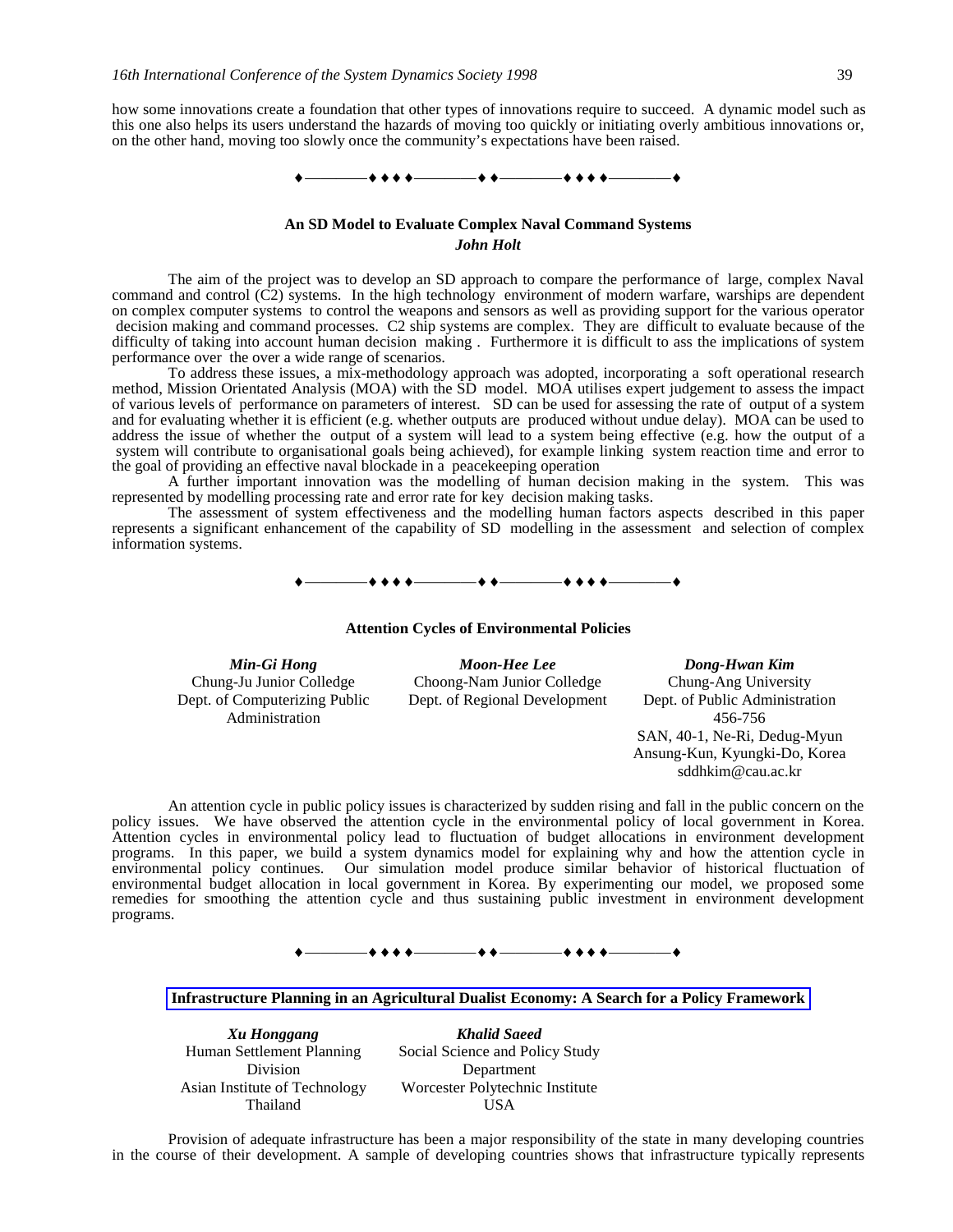how some innovations create a foundation that other types of innovations require to succeed. A dynamic model such as this one also helps its users understand the hazards of moving too quickly or initiating overly ambitious innovations or, on the other hand, moving too slowly once the community's expectations have been raised.

♦————♦♦♦♦————♦♦————♦♦♦♦————♦

### An SD Model to Evaluate Complex Naval Command Systems

***John Holt***

The aim of the project was to develop an SD approach to compare the performance of large, complex Naval command and control (C2) systems. In the high technology environment of modern warfare, warships are dependent on complex computer systems to control the weapons and sensors as well as providing support for the various operator decision making and command processes. C2 ship systems are complex. They are difficult to evaluate because of the difficulty of taking into account human decision making . Furthermore it is difficult to ass the implications of system performance over the over a wide range of scenarios.

To address these issues, a mix-methodology approach was adopted, incorporating a soft operational research method, Mission Orientated Analysis (MOA) with the SD model. MOA utilises expert judgement to assess the impact of various levels of performance on parameters of interest. SD can be used for assessing the rate of output of a system and for evaluating whether it is efficient (e.g. whether outputs are produced without undue delay). MOA can be used to address the issue of whether the output of a system will lead to a system being effective (e.g. how the output of a system will contribute to organisational goals being achieved), for example linking system reaction time and error to the goal of providing an effective naval blockade in a peacekeeping operation

A further important innovation was the modelling of human decision making in the system. This was represented by modelling processing rate and error rate for key decision making tasks.

The assessment of system effectiveness and the modelling human factors aspects described in this paper represents a significant enhancement of the capability of SD modelling in the assessment and selection of complex information systems.

♦————♦♦♦♦————♦♦————♦♦♦♦————♦

### Attention Cycles of Environmental Policies

***Min-Gi Hong***
Chung-Ju Junior Colledge
Dept. of Computerizing Public Administration

***Moon-Hee Lee***
Choong-Nam Junior Colledge
Dept. of Regional Development

***Dong-Hwan Kim***
Chung-Ang University
Dept. of Public Administration
456-756
SAN, 40-1, Ne-Ri, Dedug-Myun
Ansung-Kun, Kyungki-Do, Korea
sddhkim@cau.ac.kr

An attention cycle in public policy issues is characterized by sudden rising and fall in the public concern on the policy issues. We have observed the attention cycle in the environmental policy of local government in Korea. Attention cycles in environmental policy lead to fluctuation of budget allocations in environment development programs. In this paper, we build a system dynamics model for explaining why and how the attention cycle in environmental policy continues. Our simulation model produce similar behavior of historical fluctuation of environmental budget allocation in local government in Korea. By experimenting our model, we proposed some remedies for smoothing the attention cycle and thus sustaining public investment in environment development programs.

♦————♦♦♦♦————♦♦————♦♦♦♦————♦

### Infrastructure Planning in an Agricultural Dualist Economy: A Search for a Policy Framework

***Xu Honggang***
Human Settlement Planning Division
Asian Institute of Technology
Thailand

***Khalid Saeed***
Social Science and Policy Study Department
Worcester Polytechnic Institute
USA

Provision of adequate infrastructure has been a major responsibility of the state in many developing countries in the course of their development. A sample of developing countries shows that infrastructure typically represents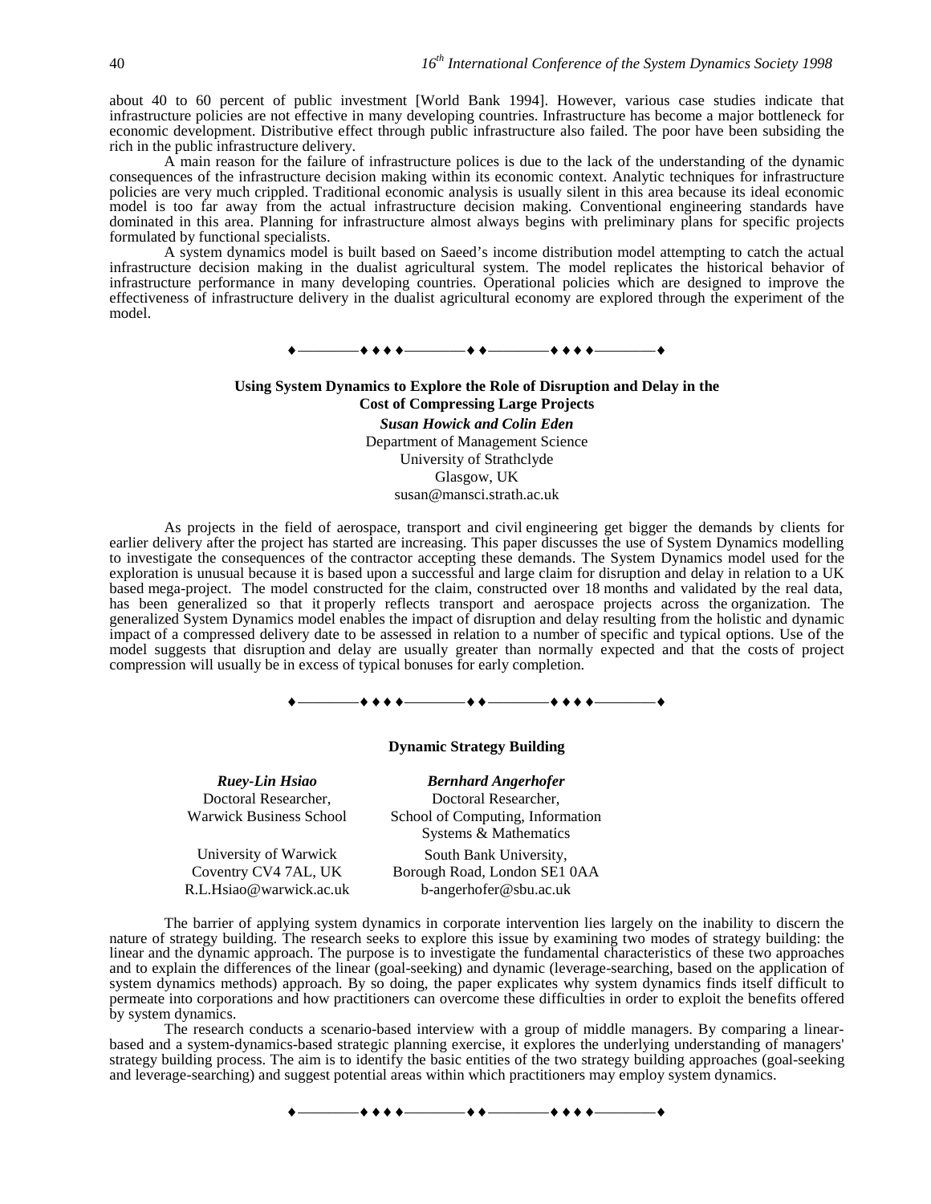about 40 to 60 percent of public investment [World Bank 1994]. However, various case studies indicate that infrastructure policies are not effective in many developing countries. Infrastructure has become a major bottleneck for economic development. Distributive effect through public infrastructure also failed. The poor have been subsiding the rich in the public infrastructure delivery.

A main reason for the failure of infrastructure polices is due to the lack of the understanding of the dynamic consequences of the infrastructure decision making within its economic context. Analytic techniques for infrastructure policies are very much crippled. Traditional economic analysis is usually silent in this area because its ideal economic model is too far away from the actual infrastructure decision making. Conventional engineering standards have dominated in this area. Planning for infrastructure almost always begins with preliminary plans for specific projects formulated by functional specialists.

A system dynamics model is built based on Saeed's income distribution model attempting to catch the actual infrastructure decision making in the dualist agricultural system. The model replicates the historical behavior of infrastructure performance in many developing countries. Operational policies which are designed to improve the effectiveness of infrastructure delivery in the dualist agricultural economy are explored through the experiment of the model.

♦————♦♦♦♦————♦♦————♦♦♦♦————♦

**Using System Dynamics to Explore the Role of Disruption and Delay in the Cost of Compressing Large Projects**

***Susan Howick and Colin Eden***
Department of Management Science
University of Strathclyde
Glasgow, UK
susan@mansci.strath.ac.uk

As projects in the field of aerospace, transport and civil engineering get bigger the demands by clients for earlier delivery after the project has started are increasing. This paper discusses the use of System Dynamics modelling to investigate the consequences of the contractor accepting these demands. The System Dynamics model used for the exploration is unusual because it is based upon a successful and large claim for disruption and delay in relation to a UK based mega-project. The model constructed for the claim, constructed over 18 months and validated by the real data, has been generalized so that it properly reflects transport and aerospace projects across the organization. The generalized System Dynamics model enables the impact of disruption and delay resulting from the holistic and dynamic impact of a compressed delivery date to be assessed in relation to a number of specific and typical options. Use of the model suggests that disruption and delay are usually greater than normally expected and that the costs of project compression will usually be in excess of typical bonuses for early completion.

♦————♦♦♦♦————♦♦————♦♦♦♦————♦

**Dynamic Strategy Building**

***Ruey-Lin Hsiao***
Doctoral Researcher,
Warwick Business School
University of Warwick
Coventry CV4 7AL, UK
R.L.Hsiao@warwick.ac.uk

***Bernhard Angerhofer***
Doctoral Researcher,
School of Computing, Information Systems & Mathematics
South Bank University,
Borough Road, London SE1 0AA
b-angerhofer@sbu.ac.uk

The barrier of applying system dynamics in corporate intervention lies largely on the inability to discern the nature of strategy building. The research seeks to explore this issue by examining two modes of strategy building: the linear and the dynamic approach. The purpose is to investigate the fundamental characteristics of these two approaches and to explain the differences of the linear (goal-seeking) and dynamic (leverage-searching, based on the application of system dynamics methods) approach. By so doing, the paper explicates why system dynamics finds itself difficult to permeate into corporations and how practitioners can overcome these difficulties in order to exploit the benefits offered by system dynamics.

The research conducts a scenario-based interview with a group of middle managers. By comparing a linear-based and a system-dynamics-based strategic planning exercise, it explores the underlying understanding of managers' strategy building process. The aim is to identify the basic entities of the two strategy building approaches (goal-seeking and leverage-searching) and suggest potential areas within which practitioners may employ system dynamics.

♦————♦♦♦♦————♦♦————♦♦♦♦————♦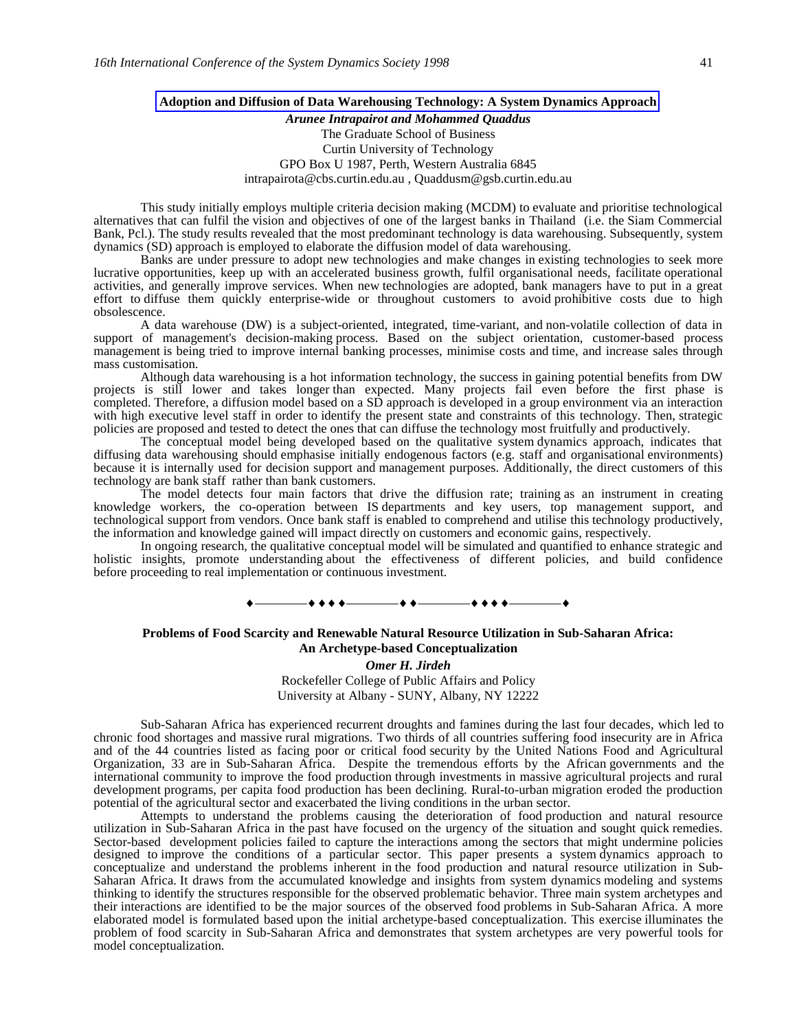## Adoption and Diffusion of Data Warehousing Technology: A System Dynamics Approach

***Arunee Intrapairot and Mohammed Quaddus***
The Graduate School of Business
Curtin University of Technology
GPO Box U 1987, Perth, Western Australia 6845
intrapairota@cbs.curtin.edu.au , Quaddusm@gsb.curtin.edu.au

This study initially employs multiple criteria decision making (MCDM) to evaluate and prioritise technological alternatives that can fulfil the vision and objectives of one of the largest banks in Thailand (i.e. the Siam Commercial Bank, Pcl.). The study results revealed that the most predominant technology is data warehousing. Subsequently, system dynamics (SD) approach is employed to elaborate the diffusion model of data warehousing.

Banks are under pressure to adopt new technologies and make changes in existing technologies to seek more lucrative opportunities, keep up with an accelerated business growth, fulfil organisational needs, facilitate operational activities, and generally improve services. When new technologies are adopted, bank managers have to put in a great effort to diffuse them quickly enterprise-wide or throughout customers to avoid prohibitive costs due to high obsolescence.

A data warehouse (DW) is a subject-oriented, integrated, time-variant, and non-volatile collection of data in support of management's decision-making process. Based on the subject orientation, customer-based process management is being tried to improve internal banking processes, minimise costs and time, and increase sales through mass customisation.

Although data warehousing is a hot information technology, the success in gaining potential benefits from DW projects is still lower and takes longer than expected. Many projects fail even before the first phase is completed. Therefore, a diffusion model based on a SD approach is developed in a group environment via an interaction with high executive level staff in order to identify the present state and constraints of this technology. Then, strategic policies are proposed and tested to detect the ones that can diffuse the technology most fruitfully and productively.

The conceptual model being developed based on the qualitative system dynamics approach, indicates that diffusing data warehousing should emphasise initially endogenous factors (e.g. staff and organisational environments) because it is internally used for decision support and management purposes. Additionally, the direct customers of this technology are bank staff rather than bank customers.

The model detects four main factors that drive the diffusion rate; training as an instrument in creating knowledge workers, the co-operation between IS departments and key users, top management support, and technological support from vendors. Once bank staff is enabled to comprehend and utilise this technology productively, the information and knowledge gained will impact directly on customers and economic gains, respectively.

In ongoing research, the qualitative conceptual model will be simulated and quantified to enhance strategic and holistic insights, promote understanding about the effectiveness of different policies, and build confidence before proceeding to real implementation or continuous investment.

♦————♦♦♦♦————♦♦————♦♦♦♦————♦

## Problems of Food Scarcity and Renewable Natural Resource Utilization in Sub-Saharan Africa: An Archetype-based Conceptualization

***Omer H. Jirdeh***
Rockefeller College of Public Affairs and Policy
University at Albany - SUNY, Albany, NY 12222

Sub-Saharan Africa has experienced recurrent droughts and famines during the last four decades, which led to chronic food shortages and massive rural migrations. Two thirds of all countries suffering food insecurity are in Africa and of the 44 countries listed as facing poor or critical food security by the United Nations Food and Agricultural Organization, 33 are in Sub-Saharan Africa. Despite the tremendous efforts by the African governments and the international community to improve the food production through investments in massive agricultural projects and rural development programs, per capita food production has been declining. Rural-to-urban migration eroded the production potential of the agricultural sector and exacerbated the living conditions in the urban sector.

Attempts to understand the problems causing the deterioration of food production and natural resource utilization in Sub-Saharan Africa in the past have focused on the urgency of the situation and sought quick remedies. Sector-based development policies failed to capture the interactions among the sectors that might undermine policies designed to improve the conditions of a particular sector. This paper presents a system dynamics approach to conceptualize and understand the problems inherent in the food production and natural resource utilization in Sub-Saharan Africa. It draws from the accumulated knowledge and insights from system dynamics modeling and systems thinking to identify the structures responsible for the observed problematic behavior. Three main system archetypes and their interactions are identified to be the major sources of the observed food problems in Sub-Saharan Africa. A more elaborated model is formulated based upon the initial archetype-based conceptualization. This exercise illuminates the problem of food scarcity in Sub-Saharan Africa and demonstrates that system archetypes are very powerful tools for model conceptualization.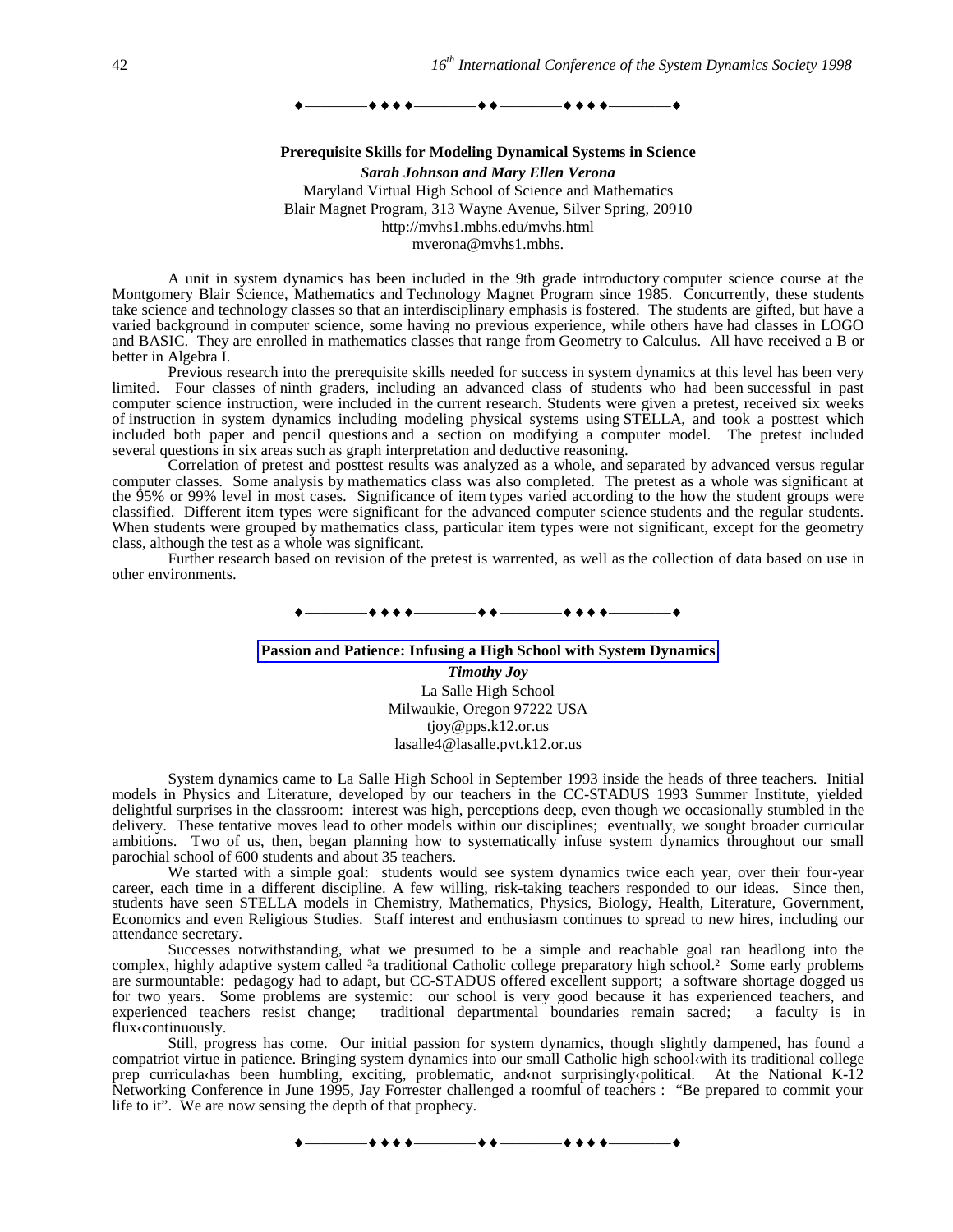♦————♦ ♦ ♦ ♦————♦ ♦————♦ ♦ ♦ ♦————♦

## Prerequisite Skills for Modeling Dynamical Systems in Science

***Sarah Johnson and Mary Ellen Verona***
Maryland Virtual High School of Science and Mathematics
Blair Magnet Program, 313 Wayne Avenue, Silver Spring, 20910
http://mvhs1.mbhs.edu/mvhs.html
mverona@mvhs1.mbhs.

A unit in system dynamics has been included in the 9th grade introductory computer science course at the Montgomery Blair Science, Mathematics and Technology Magnet Program since 1985. Concurrently, these students take science and technology classes so that an interdisciplinary emphasis is fostered. The students are gifted, but have a varied background in computer science, some having no previous experience, while others have had classes in LOGO and BASIC. They are enrolled in mathematics classes that range from Geometry to Calculus. All have received a B or better in Algebra I.

Previous research into the prerequisite skills needed for success in system dynamics at this level has been very limited. Four classes of ninth graders, including an advanced class of students who had been successful in past computer science instruction, were included in the current research. Students were given a pretest, received six weeks of instruction in system dynamics including modeling physical systems using STELLA, and took a posttest which included both paper and pencil questions and a section on modifying a computer model. The pretest included several questions in six areas such as graph interpretation and deductive reasoning.

Correlation of pretest and posttest results was analyzed as a whole, and separated by advanced versus regular computer classes. Some analysis by mathematics class was also completed. The pretest as a whole was significant at the 95% or 99% level in most cases. Significance of item types varied according to the how the student groups were classified. Different item types were significant for the advanced computer science students and the regular students. When students were grouped by mathematics class, particular item types were not significant, except for the geometry class, although the test as a whole was significant.

Further research based on revision of the pretest is warrented, as well as the collection of data based on use in other environments.

♦————♦ ♦ ♦ ♦————♦ ♦————♦ ♦ ♦ ♦————♦

## Passion and Patience: Infusing a High School with System Dynamics

***Timothy Joy***
La Salle High School
Milwaukie, Oregon 97222 USA
tjoy@pps.k12.or.us
lasalle4@lasalle.pvt.k12.or.us

System dynamics came to La Salle High School in September 1993 inside the heads of three teachers. Initial models in Physics and Literature, developed by our teachers in the CC-STADUS 1993 Summer Institute, yielded delightful surprises in the classroom: interest was high, perceptions deep, even though we occasionally stumbled in the delivery. These tentative moves lead to other models within our disciplines; eventually, we sought broader curricular ambitions. Two of us, then, began planning how to systematically infuse system dynamics throughout our small parochial school of 600 students and about 35 teachers.

We started with a simple goal: students would see system dynamics twice each year, over their four-year career, each time in a different discipline. A few willing, risk-taking teachers responded to our ideas. Since then, students have seen STELLA models in Chemistry, Mathematics, Physics, Biology, Health, Literature, Government, Economics and even Religious Studies. Staff interest and enthusiasm continues to spread to new hires, including our attendance secretary.

Successes notwithstanding, what we presumed to be a simple and reachable goal ran headlong into the complex, highly adaptive system called ³a traditional Catholic college preparatory high school.² Some early problems are surmountable: pedagogy had to adapt, but CC-STADUS offered excellent support; a software shortage dogged us for two years. Some problems are systemic: our school is very good because it has experienced teachers, and experienced teachers resist change; traditional departmental boundaries remain sacred; a faculty is in flux‹continuously.

Still, progress has come. Our initial passion for system dynamics, though slightly dampened, has found a compatriot virtue in patience. Bringing system dynamics into our small Catholic high school‹with its traditional college prep curricula‹has been humbling, exciting, problematic, and‹not surprisingly‹political. At the National K-12 Networking Conference in June 1995, Jay Forrester challenged a roomful of teachers : "Be prepared to commit your life to it". We are now sensing the depth of that prophecy.

♦————♦ ♦ ♦ ♦————♦ ♦————♦ ♦ ♦ ♦————♦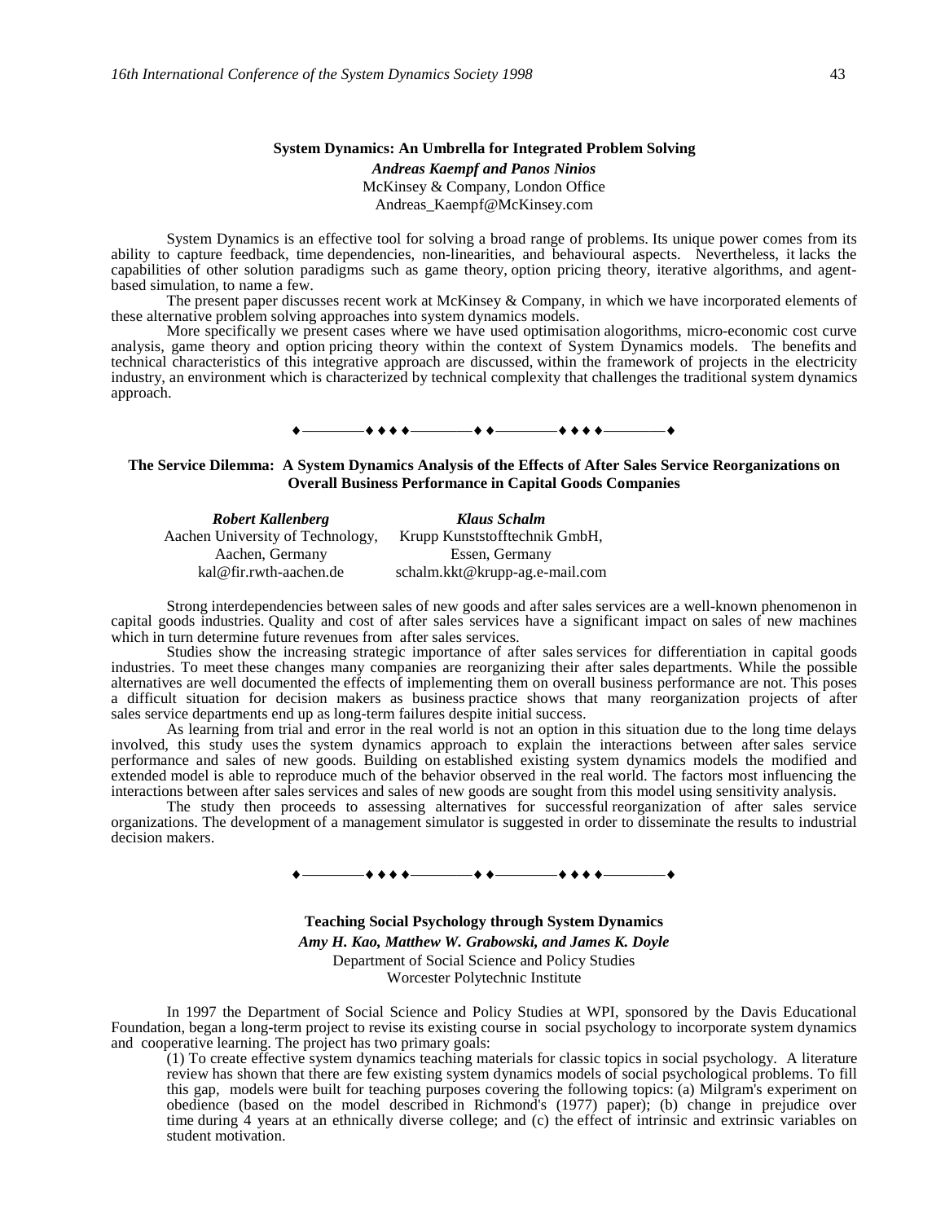### System Dynamics: An Umbrella for Integrated Problem Solving

***Andreas Kaempf and Panos Ninios***
McKinsey & Company, London Office
Andreas_Kaempf@McKinsey.com

System Dynamics is an effective tool for solving a broad range of problems. Its unique power comes from its ability to capture feedback, time dependencies, non-linearities, and behavioural aspects. Nevertheless, it lacks the capabilities of other solution paradigms such as game theory, option pricing theory, iterative algorithms, and agent-based simulation, to name a few.

The present paper discusses recent work at McKinsey & Company, in which we have incorporated elements of these alternative problem solving approaches into system dynamics models.

More specifically we present cases where we have used optimisation alogorithms, micro-economic cost curve analysis, game theory and option pricing theory within the context of System Dynamics models. The benefits and technical characteristics of this integrative approach are discussed, within the framework of projects in the electricity industry, an environment which is characterized by technical complexity that challenges the traditional system dynamics approach.

♦————♦♦♦♦————♦♦————♦♦♦♦————♦

### The Service Dilemma: A System Dynamics Analysis of the Effects of After Sales Service Reorganizations on Overall Business Performance in Capital Goods Companies

***Robert Kallenberg***
Aachen University of Technology,
Aachen, Germany
kal@fir.rwth-aachen.de

***Klaus Schalm***
Krupp Kunststofftechnik GmbH,
Essen, Germany
schalm.kkt@krupp-ag.e-mail.com

Strong interdependencies between sales of new goods and after sales services are a well-known phenomenon in capital goods industries. Quality and cost of after sales services have a significant impact on sales of new machines which in turn determine future revenues from after sales services.

Studies show the increasing strategic importance of after sales services for differentiation in capital goods industries. To meet these changes many companies are reorganizing their after sales departments. While the possible alternatives are well documented the effects of implementing them on overall business performance are not. This poses a difficult situation for decision makers as business practice shows that many reorganization projects of after sales service departments end up as long-term failures despite initial success.

As learning from trial and error in the real world is not an option in this situation due to the long time delays involved, this study uses the system dynamics approach to explain the interactions between after sales service performance and sales of new goods. Building on established existing system dynamics models the modified and extended model is able to reproduce much of the behavior observed in the real world. The factors most influencing the interactions between after sales services and sales of new goods are sought from this model using sensitivity analysis.

The study then proceeds to assessing alternatives for successful reorganization of after sales service organizations. The development of a management simulator is suggested in order to disseminate the results to industrial decision makers.

♦————♦♦♦♦————♦♦————♦♦♦♦————♦

### Teaching Social Psychology through System Dynamics

***Amy H. Kao, Matthew W. Grabowski, and James K. Doyle***
Department of Social Science and Policy Studies
Worcester Polytechnic Institute

In 1997 the Department of Social Science and Policy Studies at WPI, sponsored by the Davis Educational Foundation, began a long-term project to revise its existing course in social psychology to incorporate system dynamics and cooperative learning. The project has two primary goals:

(1) To create effective system dynamics teaching materials for classic topics in social psychology. A literature review has shown that there are few existing system dynamics models of social psychological problems. To fill this gap, models were built for teaching purposes covering the following topics: (a) Milgram's experiment on obedience (based on the model described in Richmond's (1977) paper); (b) change in prejudice over time during 4 years at an ethnically diverse college; and (c) the effect of intrinsic and extrinsic variables on student motivation.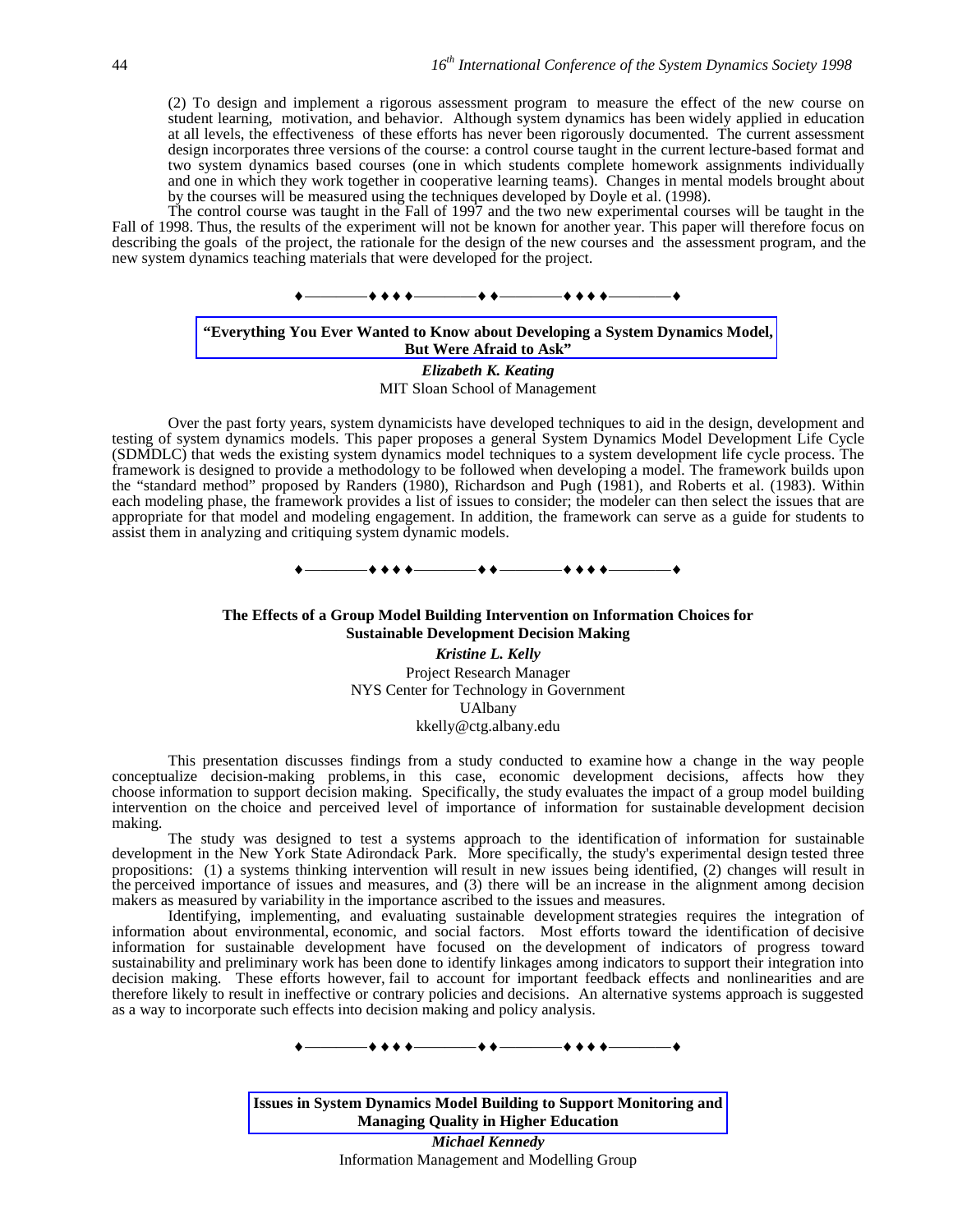(2) To design and implement a rigorous assessment program to measure the effect of the new course on student learning, motivation, and behavior. Although system dynamics has been widely applied in education at all levels, the effectiveness of these efforts has never been rigorously documented. The current assessment design incorporates three versions of the course: a control course taught in the current lecture-based format and two system dynamics based courses (one in which students complete homework assignments individually and one in which they work together in cooperative learning teams). Changes in mental models brought about by the courses will be measured using the techniques developed by Doyle et al. (1998).

The control course was taught in the Fall of 1997 and the two new experimental courses will be taught in the Fall of 1998. Thus, the results of the experiment will not be known for another year. This paper will therefore focus on describing the goals of the project, the rationale for the design of the new courses and the assessment program, and the new system dynamics teaching materials that were developed for the project.

♦————♦♦♦♦————♦♦————♦♦♦♦————♦

## "Everything You Ever Wanted to Know about Developing a System Dynamics Model, But Were Afraid to Ask"

***Elizabeth K. Keating***
MIT Sloan School of Management

Over the past forty years, system dynamicists have developed techniques to aid in the design, development and testing of system dynamics models. This paper proposes a general System Dynamics Model Development Life Cycle (SDMDLC) that weds the existing system dynamics model techniques to a system development life cycle process. The framework is designed to provide a methodology to be followed when developing a model. The framework builds upon the "standard method" proposed by Randers (1980), Richardson and Pugh (1981), and Roberts et al. (1983). Within each modeling phase, the framework provides a list of issues to consider; the modeler can then select the issues that are appropriate for that model and modeling engagement. In addition, the framework can serve as a guide for students to assist them in analyzing and critiquing system dynamic models.

♦————♦♦♦♦————♦♦————♦♦♦♦————♦

## The Effects of a Group Model Building Intervention on Information Choices for Sustainable Development Decision Making

***Kristine L. Kelly***
Project Research Manager
NYS Center for Technology in Government
UAlbany
kkelly@ctg.albany.edu

This presentation discusses findings from a study conducted to examine how a change in the way people conceptualize decision-making problems, in this case, economic development decisions, affects how they choose information to support decision making. Specifically, the study evaluates the impact of a group model building intervention on the choice and perceived level of importance of information for sustainable development decision making.

The study was designed to test a systems approach to the identification of information for sustainable development in the New York State Adirondack Park. More specifically, the study's experimental design tested three propositions: (1) a systems thinking intervention will result in new issues being identified, (2) changes will result in the perceived importance of issues and measures, and (3) there will be an increase in the alignment among decision makers as measured by variability in the importance ascribed to the issues and measures.

Identifying, implementing, and evaluating sustainable development strategies requires the integration of information about environmental, economic, and social factors. Most efforts toward the identification of decisive information for sustainable development have focused on the development of indicators of progress toward sustainability and preliminary work has been done to identify linkages among indicators to support their integration into decision making. These efforts however, fail to account for important feedback effects and nonlinearities and are therefore likely to result in ineffective or contrary policies and decisions. An alternative systems approach is suggested as a way to incorporate such effects into decision making and policy analysis.

♦————♦♦♦♦————♦♦————♦♦♦♦————♦

## Issues in System Dynamics Model Building to Support Monitoring and Managing Quality in Higher Education

***Michael Kennedy***
Information Management and Modelling Group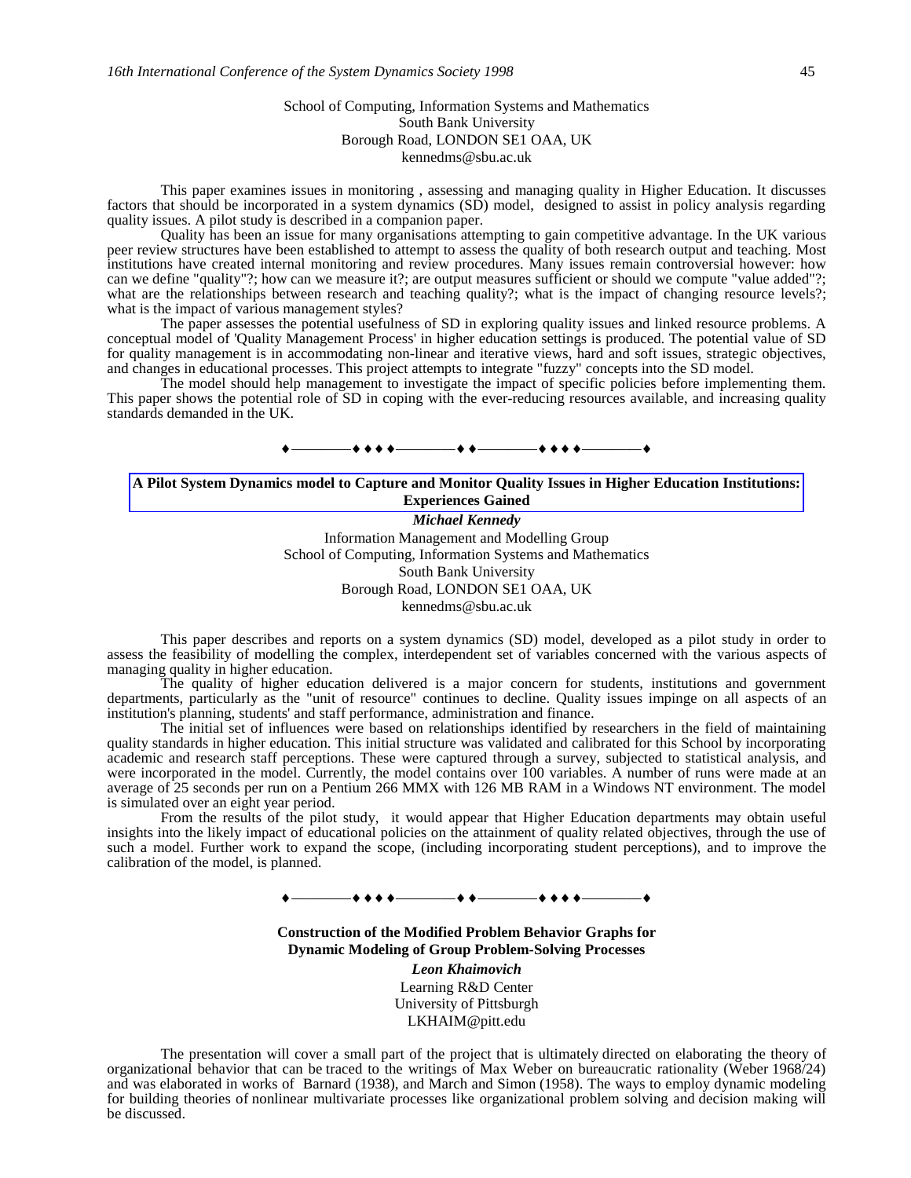School of Computing, Information Systems and Mathematics
South Bank University
Borough Road, LONDON SE1 OAA, UK
kennedms@sbu.ac.uk

This paper examines issues in monitoring , assessing and managing quality in Higher Education. It discusses factors that should be incorporated in a system dynamics (SD) model, designed to assist in policy analysis regarding quality issues. A pilot study is described in a companion paper.

Quality has been an issue for many organisations attempting to gain competitive advantage. In the UK various peer review structures have been established to attempt to assess the quality of both research output and teaching. Most institutions have created internal monitoring and review procedures. Many issues remain controversial however: how can we define "quality"?; how can we measure it?; are output measures sufficient or should we compute "value added"?; what are the relationships between research and teaching quality?; what is the impact of changing resource levels?; what is the impact of various management styles?

The paper assesses the potential usefulness of SD in exploring quality issues and linked resource problems. A conceptual model of 'Quality Management Process' in higher education settings is produced. The potential value of SD for quality management is in accommodating non-linear and iterative views, hard and soft issues, strategic objectives, and changes in educational processes. This project attempts to integrate "fuzzy" concepts into the SD model.

The model should help management to investigate the impact of specific policies before implementing them. This paper shows the potential role of SD in coping with the ever-reducing resources available, and increasing quality standards demanded in the UK.

♦————♦♦♦♦————♦♦————♦♦♦♦————♦

## A Pilot System Dynamics model to Capture and Monitor Quality Issues in Higher Education Institutions: Experiences Gained

***Michael Kennedy***

Information Management and Modelling Group
School of Computing, Information Systems and Mathematics
South Bank University
Borough Road, LONDON SE1 OAA, UK
kennedms@sbu.ac.uk

This paper describes and reports on a system dynamics (SD) model, developed as a pilot study in order to assess the feasibility of modelling the complex, interdependent set of variables concerned with the various aspects of managing quality in higher education.

The quality of higher education delivered is a major concern for students, institutions and government departments, particularly as the "unit of resource" continues to decline. Quality issues impinge on all aspects of an institution's planning, students' and staff performance, administration and finance.

The initial set of influences were based on relationships identified by researchers in the field of maintaining quality standards in higher education. This initial structure was validated and calibrated for this School by incorporating academic and research staff perceptions. These were captured through a survey, subjected to statistical analysis, and were incorporated in the model. Currently, the model contains over 100 variables. A number of runs were made at an average of 25 seconds per run on a Pentium 266 MMX with 126 MB RAM in a Windows NT environment. The model is simulated over an eight year period.

From the results of the pilot study, it would appear that Higher Education departments may obtain useful insights into the likely impact of educational policies on the attainment of quality related objectives, through the use of such a model. Further work to expand the scope, (including incorporating student perceptions), and to improve the calibration of the model, is planned.

♦————♦♦♦♦————♦♦————♦♦♦♦————♦

## Construction of the Modified Problem Behavior Graphs for Dynamic Modeling of Group Problem-Solving Processes

***Leon Khaimovich***

Learning R&D Center
University of Pittsburgh
LKHAIM@pitt.edu

The presentation will cover a small part of the project that is ultimately directed on elaborating the theory of organizational behavior that can be traced to the writings of Max Weber on bureaucratic rationality (Weber 1968/24) and was elaborated in works of Barnard (1938), and March and Simon (1958). The ways to employ dynamic modeling for building theories of nonlinear multivariate processes like organizational problem solving and decision making will be discussed.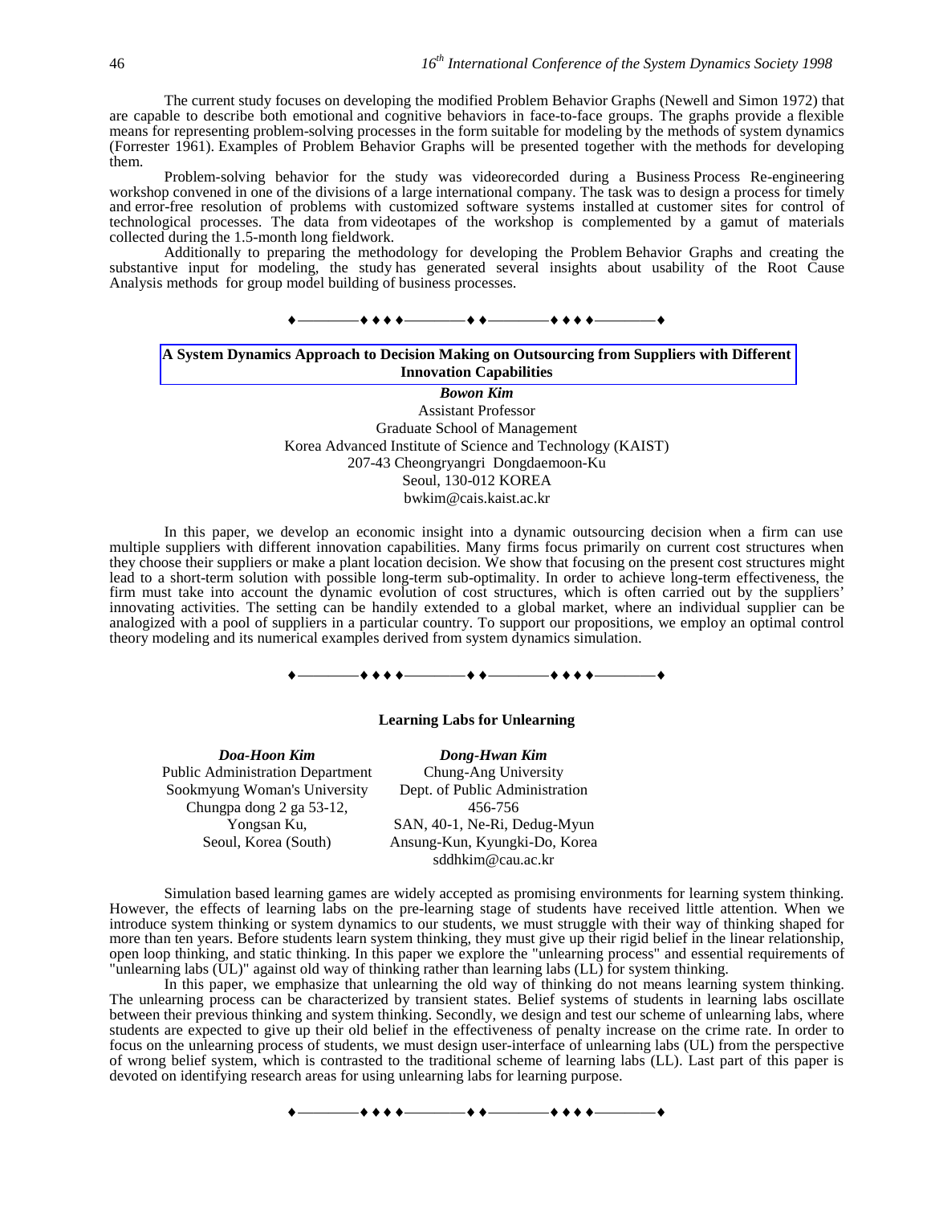The current study focuses on developing the modified Problem Behavior Graphs (Newell and Simon 1972) that are capable to describe both emotional and cognitive behaviors in face-to-face groups. The graphs provide a flexible means for representing problem-solving processes in the form suitable for modeling by the methods of system dynamics (Forrester 1961). Examples of Problem Behavior Graphs will be presented together with the methods for developing them.

Problem-solving behavior for the study was videorecorded during a Business Process Re-engineering workshop convened in one of the divisions of a large international company. The task was to design a process for timely and error-free resolution of problems with customized software systems installed at customer sites for control of technological processes. The data from videotapes of the workshop is complemented by a gamut of materials collected during the 1.5-month long fieldwork.

Additionally to preparing the methodology for developing the Problem Behavior Graphs and creating the substantive input for modeling, the study has generated several insights about usability of the Root Cause Analysis methods for group model building of business processes.

♦————♦♦♦♦————♦♦————♦♦♦♦————♦

## A System Dynamics Approach to Decision Making on Outsourcing from Suppliers with Different Innovation Capabilities

***Bowon Kim***
Assistant Professor
Graduate School of Management
Korea Advanced Institute of Science and Technology (KAIST)
207-43 Cheongryangri Dongdaemoon-Ku
Seoul, 130-012 KOREA
bwkim@cais.kaist.ac.kr

In this paper, we develop an economic insight into a dynamic outsourcing decision when a firm can use multiple suppliers with different innovation capabilities. Many firms focus primarily on current cost structures when they choose their suppliers or make a plant location decision. We show that focusing on the present cost structures might lead to a short-term solution with possible long-term sub-optimality. In order to achieve long-term effectiveness, the firm must take into account the dynamic evolution of cost structures, which is often carried out by the suppliers' innovating activities. The setting can be handily extended to a global market, where an individual supplier can be analogized with a pool of suppliers in a particular country. To support our propositions, we employ an optimal control theory modeling and its numerical examples derived from system dynamics simulation.

♦————♦♦♦♦————♦♦————♦♦♦♦————♦

## Learning Labs for Unlearning

***Doa-Hoon Kim***
Public Administration Department
Sookmyung Woman's University
Chungpa dong 2 ga 53-12,
Yongsan Ku,
Seoul, Korea (South)

***Dong-Hwan Kim***
Chung-Ang University
Dept. of Public Administration
456-756
SAN, 40-1, Ne-Ri, Dedug-Myun
Ansung-Kun, Kyungki-Do, Korea
sddhkim@cau.ac.kr

Simulation based learning games are widely accepted as promising environments for learning system thinking. However, the effects of learning labs on the pre-learning stage of students have received little attention. When we introduce system thinking or system dynamics to our students, we must struggle with their way of thinking shaped for more than ten years. Before students learn system thinking, they must give up their rigid belief in the linear relationship, open loop thinking, and static thinking. In this paper we explore the "unlearning process" and essential requirements of "unlearning labs (UL)" against old way of thinking rather than learning labs (LL) for system thinking.

In this paper, we emphasize that unlearning the old way of thinking do not means learning system thinking. The unlearning process can be characterized by transient states. Belief systems of students in learning labs oscillate between their previous thinking and system thinking. Secondly, we design and test our scheme of unlearning labs, where students are expected to give up their old belief in the effectiveness of penalty increase on the crime rate. In order to focus on the unlearning process of students, we must design user-interface of unlearning labs (UL) from the perspective of wrong belief system, which is contrasted to the traditional scheme of learning labs (LL). Last part of this paper is devoted on identifying research areas for using unlearning labs for learning purpose.

♦————♦♦♦♦————♦♦————♦♦♦♦————♦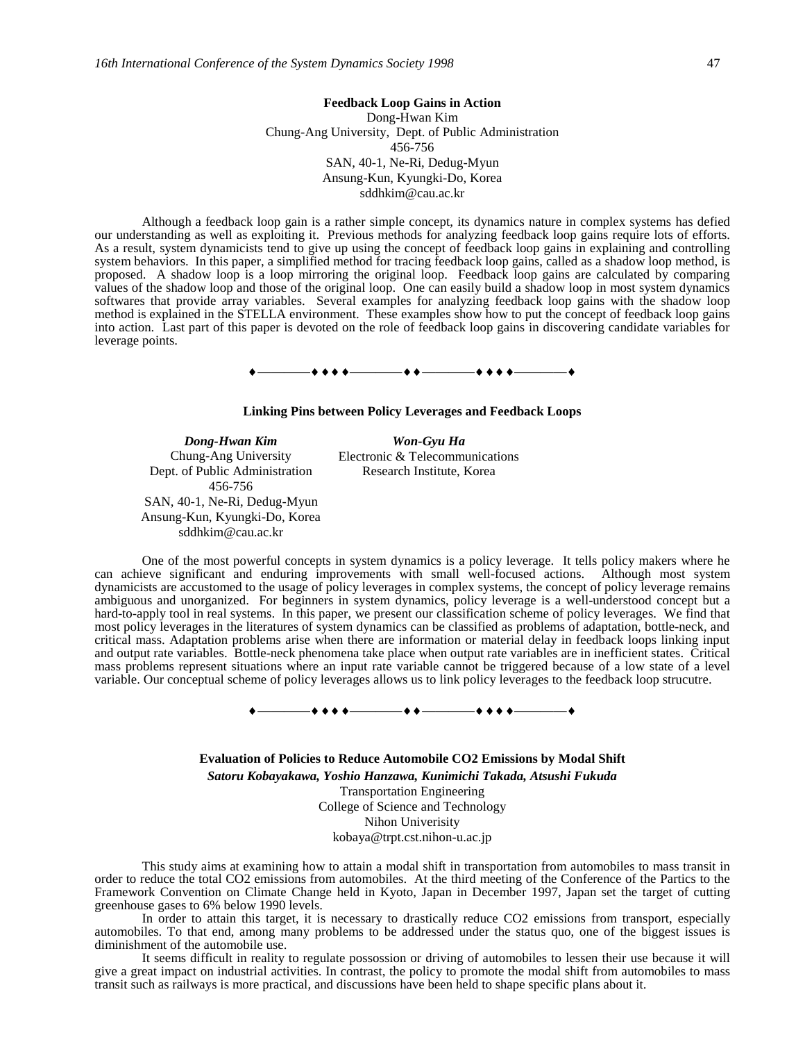**Feedback Loop Gains in Action**

Dong-Hwan Kim
Chung-Ang University, Dept. of Public Administration
456-756
SAN, 40-1, Ne-Ri, Dedug-Myun
Ansung-Kun, Kyungki-Do, Korea
sddhkim@cau.ac.kr

Although a feedback loop gain is a rather simple concept, its dynamics nature in complex systems has defied our understanding as well as exploiting it. Previous methods for analyzing feedback loop gains require lots of efforts. As a result, system dynamicists tend to give up using the concept of feedback loop gains in explaining and controlling system behaviors. In this paper, a simplified method for tracing feedback loop gains, called as a shadow loop method, is proposed. A shadow loop is a loop mirroring the original loop. Feedback loop gains are calculated by comparing values of the shadow loop and those of the original loop. One can easily build a shadow loop in most system dynamics softwares that provide array variables. Several examples for analyzing feedback loop gains with the shadow loop method is explained in the STELLA environment. These examples show how to put the concept of feedback loop gains into action. Last part of this paper is devoted on the role of feedback loop gains in discovering candidate variables for leverage points.

♦————♦♦♦♦————♦♦————♦♦♦♦————♦

**Linking Pins between Policy Leverages and Feedback Loops**

***Dong-Hwan Kim***
Chung-Ang University
Dept. of Public Administration
456-756
SAN, 40-1, Ne-Ri, Dedug-Myun
Ansung-Kun, Kyungki-Do, Korea
sddhkim@cau.ac.kr

***Won-Gyu Ha***
Electronic & Telecommunications
Research Institute, Korea

One of the most powerful concepts in system dynamics is a policy leverage. It tells policy makers where he can achieve significant and enduring improvements with small well-focused actions. Although most system dynamicists are accustomed to the usage of policy leverages in complex systems, the concept of policy leverage remains ambiguous and unorganized. For beginners in system dynamics, policy leverage is a well-understood concept but a hard-to-apply tool in real systems. In this paper, we present our classification scheme of policy leverages. We find that most policy leverages in the literatures of system dynamics can be classified as problems of adaptation, bottle-neck, and critical mass. Adaptation problems arise when there are information or material delay in feedback loops linking input and output rate variables. Bottle-neck phenomena take place when output rate variables are in inefficient states. Critical mass problems represent situations where an input rate variable cannot be triggered because of a low state of a level variable. Our conceptual scheme of policy leverages allows us to link policy leverages to the feedback loop strucutre.

♦————♦♦♦♦————♦♦————♦♦♦♦————♦

**Evaluation of Policies to Reduce Automobile CO2 Emissions by Modal Shift**

***Satoru Kobayakawa, Yoshio Hanzawa, Kunimichi Takada, Atsushi Fukuda***
Transportation Engineering
College of Science and Technology
Nihon Univerisity
kobaya@trpt.cst.nihon-u.ac.jp

This study aims at examining how to attain a modal shift in transportation from automobiles to mass transit in order to reduce the total $CO_2$ emissions from automobiles. At the third meeting of the Conference of the Partics to the Framework Convention on Climate Change held in Kyoto, Japan in December 1997, Japan set the target of cutting greenhouse gases to 6% below 1990 levels.

In order to attain this target, it is necessary to drastically reduce $CO_2$ emissions from transport, especially automobiles. To that end, among many problems to be addressed under the status quo, one of the biggest issues is diminishment of the automobile use.

It seems difficult in reality to regulate possossion or driving of automobiles to lessen their use because it will give a great impact on industrial activities. In contrast, the policy to promote the modal shift from automobiles to mass transit such as railways is more practical, and discussions have been held to shape specific plans about it.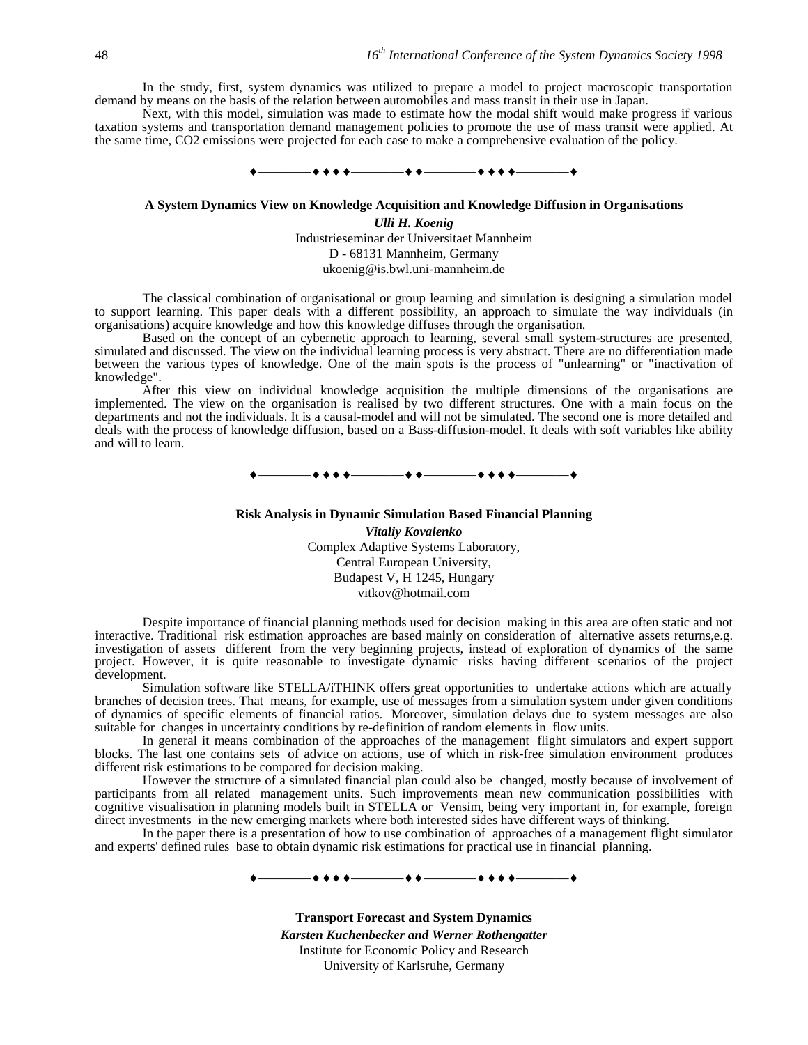In the study, first, system dynamics was utilized to prepare a model to project macroscopic transportation demand by means on the basis of the relation between automobiles and mass transit in their use in Japan.

Next, with this model, simulation was made to estimate how the modal shift would make progress if various taxation systems and transportation demand management policies to promote the use of mass transit were applied. At the same time, $CO_2$ emissions were projected for each case to make a comprehensive evaluation of the policy.

♦————♦♦♦♦————♦♦————♦♦♦♦————♦

### A System Dynamics View on Knowledge Acquisition and Knowledge Diffusion in Organisations

***Ulli H. Koenig***
Industrieseminar der Universitaet Mannheim
D - 68131 Mannheim, Germany
ukoenig@is.bwl.uni-mannheim.de

The classical combination of organisational or group learning and simulation is designing a simulation model to support learning. This paper deals with a different possibility, an approach to simulate the way individuals (in organisations) acquire knowledge and how this knowledge diffuses through the organisation.

Based on the concept of an cybernetic approach to learning, several small system-structures are presented, simulated and discussed. The view on the individual learning process is very abstract. There are no differentiation made between the various types of knowledge. One of the main spots is the process of "unlearning" or "inactivation of knowledge".

After this view on individual knowledge acquisition the multiple dimensions of the organisations are implemented. The view on the organisation is realised by two different structures. One with a main focus on the departments and not the individuals. It is a causal-model and will not be simulated. The second one is more detailed and deals with the process of knowledge diffusion, based on a Bass-diffusion-model. It deals with soft variables like ability and will to learn.

♦————♦♦♦♦————♦♦————♦♦♦♦————♦

### Risk Analysis in Dynamic Simulation Based Financial Planning

***Vitaliy Kovalenko***
Complex Adaptive Systems Laboratory,
Central European University,
Budapest V, H 1245, Hungary
vitkov@hotmail.com

Despite importance of financial planning methods used for decision making in this area are often static and not interactive. Traditional risk estimation approaches are based mainly on consideration of alternative assets returns,e.g. investigation of assets different from the very beginning projects, instead of exploration of dynamics of the same project. However, it is quite reasonable to investigate dynamic risks having different scenarios of the project development.

Simulation software like STELLA/iTHINK offers great opportunities to undertake actions which are actually branches of decision trees. That means, for example, use of messages from a simulation system under given conditions of dynamics of specific elements of financial ratios. Moreover, simulation delays due to system messages are also suitable for changes in uncertainty conditions by re-definition of random elements in flow units.

In general it means combination of the approaches of the management flight simulators and expert support blocks. The last one contains sets of advice on actions, use of which in risk-free simulation environment produces different risk estimations to be compared for decision making.

However the structure of a simulated financial plan could also be changed, mostly because of involvement of participants from all related management units. Such improvements mean new communication possibilities with cognitive visualisation in planning models built in STELLA or Vensim, being very important in, for example, foreign direct investments in the new emerging markets where both interested sides have different ways of thinking.

In the paper there is a presentation of how to use combination of approaches of a management flight simulator and experts' defined rules base to obtain dynamic risk estimations for practical use in financial planning.

♦————♦♦♦♦————♦♦————♦♦♦♦————♦

### Transport Forecast and System Dynamics

***Karsten Kuchenbecker and Werner Rothengatter***
Institute for Economic Policy and Research
University of Karlsruhe, Germany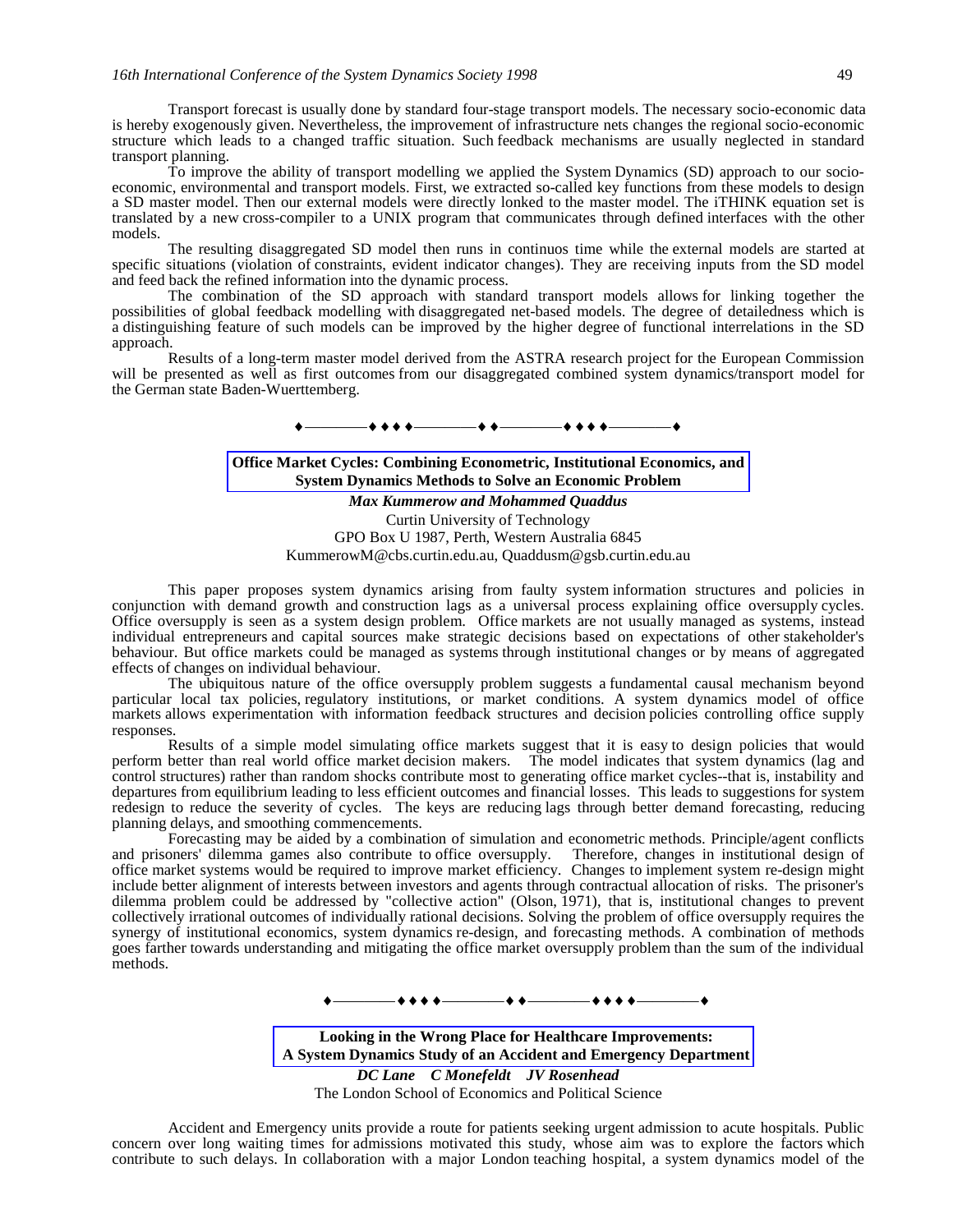Transport forecast is usually done by standard four-stage transport models. The necessary socio-economic data is hereby exogenously given. Nevertheless, the improvement of infrastructure nets changes the regional socio-economic structure which leads to a changed traffic situation. Such feedback mechanisms are usually neglected in standard transport planning.

To improve the ability of transport modelling we applied the System Dynamics (SD) approach to our socio-economic, environmental and transport models. First, we extracted so-called key functions from these models to design a SD master model. Then our external models were directly lonked to the master model. The iTHINK equation set is translated by a new cross-compiler to a UNIX program that communicates through defined interfaces with the other models.

The resulting disaggregated SD model then runs in continuos time while the external models are started at specific situations (violation of constraints, evident indicator changes). They are receiving inputs from the SD model and feed back the refined information into the dynamic process.

The combination of the SD approach with standard transport models allows for linking together the possibilities of global feedback modelling with disaggregated net-based models. The degree of detailedness which is a distinguishing feature of such models can be improved by the higher degree of functional interrelations in the SD approach.

Results of a long-term master model derived from the ASTRA research project for the European Commission will be presented as well as first outcomes from our disaggregated combined system dynamics/transport model for the German state Baden-Wuerttemberg.

♦————♦♦♦♦————♦♦————♦♦♦♦————♦

## Office Market Cycles: Combining Econometric, Institutional Economics, and System Dynamics Methods to Solve an Economic Problem

***Max Kummerow and Mohammed Quaddus***

Curtin University of Technology
GPO Box U 1987, Perth, Western Australia 6845
KummerowM@cbs.curtin.edu.au, Quaddusm@gsb.curtin.edu.au

This paper proposes system dynamics arising from faulty system information structures and policies in conjunction with demand growth and construction lags as a universal process explaining office oversupply cycles. Office oversupply is seen as a system design problem. Office markets are not usually managed as systems, instead individual entrepreneurs and capital sources make strategic decisions based on expectations of other stakeholder's behaviour. But office markets could be managed as systems through institutional changes or by means of aggregated effects of changes on individual behaviour.

The ubiquitous nature of the office oversupply problem suggests a fundamental causal mechanism beyond particular local tax policies, regulatory institutions, or market conditions. A system dynamics model of office markets allows experimentation with information feedback structures and decision policies controlling office supply responses.

Results of a simple model simulating office markets suggest that it is easy to design policies that would perform better than real world office market decision makers. The model indicates that system dynamics (lag and control structures) rather than random shocks contribute most to generating office market cycles--that is, instability and departures from equilibrium leading to less efficient outcomes and financial losses. This leads to suggestions for system redesign to reduce the severity of cycles. The keys are reducing lags through better demand forecasting, reducing planning delays, and smoothing commencements.

Forecasting may be aided by a combination of simulation and econometric methods. Principle/agent conflicts and prisoners' dilemma games also contribute to office oversupply. Therefore, changes in institutional design of office market systems would be required to improve market efficiency. Changes to implement system re-design might include better alignment of interests between investors and agents through contractual allocation of risks. The prisoner's dilemma problem could be addressed by "collective action" (Olson, 1971), that is, institutional changes to prevent collectively irrational outcomes of individually rational decisions. Solving the problem of office oversupply requires the synergy of institutional economics, system dynamics re-design, and forecasting methods. A combination of methods goes farther towards understanding and mitigating the office market oversupply problem than the sum of the individual methods.

♦————♦♦♦♦————♦♦————♦♦♦♦————♦

## Looking in the Wrong Place for Healthcare Improvements: A System Dynamics Study of an Accident and Emergency Department

***DC Lane C Monefeldt JV Rosenhead***

The London School of Economics and Political Science

Accident and Emergency units provide a route for patients seeking urgent admission to acute hospitals. Public concern over long waiting times for admissions motivated this study, whose aim was to explore the factors which contribute to such delays. In collaboration with a major London teaching hospital, a system dynamics model of the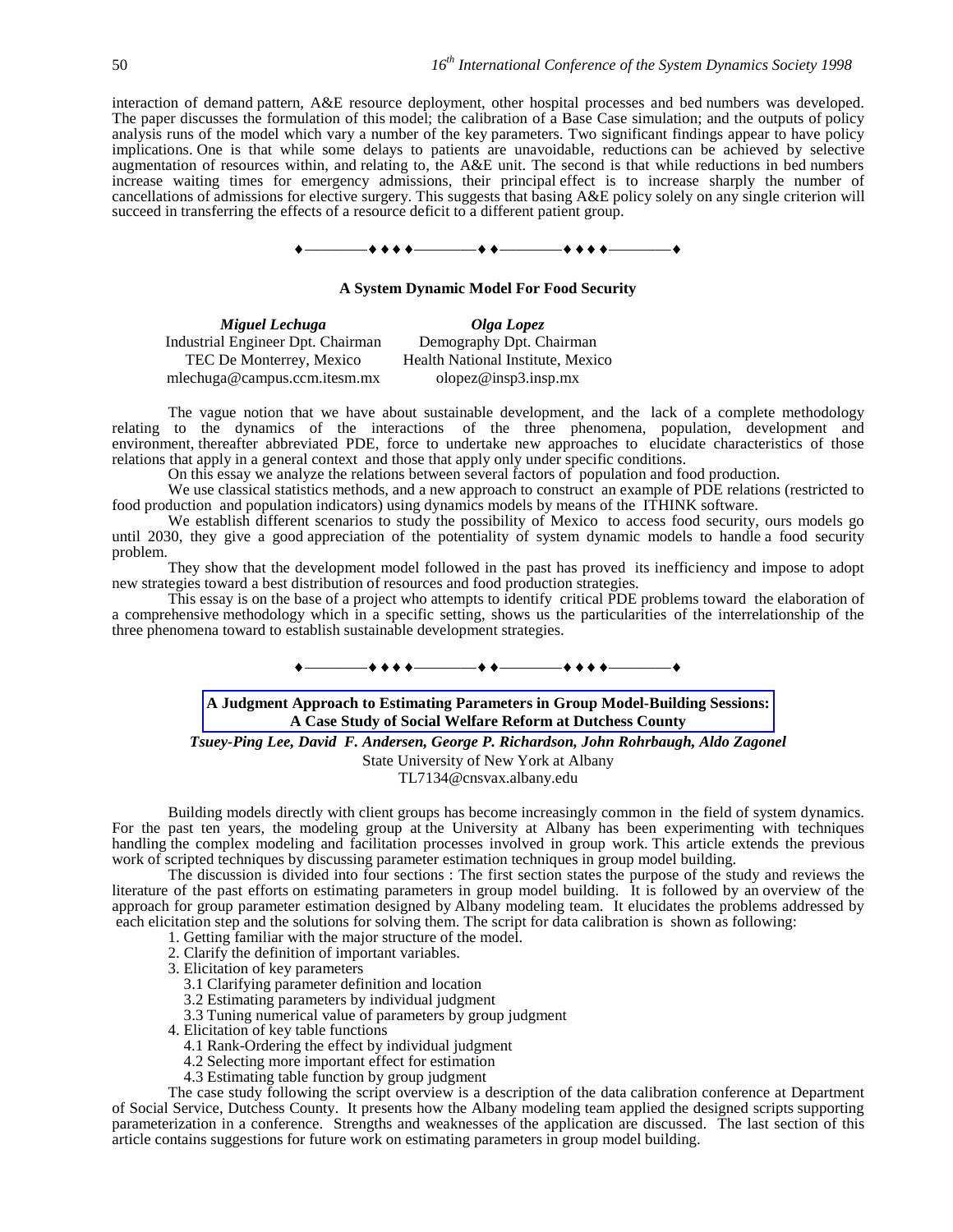interaction of demand pattern, A&E resource deployment, other hospital processes and bed numbers was developed. The paper discusses the formulation of this model; the calibration of a Base Case simulation; and the outputs of policy analysis runs of the model which vary a number of the key parameters. Two significant findings appear to have policy implications. One is that while some delays to patients are unavoidable, reductions can be achieved by selective augmentation of resources within, and relating to, the A&E unit. The second is that while reductions in bed numbers increase waiting times for emergency admissions, their principal effect is to increase sharply the number of cancellations of admissions for elective surgery. This suggests that basing A&E policy solely on any single criterion will succeed in transferring the effects of a resource deficit to a different patient group.

♦————♦♦♦♦————♦♦————♦♦♦♦————♦

## A System Dynamic Model For Food Security

| ***Miguel Lechuga*** | ***Olga Lopez*** |
|---|---|
| Industrial Engineer Dpt. Chairman | Demography Dpt. Chairman |
| TEC De Monterrey, Mexico | Health National Institute, Mexico |
| mlechuga@campus.ccm.itesm.mx | olopez@insp3.insp.mx |

The vague notion that we have about sustainable development, and the lack of a complete methodology relating to the dynamics of the interactions of the three phenomena, population, development and environment, thereafter abbreviated PDE, force to undertake new approaches to elucidate characteristics of those relations that apply in a general context and those that apply only under specific conditions.

On this essay we analyze the relations between several factors of population and food production.

We use classical statistics methods, and a new approach to construct an example of PDE relations (restricted to food production and population indicators) using dynamics models by means of the ITHINK software.

We establish different scenarios to study the possibility of Mexico to access food security, ours models go until 2030, they give a good appreciation of the potentiality of system dynamic models to handle a food security problem.

They show that the development model followed in the past has proved its inefficiency and impose to adopt new strategies toward a best distribution of resources and food production strategies.

This essay is on the base of a project who attempts to identify critical PDE problems toward the elaboration of a comprehensive methodology which in a specific setting, shows us the particularities of the interrelationship of the three phenomena toward to establish sustainable development strategies.

♦————♦♦♦♦————♦♦————♦♦♦♦————♦

## A Judgment Approach to Estimating Parameters in Group Model-Building Sessions: A Case Study of Social Welfare Reform at Dutchess County

***Tsuey-Ping Lee, David F. Andersen, George P. Richardson, John Rohrbaugh, Aldo Zagonel***
State University of New York at Albany
TL7134@cnsvax.albany.edu

Building models directly with client groups has become increasingly common in the field of system dynamics. For the past ten years, the modeling group at the University at Albany has been experimenting with techniques handling the complex modeling and facilitation processes involved in group work. This article extends the previous work of scripted techniques by discussing parameter estimation techniques in group model building.

The discussion is divided into four sections : The first section states the purpose of the study and reviews the literature of the past efforts on estimating parameters in group model building. It is followed by an overview of the approach for group parameter estimation designed by Albany modeling team. It elucidates the problems addressed by each elicitation step and the solutions for solving them. The script for data calibration is shown as following:

1. Getting familiar with the major structure of the model.
2. Clarify the definition of important variables.
3. Elicitation of key parameters
   - 3.1 Clarifying parameter definition and location
   - 3.2 Estimating parameters by individual judgment
   - 3.3 Tuning numerical value of parameters by group judgment
4. Elicitation of key table functions
   - 4.1 Rank-Ordering the effect by individual judgment
   - 4.2 Selecting more important effect for estimation
   - 4.3 Estimating table function by group judgment

The case study following the script overview is a description of the data calibration conference at Department of Social Service, Dutchess County. It presents how the Albany modeling team applied the designed scripts supporting parameterization in a conference. Strengths and weaknesses of the application are discussed. The last section of this article contains suggestions for future work on estimating parameters in group model building.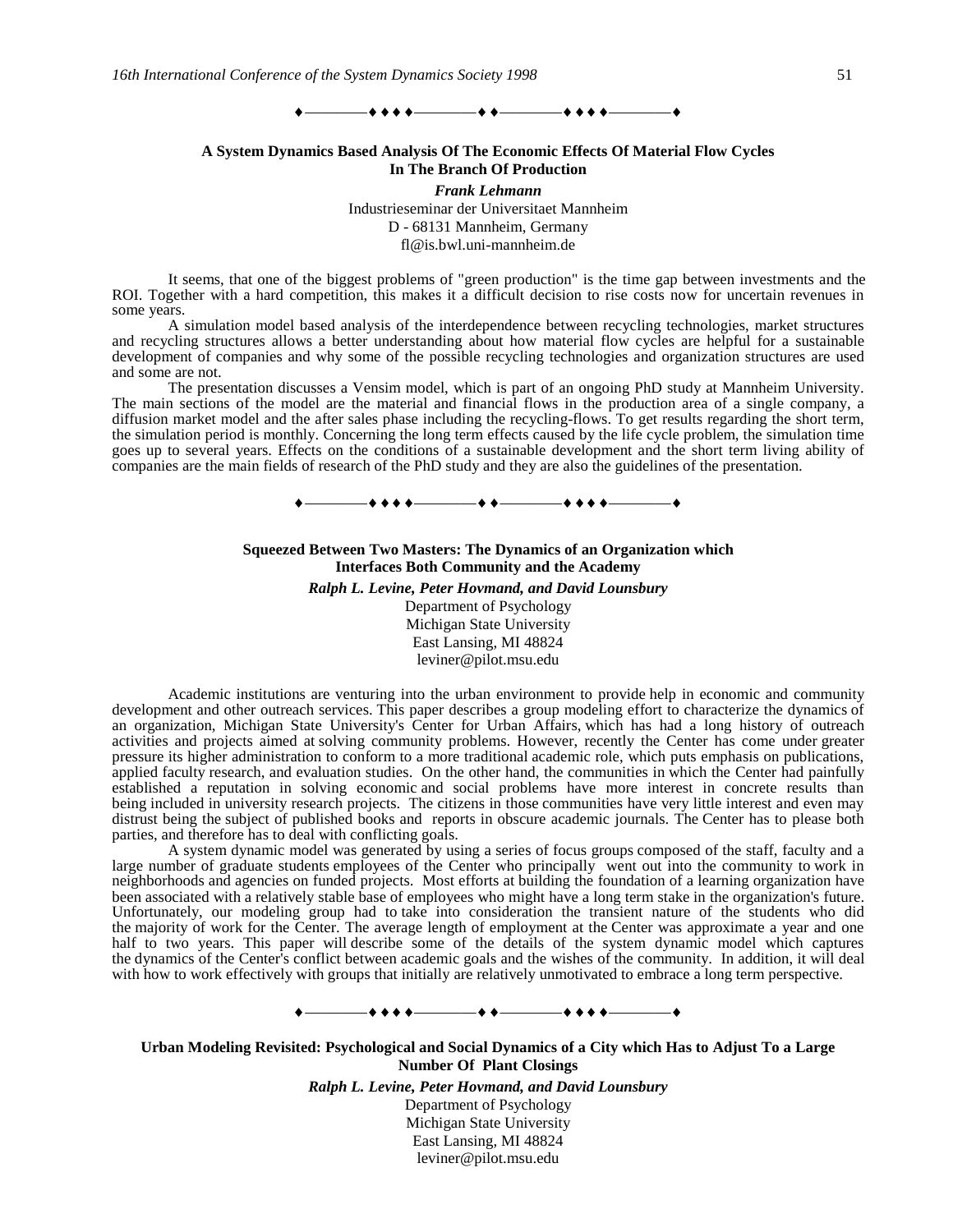♦————♦ ♦ ♦ ♦————♦ ♦————♦ ♦ ♦ ♦————♦

**A System Dynamics Based Analysis Of The Economic Effects Of Material Flow Cycles In The Branch Of Production**

***Frank Lehmann***
Industrieseminar der Universitaet Mannheim
D - 68131 Mannheim, Germany
fl@is.bwl.uni-mannheim.de

It seems, that one of the biggest problems of "green production" is the time gap between investments and the ROI. Together with a hard competition, this makes it a difficult decision to rise costs now for uncertain revenues in some years.

A simulation model based analysis of the interdependence between recycling technologies, market structures and recycling structures allows a better understanding about how material flow cycles are helpful for a sustainable development of companies and why some of the possible recycling technologies and organization structures are used and some are not.

The presentation discusses a Vensim model, which is part of an ongoing PhD study at Mannheim University. The main sections of the model are the material and financial flows in the production area of a single company, a diffusion market model and the after sales phase including the recycling-flows. To get results regarding the short term, the simulation period is monthly. Concerning the long term effects caused by the life cycle problem, the simulation time goes up to several years. Effects on the conditions of a sustainable development and the short term living ability of companies are the main fields of research of the PhD study and they are also the guidelines of the presentation.

♦————♦ ♦ ♦ ♦————♦ ♦————♦ ♦ ♦ ♦————♦

**Squeezed Between Two Masters: The Dynamics of an Organization which Interfaces Both Community and the Academy**

***Ralph L. Levine, Peter Hovmand, and David Lounsbury***
Department of Psychology
Michigan State University
East Lansing, MI 48824
leviner@pilot.msu.edu

Academic institutions are venturing into the urban environment to provide help in economic and community development and other outreach services. This paper describes a group modeling effort to characterize the dynamics of an organization, Michigan State University's Center for Urban Affairs, which has had a long history of outreach activities and projects aimed at solving community problems. However, recently the Center has come under greater pressure its higher administration to conform to a more traditional academic role, which puts emphasis on publications, applied faculty research, and evaluation studies. On the other hand, the communities in which the Center had painfully established a reputation in solving economic and social problems have more interest in concrete results than being included in university research projects. The citizens in those communities have very little interest and even may distrust being the subject of published books and reports in obscure academic journals. The Center has to please both parties, and therefore has to deal with conflicting goals.

A system dynamic model was generated by using a series of focus groups composed of the staff, faculty and a large number of graduate students employees of the Center who principally went out into the community to work in neighborhoods and agencies on funded projects. Most efforts at building the foundation of a learning organization have been associated with a relatively stable base of employees who might have a long term stake in the organization's future. Unfortunately, our modeling group had to take into consideration the transient nature of the students who did the majority of work for the Center. The average length of employment at the Center was approximate a year and one half to two years. This paper will describe some of the details of the system dynamic model which captures the dynamics of the Center's conflict between academic goals and the wishes of the community. In addition, it will deal with how to work effectively with groups that initially are relatively unmotivated to embrace a long term perspective.

♦————♦ ♦ ♦ ♦————♦ ♦————♦ ♦ ♦ ♦————♦

**Urban Modeling Revisited: Psychological and Social Dynamics of a City which Has to Adjust To a Large Number Of Plant Closings**

***Ralph L. Levine, Peter Hovmand, and David Lounsbury***
Department of Psychology
Michigan State University
East Lansing, MI 48824
leviner@pilot.msu.edu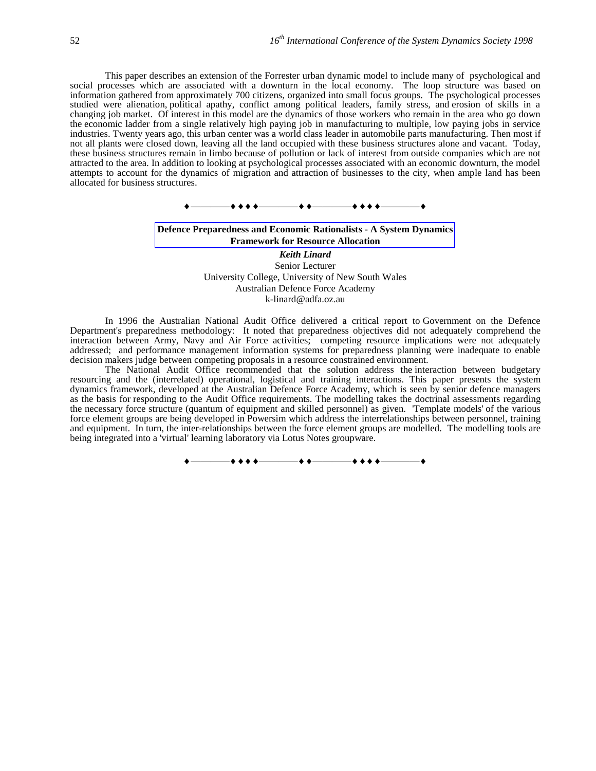This paper describes an extension of the Forrester urban dynamic model to include many of psychological and social processes which are associated with a downturn in the local economy. The loop structure was based on information gathered from approximately 700 citizens, organized into small focus groups. The psychological processes studied were alienation, political apathy, conflict among political leaders, family stress, and erosion of skills in a changing job market. Of interest in this model are the dynamics of those workers who remain in the area who go down the economic ladder from a single relatively high paying job in manufacturing to multiple, low paying jobs in service industries. Twenty years ago, this urban center was a world class leader in automobile parts manufacturing. Then most if not all plants were closed down, leaving all the land occupied with these business structures alone and vacant. Today, these business structures remain in limbo because of pollution or lack of interest from outside companies which are not attracted to the area. In addition to looking at psychological processes associated with an economic downturn, the model attempts to account for the dynamics of migration and attraction of businesses to the city, when ample land has been allocated for business structures.

♦————♦♦♦♦————♦♦————♦♦♦♦————♦

## Defence Preparedness and Economic Rationalists - A System Dynamics Framework for Resource Allocation

***Keith Linard***
Senior Lecturer
University College, University of New South Wales
Australian Defence Force Academy
k-linard@adfa.oz.au

In 1996 the Australian National Audit Office delivered a critical report to Government on the Defence Department's preparedness methodology: It noted that preparedness objectives did not adequately comprehend the interaction between Army, Navy and Air Force activities; competing resource implications were not adequately addressed; and performance management information systems for preparedness planning were inadequate to enable decision makers judge between competing proposals in a resource constrained environment.

The National Audit Office recommended that the solution address the interaction between budgetary resourcing and the (interrelated) operational, logistical and training interactions. This paper presents the system dynamics framework, developed at the Australian Defence Force Academy, which is seen by senior defence managers as the basis for responding to the Audit Office requirements. The modelling takes the doctrinal assessments regarding the necessary force structure (quantum of equipment and skilled personnel) as given. 'Template models' of the various force element groups are being developed in Powersim which address the interrelationships between personnel, training and equipment. In turn, the inter-relationships between the force element groups are modelled. The modelling tools are being integrated into a 'virtual' learning laboratory via Lotus Notes groupware.

♦————♦♦♦♦————♦♦————♦♦♦♦————♦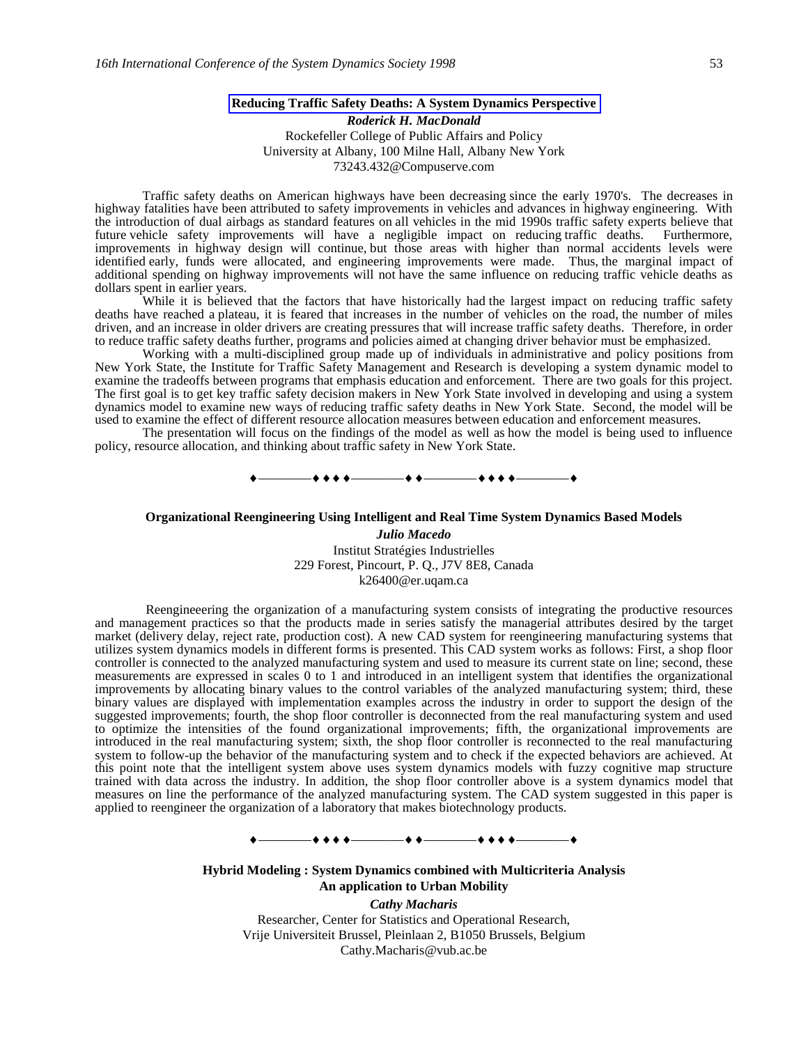## Reducing Traffic Safety Deaths: A System Dynamics Perspective

***Roderick H. MacDonald***

Rockefeller College of Public Affairs and Policy
University at Albany, 100 Milne Hall, Albany New York
73243.432@Compuserve.com

Traffic safety deaths on American highways have been decreasing since the early 1970's. The decreases in highway fatalities have been attributed to safety improvements in vehicles and advances in highway engineering. With the introduction of dual airbags as standard features on all vehicles in the mid 1990s traffic safety experts believe that future vehicle safety improvements will have a negligible impact on reducing traffic deaths. Furthermore, improvements in highway design will continue, but those areas with higher than normal accidents levels were identified early, funds were allocated, and engineering improvements were made. Thus, the marginal impact of additional spending on highway improvements will not have the same influence on reducing traffic vehicle deaths as dollars spent in earlier years.

While it is believed that the factors that have historically had the largest impact on reducing traffic safety deaths have reached a plateau, it is feared that increases in the number of vehicles on the road, the number of miles driven, and an increase in older drivers are creating pressures that will increase traffic safety deaths. Therefore, in order to reduce traffic safety deaths further, programs and policies aimed at changing driver behavior must be emphasized.

Working with a multi-disciplined group made up of individuals in administrative and policy positions from New York State, the Institute for Traffic Safety Management and Research is developing a system dynamic model to examine the tradeoffs between programs that emphasis education and enforcement. There are two goals for this project. The first goal is to get key traffic safety decision makers in New York State involved in developing and using a system dynamics model to examine new ways of reducing traffic safety deaths in New York State. Second, the model will be used to examine the effect of different resource allocation measures between education and enforcement measures.

The presentation will focus on the findings of the model as well as how the model is being used to influence policy, resource allocation, and thinking about traffic safety in New York State.

♦————♦♦♦♦————♦♦————♦♦♦♦————♦

## Organizational Reengineering Using Intelligent and Real Time System Dynamics Based Models

***Julio Macedo***

Institut Stratégies Industrielles
229 Forest, Pincourt, P. Q., J7V 8E8, Canada
k26400@er.uqam.ca

Reengineeering the organization of a manufacturing system consists of integrating the productive resources and management practices so that the products made in series satisfy the managerial attributes desired by the target market (delivery delay, reject rate, production cost). A new CAD system for reengineering manufacturing systems that utilizes system dynamics models in different forms is presented. This CAD system works as follows: First, a shop floor controller is connected to the analyzed manufacturing system and used to measure its current state on line; second, these measurements are expressed in scales 0 to 1 and introduced in an intelligent system that identifies the organizational improvements by allocating binary values to the control variables of the analyzed manufacturing system; third, these binary values are displayed with implementation examples across the industry in order to support the design of the suggested improvements; fourth, the shop floor controller is deconnected from the real manufacturing system and used to optimize the intensities of the found organizational improvements; fifth, the organizational improvements are introduced in the real manufacturing system; sixth, the shop floor controller is reconnected to the real manufacturing system to follow-up the behavior of the manufacturing system and to check if the expected behaviors are achieved. At this point note that the intelligent system above uses system dynamics models with fuzzy cognitive map structure trained with data across the industry. In addition, the shop floor controller above is a system dynamics model that measures on line the performance of the analyzed manufacturing system. The CAD system suggested in this paper is applied to reengineer the organization of a laboratory that makes biotechnology products.

♦————♦♦♦♦————♦♦————♦♦♦♦————♦

## Hybrid Modeling : System Dynamics combined with Multicriteria Analysis An application to Urban Mobility

***Cathy Macharis***

Researcher, Center for Statistics and Operational Research,
Vrije Universiteit Brussel, Pleinlaan 2, B1050 Brussels, Belgium
Cathy.Macharis@vub.ac.be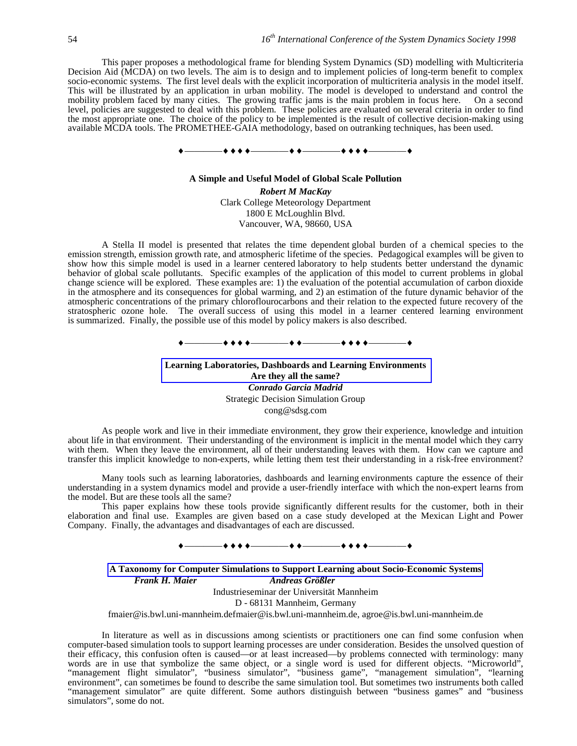This paper proposes a methodological frame for blending System Dynamics (SD) modelling with Multicriteria Decision Aid (MCDA) on two levels. The aim is to design and to implement policies of long-term benefit to complex socio-economic systems. The first level deals with the explicit incorporation of multicriteria analysis in the model itself. This will be illustrated by an application in urban mobility. The model is developed to understand and control the mobility problem faced by many cities. The growing traffic jams is the main problem in focus here. On a second level, policies are suggested to deal with this problem. These policies are evaluated on several criteria in order to find the most appropriate one. The choice of the policy to be implemented is the result of collective decision-making using available MCDA tools. The PROMETHEE-GAIA methodology, based on outranking techniques, has been used.

♦————♦♦♦♦————♦♦————♦♦♦♦————♦

**A Simple and Useful Model of Global Scale Pollution**

***Robert M MacKay***
Clark College Meteorology Department
1800 E McLoughlin Blvd.
Vancouver, WA, 98660, USA

A Stella II model is presented that relates the time dependent global burden of a chemical species to the emission strength, emission growth rate, and atmospheric lifetime of the species. Pedagogical examples will be given to show how this simple model is used in a learner centered laboratory to help students better understand the dynamic behavior of global scale pollutants. Specific examples of the application of this model to current problems in global change science will be explored. These examples are: 1) the evaluation of the potential accumulation of carbon dioxide in the atmosphere and its consequences for global warming, and 2) an estimation of the future dynamic behavior of the atmospheric concentrations of the primary chloroflourocarbons and their relation to the expected future recovery of the stratospheric ozone hole. The overall success of using this model in a learner centered learning environment is summarized. Finally, the possible use of this model by policy makers is also described.

♦————♦♦♦♦————♦♦————♦♦♦♦————♦

**Learning Laboratories, Dashboards and Learning Environments Are they all the same?**

***Conrado Garcia Madrid***
Strategic Decision Simulation Group
cong@sdsg.com

As people work and live in their immediate environment, they grow their experience, knowledge and intuition about life in that environment. Their understanding of the environment is implicit in the mental model which they carry with them. When they leave the environment, all of their understanding leaves with them. How can we capture and transfer this implicit knowledge to non-experts, while letting them test their understanding in a risk-free environment?

Many tools such as learning laboratories, dashboards and learning environments capture the essence of their understanding in a system dynamics model and provide a user-friendly interface with which the non-expert learns from the model. But are these tools all the same?

This paper explains how these tools provide significantly different results for the customer, both in their elaboration and final use. Examples are given based on a case study developed at the Mexican Light and Power Company. Finally, the advantages and disadvantages of each are discussed.

♦————♦♦♦♦————♦♦————♦♦♦♦————♦

**A Taxonomy for Computer Simulations to Support Learning about Socio-Economic Systems**

***Frank H. Maier*** ***Andreas Größler***
Industrieseminar der Universität Mannheim
D - 68131 Mannheim, Germany
fmaier@is.bwl.uni-mannheim.defmaier@is.bwl.uni-mannheim.de, agroe@is.bwl.uni-mannheim.de

In literature as well as in discussions among scientists or practitioners one can find some confusion when computer-based simulation tools to support learning processes are under consideration. Besides the unsolved question of their efficacy, this confusion often is caused—or at least increased—by problems connected with terminology: many words are in use that symbolize the same object, or a single word is used for different objects. "Microworld", "management flight simulator", "business simulator", "business game", "management simulation", "learning environment", can sometimes be found to describe the same simulation tool. But sometimes two instruments both called "management simulator" are quite different. Some authors distinguish between "business games" and "business simulators", some do not.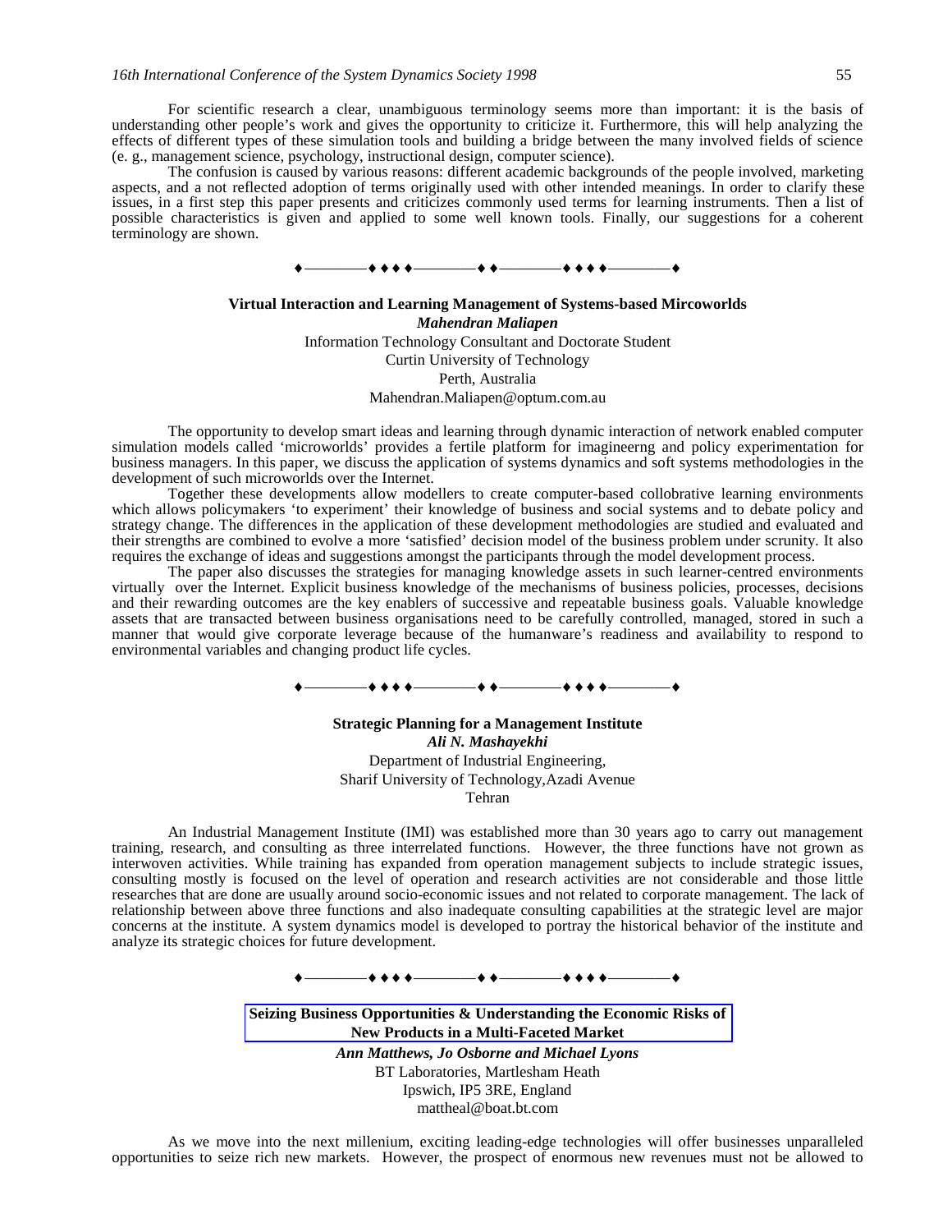For scientific research a clear, unambiguous terminology seems more than important: it is the basis of understanding other people's work and gives the opportunity to criticize it. Furthermore, this will help analyzing the effects of different types of these simulation tools and building a bridge between the many involved fields of science (e. g., management science, psychology, instructional design, computer science).

The confusion is caused by various reasons: different academic backgrounds of the people involved, marketing aspects, and a not reflected adoption of terms originally used with other intended meanings. In order to clarify these issues, in a first step this paper presents and criticizes commonly used terms for learning instruments. Then a list of possible characteristics is given and applied to some well known tools. Finally, our suggestions for a coherent terminology are shown.

♦————♦♦♦♦————♦♦————♦♦♦♦————♦

**Virtual Interaction and Learning Management of Systems-based Mircoworlds**

***Mahendran Maliapen***

Information Technology Consultant and Doctorate Student
Curtin University of Technology
Perth, Australia
Mahendran.Maliapen@optum.com.au

The opportunity to develop smart ideas and learning through dynamic interaction of network enabled computer simulation models called 'microworlds' provides a fertile platform for imagineerng and policy experimentation for business managers. In this paper, we discuss the application of systems dynamics and soft systems methodologies in the development of such microworlds over the Internet.

Together these developments allow modellers to create computer-based collobrative learning environments which allows policymakers 'to experiment' their knowledge of business and social systems and to debate policy and strategy change. The differences in the application of these development methodologies are studied and evaluated and their strengths are combined to evolve a more 'satisfied' decision model of the business problem under scrunity. It also requires the exchange of ideas and suggestions amongst the participants through the model development process.

The paper also discusses the strategies for managing knowledge assets in such learner-centred environments virtually over the Internet. Explicit business knowledge of the mechanisms of business policies, processes, decisions and their rewarding outcomes are the key enablers of successive and repeatable business goals. Valuable knowledge assets that are transacted between business organisations need to be carefully controlled, managed, stored in such a manner that would give corporate leverage because of the humanware's readiness and availability to respond to environmental variables and changing product life cycles.

♦————♦♦♦♦————♦♦————♦♦♦♦————♦

**Strategic Planning for a Management Institute**

***Ali N. Mashayekhi***

Department of Industrial Engineering,
Sharif University of Technology,Azadi Avenue
Tehran

An Industrial Management Institute (IMI) was established more than 30 years ago to carry out management training, research, and consulting as three interrelated functions. However, the three functions have not grown as interwoven activities. While training has expanded from operation management subjects to include strategic issues, consulting mostly is focused on the level of operation and research activities are not considerable and those little researches that are done are usually around socio-economic issues and not related to corporate management. The lack of relationship between above three functions and also inadequate consulting capabilities at the strategic level are major concerns at the institute. A system dynamics model is developed to portray the historical behavior of the institute and analyze its strategic choices for future development.

♦————♦♦♦♦————♦♦————♦♦♦♦————♦

**Seizing Business Opportunities & Understanding the Economic Risks of New Products in a Multi-Faceted Market**

***Ann Matthews, Jo Osborne and Michael Lyons***

BT Laboratories, Martlesham Heath
Ipswich, IP5 3RE, England
mattheal@boat.bt.com

As we move into the next millenium, exciting leading-edge technologies will offer businesses unparalleled opportunities to seize rich new markets. However, the prospect of enormous new revenues must not be allowed to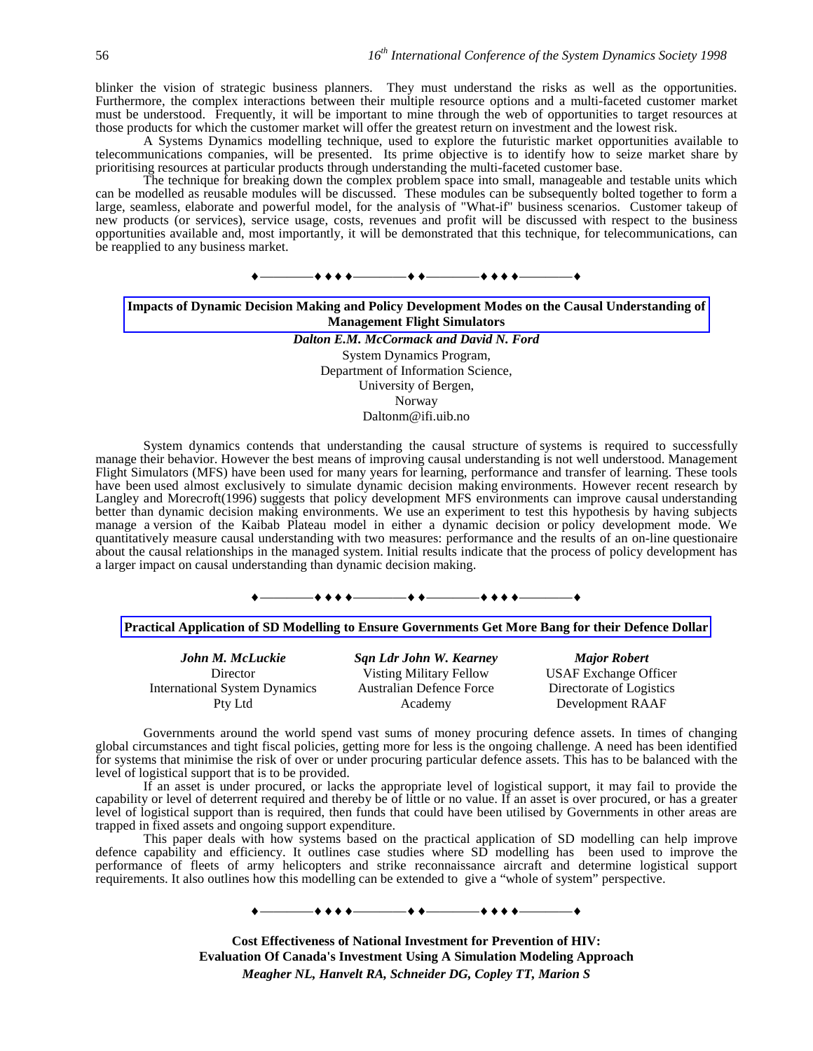blinker the vision of strategic business planners. They must understand the risks as well as the opportunities. Furthermore, the complex interactions between their multiple resource options and a multi-faceted customer market must be understood. Frequently, it will be important to mine through the web of opportunities to target resources at those products for which the customer market will offer the greatest return on investment and the lowest risk.

A Systems Dynamics modelling technique, used to explore the futuristic market opportunities available to telecommunications companies, will be presented. Its prime objective is to identify how to seize market share by prioritising resources at particular products through understanding the multi-faceted customer base.

The technique for breaking down the complex problem space into small, manageable and testable units which can be modelled as reusable modules will be discussed. These modules can be subsequently bolted together to form a large, seamless, elaborate and powerful model, for the analysis of "What-if" business scenarios. Customer takeup of new products (or services), service usage, costs, revenues and profit will be discussed with respect to the business opportunities available and, most importantly, it will be demonstrated that this technique, for telecommunications, can be reapplied to any business market.

♦————♦♦♦♦————♦♦————♦♦♦♦————♦

**Impacts of Dynamic Decision Making and Policy Development Modes on the Causal Understanding of Management Flight Simulators**

***Dalton E.M. McCormack and David N. Ford***

System Dynamics Program,
Department of Information Science,
University of Bergen,
Norway
Daltonm@ifi.uib.no

System dynamics contends that understanding the causal structure of systems is required to successfully manage their behavior. However the best means of improving causal understanding is not well understood. Management Flight Simulators (MFS) have been used for many years for learning, performance and transfer of learning. These tools have been used almost exclusively to simulate dynamic decision making environments. However recent research by Langley and Morecroft(1996) suggests that policy development MFS environments can improve causal understanding better than dynamic decision making environments. We use an experiment to test this hypothesis by having subjects manage a version of the Kaibab Plateau model in either a dynamic decision or policy development mode. We quantitatively measure causal understanding with two measures: performance and the results of an on-line questionaire about the causal relationships in the managed system. Initial results indicate that the process of policy development has a larger impact on causal understanding than dynamic decision making.

♦————♦♦♦♦————♦♦————♦♦♦♦————♦

**Practical Application of SD Modelling to Ensure Governments Get More Bang for their Defence Dollar**

***John M. McLuckie***
Director
International System Dynamics Pty Ltd

***Sqn Ldr John W. Kearney***
Visting Military Fellow
Australian Defence Force Academy

***Major Robert***
USAF Exchange Officer
Directorate of Logistics Development RAAF

Governments around the world spend vast sums of money procuring defence assets. In times of changing global circumstances and tight fiscal policies, getting more for less is the ongoing challenge. A need has been identified for systems that minimise the risk of over or under procuring particular defence assets. This has to be balanced with the level of logistical support that is to be provided.

If an asset is under procured, or lacks the appropriate level of logistical support, it may fail to provide the capability or level of deterrent required and thereby be of little or no value. If an asset is over procured, or has a greater level of logistical support than is required, then funds that could have been utilised by Governments in other areas are trapped in fixed assets and ongoing support expenditure.

This paper deals with how systems based on the practical application of SD modelling can help improve defence capability and efficiency. It outlines case studies where SD modelling has been used to improve the performance of fleets of army helicopters and strike reconnaissance aircraft and determine logistical support requirements. It also outlines how this modelling can be extended to give a "whole of system" perspective.

♦————♦♦♦♦————♦♦————♦♦♦♦————♦

**Cost Effectiveness of National Investment for Prevention of HIV: Evaluation Of Canada's Investment Using A Simulation Modeling Approach**

***Meagher NL, Hanvelt RA, Schneider DG, Copley TT, Marion S***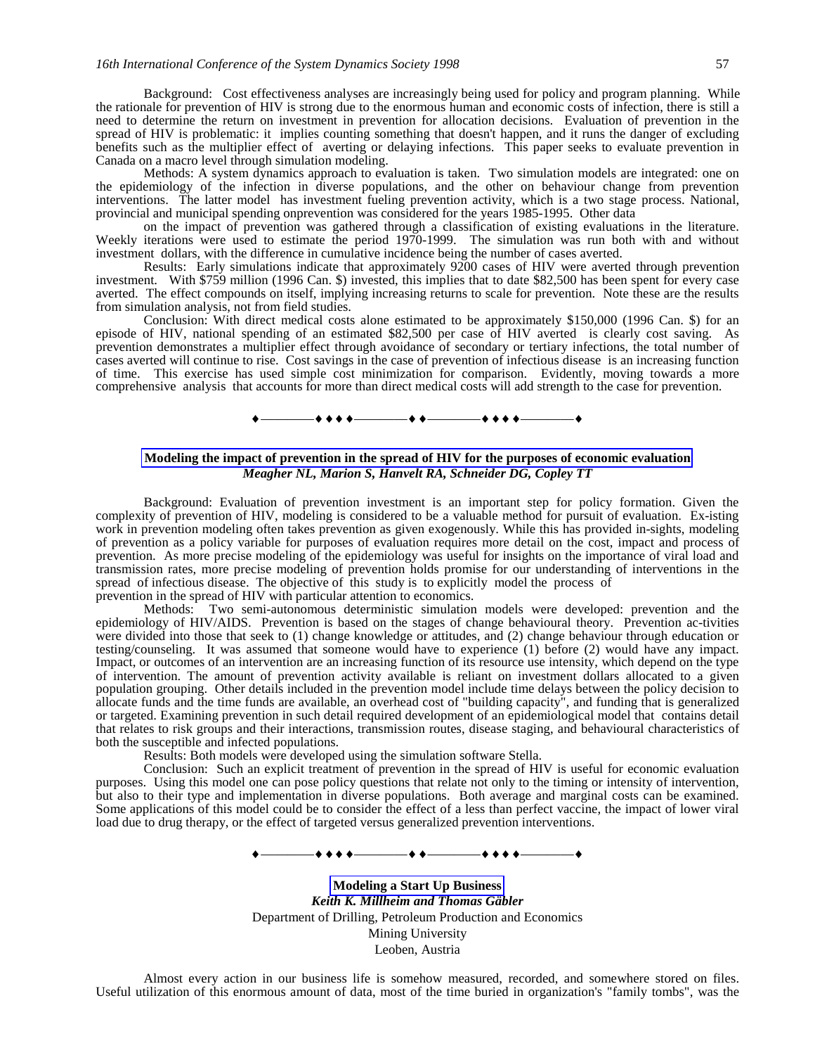Background: Cost effectiveness analyses are increasingly being used for policy and program planning. While the rationale for prevention of HIV is strong due to the enormous human and economic costs of infection, there is still a need to determine the return on investment in prevention for allocation decisions. Evaluation of prevention in the spread of HIV is problematic: it implies counting something that doesn't happen, and it runs the danger of excluding benefits such as the multiplier effect of averting or delaying infections. This paper seeks to evaluate prevention in Canada on a macro level through simulation modeling.

Methods: A system dynamics approach to evaluation is taken. Two simulation models are integrated: one on the epidemiology of the infection in diverse populations, and the other on behaviour change from prevention interventions. The latter model has investment fueling prevention activity, which is a two stage process. National, provincial and municipal spending onprevention was considered for the years 1985-1995. Other data

on the impact of prevention was gathered through a classification of existing evaluations in the literature. Weekly iterations were used to estimate the period 1970-1999. The simulation was run both with and without investment dollars, with the difference in cumulative incidence being the number of cases averted.

Results: Early simulations indicate that approximately 9200 cases of HIV were averted through prevention investment. With $759 million (1996 Can. $) invested, this implies that to date $82,500 has been spent for every case averted. The effect compounds on itself, implying increasing returns to scale for prevention. Note these are the results from simulation analysis, not from field studies.

Conclusion: With direct medical costs alone estimated to be approximately $150,000 (1996 Can. $) for an episode of HIV, national spending of an estimated $82,500 per case of HIV averted is clearly cost saving. As prevention demonstrates a multiplier effect through avoidance of secondary or tertiary infections, the total number of cases averted will continue to rise. Cost savings in the case of prevention of infectious disease is an increasing function of time. This exercise has used simple cost minimization for comparison. Evidently, moving towards a more comprehensive analysis that accounts for more than direct medical costs will add strength to the case for prevention.

♦————♦♦♦♦————♦♦————♦♦♦♦————♦

## Modeling the impact of prevention in the spread of HIV for the purposes of economic evaluation

***Meagher NL, Marion S, Hanvelt RA, Schneider DG, Copley TT***

Background: Evaluation of prevention investment is an important step for policy formation. Given the complexity of prevention of HIV, modeling is considered to be a valuable method for pursuit of evaluation. Ex-isting work in prevention modeling often takes prevention as given exogenously. While this has provided in-sights, modeling of prevention as a policy variable for purposes of evaluation requires more detail on the cost, impact and process of prevention. As more precise modeling of the epidemiology was useful for insights on the importance of viral load and transmission rates, more precise modeling of prevention holds promise for our understanding of interventions in the spread of infectious disease. The objective of this study is to explicitly model the process of prevention in the spread of HIV with particular attention to economics.

Methods: Two semi-autonomous deterministic simulation models were developed: prevention and the epidemiology of HIV/AIDS. Prevention is based on the stages of change behavioural theory. Prevention ac-tivities were divided into those that seek to (1) change knowledge or attitudes, and (2) change behaviour through education or testing/counseling. It was assumed that someone would have to experience (1) before (2) would have any impact. Impact, or outcomes of an intervention are an increasing function of its resource use intensity, which depend on the type of intervention. The amount of prevention activity available is reliant on investment dollars allocated to a given population grouping. Other details included in the prevention model include time delays between the policy decision to allocate funds and the time funds are available, an overhead cost of "building capacity", and funding that is generalized or targeted. Examining prevention in such detail required development of an epidemiological model that contains detail that relates to risk groups and their interactions, transmission routes, disease staging, and behavioural characteristics of both the susceptible and infected populations.

Results: Both models were developed using the simulation software Stella.

Conclusion: Such an explicit treatment of prevention in the spread of HIV is useful for economic evaluation purposes. Using this model one can pose policy questions that relate not only to the timing or intensity of intervention, but also to their type and implementation in diverse populations. Both average and marginal costs can be examined. Some applications of this model could be to consider the effect of a less than perfect vaccine, the impact of lower viral load due to drug therapy, or the effect of targeted versus generalized prevention interventions.

♦————♦♦♦♦————♦♦————♦♦♦♦————♦

## Modeling a Start Up Business

***Keith K. Millheim and Thomas Gäbler***

Department of Drilling, Petroleum Production and Economics
Mining University
Leoben, Austria

Almost every action in our business life is somehow measured, recorded, and somewhere stored on files. Useful utilization of this enormous amount of data, most of the time buried in organization's "family tombs", was the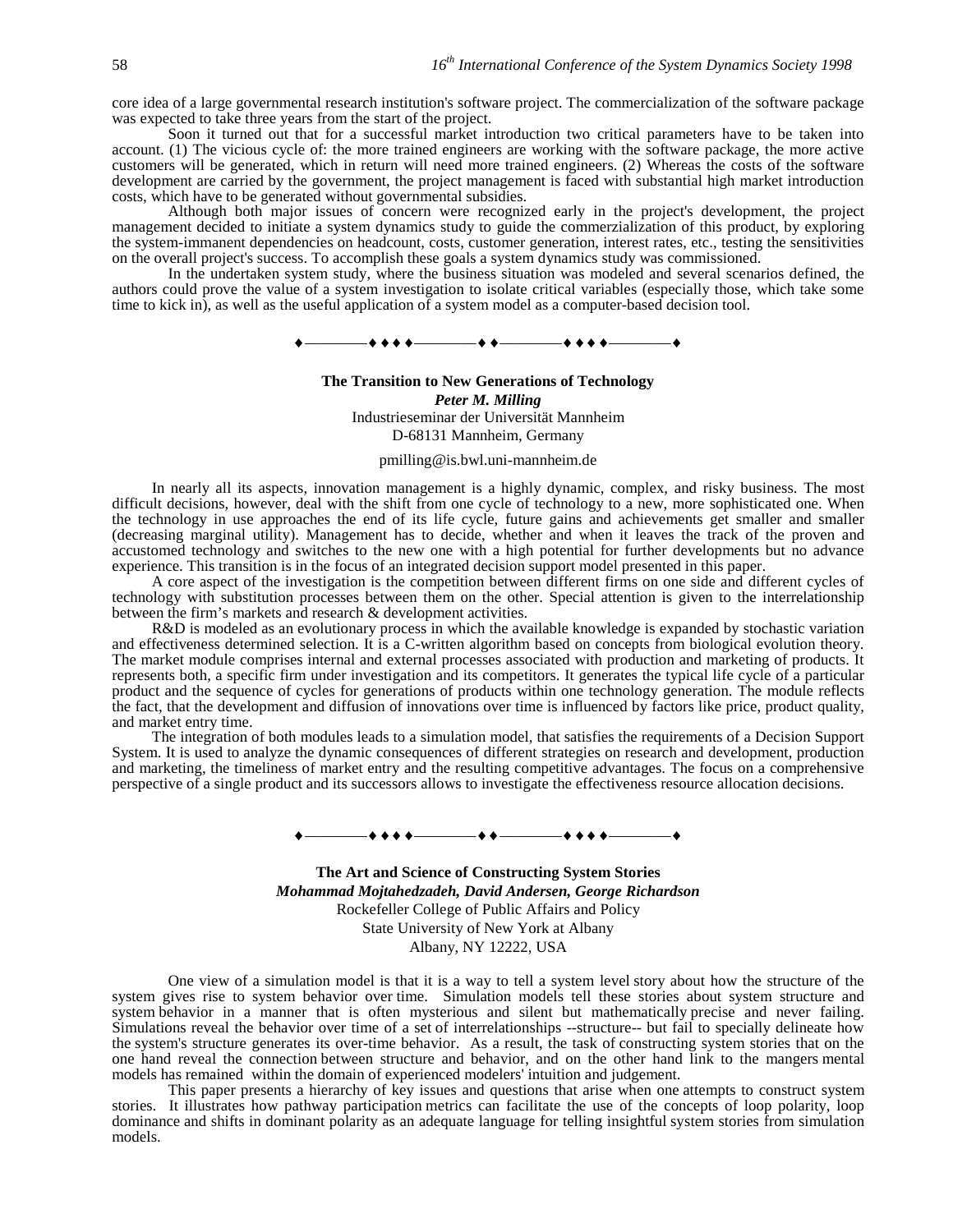core idea of a large governmental research institution's software project. The commercialization of the software package was expected to take three years from the start of the project.

Soon it turned out that for a successful market introduction two critical parameters have to be taken into account. (1) The vicious cycle of: the more trained engineers are working with the software package, the more active customers will be generated, which in return will need more trained engineers. (2) Whereas the costs of the software development are carried by the government, the project management is faced with substantial high market introduction costs, which have to be generated without governmental subsidies.

Although both major issues of concern were recognized early in the project's development, the project management decided to initiate a system dynamics study to guide the commerzialization of this product, by exploring the system-immanent dependencies on headcount, costs, customer generation, interest rates, etc., testing the sensitivities on the overall project's success. To accomplish these goals a system dynamics study was commissioned.

In the undertaken system study, where the business situation was modeled and several scenarios defined, the authors could prove the value of a system investigation to isolate critical variables (especially those, which take some time to kick in), as well as the useful application of a system model as a computer-based decision tool.

♦————♦♦♦♦————♦♦————♦♦♦♦————♦

## The Transition to New Generations of Technology

***Peter M. Milling***

Industrieseminar der Universität Mannheim

D-68131 Mannheim, Germany

pmilling@is.bwl.uni-mannheim.de

In nearly all its aspects, innovation management is a highly dynamic, complex, and risky business. The most difficult decisions, however, deal with the shift from one cycle of technology to a new, more sophisticated one. When the technology in use approaches the end of its life cycle, future gains and achievements get smaller and smaller (decreasing marginal utility). Management has to decide, whether and when it leaves the track of the proven and accustomed technology and switches to the new one with a high potential for further developments but no advance experience. This transition is in the focus of an integrated decision support model presented in this paper.

A core aspect of the investigation is the competition between different firms on one side and different cycles of technology with substitution processes between them on the other. Special attention is given to the interrelationship between the firm's markets and research & development activities.

R&D is modeled as an evolutionary process in which the available knowledge is expanded by stochastic variation and effectiveness determined selection. It is a C-written algorithm based on concepts from biological evolution theory. The market module comprises internal and external processes associated with production and marketing of products. It represents both, a specific firm under investigation and its competitors. It generates the typical life cycle of a particular product and the sequence of cycles for generations of products within one technology generation. The module reflects the fact, that the development and diffusion of innovations over time is influenced by factors like price, product quality, and market entry time.

The integration of both modules leads to a simulation model, that satisfies the requirements of a Decision Support System. It is used to analyze the dynamic consequences of different strategies on research and development, production and marketing, the timeliness of market entry and the resulting competitive advantages. The focus on a comprehensive perspective of a single product and its successors allows to investigate the effectiveness resource allocation decisions.

♦————♦♦♦♦————♦♦————♦♦♦♦————♦

## The Art and Science of Constructing System Stories

***Mohammad Mojtahedzadeh, David Andersen, George Richardson***

Rockefeller College of Public Affairs and Policy

State University of New York at Albany

Albany, NY 12222, USA

One view of a simulation model is that it is a way to tell a system level story about how the structure of the system gives rise to system behavior over time. Simulation models tell these stories about system structure and system behavior in a manner that is often mysterious and silent but mathematically precise and never failing. Simulations reveal the behavior over time of a set of interrelationships --structure-- but fail to specially delineate how the system's structure generates its over-time behavior. As a result, the task of constructing system stories that on the one hand reveal the connection between structure and behavior, and on the other hand link to the mangers mental models has remained within the domain of experienced modelers' intuition and judgement.

This paper presents a hierarchy of key issues and questions that arise when one attempts to construct system stories. It illustrates how pathway participation metrics can facilitate the use of the concepts of loop polarity, loop dominance and shifts in dominant polarity as an adequate language for telling insightful system stories from simulation models.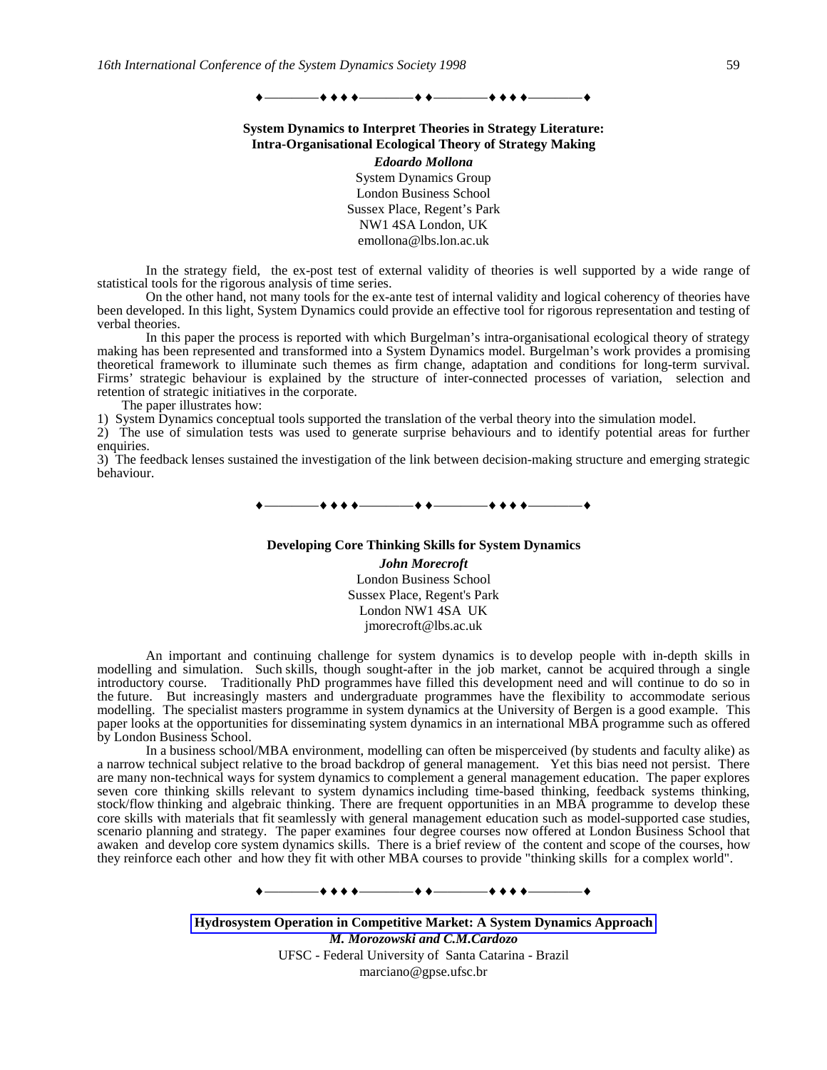♦————♦ ♦ ♦ ♦————♦ ♦————♦ ♦ ♦ ♦————♦

### System Dynamics to Interpret Theories in Strategy Literature: Intra-Organisational Ecological Theory of Strategy Making

***Edoardo Mollona***
System Dynamics Group
London Business School
Sussex Place, Regent's Park
NW1 4SA London, UK
emollona@lbs.lon.ac.uk

In the strategy field, the ex-post test of external validity of theories is well supported by a wide range of statistical tools for the rigorous analysis of time series.

On the other hand, not many tools for the ex-ante test of internal validity and logical coherency of theories have been developed. In this light, System Dynamics could provide an effective tool for rigorous representation and testing of verbal theories.

In this paper the process is reported with which Burgelman's intra-organisational ecological theory of strategy making has been represented and transformed into a System Dynamics model. Burgelman's work provides a promising theoretical framework to illuminate such themes as firm change, adaptation and conditions for long-term survival. Firms' strategic behaviour is explained by the structure of inter-connected processes of variation, selection and retention of strategic initiatives in the corporate.

The paper illustrates how:

1) System Dynamics conceptual tools supported the translation of the verbal theory into the simulation model.
2) The use of simulation tests was used to generate surprise behaviours and to identify potential areas for further enquiries.
3) The feedback lenses sustained the investigation of the link between decision-making structure and emerging strategic behaviour.

♦————♦ ♦ ♦ ♦————♦ ♦————♦ ♦ ♦ ♦————♦

### Developing Core Thinking Skills for System Dynamics

***John Morecroft***
London Business School
Sussex Place, Regent's Park
London NW1 4SA UK
jmorecroft@lbs.ac.uk

An important and continuing challenge for system dynamics is to develop people with in-depth skills in modelling and simulation. Such skills, though sought-after in the job market, cannot be acquired through a single introductory course. Traditionally PhD programmes have filled this development need and will continue to do so in the future. But increasingly masters and undergraduate programmes have the flexibility to accommodate serious modelling. The specialist masters programme in system dynamics at the University of Bergen is a good example. This paper looks at the opportunities for disseminating system dynamics in an international MBA programme such as offered by London Business School.

In a business school/MBA environment, modelling can often be misperceived (by students and faculty alike) as a narrow technical subject relative to the broad backdrop of general management. Yet this bias need not persist. There are many non-technical ways for system dynamics to complement a general management education. The paper explores seven core thinking skills relevant to system dynamics including time-based thinking, feedback systems thinking, stock/flow thinking and algebraic thinking. There are frequent opportunities in an MBA programme to develop these core skills with materials that fit seamlessly with general management education such as model-supported case studies, scenario planning and strategy. The paper examines four degree courses now offered at London Business School that awaken and develop core system dynamics skills. There is a brief review of the content and scope of the courses, how they reinforce each other and how they fit with other MBA courses to provide "thinking skills for a complex world".

♦————♦ ♦ ♦ ♦————♦ ♦————♦ ♦ ♦ ♦————♦

### Hydrosystem Operation in Competitive Market: A System Dynamics Approach

***M. Morozowski and C.M.Cardozo***
UFSC - Federal University of Santa Catarina - Brazil
marciano@gpse.ufsc.br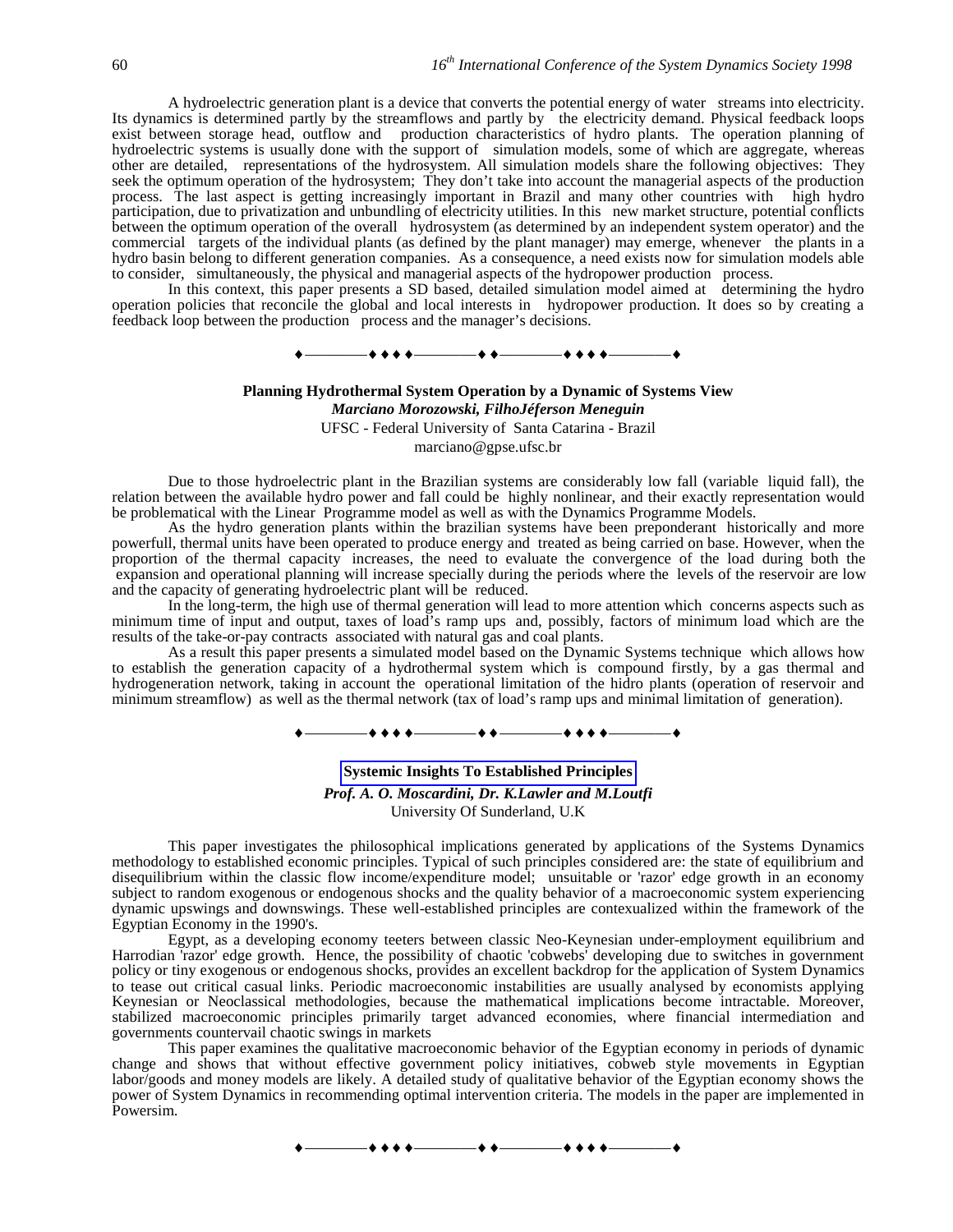A hydroelectric generation plant is a device that converts the potential energy of water streams into electricity. Its dynamics is determined partly by the streamflows and partly by the electricity demand. Physical feedback loops exist between storage head, outflow and production characteristics of hydro plants. The operation planning of hydroelectric systems is usually done with the support of simulation models, some of which are aggregate, whereas other are detailed, representations of the hydrosystem. All simulation models share the following objectives: They seek the optimum operation of the hydrosystem; They don't take into account the managerial aspects of the production process. The last aspect is getting increasingly important in Brazil and many other countries with high hydro participation, due to privatization and unbundling of electricity utilities. In this new market structure, potential conflicts between the optimum operation of the overall hydrosystem (as determined by an independent system operator) and the commercial targets of the individual plants (as defined by the plant manager) may emerge, whenever the plants in a hydro basin belong to different generation companies. As a consequence, a need exists now for simulation models able to consider, simultaneously, the physical and managerial aspects of the hydropower production process.

In this context, this paper presents a SD based, detailed simulation model aimed at determining the hydro operation policies that reconcile the global and local interests in hydropower production. It does so by creating a feedback loop between the production process and the manager's decisions.

♦————♦♦♦♦————♦♦————♦♦♦♦————♦

**Planning Hydrothermal System Operation by a Dynamic of Systems View**

***Marciano Morozowski, FilhoJéferson Meneguin***

UFSC - Federal University of Santa Catarina - Brazil

marciano@gpse.ufsc.br

Due to those hydroelectric plant in the Brazilian systems are considerably low fall (variable liquid fall), the relation between the available hydro power and fall could be highly nonlinear, and their exactly representation would be problematical with the Linear Programme model as well as with the Dynamics Programme Models.

As the hydro generation plants within the brazilian systems have been preponderant historically and more powerfull, thermal units have been operated to produce energy and treated as being carried on base. However, when the proportion of the thermal capacity increases, the need to evaluate the convergence of the load during both the expansion and operational planning will increase specially during the periods where the levels of the reservoir are low and the capacity of generating hydroelectric plant will be reduced.

In the long-term, the high use of thermal generation will lead to more attention which concerns aspects such as minimum time of input and output, taxes of load's ramp ups and, possibly, factors of minimum load which are the results of the take-or-pay contracts associated with natural gas and coal plants.

As a result this paper presents a simulated model based on the Dynamic Systems technique which allows how to establish the generation capacity of a hydrothermal system which is compound firstly, by a gas thermal and hydrogeneration network, taking in account the operational limitation of the hidro plants (operation of reservoir and minimum streamflow) as well as the thermal network (tax of load's ramp ups and minimal limitation of generation).

♦————♦♦♦♦————♦♦————♦♦♦♦————♦

**Systemic Insights To Established Principles**

***Prof. A. O. Moscardini, Dr. K.Lawler and M.Loutfi***

University Of Sunderland, U.K

This paper investigates the philosophical implications generated by applications of the Systems Dynamics methodology to established economic principles. Typical of such principles considered are: the state of equilibrium and disequilibrium within the classic flow income/expenditure model; unsuitable or 'razor' edge growth in an economy subject to random exogenous or endogenous shocks and the quality behavior of a macroeconomic system experiencing dynamic upswings and downswings. These well-established principles are contexualized within the framework of the Egyptian Economy in the 1990's.

Egypt, as a developing economy teeters between classic Neo-Keynesian under-employment equilibrium and Harrodian 'razor' edge growth. Hence, the possibility of chaotic 'cobwebs' developing due to switches in government policy or tiny exogenous or endogenous shocks, provides an excellent backdrop for the application of System Dynamics to tease out critical casual links. Periodic macroeconomic instabilities are usually analysed by economists applying Keynesian or Neoclassical methodologies, because the mathematical implications become intractable. Moreover, stabilized macroeconomic principles primarily target advanced economies, where financial intermediation and governments countervail chaotic swings in markets

This paper examines the qualitative macroeconomic behavior of the Egyptian economy in periods of dynamic change and shows that without effective government policy initiatives, cobweb style movements in Egyptian labor/goods and money models are likely. A detailed study of qualitative behavior of the Egyptian economy shows the power of System Dynamics in recommending optimal intervention criteria. The models in the paper are implemented in Powersim.

♦————♦♦♦♦————♦♦————♦♦♦♦————♦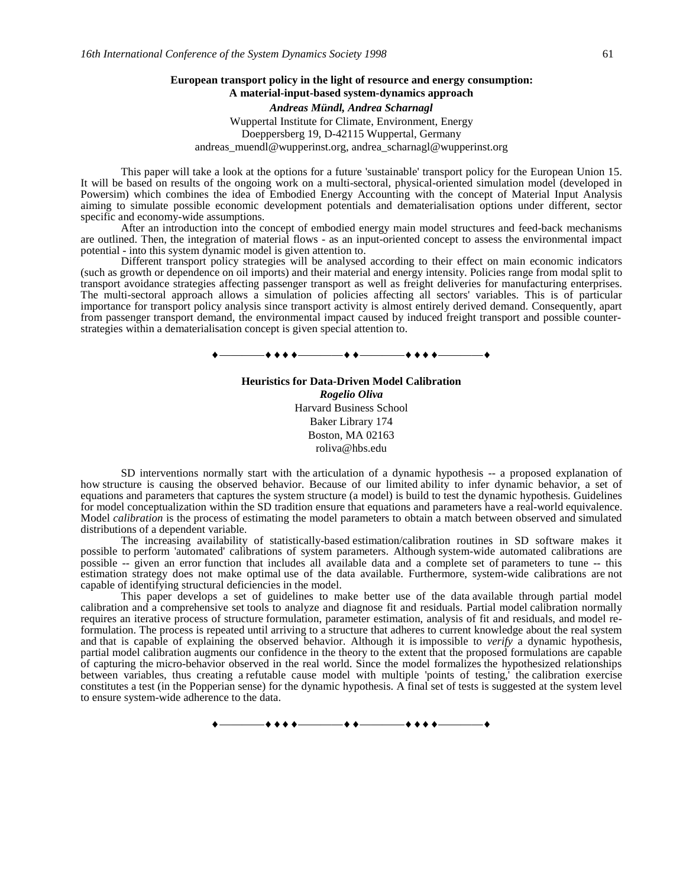## European transport policy in the light of resource and energy consumption: A material-input-based system-dynamics approach

***Andreas Mündl, Andrea Scharnagl***

Wuppertal Institute for Climate, Environment, Energy
Doeppersberg 19, D-42115 Wuppertal, Germany
andreas_muendl@wupperinst.org, andrea_scharnagl@wupperinst.org

This paper will take a look at the options for a future 'sustainable' transport policy for the European Union 15. It will be based on results of the ongoing work on a multi-sectoral, physical-oriented simulation model (developed in Powersim) which combines the idea of Embodied Energy Accounting with the concept of Material Input Analysis aiming to simulate possible economic development potentials and dematerialisation options under different, sector specific and economy-wide assumptions.

After an introduction into the concept of embodied energy main model structures and feed-back mechanisms are outlined. Then, the integration of material flows - as an input-oriented concept to assess the environmental impact potential - into this system dynamic model is given attention to.

Different transport policy strategies will be analysed according to their effect on main economic indicators (such as growth or dependence on oil imports) and their material and energy intensity. Policies range from modal split to transport avoidance strategies affecting passenger transport as well as freight deliveries for manufacturing enterprises. The multi-sectoral approach allows a simulation of policies affecting all sectors' variables. This is of particular importance for transport policy analysis since transport activity is almost entirely derived demand. Consequently, apart from passenger transport demand, the environmental impact caused by induced freight transport and possible counter-strategies within a dematerialisation concept is given special attention to.

♦————♦ ♦ ♦ ♦————♦ ♦————♦ ♦ ♦ ♦————♦

## Heuristics for Data-Driven Model Calibration

***Rogelio Oliva***

Harvard Business School
Baker Library 174
Boston, MA 02163
roliva@hbs.edu

SD interventions normally start with the articulation of a dynamic hypothesis -- a proposed explanation of how structure is causing the observed behavior. Because of our limited ability to infer dynamic behavior, a set of equations and parameters that captures the system structure (a model) is build to test the dynamic hypothesis. Guidelines for model conceptualization within the SD tradition ensure that equations and parameters have a real-world equivalence. Model *calibration* is the process of estimating the model parameters to obtain a match between observed and simulated distributions of a dependent variable.

The increasing availability of statistically-based estimation/calibration routines in SD software makes it possible to perform 'automated' calibrations of system parameters. Although system-wide automated calibrations are possible -- given an error function that includes all available data and a complete set of parameters to tune -- this estimation strategy does not make optimal use of the data available. Furthermore, system-wide calibrations are not capable of identifying structural deficiencies in the model.

This paper develops a set of guidelines to make better use of the data available through partial model calibration and a comprehensive set tools to analyze and diagnose fit and residuals. Partial model calibration normally requires an iterative process of structure formulation, parameter estimation, analysis of fit and residuals, and model re-formulation. The process is repeated until arriving to a structure that adheres to current knowledge about the real system and that is capable of explaining the observed behavior. Although it is impossible to *verify* a dynamic hypothesis, partial model calibration augments our confidence in the theory to the extent that the proposed formulations are capable of capturing the micro-behavior observed in the real world. Since the model formalizes the hypothesized relationships between variables, thus creating a refutable cause model with multiple 'points of testing,' the calibration exercise constitutes a test (in the Popperian sense) for the dynamic hypothesis. A final set of tests is suggested at the system level to ensure system-wide adherence to the data.

♦————♦ ♦ ♦ ♦————♦ ♦————♦ ♦ ♦ ♦————♦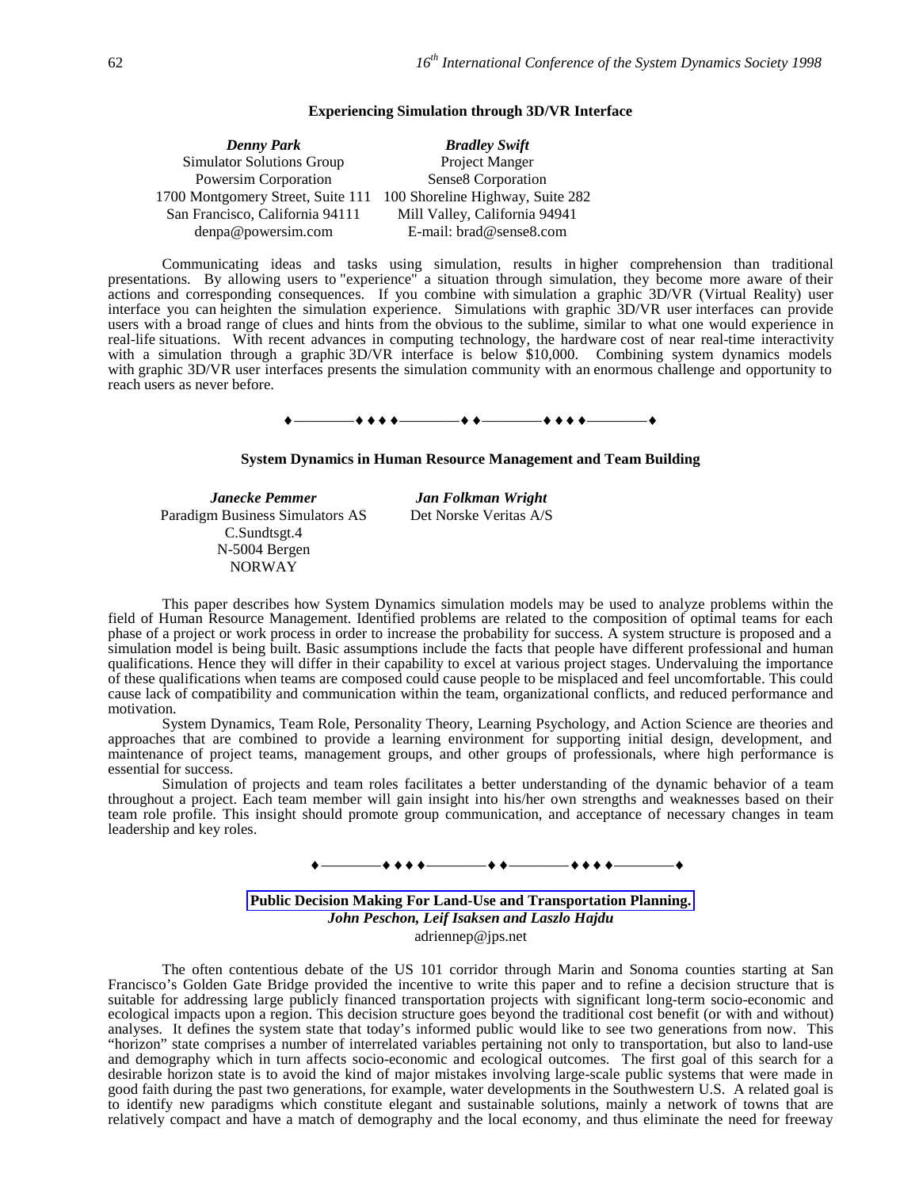### Experiencing Simulation through 3D/VR Interface

| ***Denny Park*** | ***Bradley Swift*** |
|---|---|
| Simulator Solutions Group | Project Manger |
| Powersim Corporation | Sense8 Corporation |
| 1700 Montgomery Street, Suite 111 | 100 Shoreline Highway, Suite 282 |
| San Francisco, California 94111 | Mill Valley, California 94941 |
| denpa@powersim.com | E-mail: brad@sense8.com |

Communicating ideas and tasks using simulation, results in higher comprehension than traditional presentations. By allowing users to "experience" a situation through simulation, they become more aware of their actions and corresponding consequences. If you combine with simulation a graphic 3D/VR (Virtual Reality) user interface you can heighten the simulation experience. Simulations with graphic 3D/VR user interfaces can provide users with a broad range of clues and hints from the obvious to the sublime, similar to what one would experience in real-life situations. With recent advances in computing technology, the hardware cost of near real-time interactivity with a simulation through a graphic 3D/VR interface is below \$10,000. Combining system dynamics models with graphic 3D/VR user interfaces presents the simulation community with an enormous challenge and opportunity to reach users as never before.

♦————♦♦♦♦————♦♦————♦♦♦♦————♦

### System Dynamics in Human Resource Management and Team Building

| ***Janecke Pemmer*** | ***Jan Folkman Wright*** |
|---|---|
| Paradigm Business Simulators AS | Det Norske Veritas A/S |
| C.Sundtsgt.4 | |
| N-5004 Bergen | |
| NORWAY | |

This paper describes how System Dynamics simulation models may be used to analyze problems within the field of Human Resource Management. Identified problems are related to the composition of optimal teams for each phase of a project or work process in order to increase the probability for success. A system structure is proposed and a simulation model is being built. Basic assumptions include the facts that people have different professional and human qualifications. Hence they will differ in their capability to excel at various project stages. Undervaluing the importance of these qualifications when teams are composed could cause people to be misplaced and feel uncomfortable. This could cause lack of compatibility and communication within the team, organizational conflicts, and reduced performance and motivation.

System Dynamics, Team Role, Personality Theory, Learning Psychology, and Action Science are theories and approaches that are combined to provide a learning environment for supporting initial design, development, and maintenance of project teams, management groups, and other groups of professionals, where high performance is essential for success.

Simulation of projects and team roles facilitates a better understanding of the dynamic behavior of a team throughout a project. Each team member will gain insight into his/her own strengths and weaknesses based on their team role profile. This insight should promote group communication, and acceptance of necessary changes in team leadership and key roles.

♦————♦♦♦♦————♦♦————♦♦♦♦————♦

### Public Decision Making For Land-Use and Transportation Planning.

***John Peschon, Leif Isaksen and Laszlo Hajdu***

adriennep@jps.net

The often contentious debate of the US 101 corridor through Marin and Sonoma counties starting at San Francisco's Golden Gate Bridge provided the incentive to write this paper and to refine a decision structure that is suitable for addressing large publicly financed transportation projects with significant long-term socio-economic and ecological impacts upon a region. This decision structure goes beyond the traditional cost benefit (or with and without) analyses. It defines the system state that today's informed public would like to see two generations from now. This "horizon" state comprises a number of interrelated variables pertaining not only to transportation, but also to land-use and demography which in turn affects socio-economic and ecological outcomes. The first goal of this search for a desirable horizon state is to avoid the kind of major mistakes involving large-scale public systems that were made in good faith during the past two generations, for example, water developments in the Southwestern U.S. A related goal is to identify new paradigms which constitute elegant and sustainable solutions, mainly a network of towns that are relatively compact and have a match of demography and the local economy, and thus eliminate the need for freeway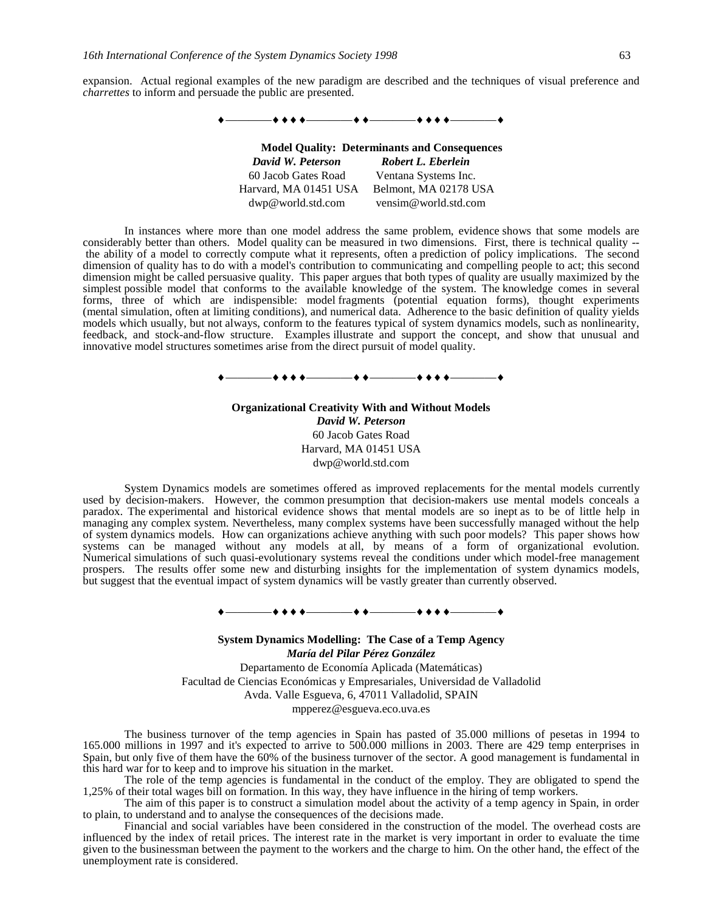expansion. Actual regional examples of the new paradigm are described and the techniques of visual preference and *charrettes* to inform and persuade the public are presented.

♦————♦ ♦ ♦ ♦————♦ ♦————♦ ♦ ♦ ♦————♦

## Model Quality: Determinants and Consequences

| *David W. Peterson* | *Robert L. Eberlein* |
|---|---|
| 60 Jacob Gates Road | Ventana Systems Inc. |
| Harvard, MA 01451 USA | Belmont, MA 02178 USA |
| dwp@world.std.com | vensim@world.std.com |

In instances where more than one model address the same problem, evidence shows that some models are considerably better than others. Model quality can be measured in two dimensions. First, there is technical quality -- the ability of a model to correctly compute what it represents, often a prediction of policy implications. The second dimension of quality has to do with a model's contribution to communicating and compelling people to act; this second dimension might be called persuasive quality. This paper argues that both types of quality are usually maximized by the simplest possible model that conforms to the available knowledge of the system. The knowledge comes in several forms, three of which are indispensible: model fragments (potential equation forms), thought experiments (mental simulation, often at limiting conditions), and numerical data. Adherence to the basic definition of quality yields models which usually, but not always, conform to the features typical of system dynamics models, such as nonlinearity, feedback, and stock-and-flow structure. Examples illustrate and support the concept, and show that unusual and innovative model structures sometimes arise from the direct pursuit of model quality.

♦————♦ ♦ ♦ ♦————♦ ♦————♦ ♦ ♦ ♦————♦

## Organizational Creativity With and Without Models

***David W. Peterson***
60 Jacob Gates Road
Harvard, MA 01451 USA
dwp@world.std.com

System Dynamics models are sometimes offered as improved replacements for the mental models currently used by decision-makers. However, the common presumption that decision-makers use mental models conceals a paradox. The experimental and historical evidence shows that mental models are so inept as to be of little help in managing any complex system. Nevertheless, many complex systems have been successfully managed without the help of system dynamics models. How can organizations achieve anything with such poor models? This paper shows how systems can be managed without any models at all, by means of a form of organizational evolution. Numerical simulations of such quasi-evolutionary systems reveal the conditions under which model-free management prospers. The results offer some new and disturbing insights for the implementation of system dynamics models, but suggest that the eventual impact of system dynamics will be vastly greater than currently observed.

♦————♦ ♦ ♦ ♦————♦ ♦————♦ ♦ ♦ ♦————♦

## System Dynamics Modelling: The Case of a Temp Agency

***María del Pilar Pérez González***
Departamento de Economía Aplicada (Matemáticas)
Facultad de Ciencias Económicas y Empresariales, Universidad de Valladolid
Avda. Valle Esgueva, 6, 47011 Valladolid, SPAIN
mpperez@esgueva.eco.uva.es

The business turnover of the temp agencies in Spain has pasted of 35.000 millions of pesetas in 1994 to 165.000 millions in 1997 and it's expected to arrive to 500.000 millions in 2003. There are 429 temp enterprises in Spain, but only five of them have the 60% of the business turnover of the sector. A good management is fundamental in this hard war for to keep and to improve his situation in the market.

The role of the temp agencies is fundamental in the conduct of the employ. They are obligated to spend the 1,25% of their total wages bill on formation. In this way, they have influence in the hiring of temp workers.

The aim of this paper is to construct a simulation model about the activity of a temp agency in Spain, in order to plain, to understand and to analyse the consequences of the decisions made.

Financial and social variables have been considered in the construction of the model. The overhead costs are influenced by the index of retail prices. The interest rate in the market is very important in order to evaluate the time given to the businessman between the payment to the workers and the charge to him. On the other hand, the effect of the unemployment rate is considered.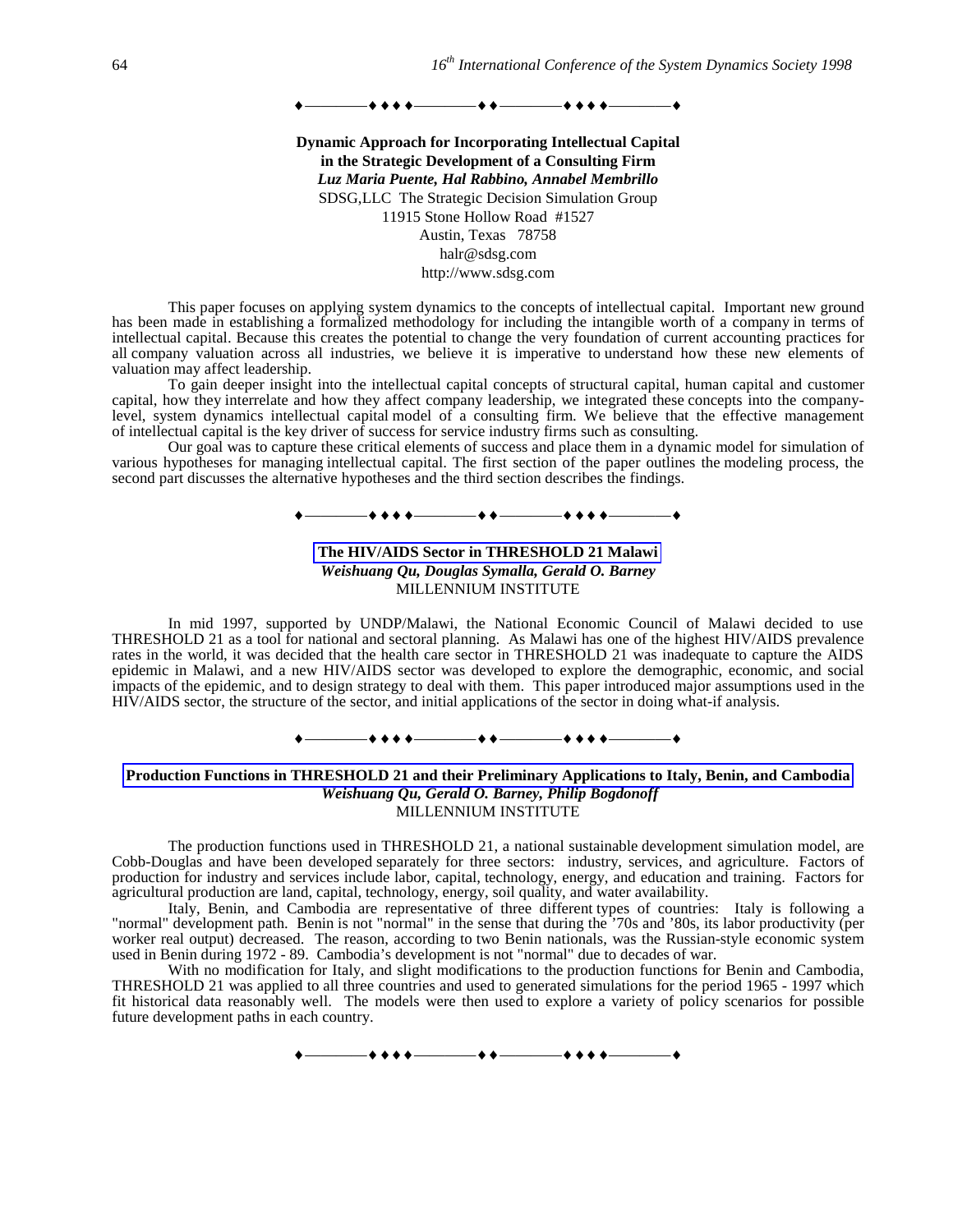♦————♦♦♦♦————♦♦————♦♦♦♦————♦

**Dynamic Approach for Incorporating Intellectual Capital in the Strategic Development of a Consulting Firm**
***Luz Maria Puente, Hal Rabbino, Annabel Membrillo***
SDSG,LLC The Strategic Decision Simulation Group
11915 Stone Hollow Road #1527
Austin, Texas 78758
halr@sdsg.com
http://www.sdsg.com

This paper focuses on applying system dynamics to the concepts of intellectual capital. Important new ground has been made in establishing a formalized methodology for including the intangible worth of a company in terms of intellectual capital. Because this creates the potential to change the very foundation of current accounting practices for all company valuation across all industries, we believe it is imperative to understand how these new elements of valuation may affect leadership.

To gain deeper insight into the intellectual capital concepts of structural capital, human capital and customer capital, how they interrelate and how they affect company leadership, we integrated these concepts into the company-level, system dynamics intellectual capital model of a consulting firm. We believe that the effective management of intellectual capital is the key driver of success for service industry firms such as consulting.

Our goal was to capture these critical elements of success and place them in a dynamic model for simulation of various hypotheses for managing intellectual capital. The first section of the paper outlines the modeling process, the second part discusses the alternative hypotheses and the third section describes the findings.

♦————♦♦♦♦————♦♦————♦♦♦♦————♦

**The HIV/AIDS Sector in THRESHOLD 21 Malawi**
***Weishuang Qu, Douglas Symalla, Gerald O. Barney***
MILLENNIUM INSTITUTE

In mid 1997, supported by UNDP/Malawi, the National Economic Council of Malawi decided to use THRESHOLD 21 as a tool for national and sectoral planning. As Malawi has one of the highest HIV/AIDS prevalence rates in the world, it was decided that the health care sector in THRESHOLD 21 was inadequate to capture the AIDS epidemic in Malawi, and a new HIV/AIDS sector was developed to explore the demographic, economic, and social impacts of the epidemic, and to design strategy to deal with them. This paper introduced major assumptions used in the HIV/AIDS sector, the structure of the sector, and initial applications of the sector in doing what-if analysis.

♦————♦♦♦♦————♦♦————♦♦♦♦————♦

**Production Functions in THRESHOLD 21 and their Preliminary Applications to Italy, Benin, and Cambodia**
***Weishuang Qu, Gerald O. Barney, Philip Bogdonoff***
MILLENNIUM INSTITUTE

The production functions used in THRESHOLD 21, a national sustainable development simulation model, are Cobb-Douglas and have been developed separately for three sectors: industry, services, and agriculture. Factors of production for industry and services include labor, capital, technology, energy, and education and training. Factors for agricultural production are land, capital, technology, energy, soil quality, and water availability.

Italy, Benin, and Cambodia are representative of three different types of countries: Italy is following a "normal" development path. Benin is not "normal" in the sense that during the '70s and '80s, its labor productivity (per worker real output) decreased. The reason, according to two Benin nationals, was the Russian-style economic system used in Benin during 1972 - 89. Cambodia's development is not "normal" due to decades of war.

With no modification for Italy, and slight modifications to the production functions for Benin and Cambodia, THRESHOLD 21 was applied to all three countries and used to generated simulations for the period 1965 - 1997 which fit historical data reasonably well. The models were then used to explore a variety of policy scenarios for possible future development paths in each country.

♦————♦♦♦♦————♦♦————♦♦♦♦————♦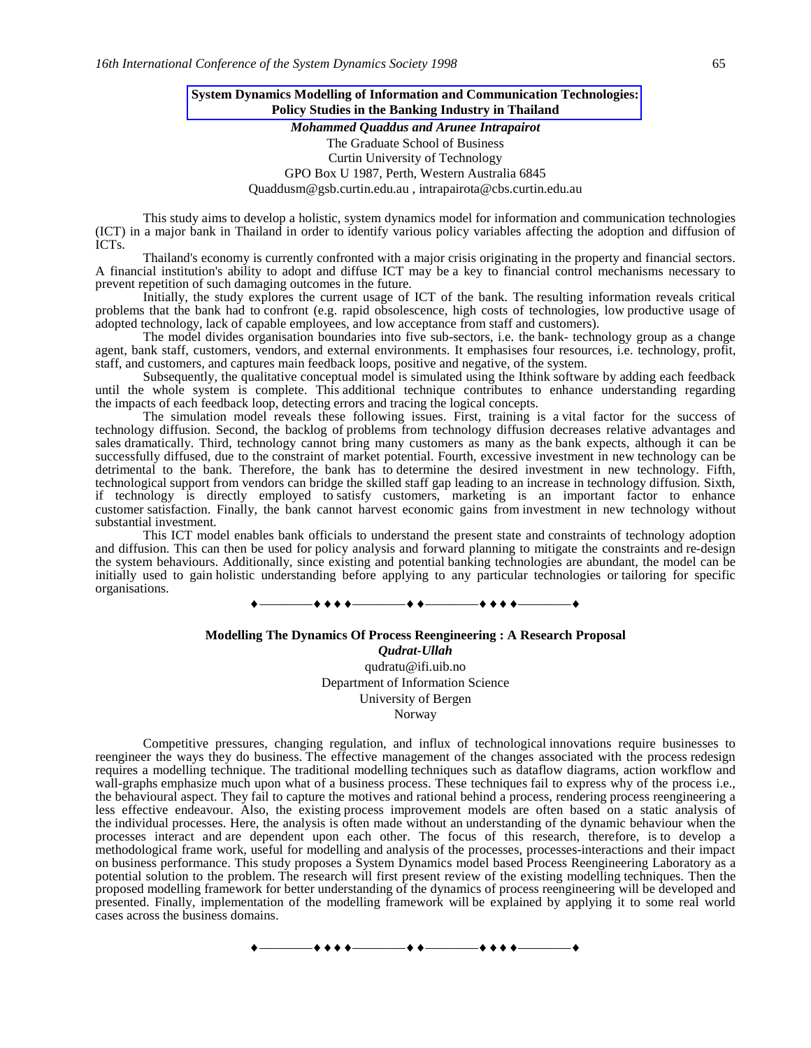## System Dynamics Modelling of Information and Communication Technologies: Policy Studies in the Banking Industry in Thailand

***Mohammed Quaddus and Arunee Intrapairot***

The Graduate School of Business
Curtin University of Technology
GPO Box U 1987, Perth, Western Australia 6845
Quaddusm@gsb.curtin.edu.au , intrapairota@cbs.curtin.edu.au

This study aims to develop a holistic, system dynamics model for information and communication technologies (ICT) in a major bank in Thailand in order to identify various policy variables affecting the adoption and diffusion of ICTs.

Thailand's economy is currently confronted with a major crisis originating in the property and financial sectors. A financial institution's ability to adopt and diffuse ICT may be a key to financial control mechanisms necessary to prevent repetition of such damaging outcomes in the future.

Initially, the study explores the current usage of ICT of the bank. The resulting information reveals critical problems that the bank had to confront (e.g. rapid obsolescence, high costs of technologies, low productive usage of adopted technology, lack of capable employees, and low acceptance from staff and customers).

The model divides organisation boundaries into five sub-sectors, i.e. the bank- technology group as a change agent, bank staff, customers, vendors, and external environments. It emphasises four resources, i.e. technology, profit, staff, and customers, and captures main feedback loops, positive and negative, of the system.

Subsequently, the qualitative conceptual model is simulated using the Ithink software by adding each feedback until the whole system is complete. This additional technique contributes to enhance understanding regarding the impacts of each feedback loop, detecting errors and tracing the logical concepts.

The simulation model reveals these following issues. First, training is a vital factor for the success of technology diffusion. Second, the backlog of problems from technology diffusion decreases relative advantages and sales dramatically. Third, technology cannot bring many customers as many as the bank expects, although it can be successfully diffused, due to the constraint of market potential. Fourth, excessive investment in new technology can be detrimental to the bank. Therefore, the bank has to determine the desired investment in new technology. Fifth, technological support from vendors can bridge the skilled staff gap leading to an increase in technology diffusion. Sixth, if technology is directly employed to satisfy customers, marketing is an important factor to enhance customer satisfaction. Finally, the bank cannot harvest economic gains from investment in new technology without substantial investment.

This ICT model enables bank officials to understand the present state and constraints of technology adoption and diffusion. This can then be used for policy analysis and forward planning to mitigate the constraints and re-design the system behaviours. Additionally, since existing and potential banking technologies are abundant, the model can be initially used to gain holistic understanding before applying to any particular technologies or tailoring for specific organisations.

♦————♦ ♦ ♦ ♦————♦ ♦————♦ ♦ ♦ ♦————♦

## Modelling The Dynamics Of Process Reengineering : A Research Proposal

***Qudrat-Ullah***

qudratu@ifi.uib.no
Department of Information Science
University of Bergen
Norway

Competitive pressures, changing regulation, and influx of technological innovations require businesses to reengineer the ways they do business. The effective management of the changes associated with the process redesign requires a modelling technique. The traditional modelling techniques such as dataflow diagrams, action workflow and wall-graphs emphasize much upon what of a business process. These techniques fail to express why of the process i.e., the behavioural aspect. They fail to capture the motives and rational behind a process, rendering process reengineering a less effective endeavour. Also, the existing process improvement models are often based on a static analysis of the individual processes. Here, the analysis is often made without an understanding of the dynamic behaviour when the processes interact and are dependent upon each other. The focus of this research, therefore, is to develop a methodological frame work, useful for modelling and analysis of the processes, processes-interactions and their impact on business performance. This study proposes a System Dynamics model based Process Reengineering Laboratory as a potential solution to the problem. The research will first present review of the existing modelling techniques. Then the proposed modelling framework for better understanding of the dynamics of process reengineering will be developed and presented. Finally, implementation of the modelling framework will be explained by applying it to some real world cases across the business domains.

♦————♦ ♦ ♦ ♦————♦ ♦————♦ ♦ ♦ ♦————♦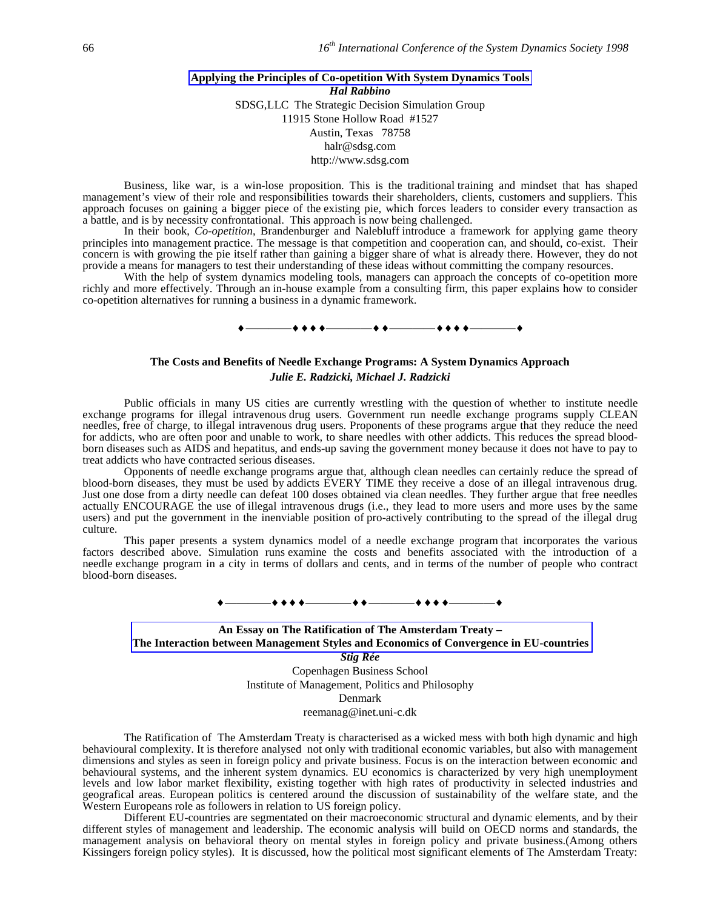## Applying the Principles of Co-opetition With System Dynamics Tools

***Hal Rabbino***

SDSG,LLC The Strategic Decision Simulation Group
11915 Stone Hollow Road #1527
Austin, Texas 78758
halr@sdsg.com
http://www.sdsg.com

Business, like war, is a win-lose proposition. This is the traditional training and mindset that has shaped management's view of their role and responsibilities towards their shareholders, clients, customers and suppliers. This approach focuses on gaining a bigger piece of the existing pie, which forces leaders to consider every transaction as a battle, and is by necessity confrontational. This approach is now being challenged.

In their book, *Co-opetition*, Brandenburger and Nalebluff introduce a framework for applying game theory principles into management practice. The message is that competition and cooperation can, and should, co-exist. Their concern is with growing the pie itself rather than gaining a bigger share of what is already there. However, they do not provide a means for managers to test their understanding of these ideas without committing the company resources.

With the help of system dynamics modeling tools, managers can approach the concepts of co-opetition more richly and more effectively. Through an in-house example from a consulting firm, this paper explains how to consider co-opetition alternatives for running a business in a dynamic framework.

♦————♦♦♦♦————♦♦————♦♦♦♦————♦

## The Costs and Benefits of Needle Exchange Programs: A System Dynamics Approach

***Julie E. Radzicki, Michael J. Radzicki***

Public officials in many US cities are currently wrestling with the question of whether to institute needle exchange programs for illegal intravenous drug users. Government run needle exchange programs supply CLEAN needles, free of charge, to illegal intravenous drug users. Proponents of these programs argue that they reduce the need for addicts, who are often poor and unable to work, to share needles with other addicts. This reduces the spread blood-born diseases such as AIDS and hepatitus, and ends-up saving the government money because it does not have to pay to treat addicts who have contracted serious diseases.

Opponents of needle exchange programs argue that, although clean needles can certainly reduce the spread of blood-born diseases, they must be used by addicts EVERY TIME they receive a dose of an illegal intravenous drug. Just one dose from a dirty needle can defeat 100 doses obtained via clean needles. They further argue that free needles actually ENCOURAGE the use of illegal intravenous drugs (i.e., they lead to more users and more uses by the same users) and put the government in the inenviable position of pro-actively contributing to the spread of the illegal drug culture.

This paper presents a system dynamics model of a needle exchange program that incorporates the various factors described above. Simulation runs examine the costs and benefits associated with the introduction of a needle exchange program in a city in terms of dollars and cents, and in terms of the number of people who contract blood-born diseases.

♦————♦♦♦♦————♦♦————♦♦♦♦————♦

## An Essay on The Ratification of The Amsterdam Treaty – The Interaction between Management Styles and Economics of Convergence in EU-countries

***Stig Rée***

Copenhagen Business School
Institute of Management, Politics and Philosophy
Denmark
reemanag@inet.uni-c.dk

The Ratification of The Amsterdam Treaty is characterised as a wicked mess with both high dynamic and high behavioural complexity. It is therefore analysed not only with traditional economic variables, but also with management dimensions and styles as seen in foreign policy and private business. Focus is on the interaction between economic and behavioural systems, and the inherent system dynamics. EU economics is characterized by very high unemployment levels and low labor market flexibility, existing together with high rates of productivity in selected industries and geografical areas. European politics is centered around the discussion of sustainability of the welfare state, and the Western Europeans role as followers in relation to US foreign policy.

Different EU-countries are segmentated on their macroeconomic structural and dynamic elements, and by their different styles of management and leadership. The economic analysis will build on OECD norms and standards, the management analysis on behavioral theory on mental styles in foreign policy and private business.(Among others Kissingers foreign policy styles). It is discussed, how the political most significant elements of The Amsterdam Treaty: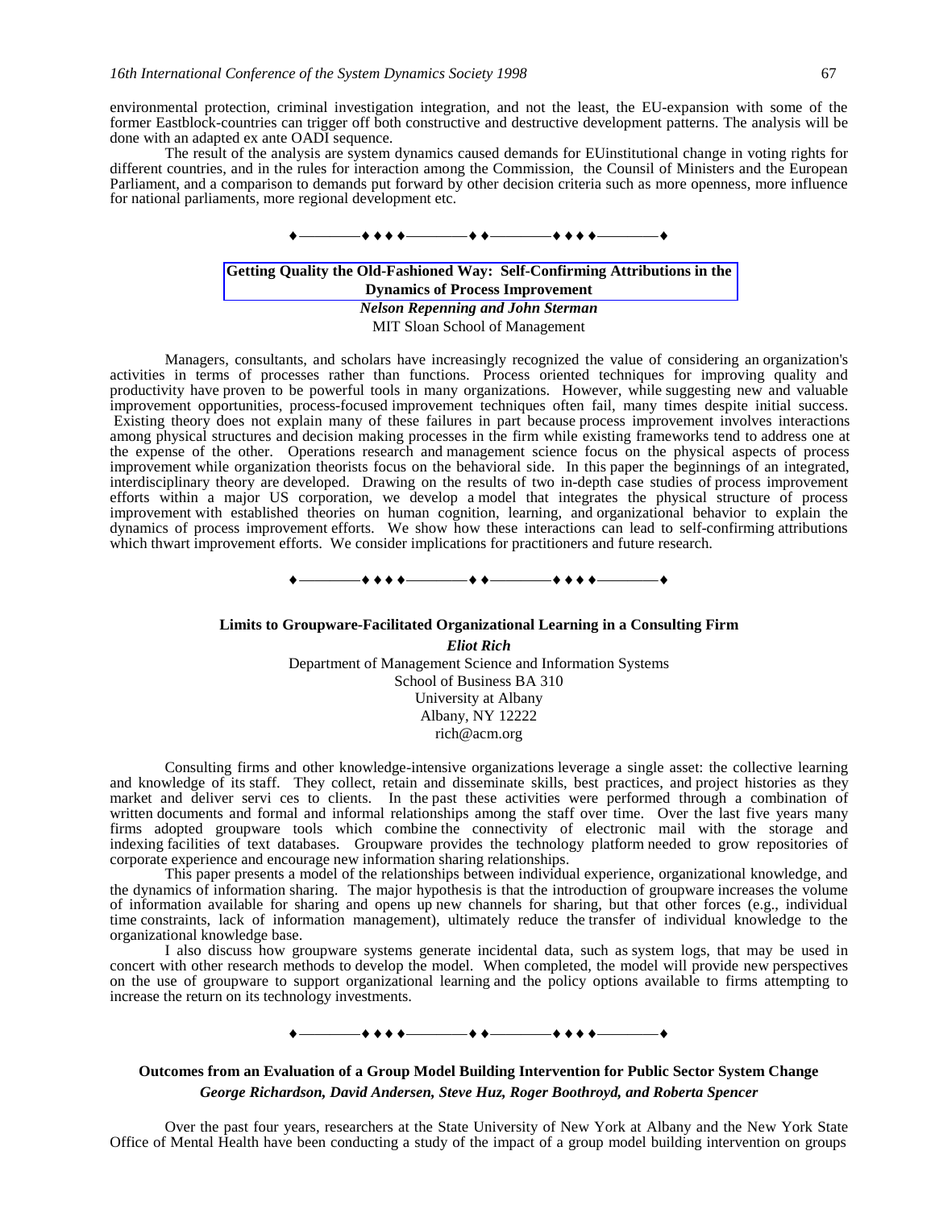environmental protection, criminal investigation integration, and not the least, the EU-expansion with some of the former Eastblock-countries can trigger off both constructive and destructive development patterns. The analysis will be done with an adapted ex ante OADI sequence.

The result of the analysis are system dynamics caused demands for EUinstitutional change in voting rights for different countries, and in the rules for interaction among the Commission, the Counsil of Ministers and the European Parliament, and a comparison to demands put forward by other decision criteria such as more openness, more influence for national parliaments, more regional development etc.

♦————♦ ♦ ♦ ♦————♦ ♦————♦ ♦ ♦ ♦————♦

## Getting Quality the Old-Fashioned Way: Self-Confirming Attributions in the Dynamics of Process Improvement

***Nelson Repenning and John Sterman***

MIT Sloan School of Management

Managers, consultants, and scholars have increasingly recognized the value of considering an organization's activities in terms of processes rather than functions. Process oriented techniques for improving quality and productivity have proven to be powerful tools in many organizations. However, while suggesting new and valuable improvement opportunities, process-focused improvement techniques often fail, many times despite initial success. Existing theory does not explain many of these failures in part because process improvement involves interactions among physical structures and decision making processes in the firm while existing frameworks tend to address one at the expense of the other. Operations research and management science focus on the physical aspects of process improvement while organization theorists focus on the behavioral side. In this paper the beginnings of an integrated, interdisciplinary theory are developed. Drawing on the results of two in-depth case studies of process improvement efforts within a major US corporation, we develop a model that integrates the physical structure of process improvement with established theories on human cognition, learning, and organizational behavior to explain the dynamics of process improvement efforts. We show how these interactions can lead to self-confirming attributions which thwart improvement efforts. We consider implications for practitioners and future research.

♦————♦ ♦ ♦ ♦————♦ ♦————♦ ♦ ♦ ♦————♦

## Limits to Groupware-Facilitated Organizational Learning in a Consulting Firm

***Eliot Rich***

Department of Management Science and Information Systems
School of Business BA 310
University at Albany
Albany, NY 12222
rich@acm.org

Consulting firms and other knowledge-intensive organizations leverage a single asset: the collective learning and knowledge of its staff. They collect, retain and disseminate skills, best practices, and project histories as they market and deliver servi ces to clients. In the past these activities were performed through a combination of written documents and formal and informal relationships among the staff over time. Over the last five years many firms adopted groupware tools which combine the connectivity of electronic mail with the storage and indexing facilities of text databases. Groupware provides the technology platform needed to grow repositories of corporate experience and encourage new information sharing relationships.

This paper presents a model of the relationships between individual experience, organizational knowledge, and the dynamics of information sharing. The major hypothesis is that the introduction of groupware increases the volume of information available for sharing and opens up new channels for sharing, but that other forces (e.g., individual time constraints, lack of information management), ultimately reduce the transfer of individual knowledge to the organizational knowledge base.

I also discuss how groupware systems generate incidental data, such as system logs, that may be used in concert with other research methods to develop the model. When completed, the model will provide new perspectives on the use of groupware to support organizational learning and the policy options available to firms attempting to increase the return on its technology investments.

♦————♦ ♦ ♦ ♦————♦ ♦————♦ ♦ ♦ ♦————♦

## Outcomes from an Evaluation of a Group Model Building Intervention for Public Sector System Change

***George Richardson, David Andersen, Steve Huz, Roger Boothroyd, and Roberta Spencer***

Over the past four years, researchers at the State University of New York at Albany and the New York State Office of Mental Health have been conducting a study of the impact of a group model building intervention on groups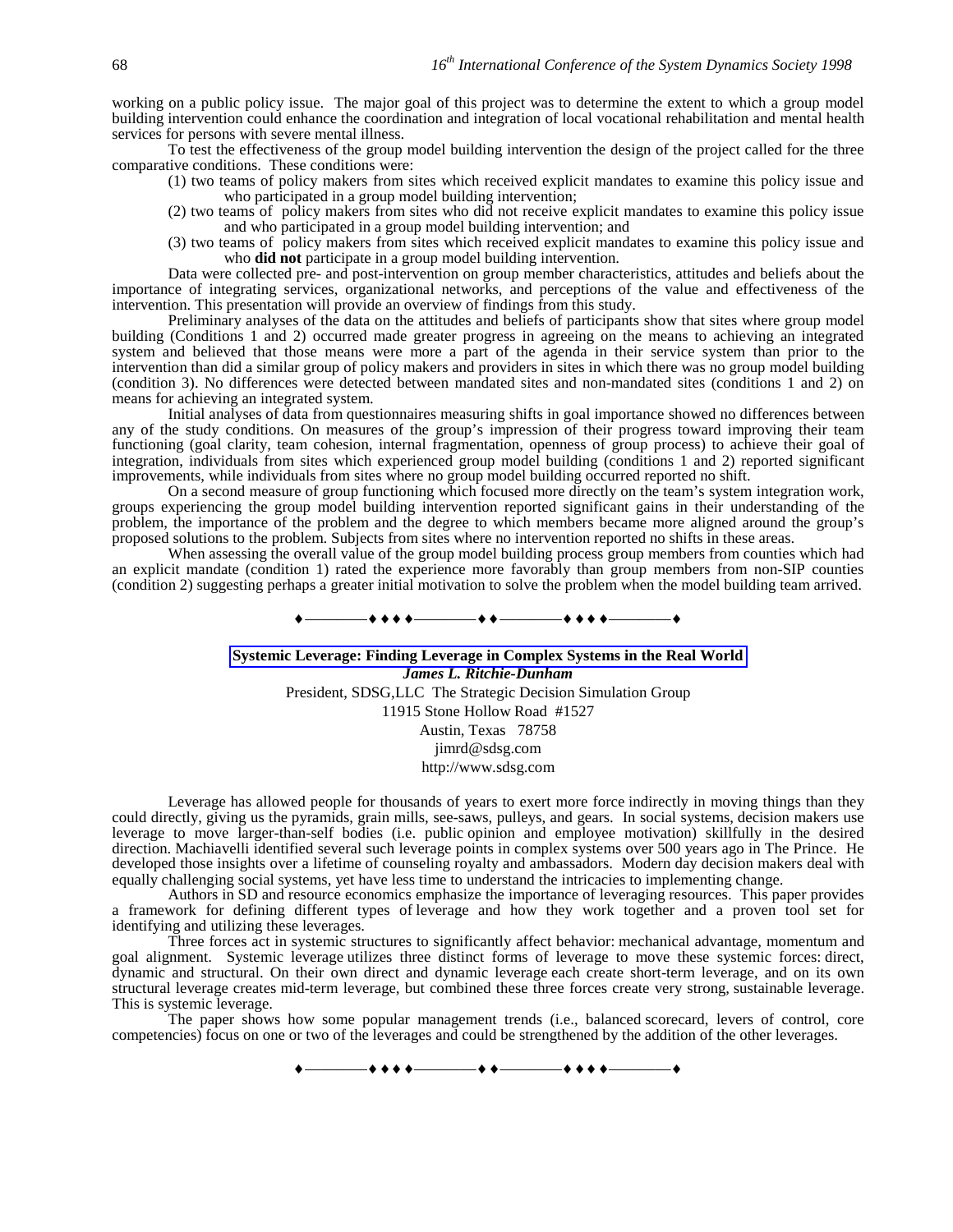working on a public policy issue. The major goal of this project was to determine the extent to which a group model building intervention could enhance the coordination and integration of local vocational rehabilitation and mental health services for persons with severe mental illness.

To test the effectiveness of the group model building intervention the design of the project called for the three comparative conditions. These conditions were:

(1) two teams of policy makers from sites which received explicit mandates to examine this policy issue and who participated in a group model building intervention;

(2) two teams of policy makers from sites who did not receive explicit mandates to examine this policy issue and who participated in a group model building intervention; and

(3) two teams of policy makers from sites which received explicit mandates to examine this policy issue and who **did not** participate in a group model building intervention.

Data were collected pre- and post-intervention on group member characteristics, attitudes and beliefs about the importance of integrating services, organizational networks, and perceptions of the value and effectiveness of the intervention. This presentation will provide an overview of findings from this study.

Preliminary analyses of the data on the attitudes and beliefs of participants show that sites where group model building (Conditions 1 and 2) occurred made greater progress in agreeing on the means to achieving an integrated system and believed that those means were more a part of the agenda in their service system than prior to the intervention than did a similar group of policy makers and providers in sites in which there was no group model building (condition 3). No differences were detected between mandated sites and non-mandated sites (conditions 1 and 2) on means for achieving an integrated system.

Initial analyses of data from questionnaires measuring shifts in goal importance showed no differences between any of the study conditions. On measures of the group's impression of their progress toward improving their team functioning (goal clarity, team cohesion, internal fragmentation, openness of group process) to achieve their goal of integration, individuals from sites which experienced group model building (conditions 1 and 2) reported significant improvements, while individuals from sites where no group model building occurred reported no shift.

On a second measure of group functioning which focused more directly on the team's system integration work, groups experiencing the group model building intervention reported significant gains in their understanding of the problem, the importance of the problem and the degree to which members became more aligned around the group's proposed solutions to the problem. Subjects from sites where no intervention reported no shifts in these areas.

When assessing the overall value of the group model building process group members from counties which had an explicit mandate (condition 1) rated the experience more favorably than group members from non-SIP counties (condition 2) suggesting perhaps a greater initial motivation to solve the problem when the model building team arrived.

♦————♦♦♦♦————♦♦————♦♦♦♦————♦

## Systemic Leverage: Finding Leverage in Complex Systems in the Real World

***James L. Ritchie-Dunham***

President, SDSG,LLC The Strategic Decision Simulation Group
11915 Stone Hollow Road #1527
Austin, Texas 78758
jimrd@sdsg.com
http://www.sdsg.com

Leverage has allowed people for thousands of years to exert more force indirectly in moving things than they could directly, giving us the pyramids, grain mills, see-saws, pulleys, and gears. In social systems, decision makers use leverage to move larger-than-self bodies (i.e. public opinion and employee motivation) skillfully in the desired direction. Machiavelli identified several such leverage points in complex systems over 500 years ago in The Prince. He developed those insights over a lifetime of counseling royalty and ambassadors. Modern day decision makers deal with equally challenging social systems, yet have less time to understand the intricacies to implementing change.

Authors in SD and resource economics emphasize the importance of leveraging resources. This paper provides a framework for defining different types of leverage and how they work together and a proven tool set for identifying and utilizing these leverages.

Three forces act in systemic structures to significantly affect behavior: mechanical advantage, momentum and goal alignment. Systemic leverage utilizes three distinct forms of leverage to move these systemic forces: direct, dynamic and structural. On their own direct and dynamic leverage each create short-term leverage, and on its own structural leverage creates mid-term leverage, but combined these three forces create very strong, sustainable leverage. This is systemic leverage.

The paper shows how some popular management trends (i.e., balanced scorecard, levers of control, core competencies) focus on one or two of the leverages and could be strengthened by the addition of the other leverages.

♦————♦♦♦♦————♦♦————♦♦♦♦————♦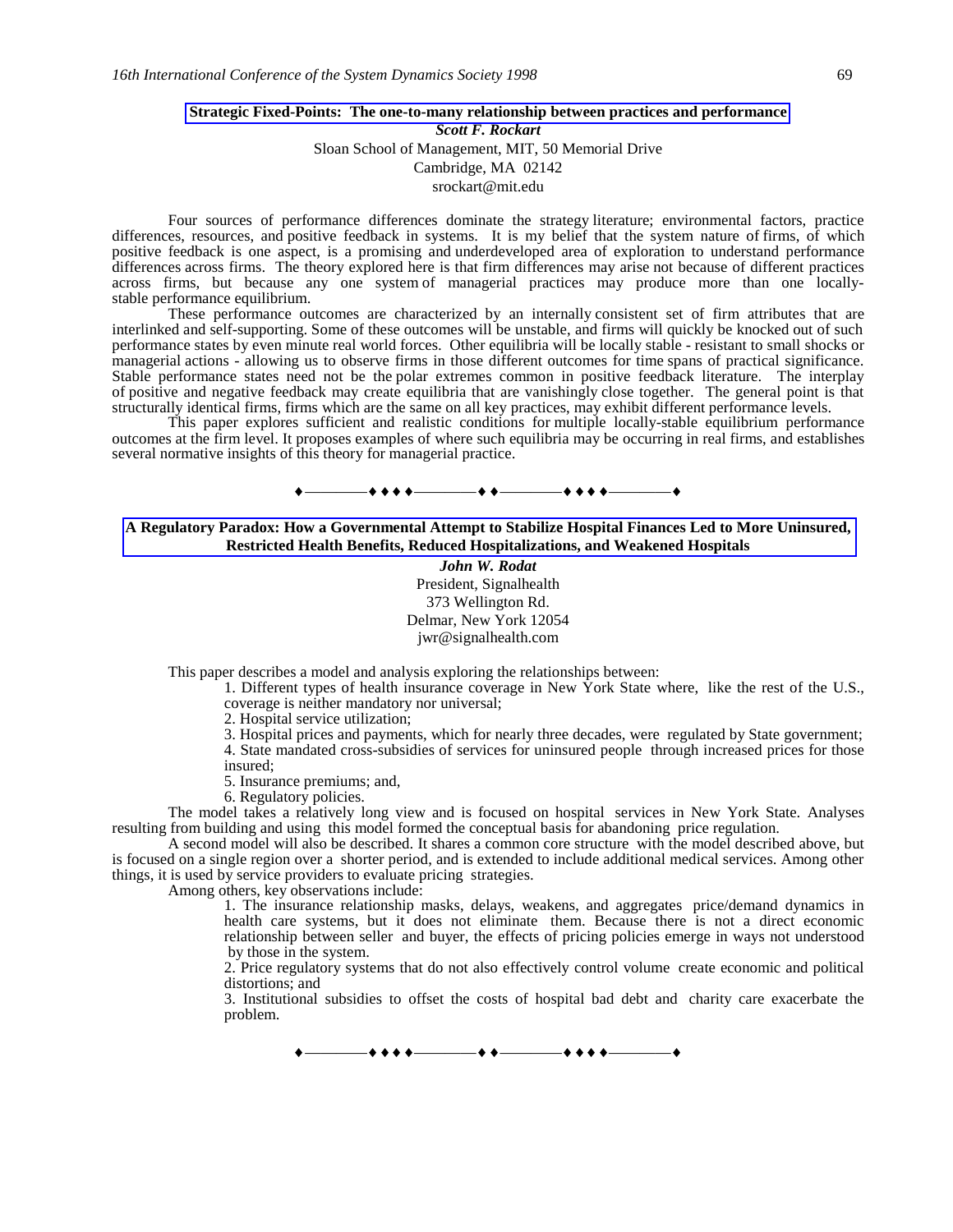## Strategic Fixed-Points: The one-to-many relationship between practices and performance

***Scott F. Rockart***
Sloan School of Management, MIT, 50 Memorial Drive
Cambridge, MA 02142
srockart@mit.edu

Four sources of performance differences dominate the strategy literature; environmental factors, practice differences, resources, and positive feedback in systems. It is my belief that the system nature of firms, of which positive feedback is one aspect, is a promising and underdeveloped area of exploration to understand performance differences across firms. The theory explored here is that firm differences may arise not because of different practices across firms, but because any one system of managerial practices may produce more than one locally-stable performance equilibrium.

These performance outcomes are characterized by an internally consistent set of firm attributes that are interlinked and self-supporting. Some of these outcomes will be unstable, and firms will quickly be knocked out of such performance states by even minute real world forces. Other equilibria will be locally stable - resistant to small shocks or managerial actions - allowing us to observe firms in those different outcomes for time spans of practical significance. Stable performance states need not be the polar extremes common in positive feedback literature. The interplay of positive and negative feedback may create equilibria that are vanishingly close together. The general point is that structurally identical firms, firms which are the same on all key practices, may exhibit different performance levels.

This paper explores sufficient and realistic conditions for multiple locally-stable equilibrium performance outcomes at the firm level. It proposes examples of where such equilibria may be occurring in real firms, and establishes several normative insights of this theory for managerial practice.

♦————♦ ♦ ♦ ♦————♦ ♦————♦ ♦ ♦ ♦————♦

## A Regulatory Paradox: How a Governmental Attempt to Stabilize Hospital Finances Led to More Uninsured, Restricted Health Benefits, Reduced Hospitalizations, and Weakened Hospitals

***John W. Rodat***
President, Signalhealth
373 Wellington Rd.
Delmar, New York 12054
jwr@signalhealth.com

This paper describes a model and analysis exploring the relationships between:

1. Different types of health insurance coverage in New York State where, like the rest of the U.S., coverage is neither mandatory nor universal;
2. Hospital service utilization;
3. Hospital prices and payments, which for nearly three decades, were regulated by State government;
4. State mandated cross-subsidies of services for uninsured people through increased prices for those insured;
5. Insurance premiums; and,
6. Regulatory policies.

The model takes a relatively long view and is focused on hospital services in New York State. Analyses resulting from building and using this model formed the conceptual basis for abandoning price regulation.

A second model will also be described. It shares a common core structure with the model described above, but is focused on a single region over a shorter period, and is extended to include additional medical services. Among other things, it is used by service providers to evaluate pricing strategies.

Among others, key observations include:

1. The insurance relationship masks, delays, weakens, and aggregates price/demand dynamics in health care systems, but it does not eliminate them. Because there is not a direct economic relationship between seller and buyer, the effects of pricing policies emerge in ways not understood by those in the system.
2. Price regulatory systems that do not also effectively control volume create economic and political distortions; and
3. Institutional subsidies to offset the costs of hospital bad debt and charity care exacerbate the problem.

♦————♦ ♦ ♦ ♦————♦ ♦————♦ ♦ ♦ ♦————♦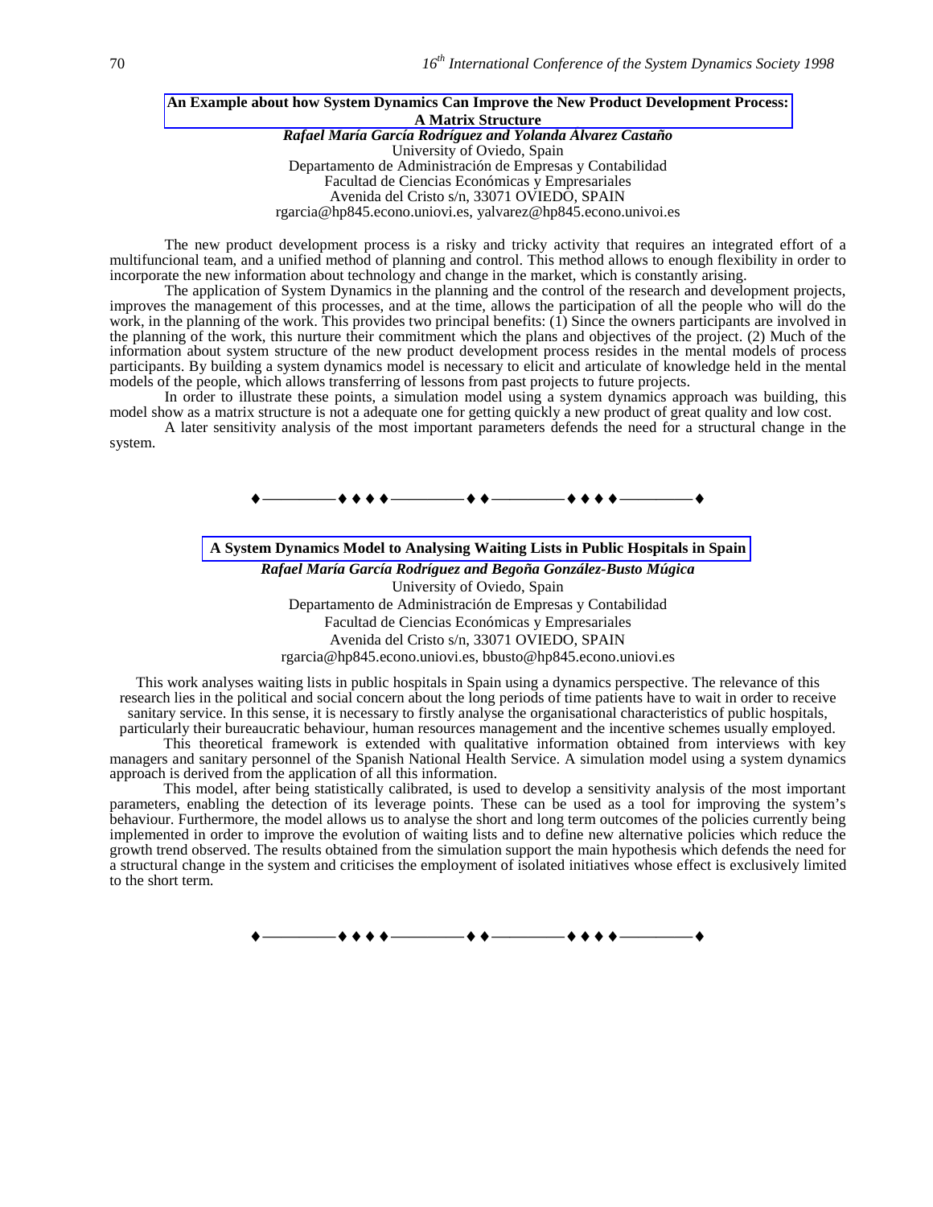## An Example about how System Dynamics Can Improve the New Product Development Process: A Matrix Structure

***Rafael María García Rodríguez and Yolanda Álvarez Castaño***

University of Oviedo, Spain
Departamento de Administración de Empresas y Contabilidad
Facultad de Ciencias Económicas y Empresariales
Avenida del Cristo s/n, 33071 OVIEDO, SPAIN
rgarcia@hp845.econo.uniovi.es, yalvarez@hp845.econo.univoi.es

The new product development process is a risky and tricky activity that requires an integrated effort of a multifuncional team, and a unified method of planning and control. This method allows to enough flexibility in order to incorporate the new information about technology and change in the market, which is constantly arising.

The application of System Dynamics in the planning and the control of the research and development projects, improves the management of this processes, and at the time, allows the participation of all the people who will do the work, in the planning of the work. This provides two principal benefits: (1) Since the owners participants are involved in the planning of the work, this nurture their commitment which the plans and objectives of the project. (2) Much of the information about system structure of the new product development process resides in the mental models of process participants. By building a system dynamics model is necessary to elicit and articulate of knowledge held in the mental models of the people, which allows transferring of lessons from past projects to future projects.

In order to illustrate these points, a simulation model using a system dynamics approach was building, this model show as a matrix structure is not a adequate one for getting quickly a new product of great quality and low cost.

A later sensitivity analysis of the most important parameters defends the need for a structural change in the system.

♦————♦♦♦♦————♦♦————♦♦♦♦————♦

## A System Dynamics Model to Analysing Waiting Lists in Public Hospitals in Spain

***Rafael María García Rodríguez and Begoña González-Busto Múgica***

University of Oviedo, Spain
Departamento de Administración de Empresas y Contabilidad
Facultad de Ciencias Económicas y Empresariales
Avenida del Cristo s/n, 33071 OVIEDO, SPAIN
rgarcia@hp845.econo.uniovi.es, bbusto@hp845.econo.uniovi.es

This work analyses waiting lists in public hospitals in Spain using a dynamics perspective. The relevance of this research lies in the political and social concern about the long periods of time patients have to wait in order to receive sanitary service. In this sense, it is necessary to firstly analyse the organisational characteristics of public hospitals, particularly their bureaucratic behaviour, human resources management and the incentive schemes usually employed.

This theoretical framework is extended with qualitative information obtained from interviews with key managers and sanitary personnel of the Spanish National Health Service. A simulation model using a system dynamics approach is derived from the application of all this information.

This model, after being statistically calibrated, is used to develop a sensitivity analysis of the most important parameters, enabling the detection of its leverage points. These can be used as a tool for improving the system's behaviour. Furthermore, the model allows us to analyse the short and long term outcomes of the policies currently being implemented in order to improve the evolution of waiting lists and to define new alternative policies which reduce the growth trend observed. The results obtained from the simulation support the main hypothesis which defends the need for a structural change in the system and criticises the employment of isolated initiatives whose effect is exclusively limited to the short term.

♦————♦♦♦♦————♦♦————♦♦♦♦————♦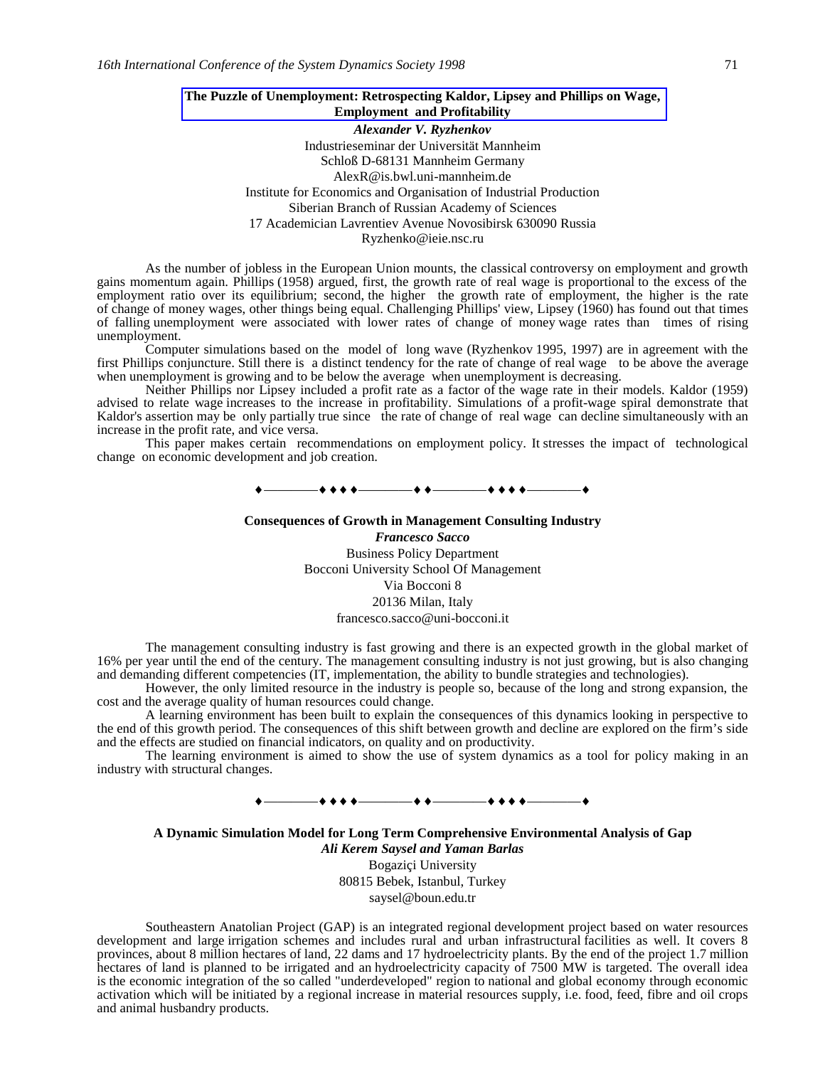## The Puzzle of Unemployment: Retrospecting Kaldor, Lipsey and Phillips on Wage, Employment and Profitability

***Alexander V. Ryzhenkov***

Industrieseminar der Universität Mannheim
Schloß D-68131 Mannheim Germany
AlexR@is.bwl.uni-mannheim.de
Institute for Economics and Organisation of Industrial Production
Siberian Branch of Russian Academy of Sciences
17 Academician Lavrentiev Avenue Novosibirsk 630090 Russia
Ryzhenko@ieie.nsc.ru

As the number of jobless in the European Union mounts, the classical controversy on employment and growth gains momentum again. Phillips (1958) argued, first, the growth rate of real wage is proportional to the excess of the employment ratio over its equilibrium; second, the higher the growth rate of employment, the higher is the rate of change of money wages, other things being equal. Challenging Phillips' view, Lipsey (1960) has found out that times of falling unemployment were associated with lower rates of change of money wage rates than times of rising unemployment.

Computer simulations based on the model of long wave (Ryzhenkov 1995, 1997) are in agreement with the first Phillips conjuncture. Still there is a distinct tendency for the rate of change of real wage to be above the average when unemployment is growing and to be below the average when unemployment is decreasing.

Neither Phillips nor Lipsey included a profit rate as a factor of the wage rate in their models. Kaldor (1959) advised to relate wage increases to the increase in profitability. Simulations of a profit-wage spiral demonstrate that Kaldor's assertion may be only partially true since the rate of change of real wage can decline simultaneously with an increase in the profit rate, and vice versa.

This paper makes certain recommendations on employment policy. It stresses the impact of technological change on economic development and job creation.

♦————♦♦♦♦————♦♦————♦♦♦♦————♦

## Consequences of Growth in Management Consulting Industry

***Francesco Sacco***

Business Policy Department
Bocconi University School Of Management
Via Bocconi 8
20136 Milan, Italy
francesco.sacco@uni-bocconi.it

The management consulting industry is fast growing and there is an expected growth in the global market of 16% per year until the end of the century. The management consulting industry is not just growing, but is also changing and demanding different competencies (IT, implementation, the ability to bundle strategies and technologies).

However, the only limited resource in the industry is people so, because of the long and strong expansion, the cost and the average quality of human resources could change.

A learning environment has been built to explain the consequences of this dynamics looking in perspective to the end of this growth period. The consequences of this shift between growth and decline are explored on the firm's side and the effects are studied on financial indicators, on quality and on productivity.

The learning environment is aimed to show the use of system dynamics as a tool for policy making in an industry with structural changes.

♦————♦♦♦♦————♦♦————♦♦♦♦————♦

## A Dynamic Simulation Model for Long Term Comprehensive Environmental Analysis of Gap

***Ali Kerem Saysel and Yaman Barlas***

Bogaziçi University
80815 Bebek, Istanbul, Turkey
saysel@boun.edu.tr

Southeastern Anatolian Project (GAP) is an integrated regional development project based on water resources development and large irrigation schemes and includes rural and urban infrastructural facilities as well. It covers 8 provinces, about 8 million hectares of land, 22 dams and 17 hydroelectricity plants. By the end of the project 1.7 million hectares of land is planned to be irrigated and an hydroelectricity capacity of 7500 MW is targeted. The overall idea is the economic integration of the so called "underdeveloped" region to national and global economy through economic activation which will be initiated by a regional increase in material resources supply, i.e. food, feed, fibre and oil crops and animal husbandry products.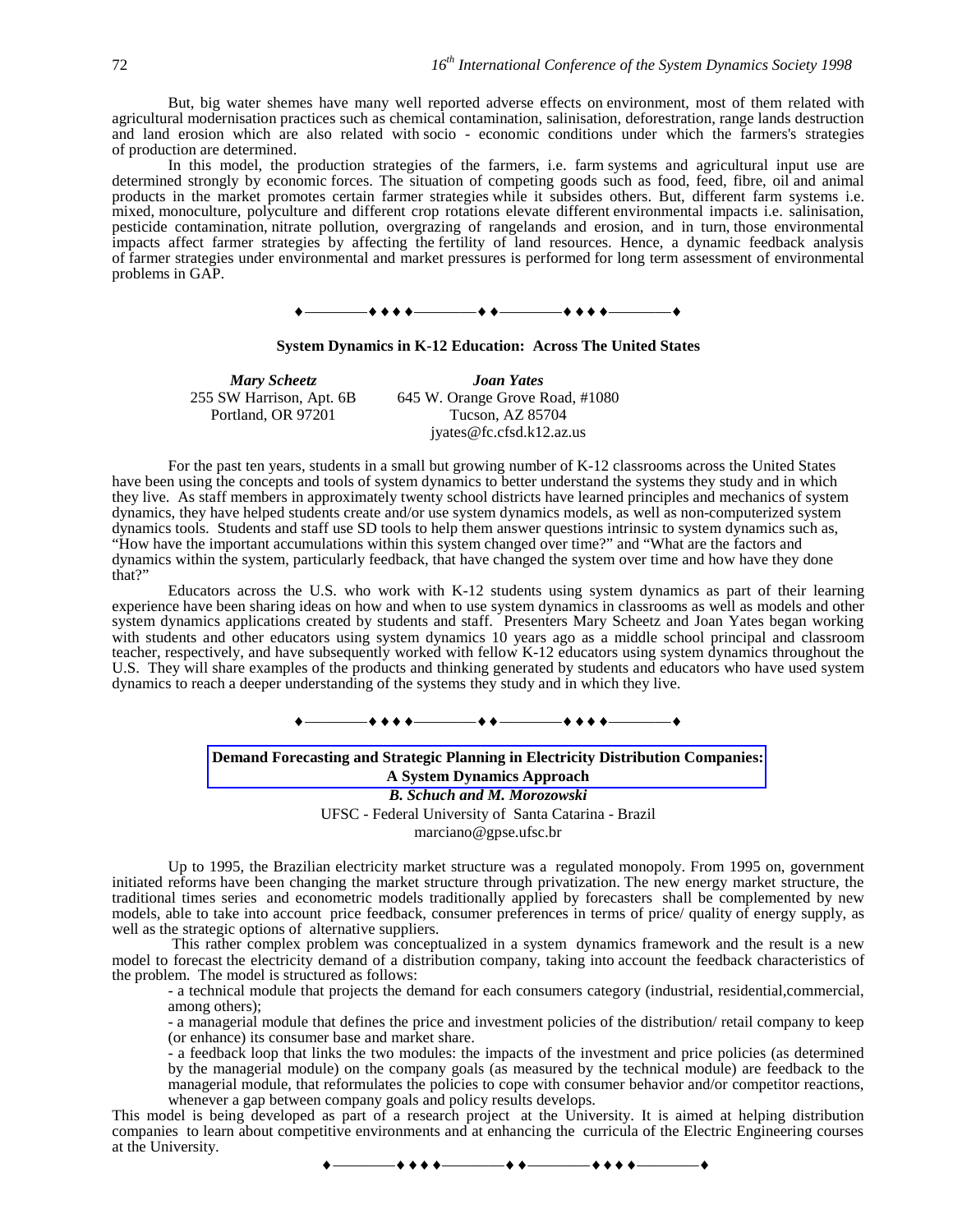But, big water shemes have many well reported adverse effects on environment, most of them related with agricultural modernisation practices such as chemical contamination, salinisation, deforestration, range lands destruction and land erosion which are also related with socio - economic conditions under which the farmers's strategies of production are determined.

In this model, the production strategies of the farmers, i.e. farm systems and agricultural input use are determined strongly by economic forces. The situation of competing goods such as food, feed, fibre, oil and animal products in the market promotes certain farmer strategies while it subsides others. But, different farm systems i.e. mixed, monoculture, polyculture and different crop rotations elevate different environmental impacts i.e. salinisation, pesticide contamination, nitrate pollution, overgrazing of rangelands and erosion, and in turn, those environmental impacts affect farmer strategies by affecting the fertility of land resources. Hence, a dynamic feedback analysis of farmer strategies under environmental and market pressures is performed for long term assessment of environmental problems in GAP.

♦————♦ ♦ ♦ ♦————♦ ♦————♦ ♦ ♦ ♦————♦

**System Dynamics in K-12 Education: Across The United States**

***Mary Scheetz***
255 SW Harrison, Apt. 6B
Portland, OR 97201

***Joan Yates***
645 W. Orange Grove Road, #1080
Tucson, AZ 85704
jyates@fc.cfsd.k12.az.us

For the past ten years, students in a small but growing number of K-12 classrooms across the United States have been using the concepts and tools of system dynamics to better understand the systems they study and in which they live. As staff members in approximately twenty school districts have learned principles and mechanics of system dynamics, they have helped students create and/or use system dynamics models, as well as non-computerized system dynamics tools. Students and staff use SD tools to help them answer questions intrinsic to system dynamics such as, "How have the important accumulations within this system changed over time?" and "What are the factors and dynamics within the system, particularly feedback, that have changed the system over time and how have they done that?"

Educators across the U.S. who work with K-12 students using system dynamics as part of their learning experience have been sharing ideas on how and when to use system dynamics in classrooms as well as models and other system dynamics applications created by students and staff. Presenters Mary Scheetz and Joan Yates began working with students and other educators using system dynamics 10 years ago as a middle school principal and classroom teacher, respectively, and have subsequently worked with fellow K-12 educators using system dynamics throughout the U.S. They will share examples of the products and thinking generated by students and educators who have used system dynamics to reach a deeper understanding of the systems they study and in which they live.

♦————♦ ♦ ♦ ♦————♦ ♦————♦ ♦ ♦ ♦————♦

**Demand Forecasting and Strategic Planning in Electricity Distribution Companies: A System Dynamics Approach**

***B. Schuch and M. Morozowski***
UFSC - Federal University of Santa Catarina - Brazil
marciano@gpse.ufsc.br

Up to 1995, the Brazilian electricity market structure was a regulated monopoly. From 1995 on, government initiated reforms have been changing the market structure through privatization. The new energy market structure, the traditional times series and econometric models traditionally applied by forecasters shall be complemented by new models, able to take into account price feedback, consumer preferences in terms of price/ quality of energy supply, as well as the strategic options of alternative suppliers.

This rather complex problem was conceptualized in a system dynamics framework and the result is a new model to forecast the electricity demand of a distribution company, taking into account the feedback characteristics of the problem. The model is structured as follows:

- a technical module that projects the demand for each consumers category (industrial, residential,commercial, among others);
- a managerial module that defines the price and investment policies of the distribution/ retail company to keep (or enhance) its consumer base and market share.
- a feedback loop that links the two modules: the impacts of the investment and price policies (as determined by the managerial module) on the company goals (as measured by the technical module) are feedback to the managerial module, that reformulates the policies to cope with consumer behavior and/or competitor reactions, whenever a gap between company goals and policy results develops.

This model is being developed as part of a research project at the University. It is aimed at helping distribution companies to learn about competitive environments and at enhancing the curricula of the Electric Engineering courses at the University.

♦————♦ ♦ ♦ ♦————♦ ♦————♦ ♦ ♦ ♦————♦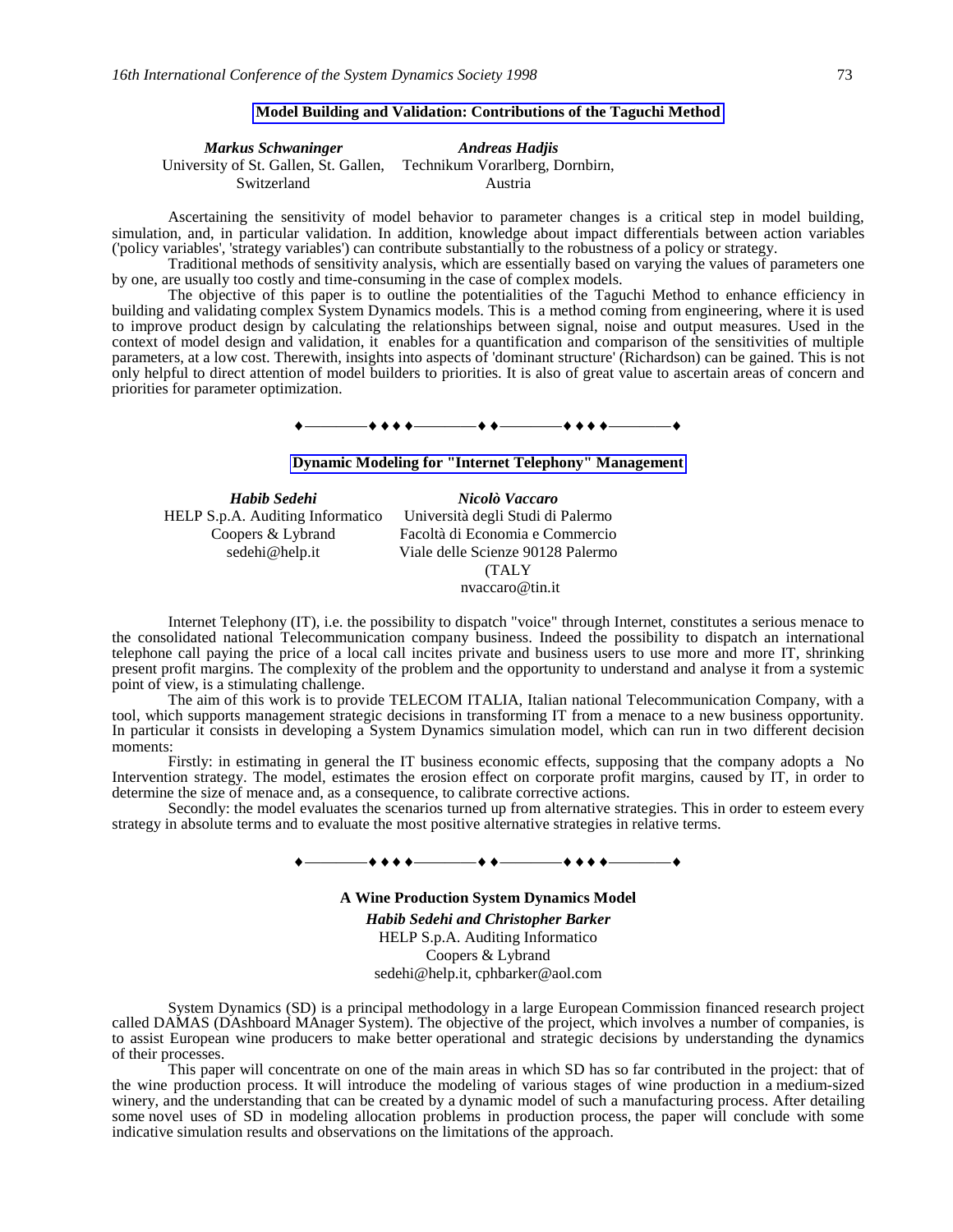## Model Building and Validation: Contributions of the Taguchi Method

***Markus Schwaninger***
University of St. Gallen, St. Gallen, Switzerland

***Andreas Hadjis***
Technikum Vorarlberg, Dornbirn, Austria

Ascertaining the sensitivity of model behavior to parameter changes is a critical step in model building, simulation, and, in particular validation. In addition, knowledge about impact differentials between action variables ('policy variables', 'strategy variables') can contribute substantially to the robustness of a policy or strategy.

Traditional methods of sensitivity analysis, which are essentially based on varying the values of parameters one by one, are usually too costly and time-consuming in the case of complex models.

The objective of this paper is to outline the potentialities of the Taguchi Method to enhance efficiency in building and validating complex System Dynamics models. This is a method coming from engineering, where it is used to improve product design by calculating the relationships between signal, noise and output measures. Used in the context of model design and validation, it enables for a quantification and comparison of the sensitivities of multiple parameters, at a low cost. Therewith, insights into aspects of 'dominant structure' (Richardson) can be gained. This is not only helpful to direct attention of model builders to priorities. It is also of great value to ascertain areas of concern and priorities for parameter optimization.

♦————♦♦♦♦————♦♦————♦♦♦♦————♦

## Dynamic Modeling for "Internet Telephony" Management

***Habib Sedehi***
HELP S.p.A. Auditing Informatico
Coopers & Lybrand
sedehi@help.it

***Nicolò Vaccaro***
Università degli Studi di Palermo
Facoltà di Economia e Commercio
Viale delle Scienze 90128 Palermo
(TALY
nvaccaro@tin.it

Internet Telephony (IT), i.e. the possibility to dispatch "voice" through Internet, constitutes a serious menace to the consolidated national Telecommunication company business. Indeed the possibility to dispatch an international telephone call paying the price of a local call incites private and business users to use more and more IT, shrinking present profit margins. The complexity of the problem and the opportunity to understand and analyse it from a systemic point of view, is a stimulating challenge.

The aim of this work is to provide TELECOM ITALIA, Italian national Telecommunication Company, with a tool, which supports management strategic decisions in transforming IT from a menace to a new business opportunity. In particular it consists in developing a System Dynamics simulation model, which can run in two different decision moments:

Firstly: in estimating in general the IT business economic effects, supposing that the company adopts a No Intervention strategy. The model, estimates the erosion effect on corporate profit margins, caused by IT, in order to determine the size of menace and, as a consequence, to calibrate corrective actions.

Secondly: the model evaluates the scenarios turned up from alternative strategies. This in order to esteem every strategy in absolute terms and to evaluate the most positive alternative strategies in relative terms.

♦————♦♦♦♦————♦♦————♦♦♦♦————♦

## A Wine Production System Dynamics Model

***Habib Sedehi and Christopher Barker***
HELP S.p.A. Auditing Informatico
Coopers & Lybrand
sedehi@help.it, cphbarker@aol.com

System Dynamics (SD) is a principal methodology in a large European Commission financed research project called DAMAS (DAshboard MAnager System). The objective of the project, which involves a number of companies, is to assist European wine producers to make better operational and strategic decisions by understanding the dynamics of their processes.

This paper will concentrate on one of the main areas in which SD has so far contributed in the project: that of the wine production process. It will introduce the modeling of various stages of wine production in a medium-sized winery, and the understanding that can be created by a dynamic model of such a manufacturing process. After detailing some novel uses of SD in modeling allocation problems in production process, the paper will conclude with some indicative simulation results and observations on the limitations of the approach.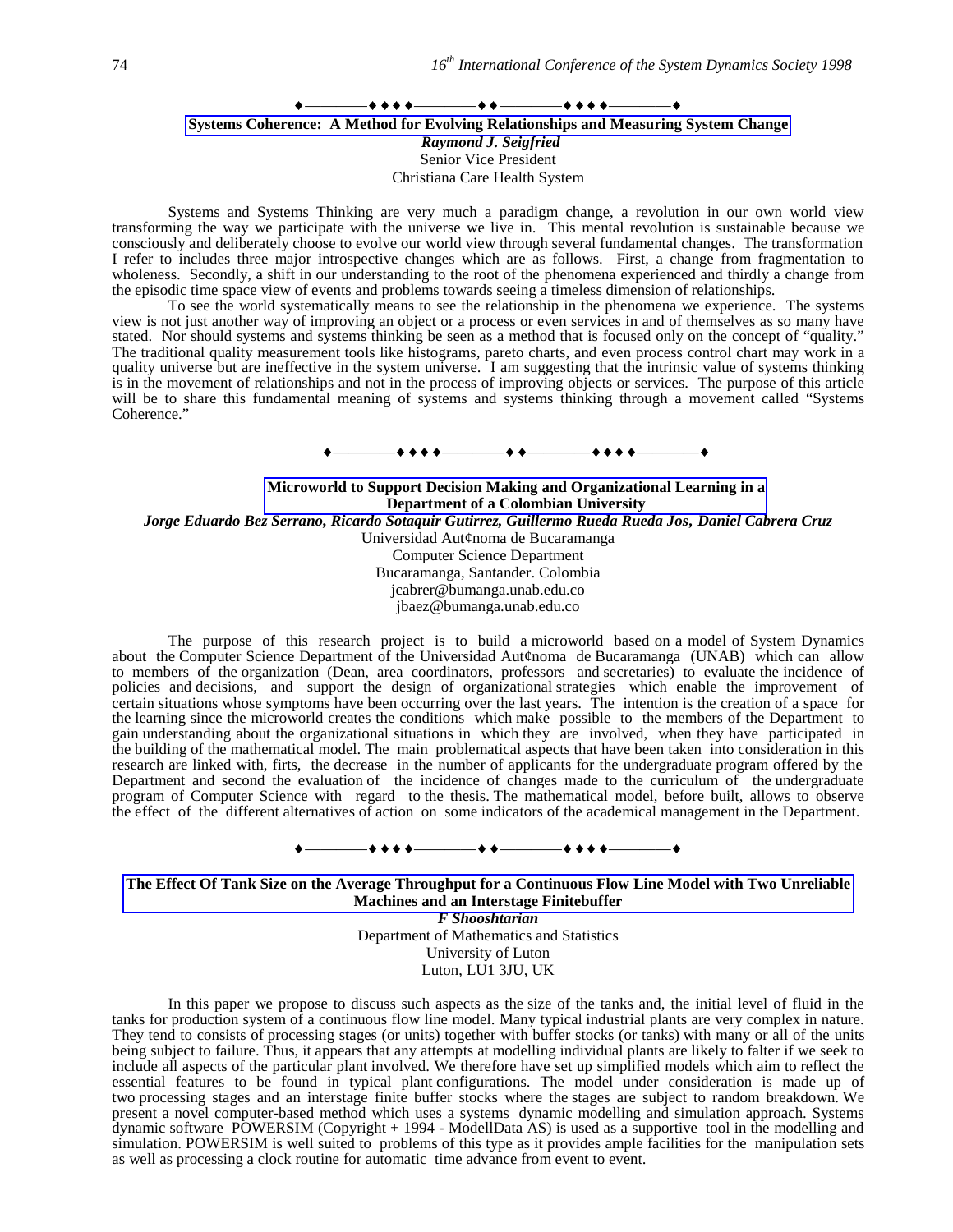♦————♦ ♦ ♦ ♦————♦ ♦————♦ ♦ ♦ ♦————♦

## Systems Coherence: A Method for Evolving Relationships and Measuring System Change

***Raymond J. Seigfried***
Senior Vice President
Christiana Care Health System

Systems and Systems Thinking are very much a paradigm change, a revolution in our own world view transforming the way we participate with the universe we live in. This mental revolution is sustainable because we consciously and deliberately choose to evolve our world view through several fundamental changes. The transformation I refer to includes three major introspective changes which are as follows. First, a change from fragmentation to wholeness. Secondly, a shift in our understanding to the root of the phenomena experienced and thirdly a change from the episodic time space view of events and problems towards seeing a timeless dimension of relationships.

To see the world systematically means to see the relationship in the phenomena we experience. The systems view is not just another way of improving an object or a process or even services in and of themselves as so many have stated. Nor should systems and systems thinking be seen as a method that is focused only on the concept of "quality." The traditional quality measurement tools like histograms, pareto charts, and even process control chart may work in a quality universe but are ineffective in the system universe. I am suggesting that the intrinsic value of systems thinking is in the movement of relationships and not in the process of improving objects or services. The purpose of this article will be to share this fundamental meaning of systems and systems thinking through a movement called "Systems Coherence."

♦————♦ ♦ ♦ ♦————♦ ♦————♦ ♦ ♦ ♦————♦

## Microworld to Support Decision Making and Organizational Learning in a Department of a Colombian University

***Jorge Eduardo Bez Serrano, Ricardo Sotaquir Gutirrez, Guillermo Rueda Rueda Jos, Daniel Cabrera Cruz***
Universidad Aut¢noma de Bucaramanga
Computer Science Department
Bucaramanga, Santander. Colombia
jcabrer@bumanga.unab.edu.co
jbaez@bumanga.unab.edu.co

The purpose of this research project is to build a microworld based on a model of System Dynamics about the Computer Science Department of the Universidad Aut¢noma de Bucaramanga (UNAB) which can allow to members of the organization (Dean, area coordinators, professors and secretaries) to evaluate the incidence of policies and decisions, and support the design of organizational strategies which enable the improvement of certain situations whose symptoms have been occurring over the last years. The intention is the creation of a space for the learning since the microworld creates the conditions which make possible to the members of the Department to gain understanding about the organizational situations in which they are involved, when they have participated in the building of the mathematical model. The main problematical aspects that have been taken into consideration in this research are linked with, firts, the decrease in the number of applicants for the undergraduate program offered by the Department and second the evaluation of the incidence of changes made to the curriculum of the undergraduate program of Computer Science with regard to the thesis. The mathematical model, before built, allows to observe the effect of the different alternatives of action on some indicators of the academical management in the Department.

♦————♦ ♦ ♦ ♦————♦ ♦————♦ ♦ ♦ ♦————♦

## The Effect Of Tank Size on the Average Throughput for a Continuous Flow Line Model with Two Unreliable Machines and an Interstage Finitebuffer

***F Shooshtarian***
Department of Mathematics and Statistics
University of Luton
Luton, LU1 3JU, UK

In this paper we propose to discuss such aspects as the size of the tanks and, the initial level of fluid in the tanks for production system of a continuous flow line model. Many typical industrial plants are very complex in nature. They tend to consists of processing stages (or units) together with buffer stocks (or tanks) with many or all of the units being subject to failure. Thus, it appears that any attempts at modelling individual plants are likely to falter if we seek to include all aspects of the particular plant involved. We therefore have set up simplified models which aim to reflect the essential features to be found in typical plant configurations. The model under consideration is made up of two processing stages and an interstage finite buffer stocks where the stages are subject to random breakdown. We present a novel computer-based method which uses a systems dynamic modelling and simulation approach. Systems dynamic software POWERSIM (Copyright + 1994 - ModellData AS) is used as a supportive tool in the modelling and simulation. POWERSIM is well suited to problems of this type as it provides ample facilities for the manipulation sets as well as processing a clock routine for automatic time advance from event to event.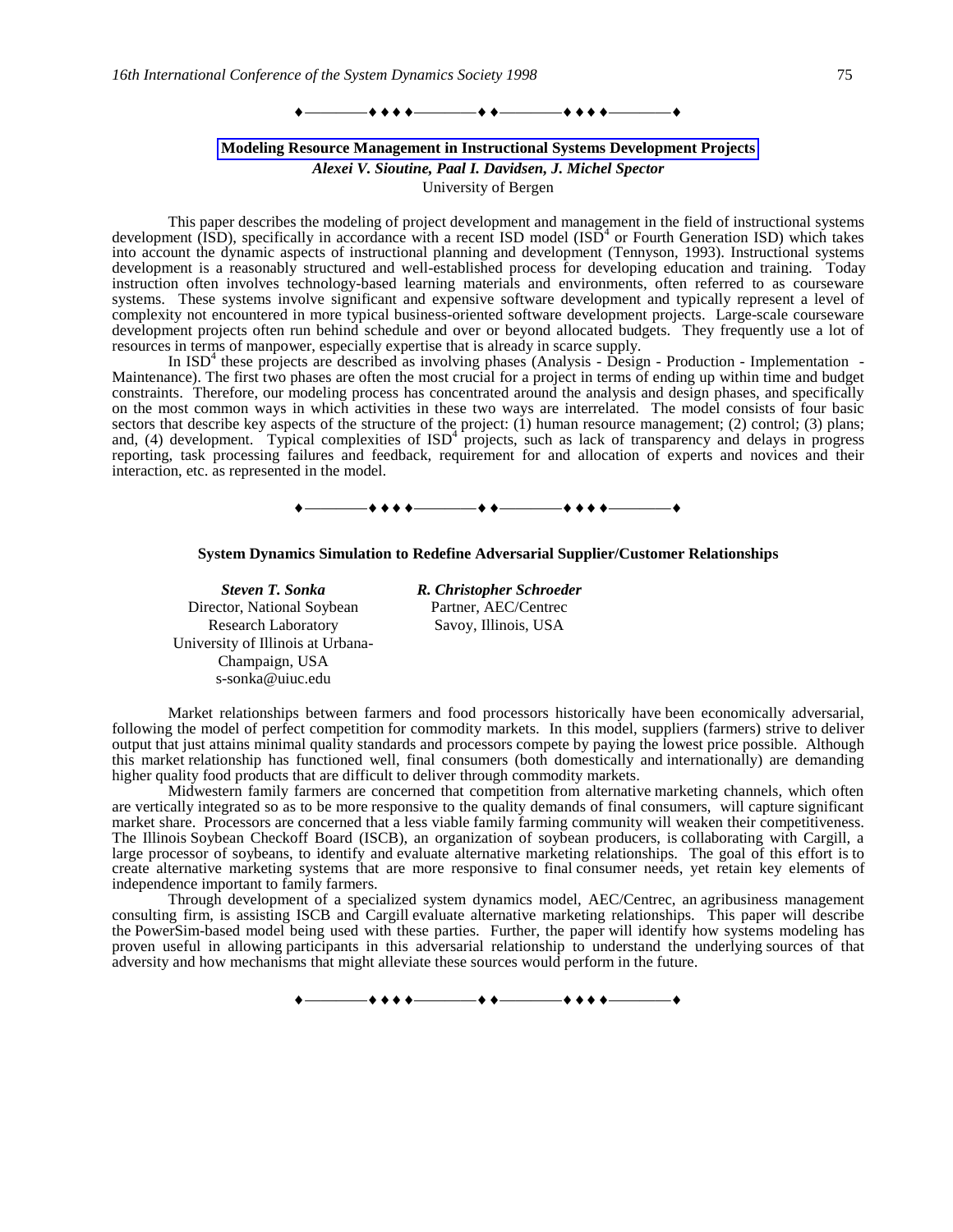♦————♦ ♦ ♦ ♦————♦ ♦————♦ ♦ ♦ ♦————♦

## Modeling Resource Management in Instructional Systems Development Projects

***Alexei V. Sioutine, Paal I. Davidsen, J. Michel Spector***

University of Bergen

This paper describes the modeling of project development and management in the field of instructional systems development (ISD), specifically in accordance with a recent ISD model ($ISD^4$ or Fourth Generation ISD) which takes into account the dynamic aspects of instructional planning and development (Tennyson, 1993). Instructional systems development is a reasonably structured and well-established process for developing education and training. Today instruction often involves technology-based learning materials and environments, often referred to as courseware systems. These systems involve significant and expensive software development and typically represent a level of complexity not encountered in more typical business-oriented software development projects. Large-scale courseware development projects often run behind schedule and over or beyond allocated budgets. They frequently use a lot of resources in terms of manpower, especially expertise that is already in scarce supply.

In $ISD^4$ these projects are described as involving phases (Analysis - Design - Production - Implementation - Maintenance). The first two phases are often the most crucial for a project in terms of ending up within time and budget constraints. Therefore, our modeling process has concentrated around the analysis and design phases, and specifically on the most common ways in which activities in these two ways are interrelated. The model consists of four basic sectors that describe key aspects of the structure of the project: (1) human resource management; (2) control; (3) plans; and, (4) development. Typical complexities of $ISD^4$ projects, such as lack of transparency and delays in progress reporting, task processing failures and feedback, requirement for and allocation of experts and novices and their interaction, etc. as represented in the model.

♦————♦ ♦ ♦ ♦————♦ ♦————♦ ♦ ♦ ♦————♦

## System Dynamics Simulation to Redefine Adversarial Supplier/Customer Relationships

***Steven T. Sonka***
Director, National Soybean Research Laboratory
University of Illinois at Urbana-Champaign, USA
s-sonka@uiuc.edu

***R. Christopher Schroeder***
Partner, AEC/Centrec
Savoy, Illinois, USA

Market relationships between farmers and food processors historically have been economically adversarial, following the model of perfect competition for commodity markets. In this model, suppliers (farmers) strive to deliver output that just attains minimal quality standards and processors compete by paying the lowest price possible. Although this market relationship has functioned well, final consumers (both domestically and internationally) are demanding higher quality food products that are difficult to deliver through commodity markets.

Midwestern family farmers are concerned that competition from alternative marketing channels, which often are vertically integrated so as to be more responsive to the quality demands of final consumers, will capture significant market share. Processors are concerned that a less viable family farming community will weaken their competitiveness. The Illinois Soybean Checkoff Board (ISCB), an organization of soybean producers, is collaborating with Cargill, a large processor of soybeans, to identify and evaluate alternative marketing relationships. The goal of this effort is to create alternative marketing systems that are more responsive to final consumer needs, yet retain key elements of independence important to family farmers.

Through development of a specialized system dynamics model, AEC/Centrec, an agribusiness management consulting firm, is assisting ISCB and Cargill evaluate alternative marketing relationships. This paper will describe the PowerSim-based model being used with these parties. Further, the paper will identify how systems modeling has proven useful in allowing participants in this adversarial relationship to understand the underlying sources of that adversity and how mechanisms that might alleviate these sources would perform in the future.

♦————♦ ♦ ♦ ♦————♦ ♦————♦ ♦ ♦ ♦————♦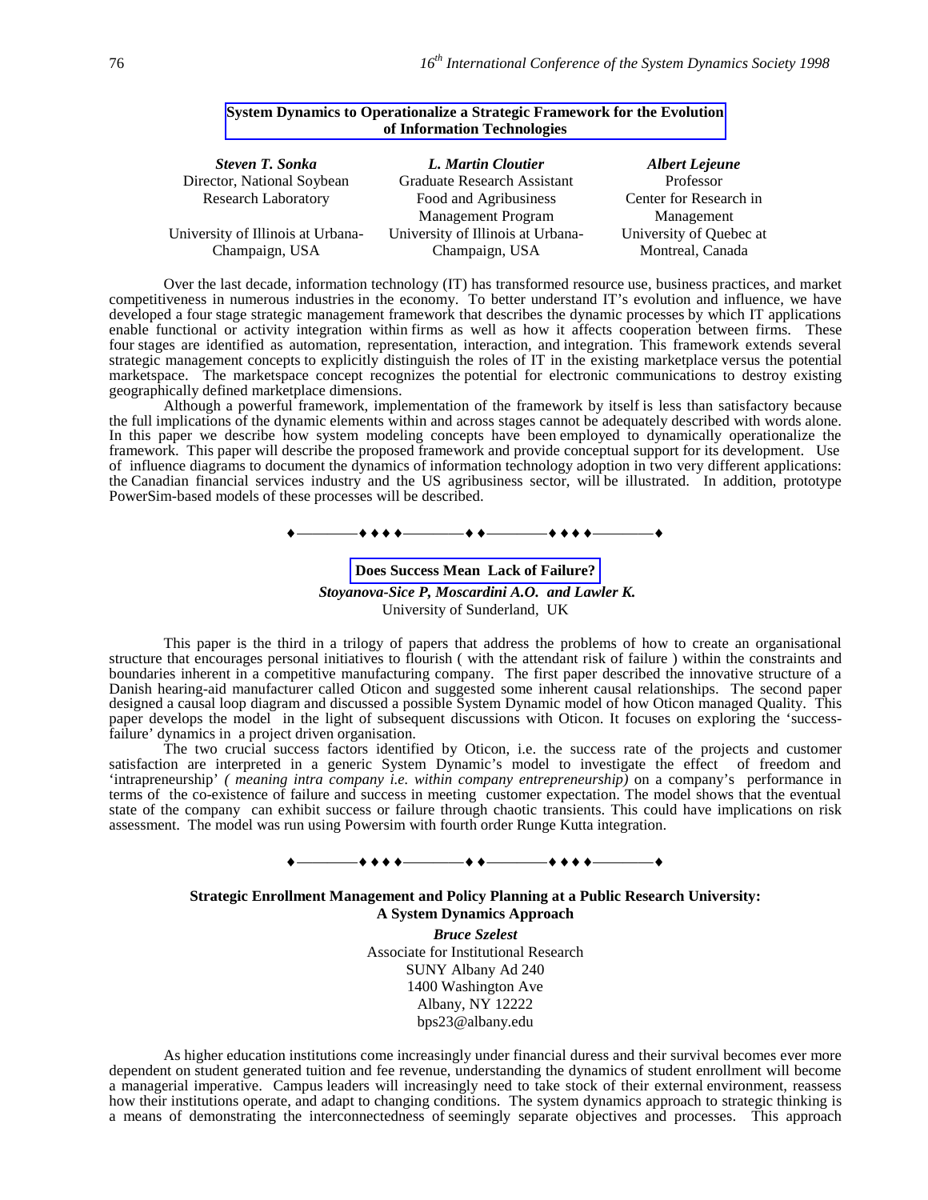## System Dynamics to Operationalize a Strategic Framework for the Evolution of Information Technologies

***Steven T. Sonka***
Director, National Soybean Research Laboratory
University of Illinois at Urbana-Champaign, USA

***L. Martin Cloutier***
Graduate Research Assistant
Food and Agribusiness Management Program
University of Illinois at Urbana-Champaign, USA

***Albert Lejeune***
Professor
Center for Research in Management
University of Quebec at Montreal, Canada

Over the last decade, information technology (IT) has transformed resource use, business practices, and market competitiveness in numerous industries in the economy. To better understand IT's evolution and influence, we have developed a four stage strategic management framework that describes the dynamic processes by which IT applications enable functional or activity integration within firms as well as how it affects cooperation between firms. These four stages are identified as automation, representation, interaction, and integration. This framework extends several strategic management concepts to explicitly distinguish the roles of IT in the existing marketplace versus the potential marketspace. The marketspace concept recognizes the potential for electronic communications to destroy existing geographically defined marketplace dimensions.

Although a powerful framework, implementation of the framework by itself is less than satisfactory because the full implications of the dynamic elements within and across stages cannot be adequately described with words alone. In this paper we describe how system modeling concepts have been employed to dynamically operationalize the framework. This paper will describe the proposed framework and provide conceptual support for its development. Use of influence diagrams to document the dynamics of information technology adoption in two very different applications: the Canadian financial services industry and the US agribusiness sector, will be illustrated. In addition, prototype PowerSim-based models of these processes will be described.

♦————♦♦♦♦————♦♦————♦♦♦♦————♦

## Does Success Mean Lack of Failure?

***Stoyanova-Sice P, Moscardini A.O. and Lawler K.***
University of Sunderland, UK

This paper is the third in a trilogy of papers that address the problems of how to create an organisational structure that encourages personal initiatives to flourish ( with the attendant risk of failure ) within the constraints and boundaries inherent in a competitive manufacturing company. The first paper described the innovative structure of a Danish hearing-aid manufacturer called Oticon and suggested some inherent causal relationships. The second paper designed a causal loop diagram and discussed a possible System Dynamic model of how Oticon managed Quality. This paper develops the model in the light of subsequent discussions with Oticon. It focuses on exploring the 'success-failure' dynamics in a project driven organisation.

The two crucial success factors identified by Oticon, i.e. the success rate of the projects and customer satisfaction are interpreted in a generic System Dynamic's model to investigate the effect of freedom and 'intrapreneurship' *( meaning intra company i.e. within company entrepreneurship)* on a company's performance in terms of the co-existence of failure and success in meeting customer expectation. The model shows that the eventual state of the company can exhibit success or failure through chaotic transients. This could have implications on risk assessment. The model was run using Powersim with fourth order Runge Kutta integration.

♦————♦♦♦♦————♦♦————♦♦♦♦————♦

## Strategic Enrollment Management and Policy Planning at a Public Research University: A System Dynamics Approach

***Bruce Szelest***
Associate for Institutional Research
SUNY Albany Ad 240
1400 Washington Ave
Albany, NY 12222
bps23@albany.edu

As higher education institutions come increasingly under financial duress and their survival becomes ever more dependent on student generated tuition and fee revenue, understanding the dynamics of student enrollment will become a managerial imperative. Campus leaders will increasingly need to take stock of their external environment, reassess how their institutions operate, and adapt to changing conditions. The system dynamics approach to strategic thinking is a means of demonstrating the interconnectedness of seemingly separate objectives and processes. This approach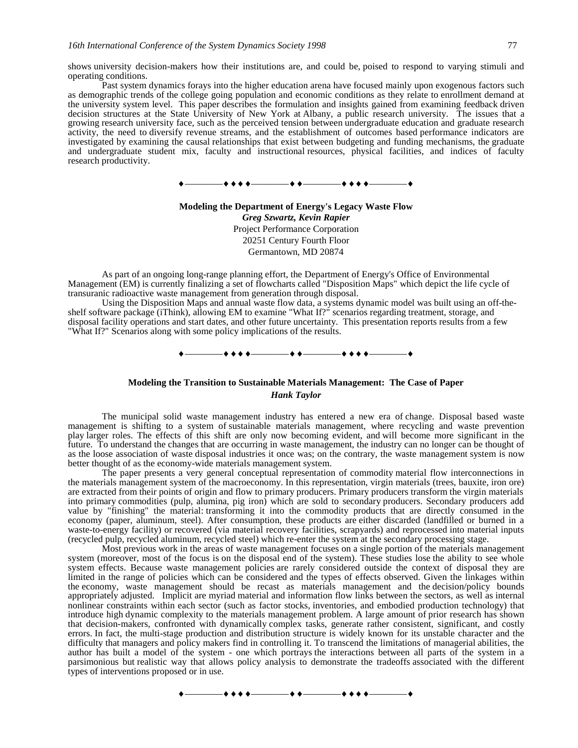shows university decision-makers how their institutions are, and could be, poised to respond to varying stimuli and operating conditions.

Past system dynamics forays into the higher education arena have focused mainly upon exogenous factors such as demographic trends of the college going population and economic conditions as they relate to enrollment demand at the university system level. This paper describes the formulation and insights gained from examining feedback driven decision structures at the State University of New York at Albany, a public research university. The issues that a growing research university face, such as the perceived tension between undergraduate education and graduate research activity, the need to diversify revenue streams, and the establishment of outcomes based performance indicators are investigated by examining the causal relationships that exist between budgeting and funding mechanisms, the graduate and undergraduate student mix, faculty and instructional resources, physical facilities, and indices of faculty research productivity.

♦————♦♦♦♦————♦♦————♦♦♦♦————♦

**Modeling the Department of Energy's Legacy Waste Flow**

***Greg Szwartz, Kevin Rapier***

Project Performance Corporation
20251 Century Fourth Floor
Germantown, MD 20874

As part of an ongoing long-range planning effort, the Department of Energy's Office of Environmental Management (EM) is currently finalizing a set of flowcharts called "Disposition Maps" which depict the life cycle of transuranic radioactive waste management from generation through disposal.

Using the Disposition Maps and annual waste flow data, a systems dynamic model was built using an off-the-shelf software package (iThink), allowing EM to examine "What If?" scenarios regarding treatment, storage, and disposal facility operations and start dates, and other future uncertainty. This presentation reports results from a few "What If?" Scenarios along with some policy implications of the results.

♦————♦♦♦♦————♦♦————♦♦♦♦————♦

**Modeling the Transition to Sustainable Materials Management: The Case of Paper**

***Hank Taylor***

The municipal solid waste management industry has entered a new era of change. Disposal based waste management is shifting to a system of sustainable materials management, where recycling and waste prevention play larger roles. The effects of this shift are only now becoming evident, and will become more significant in the future. To understand the changes that are occurring in waste management, the industry can no longer can be thought of as the loose association of waste disposal industries it once was; on the contrary, the waste management system is now better thought of as the economy-wide materials management system.

The paper presents a very general conceptual representation of commodity material flow interconnections in the materials management system of the macroeconomy. In this representation, virgin materials (trees, bauxite, iron ore) are extracted from their points of origin and flow to primary producers. Primary producers transform the virgin materials into primary commodities (pulp, alumina, pig iron) which are sold to secondary producers. Secondary producers add value by "finishing" the material: transforming it into the commodity products that are directly consumed in the economy (paper, aluminum, steel). After consumption, these products are either discarded (landfilled or burned in a waste-to-energy facility) or recovered (via material recovery facilities, scrapyards) and reprocessed into material inputs (recycled pulp, recycled aluminum, recycled steel) which re-enter the system at the secondary processing stage.

Most previous work in the areas of waste management focuses on a single portion of the materials management system (moreover, most of the focus is on the disposal end of the system). These studies lose the ability to see whole system effects. Because waste management policies are rarely considered outside the context of disposal they are limited in the range of policies which can be considered and the types of effects observed. Given the linkages within the economy, waste management should be recast as materials management and the decision/policy bounds appropriately adjusted. Implicit are myriad material and information flow links between the sectors, as well as internal nonlinear constraints within each sector (such as factor stocks, inventories, and embodied production technology) that introduce high dynamic complexity to the materials management problem. A large amount of prior research has shown that decision-makers, confronted with dynamically complex tasks, generate rather consistent, significant, and costly errors. In fact, the multi-stage production and distribution structure is widely known for its unstable character and the difficulty that managers and policy makers find in controlling it. To transcend the limitations of managerial abilities, the author has built a model of the system - one which portrays the interactions between all parts of the system in a parsimonious but realistic way that allows policy analysis to demonstrate the tradeoffs associated with the different types of interventions proposed or in use.

♦————♦♦♦♦————♦♦————♦♦♦♦————♦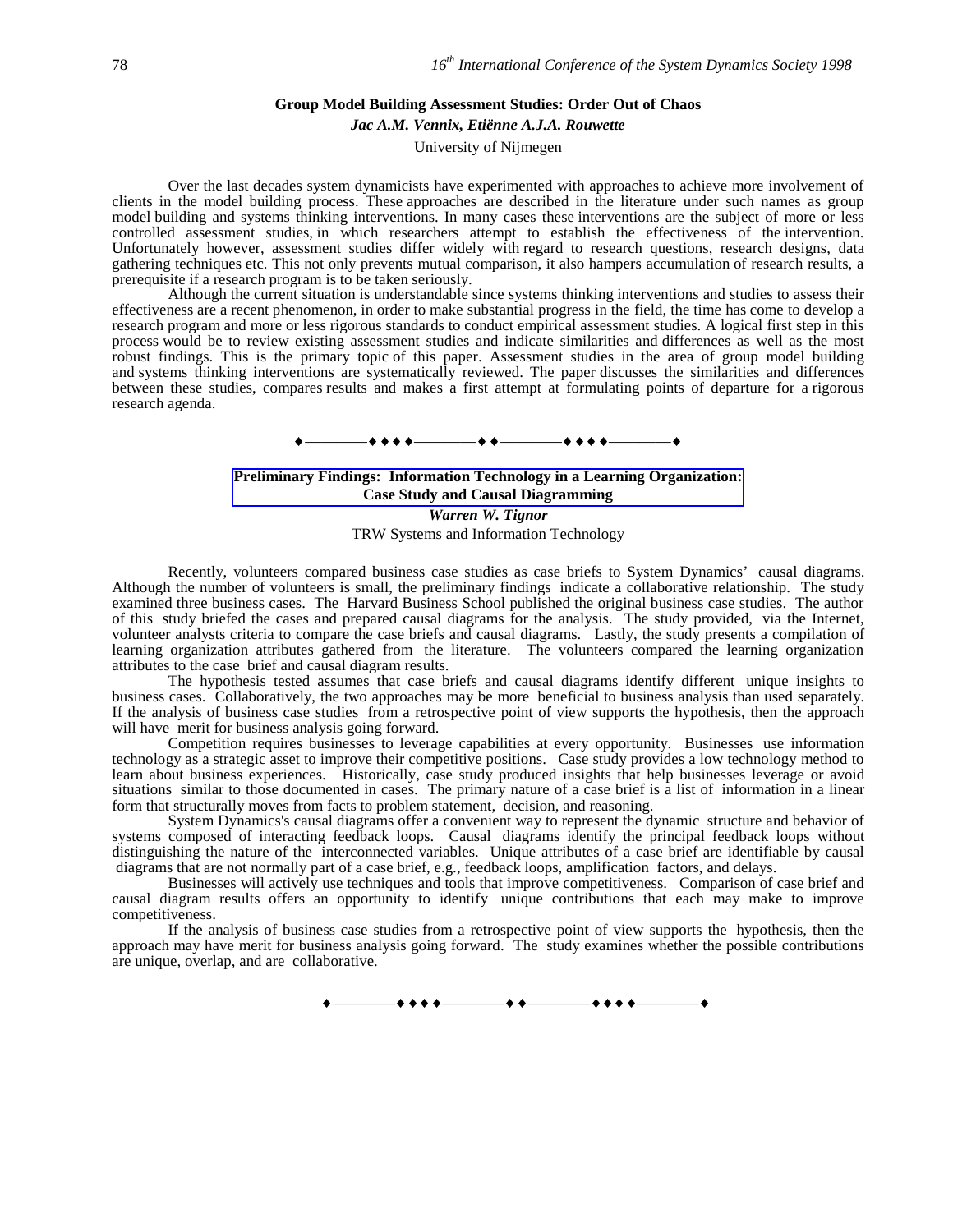## Group Model Building Assessment Studies: Order Out of Chaos

***Jac A.M. Vennix, Etiënne A.J.A. Rouwette***

University of Nijmegen

Over the last decades system dynamicists have experimented with approaches to achieve more involvement of clients in the model building process. These approaches are described in the literature under such names as group model building and systems thinking interventions. In many cases these interventions are the subject of more or less controlled assessment studies, in which researchers attempt to establish the effectiveness of the intervention. Unfortunately however, assessment studies differ widely with regard to research questions, research designs, data gathering techniques etc. This not only prevents mutual comparison, it also hampers accumulation of research results, a prerequisite if a research program is to be taken seriously.

Although the current situation is understandable since systems thinking interventions and studies to assess their effectiveness are a recent phenomenon, in order to make substantial progress in the field, the time has come to develop a research program and more or less rigorous standards to conduct empirical assessment studies. A logical first step in this process would be to review existing assessment studies and indicate similarities and differences as well as the most robust findings. This is the primary topic of this paper. Assessment studies in the area of group model building and systems thinking interventions are systematically reviewed. The paper discusses the similarities and differences between these studies, compares results and makes a first attempt at formulating points of departure for a rigorous research agenda.

♦————♦♦♦♦————♦♦————♦♦♦♦————♦

## Preliminary Findings: Information Technology in a Learning Organization: Case Study and Causal Diagramming

***Warren W. Tignor***

TRW Systems and Information Technology

Recently, volunteers compared business case studies as case briefs to System Dynamics' causal diagrams. Although the number of volunteers is small, the preliminary findings indicate a collaborative relationship. The study examined three business cases. The Harvard Business School published the original business case studies. The author of this study briefed the cases and prepared causal diagrams for the analysis. The study provided, via the Internet, volunteer analysts criteria to compare the case briefs and causal diagrams. Lastly, the study presents a compilation of learning organization attributes gathered from the literature. The volunteers compared the learning organization attributes to the case brief and causal diagram results.

The hypothesis tested assumes that case briefs and causal diagrams identify different unique insights to business cases. Collaboratively, the two approaches may be more beneficial to business analysis than used separately. If the analysis of business case studies from a retrospective point of view supports the hypothesis, then the approach will have merit for business analysis going forward.

Competition requires businesses to leverage capabilities at every opportunity. Businesses use information technology as a strategic asset to improve their competitive positions. Case study provides a low technology method to learn about business experiences. Historically, case study produced insights that help businesses leverage or avoid situations similar to those documented in cases. The primary nature of a case brief is a list of information in a linear form that structurally moves from facts to problem statement, decision, and reasoning.

System Dynamics's causal diagrams offer a convenient way to represent the dynamic structure and behavior of systems composed of interacting feedback loops. Causal diagrams identify the principal feedback loops without distinguishing the nature of the interconnected variables. Unique attributes of a case brief are identifiable by causal diagrams that are not normally part of a case brief, e.g., feedback loops, amplification factors, and delays.

Businesses will actively use techniques and tools that improve competitiveness. Comparison of case brief and causal diagram results offers an opportunity to identify unique contributions that each may make to improve competitiveness.

If the analysis of business case studies from a retrospective point of view supports the hypothesis, then the approach may have merit for business analysis going forward. The study examines whether the possible contributions are unique, overlap, and are collaborative.

♦————♦♦♦♦————♦♦————♦♦♦♦————♦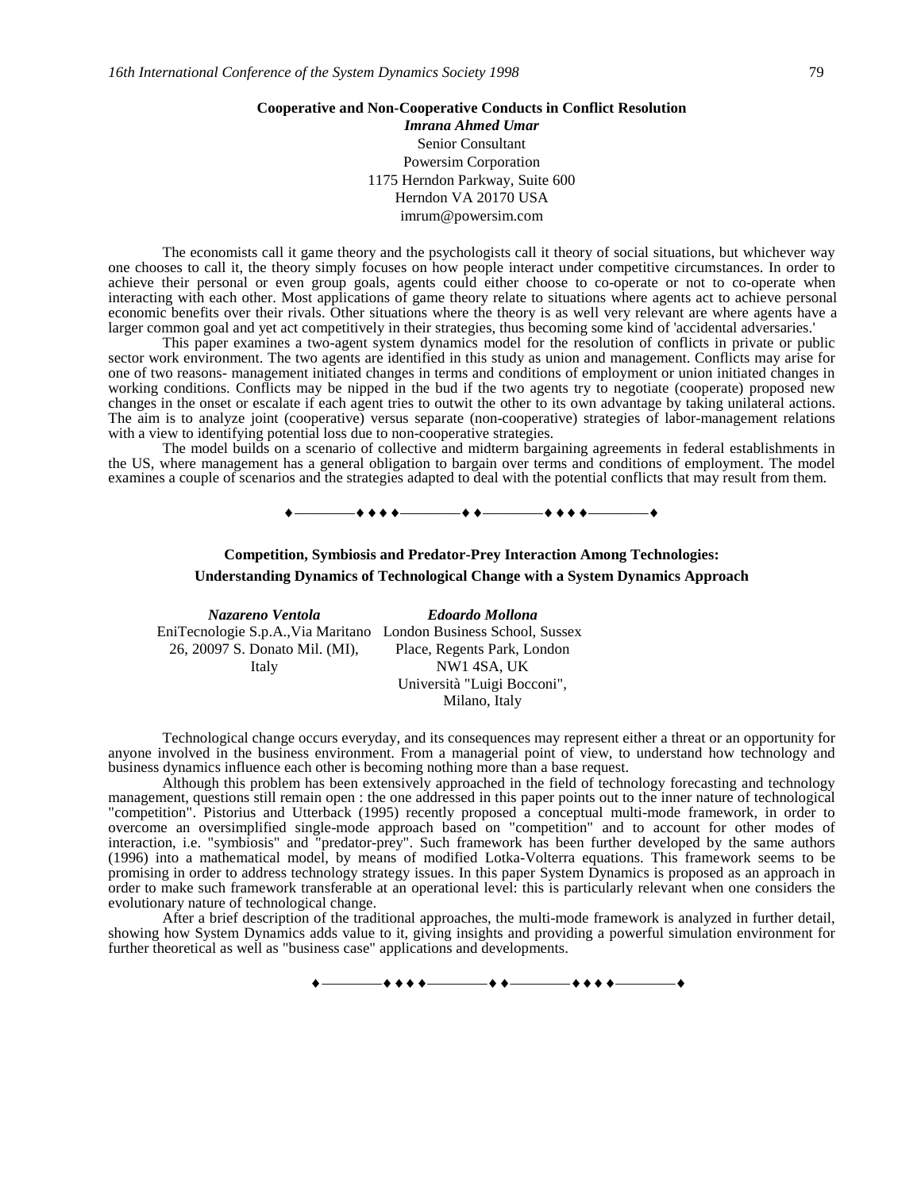## Cooperative and Non-Cooperative Conducts in Conflict Resolution

***Imrana Ahmed Umar***
Senior Consultant
Powersim Corporation
1175 Herndon Parkway, Suite 600
Herndon VA 20170 USA
imrum@powersim.com

The economists call it game theory and the psychologists call it theory of social situations, but whichever way one chooses to call it, the theory simply focuses on how people interact under competitive circumstances. In order to achieve their personal or even group goals, agents could either choose to co-operate or not to co-operate when interacting with each other. Most applications of game theory relate to situations where agents act to achieve personal economic benefits over their rivals. Other situations where the theory is as well very relevant are where agents have a larger common goal and yet act competitively in their strategies, thus becoming some kind of 'accidental adversaries.'

This paper examines a two-agent system dynamics model for the resolution of conflicts in private or public sector work environment. The two agents are identified in this study as union and management. Conflicts may arise for one of two reasons- management initiated changes in terms and conditions of employment or union initiated changes in working conditions. Conflicts may be nipped in the bud if the two agents try to negotiate (cooperate) proposed new changes in the onset or escalate if each agent tries to outwit the other to its own advantage by taking unilateral actions. The aim is to analyze joint (cooperative) versus separate (non-cooperative) strategies of labor-management relations with a view to identifying potential loss due to non-cooperative strategies.

The model builds on a scenario of collective and midterm bargaining agreements in federal establishments in the US, where management has a general obligation to bargain over terms and conditions of employment. The model examines a couple of scenarios and the strategies adapted to deal with the potential conflicts that may result from them.

♦————♦ ♦ ♦ ♦————♦ ♦————♦ ♦ ♦ ♦————♦

## Competition, Symbiosis and Predator-Prey Interaction Among Technologies: Understanding Dynamics of Technological Change with a System Dynamics Approach

***Nazareno Ventola***
EniTecnologie S.p.A., Via Maritano 26, 20097 S. Donato Mil. (MI), Italy

***Edoardo Mollona***
London Business School, Sussex Place, Regents Park, London NW1 4SA, UK
Università "Luigi Bocconi", Milano, Italy

Technological change occurs everyday, and its consequences may represent either a threat or an opportunity for anyone involved in the business environment. From a managerial point of view, to understand how technology and business dynamics influence each other is becoming nothing more than a base request.

Although this problem has been extensively approached in the field of technology forecasting and technology management, questions still remain open : the one addressed in this paper points out to the inner nature of technological "competition". Pistorius and Utterback (1995) recently proposed a conceptual multi-mode framework, in order to overcome an oversimplified single-mode approach based on "competition" and to account for other modes of interaction, i.e. "symbiosis" and "predator-prey". Such framework has been further developed by the same authors (1996) into a mathematical model, by means of modified Lotka-Volterra equations. This framework seems to be promising in order to address technology strategy issues. In this paper System Dynamics is proposed as an approach in order to make such framework transferable at an operational level: this is particularly relevant when one considers the evolutionary nature of technological change.

After a brief description of the traditional approaches, the multi-mode framework is analyzed in further detail, showing how System Dynamics adds value to it, giving insights and providing a powerful simulation environment for further theoretical as well as "business case" applications and developments.

♦————♦ ♦ ♦ ♦————♦ ♦————♦ ♦ ♦ ♦————♦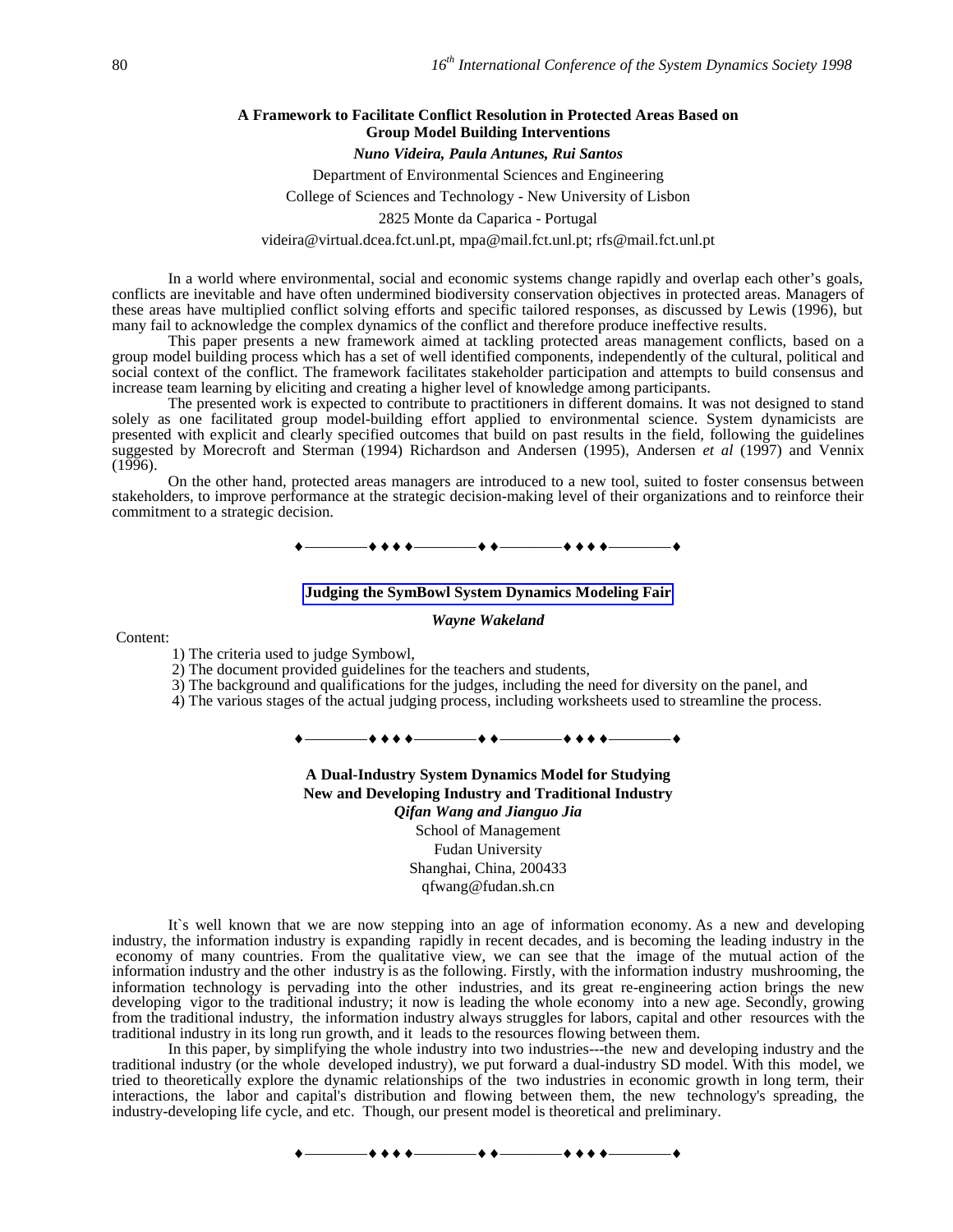### A Framework to Facilitate Conflict Resolution in Protected Areas Based on Group Model Building Interventions

***Nuno Videira, Paula Antunes, Rui Santos***

Department of Environmental Sciences and Engineering

College of Sciences and Technology - New University of Lisbon

2825 Monte da Caparica - Portugal

videira@virtual.dcea.fct.unl.pt, mpa@mail.fct.unl.pt; rfs@mail.fct.unl.pt

In a world where environmental, social and economic systems change rapidly and overlap each other's goals, conflicts are inevitable and have often undermined biodiversity conservation objectives in protected areas. Managers of these areas have multiplied conflict solving efforts and specific tailored responses, as discussed by Lewis (1996), but many fail to acknowledge the complex dynamics of the conflict and therefore produce ineffective results.

This paper presents a new framework aimed at tackling protected areas management conflicts, based on a group model building process which has a set of well identified components, independently of the cultural, political and social context of the conflict. The framework facilitates stakeholder participation and attempts to build consensus and increase team learning by eliciting and creating a higher level of knowledge among participants.

The presented work is expected to contribute to practitioners in different domains. It was not designed to stand solely as one facilitated group model-building effort applied to environmental science. System dynamicists are presented with explicit and clearly specified outcomes that build on past results in the field, following the guidelines suggested by Morecroft and Sterman (1994) Richardson and Andersen (1995), Andersen *et al* (1997) and Vennix (1996).

On the other hand, protected areas managers are introduced to a new tool, suited to foster consensus between stakeholders, to improve performance at the strategic decision-making level of their organizations and to reinforce their commitment to a strategic decision.

♦————♦♦♦♦————♦♦————♦♦♦♦————♦

### Judging the SymBowl System Dynamics Modeling Fair

***Wayne Wakeland***

Content:

1) The criteria used to judge Symbowl,
2) The document provided guidelines for the teachers and students,
3) The background and qualifications for the judges, including the need for diversity on the panel, and
4) The various stages of the actual judging process, including worksheets used to streamline the process.

♦————♦♦♦♦————♦♦————♦♦♦♦————♦

### A Dual-Industry System Dynamics Model for Studying New and Developing Industry and Traditional Industry

***Qifan Wang and Jianguo Jia***

School of Management

Fudan University

Shanghai, China, 200433

qfwang@fudan.sh.cn

It`s well known that we are now stepping into an age of information economy. As a new and developing industry, the information industry is expanding rapidly in recent decades, and is becoming the leading industry in the economy of many countries. From the qualitative view, we can see that the image of the mutual action of the information industry and the other industry is as the following. Firstly, with the information industry mushrooming, the information technology is pervading into the other industries, and its great re-engineering action brings the new developing vigor to the traditional industry; it now is leading the whole economy into a new age. Secondly, growing from the traditional industry, the information industry always struggles for labors, capital and other resources with the traditional industry in its long run growth, and it leads to the resources flowing between them.

In this paper, by simplifying the whole industry into two industries---the new and developing industry and the traditional industry (or the whole developed industry), we put forward a dual-industry SD model. With this model, we tried to theoretically explore the dynamic relationships of the two industries in economic growth in long term, their interactions, the labor and capital's distribution and flowing between them, the new technology's spreading, the industry-developing life cycle, and etc. Though, our present model is theoretical and preliminary.

♦————♦♦♦♦————♦♦————♦♦♦♦————♦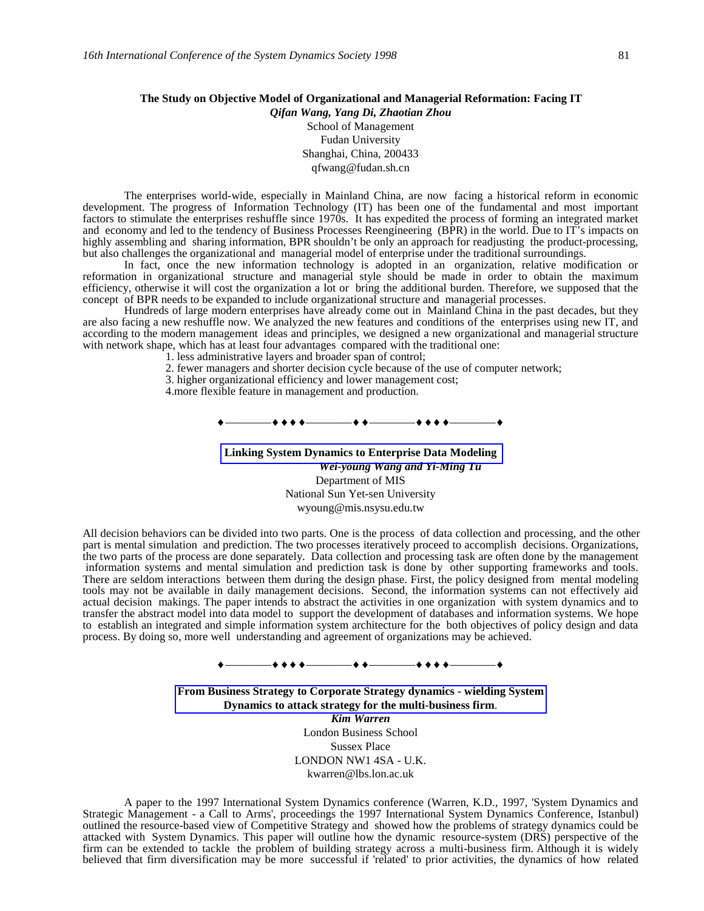### The Study on Objective Model of Organizational and Managerial Reformation: Facing IT

***Qifan Wang, Yang Di, Zhaotian Zhou***

School of Management
Fudan University
Shanghai, China, 200433
qfwang@fudan.sh.cn

The enterprises world-wide, especially in Mainland China, are now facing a historical reform in economic development. The progress of Information Technology (IT) has been one of the fundamental and most important factors to stimulate the enterprises reshuffle since 1970s. It has expedited the process of forming an integrated market and economy and led to the tendency of Business Processes Reengineering (BPR) in the world. Due to IT's impacts on highly assembling and sharing information, BPR shouldn't be only an approach for readjusting the product-processing, but also challenges the organizational and managerial model of enterprise under the traditional surroundings.

In fact, once the new information technology is adopted in an organization, relative modification or reformation in organizational structure and managerial style should be made in order to obtain the maximum efficiency, otherwise it will cost the organization a lot or bring the additional burden. Therefore, we supposed that the concept of BPR needs to be expanded to include organizational structure and managerial processes.

Hundreds of large modern enterprises have already come out in Mainland China in the past decades, but they are also facing a new reshuffle now. We analyzed the new features and conditions of the enterprises using new IT, and according to the modern management ideas and principles, we designed a new organizational and managerial structure with network shape, which has at least four advantages compared with the traditional one:

1. less administrative layers and broader span of control;
2. fewer managers and shorter decision cycle because of the use of computer network;
3. higher organizational efficiency and lower management cost;
4. more flexible feature in management and production.

♦————♦♦♦♦————♦♦————♦♦♦♦————♦

### Linking System Dynamics to Enterprise Data Modeling

***Wei-young Wang and Yi-Ming Tu***

Department of MIS
National Sun Yet-sen University
wyoung@mis.nsysu.edu.tw

All decision behaviors can be divided into two parts. One is the process of data collection and processing, and the other part is mental simulation and prediction. The two processes iteratively proceed to accomplish decisions. Organizations, the two parts of the process are done separately. Data collection and processing task are often done by the management information systems and mental simulation and prediction task is done by other supporting frameworks and tools. There are seldom interactions between them during the design phase. First, the policy designed from mental modeling tools may not be available in daily management decisions. Second, the information systems can not effectively aid actual decision makings. The paper intends to abstract the activities in one organization with system dynamics and to transfer the abstract model into data model to support the development of databases and information systems. We hope to establish an integrated and simple information system architecture for the both objectives of policy design and data process. By doing so, more well understanding and agreement of organizations may be achieved.

♦————♦♦♦♦————♦♦————♦♦♦♦————♦

### From Business Strategy to Corporate Strategy dynamics - wielding System Dynamics to attack strategy for the multi-business firm.

***Kim Warren***

London Business School
Sussex Place
LONDON NW1 4SA - U.K.
kwarren@lbs.lon.ac.uk

A paper to the 1997 International System Dynamics conference (Warren, K.D., 1997, 'System Dynamics and Strategic Management - a Call to Arms', proceedings the 1997 International System Dynamics Conference, Istanbul) outlined the resource-based view of Competitive Strategy and showed how the problems of strategy dynamics could be attacked with System Dynamics. This paper will outline how the dynamic resource-system (DRS) perspective of the firm can be extended to tackle the problem of building strategy across a multi-business firm. Although it is widely believed that firm diversification may be more successful if 'related' to prior activities, the dynamics of how related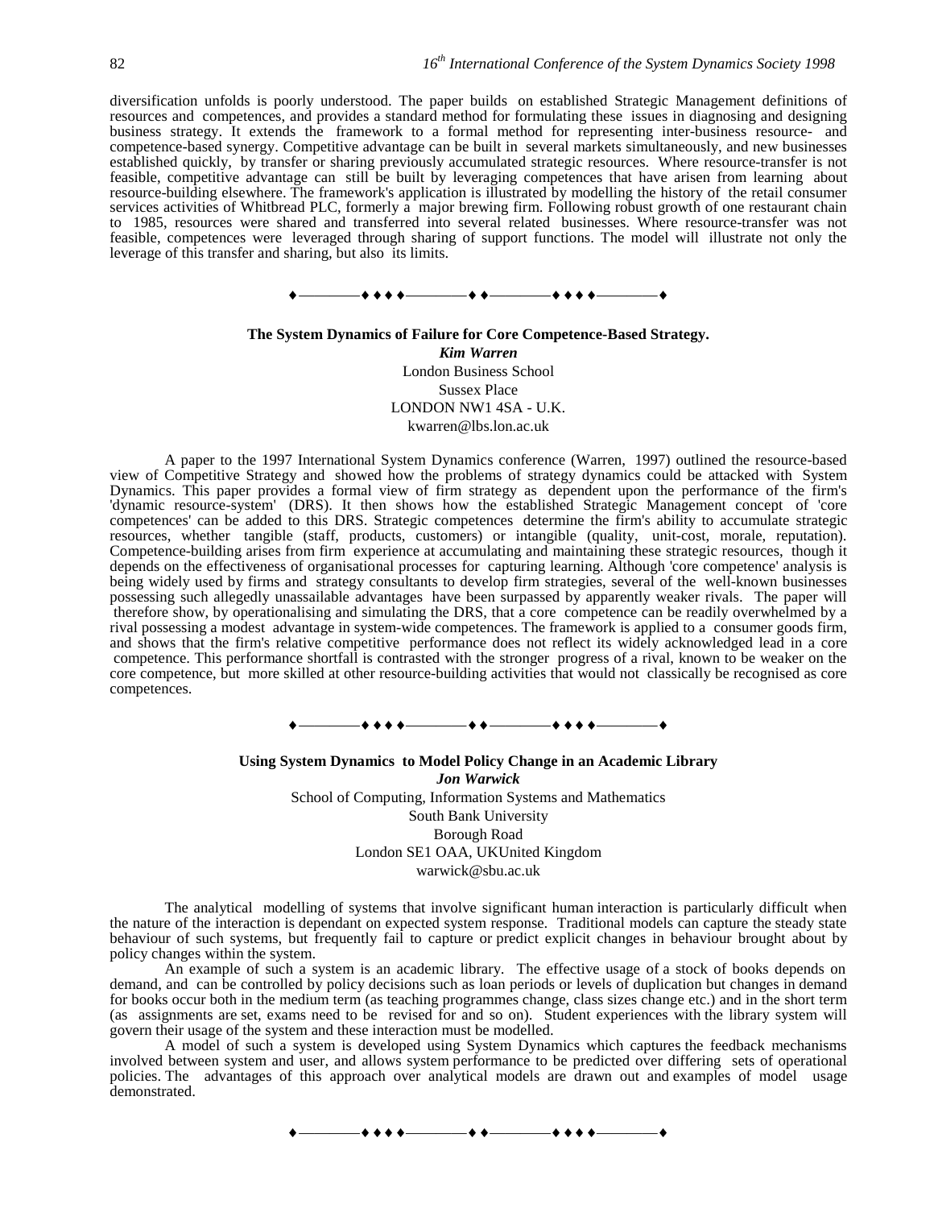diversification unfolds is poorly understood. The paper builds on established Strategic Management definitions of resources and competences, and provides a standard method for formulating these issues in diagnosing and designing business strategy. It extends the framework to a formal method for representing inter-business resource- and competence-based synergy. Competitive advantage can be built in several markets simultaneously, and new businesses established quickly, by transfer or sharing previously accumulated strategic resources. Where resource-transfer is not feasible, competitive advantage can still be built by leveraging competences that have arisen from learning about resource-building elsewhere. The framework's application is illustrated by modelling the history of the retail consumer services activities of Whitbread PLC, formerly a major brewing firm. Following robust growth of one restaurant chain to 1985, resources were shared and transferred into several related businesses. Where resource-transfer was not feasible, competences were leveraged through sharing of support functions. The model will illustrate not only the leverage of this transfer and sharing, but also its limits.

♦————♦ ♦ ♦ ♦————♦ ♦————♦ ♦ ♦ ♦————♦

**The System Dynamics of Failure for Core Competence-Based Strategy.**

***Kim Warren***

London Business School
Sussex Place
LONDON NW1 4SA - U.K.
kwarren@lbs.lon.ac.uk

A paper to the 1997 International System Dynamics conference (Warren, 1997) outlined the resource-based view of Competitive Strategy and showed how the problems of strategy dynamics could be attacked with System Dynamics. This paper provides a formal view of firm strategy as dependent upon the performance of the firm's 'dynamic resource-system' (DRS). It then shows how the established Strategic Management concept of 'core competences' can be added to this DRS. Strategic competences determine the firm's ability to accumulate strategic resources, whether tangible (staff, products, customers) or intangible (quality, unit-cost, morale, reputation). Competence-building arises from firm experience at accumulating and maintaining these strategic resources, though it depends on the effectiveness of organisational processes for capturing learning. Although 'core competence' analysis is being widely used by firms and strategy consultants to develop firm strategies, several of the well-known businesses possessing such allegedly unassailable advantages have been surpassed by apparently weaker rivals. The paper will therefore show, by operationalising and simulating the DRS, that a core competence can be readily overwhelmed by a rival possessing a modest advantage in system-wide competences. The framework is applied to a consumer goods firm, and shows that the firm's relative competitive performance does not reflect its widely acknowledged lead in a core competence. This performance shortfall is contrasted with the stronger progress of a rival, known to be weaker on the core competence, but more skilled at other resource-building activities that would not classically be recognised as core competences.

♦————♦ ♦ ♦ ♦————♦ ♦————♦ ♦ ♦ ♦————♦

**Using System Dynamics to Model Policy Change in an Academic Library**

***Jon Warwick***

School of Computing, Information Systems and Mathematics
South Bank University
Borough Road
London SE1 OAA, UKUnited Kingdom
warwick@sbu.ac.uk

The analytical modelling of systems that involve significant human interaction is particularly difficult when the nature of the interaction is dependant on expected system response. Traditional models can capture the steady state behaviour of such systems, but frequently fail to capture or predict explicit changes in behaviour brought about by policy changes within the system.

An example of such a system is an academic library. The effective usage of a stock of books depends on demand, and can be controlled by policy decisions such as loan periods or levels of duplication but changes in demand for books occur both in the medium term (as teaching programmes change, class sizes change etc.) and in the short term (as assignments are set, exams need to be revised for and so on). Student experiences with the library system will govern their usage of the system and these interaction must be modelled.

A model of such a system is developed using System Dynamics which captures the feedback mechanisms involved between system and user, and allows system performance to be predicted over differing sets of operational policies. The advantages of this approach over analytical models are drawn out and examples of model usage demonstrated.

♦————♦ ♦ ♦ ♦————♦ ♦————♦ ♦ ♦ ♦————♦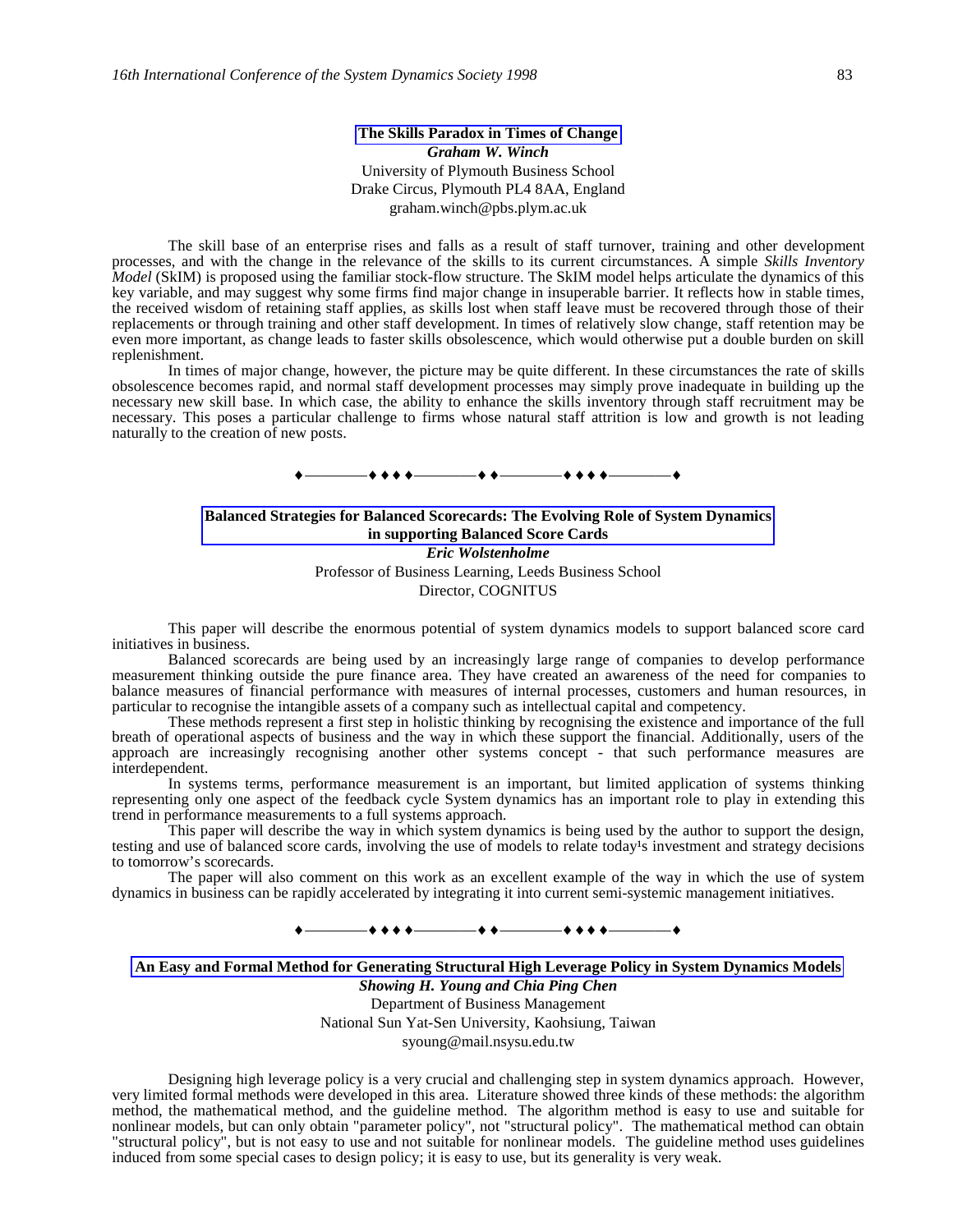## The Skills Paradox in Times of Change

***Graham W. Winch***

University of Plymouth Business School
Drake Circus, Plymouth PL4 8AA, England
graham.winch@pbs.plym.ac.uk

The skill base of an enterprise rises and falls as a result of staff turnover, training and other development processes, and with the change in the relevance of the skills to its current circumstances. A simple *Skills Inventory Model* (SkIM) is proposed using the familiar stock-flow structure. The SkIM model helps articulate the dynamics of this key variable, and may suggest why some firms find major change in insuperable barrier. It reflects how in stable times, the received wisdom of retaining staff applies, as skills lost when staff leave must be recovered through those of their replacements or through training and other staff development. In times of relatively slow change, staff retention may be even more important, as change leads to faster skills obsolescence, which would otherwise put a double burden on skill replenishment.

In times of major change, however, the picture may be quite different. In these circumstances the rate of skills obsolescence becomes rapid, and normal staff development processes may simply prove inadequate in building up the necessary new skill base. In which case, the ability to enhance the skills inventory through staff recruitment may be necessary. This poses a particular challenge to firms whose natural staff attrition is low and growth is not leading naturally to the creation of new posts.

♦————♦♦♦♦————♦♦————♦♦♦♦————♦

## Balanced Strategies for Balanced Scorecards: The Evolving Role of System Dynamics in supporting Balanced Score Cards

***Eric Wolstenholme***

Professor of Business Learning, Leeds Business School
Director, COGNITUS

This paper will describe the enormous potential of system dynamics models to support balanced score card initiatives in business.

Balanced scorecards are being used by an increasingly large range of companies to develop performance measurement thinking outside the pure finance area. They have created an awareness of the need for companies to balance measures of financial performance with measures of internal processes, customers and human resources, in particular to recognise the intangible assets of a company such as intellectual capital and competency.

These methods represent a first step in holistic thinking by recognising the existence and importance of the full breath of operational aspects of business and the way in which these support the financial. Additionally, users of the approach are increasingly recognising another other systems concept - that such performance measures are interdependent.

In systems terms, performance measurement is an important, but limited application of systems thinking representing only one aspect of the feedback cycle System dynamics has an important role to play in extending this trend in performance measurements to a full systems approach.

This paper will describe the way in which system dynamics is being used by the author to support the design, testing and use of balanced score cards, involving the use of models to relate today¹s investment and strategy decisions to tomorrow's scorecards.

The paper will also comment on this work as an excellent example of the way in which the use of system dynamics in business can be rapidly accelerated by integrating it into current semi-systemic management initiatives.

♦————♦♦♦♦————♦♦————♦♦♦♦————♦

## An Easy and Formal Method for Generating Structural High Leverage Policy in System Dynamics Models

***Showing H. Young and Chia Ping Chen***

Department of Business Management
National Sun Yat-Sen University, Kaohsiung, Taiwan
syoung@mail.nsysu.edu.tw

Designing high leverage policy is a very crucial and challenging step in system dynamics approach. However, very limited formal methods were developed in this area. Literature showed three kinds of these methods: the algorithm method, the mathematical method, and the guideline method. The algorithm method is easy to use and suitable for nonlinear models, but can only obtain "parameter policy", not "structural policy". The mathematical method can obtain "structural policy", but is not easy to use and not suitable for nonlinear models. The guideline method uses guidelines induced from some special cases to design policy; it is easy to use, but its generality is very weak.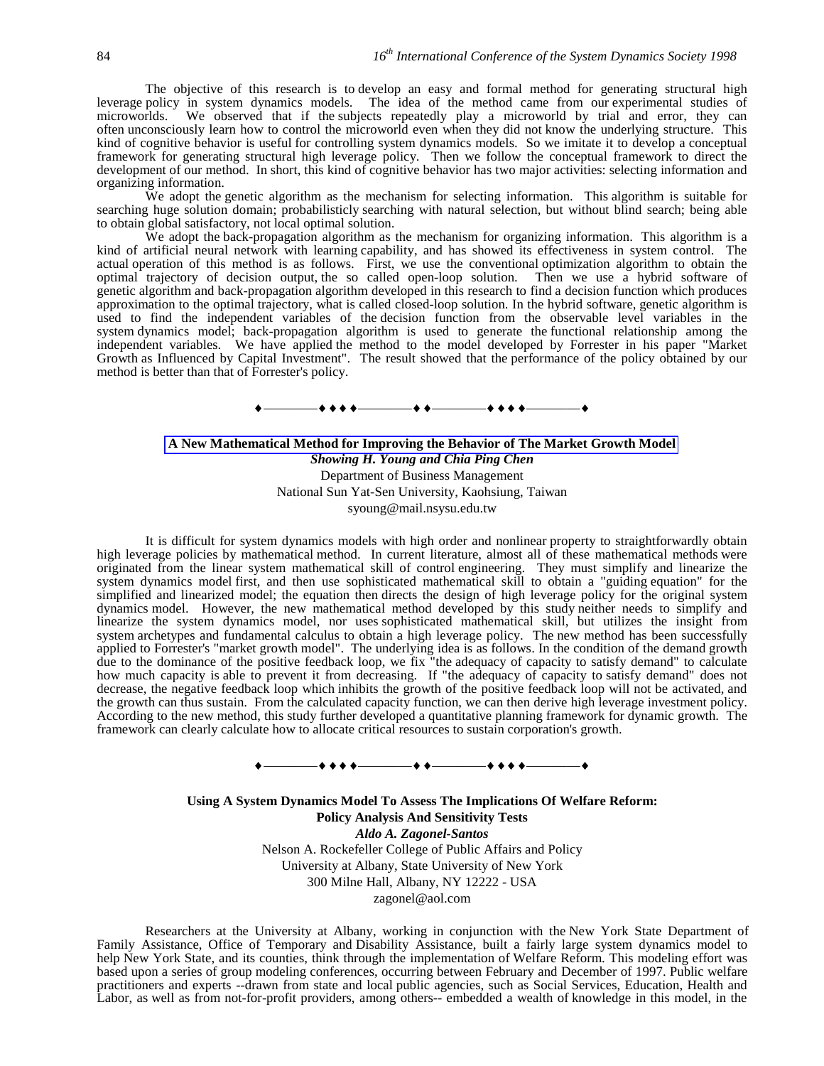The objective of this research is to develop an easy and formal method for generating structural high leverage policy in system dynamics models. The idea of the method came from our experimental studies of microworlds. We observed that if the subjects repeatedly play a microworld by trial and error, they can often unconsciously learn how to control the microworld even when they did not know the underlying structure. This kind of cognitive behavior is useful for controlling system dynamics models. So we imitate it to develop a conceptual framework for generating structural high leverage policy. Then we follow the conceptual framework to direct the development of our method. In short, this kind of cognitive behavior has two major activities: selecting information and organizing information.

We adopt the genetic algorithm as the mechanism for selecting information. This algorithm is suitable for searching huge solution domain; probabilisticly searching with natural selection, but without blind search; being able to obtain global satisfactory, not local optimal solution.

We adopt the back-propagation algorithm as the mechanism for organizing information. This algorithm is a kind of artificial neural network with learning capability, and has showed its effectiveness in system control. The actual operation of this method is as follows. First, we use the conventional optimization algorithm to obtain the optimal trajectory of decision output, the so called open-loop solution. Then we use a hybrid software of genetic algorithm and back-propagation algorithm developed in this research to find a decision function which produces approximation to the optimal trajectory, what is called closed-loop solution. In the hybrid software, genetic algorithm is used to find the independent variables of the decision function from the observable level variables in the system dynamics model; back-propagation algorithm is used to generate the functional relationship among the independent variables. We have applied the method to the model developed by Forrester in his paper "Market Growth as Influenced by Capital Investment". The result showed that the performance of the policy obtained by our method is better than that of Forrester's policy.

♦————♦♦♦♦————♦♦————♦♦♦♦————♦

## A New Mathematical Method for Improving the Behavior of The Market Growth Model

***Showing H. Young and Chia Ping Chen***

Department of Business Management
National Sun Yat-Sen University, Kaohsiung, Taiwan
syoung@mail.nsysu.edu.tw

It is difficult for system dynamics models with high order and nonlinear property to straightforwardly obtain high leverage policies by mathematical method. In current literature, almost all of these mathematical methods were originated from the linear system mathematical skill of control engineering. They must simplify and linearize the system dynamics model first, and then use sophisticated mathematical skill to obtain a "guiding equation" for the simplified and linearized model; the equation then directs the design of high leverage policy for the original system dynamics model. However, the new mathematical method developed by this study neither needs to simplify and linearize the system dynamics model, nor uses sophisticated mathematical skill, but utilizes the insight from system archetypes and fundamental calculus to obtain a high leverage policy. The new method has been successfully applied to Forrester's "market growth model". The underlying idea is as follows. In the condition of the demand growth due to the dominance of the positive feedback loop, we fix "the adequacy of capacity to satisfy demand" to calculate how much capacity is able to prevent it from decreasing. If "the adequacy of capacity to satisfy demand" does not decrease, the negative feedback loop which inhibits the growth of the positive feedback loop will not be activated, and the growth can thus sustain. From the calculated capacity function, we can then derive high leverage investment policy. According to the new method, this study further developed a quantitative planning framework for dynamic growth. The framework can clearly calculate how to allocate critical resources to sustain corporation's growth.

♦————♦♦♦♦————♦♦————♦♦♦♦————♦

## Using A System Dynamics Model To Assess The Implications Of Welfare Reform: Policy Analysis And Sensitivity Tests

***Aldo A. Zagonel-Santos***

Nelson A. Rockefeller College of Public Affairs and Policy
University at Albany, State University of New York
300 Milne Hall, Albany, NY 12222 - USA
zagonel@aol.com

Researchers at the University at Albany, working in conjunction with the New York State Department of Family Assistance, Office of Temporary and Disability Assistance, built a fairly large system dynamics model to help New York State, and its counties, think through the implementation of Welfare Reform. This modeling effort was based upon a series of group modeling conferences, occurring between February and December of 1997. Public welfare practitioners and experts --drawn from state and local public agencies, such as Social Services, Education, Health and Labor, as well as from not-for-profit providers, among others-- embedded a wealth of knowledge in this model, in the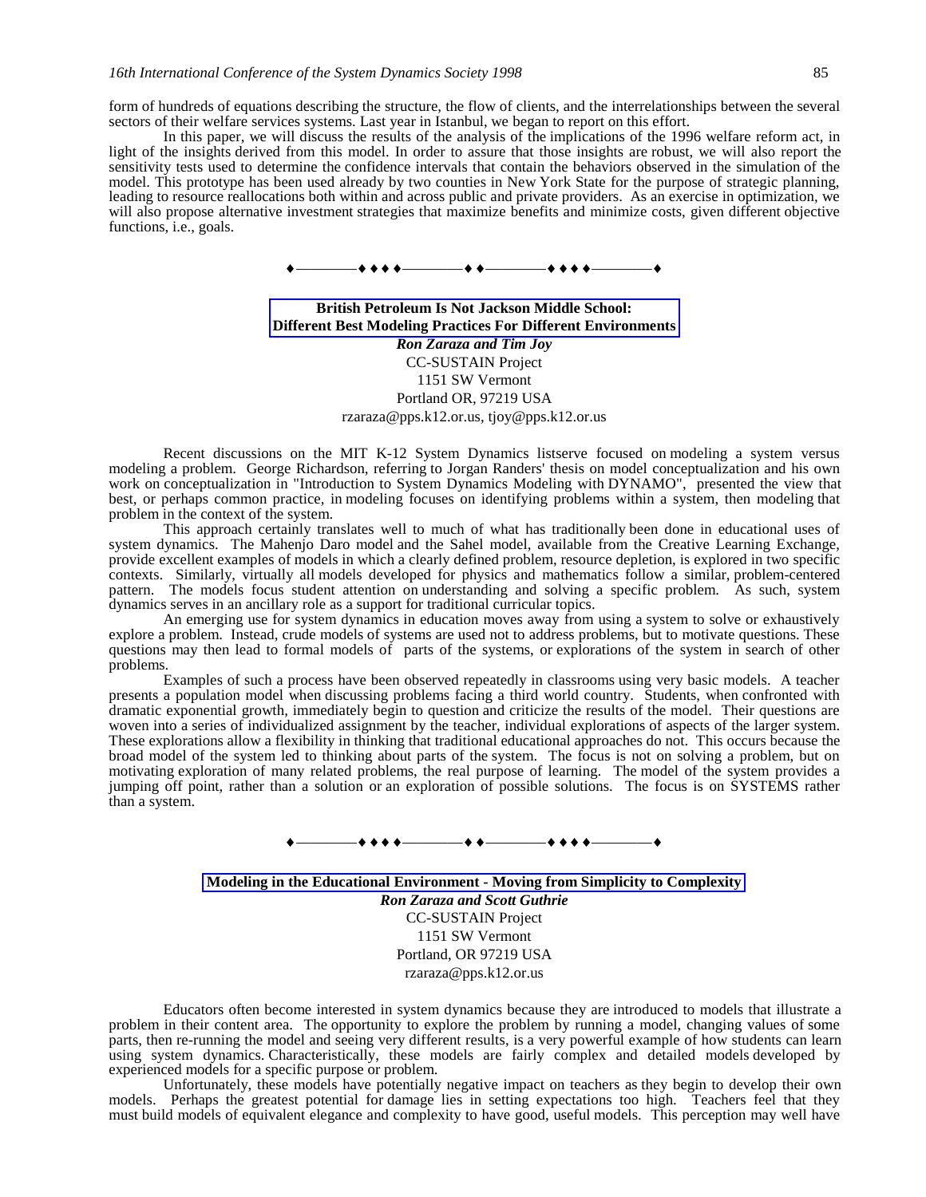form of hundreds of equations describing the structure, the flow of clients, and the interrelationships between the several sectors of their welfare services systems. Last year in Istanbul, we began to report on this effort.

In this paper, we will discuss the results of the analysis of the implications of the 1996 welfare reform act, in light of the insights derived from this model. In order to assure that those insights are robust, we will also report the sensitivity tests used to determine the confidence intervals that contain the behaviors observed in the simulation of the model. This prototype has been used already by two counties in New York State for the purpose of strategic planning, leading to resource reallocations both within and across public and private providers. As an exercise in optimization, we will also propose alternative investment strategies that maximize benefits and minimize costs, given different objective functions, i.e., goals.

♦————♦♦♦♦————♦♦————♦♦♦♦————♦

## British Petroleum Is Not Jackson Middle School: Different Best Modeling Practices For Different Environments

***Ron Zaraza and Tim Joy***
CC-SUSTAIN Project
1151 SW Vermont
Portland OR, 97219 USA
rzaraza@pps.k12.or.us, tjoy@pps.k12.or.us

Recent discussions on the MIT K-12 System Dynamics listserve focused on modeling a system versus modeling a problem. George Richardson, referring to Jorgan Randers' thesis on model conceptualization and his own work on conceptualization in "Introduction to System Dynamics Modeling with DYNAMO", presented the view that best, or perhaps common practice, in modeling focuses on identifying problems within a system, then modeling that problem in the context of the system.

This approach certainly translates well to much of what has traditionally been done in educational uses of system dynamics. The Mahenjo Daro model and the Sahel model, available from the Creative Learning Exchange, provide excellent examples of models in which a clearly defined problem, resource depletion, is explored in two specific contexts. Similarly, virtually all models developed for physics and mathematics follow a similar, problem-centered pattern. The models focus student attention on understanding and solving a specific problem. As such, system dynamics serves in an ancillary role as a support for traditional curricular topics.

An emerging use for system dynamics in education moves away from using a system to solve or exhaustively explore a problem. Instead, crude models of systems are used not to address problems, but to motivate questions. These questions may then lead to formal models of parts of the systems, or explorations of the system in search of other problems.

Examples of such a process have been observed repeatedly in classrooms using very basic models. A teacher presents a population model when discussing problems facing a third world country. Students, when confronted with dramatic exponential growth, immediately begin to question and criticize the results of the model. Their questions are woven into a series of individualized assignment by the teacher, individual explorations of aspects of the larger system. These explorations allow a flexibility in thinking that traditional educational approaches do not. This occurs because the broad model of the system led to thinking about parts of the system. The focus is not on solving a problem, but on motivating exploration of many related problems, the real purpose of learning. The model of the system provides a jumping off point, rather than a solution or an exploration of possible solutions. The focus is on SYSTEMS rather than a system.

♦————♦♦♦♦————♦♦————♦♦♦♦————♦

## Modeling in the Educational Environment - Moving from Simplicity to Complexity

***Ron Zaraza and Scott Guthrie***
CC-SUSTAIN Project
1151 SW Vermont
Portland, OR 97219 USA
rzaraza@pps.k12.or.us

Educators often become interested in system dynamics because they are introduced to models that illustrate a problem in their content area. The opportunity to explore the problem by running a model, changing values of some parts, then re-running the model and seeing very different results, is a very powerful example of how students can learn using system dynamics. Characteristically, these models are fairly complex and detailed models developed by experienced models for a specific purpose or problem.

Unfortunately, these models have potentially negative impact on teachers as they begin to develop their own models. Perhaps the greatest potential for damage lies in setting expectations too high. Teachers feel that they must build models of equivalent elegance and complexity to have good, useful models. This perception may well have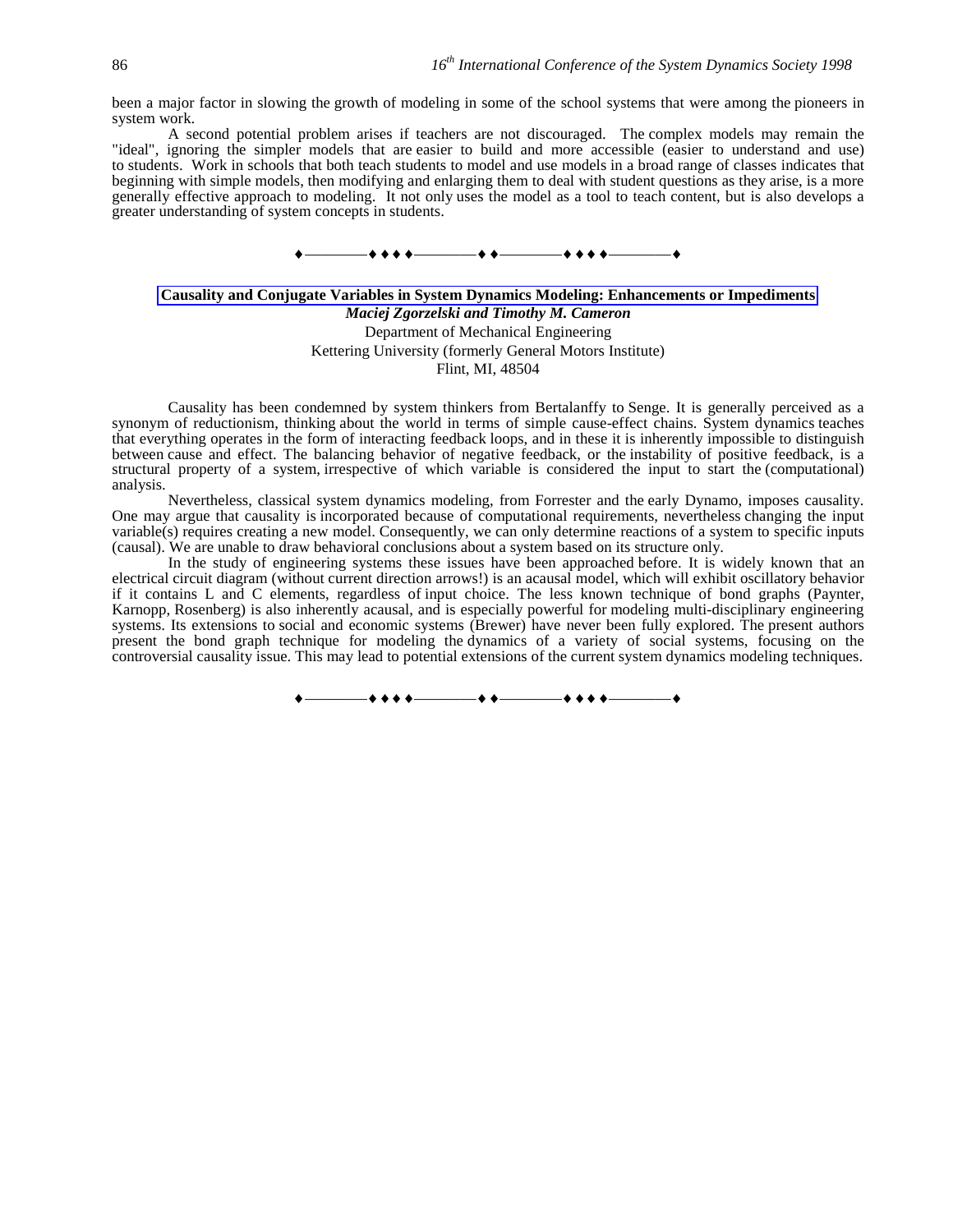been a major factor in slowing the growth of modeling in some of the school systems that were among the pioneers in system work.

A second potential problem arises if teachers are not discouraged. The complex models may remain the "ideal", ignoring the simpler models that are easier to build and more accessible (easier to understand and use) to students. Work in schools that both teach students to model and use models in a broad range of classes indicates that beginning with simple models, then modifying and enlarging them to deal with student questions as they arise, is a more generally effective approach to modeling. It not only uses the model as a tool to teach content, but is also develops a greater understanding of system concepts in students.

♦————♦♦♦♦————♦♦————♦♦♦♦————♦

## Causality and Conjugate Variables in System Dynamics Modeling: Enhancements or Impediments

***Maciej Zgorzelski and Timothy M. Cameron***

Department of Mechanical Engineering
Kettering University (formerly General Motors Institute)
Flint, MI, 48504

Causality has been condemned by system thinkers from Bertalanffy to Senge. It is generally perceived as a synonym of reductionism, thinking about the world in terms of simple cause-effect chains. System dynamics teaches that everything operates in the form of interacting feedback loops, and in these it is inherently impossible to distinguish between cause and effect. The balancing behavior of negative feedback, or the instability of positive feedback, is a structural property of a system, irrespective of which variable is considered the input to start the (computational) analysis.

Nevertheless, classical system dynamics modeling, from Forrester and the early Dynamo, imposes causality. One may argue that causality is incorporated because of computational requirements, nevertheless changing the input variable(s) requires creating a new model. Consequently, we can only determine reactions of a system to specific inputs (causal). We are unable to draw behavioral conclusions about a system based on its structure only.

In the study of engineering systems these issues have been approached before. It is widely known that an electrical circuit diagram (without current direction arrows!) is an acausal model, which will exhibit oscillatory behavior if it contains L and C elements, regardless of input choice. The less known technique of bond graphs (Paynter, Karnopp, Rosenberg) is also inherently acausal, and is especially powerful for modeling multi-disciplinary engineering systems. Its extensions to social and economic systems (Brewer) have never been fully explored. The present authors present the bond graph technique for modeling the dynamics of a variety of social systems, focusing on the controversial causality issue. This may lead to potential extensions of the current system dynamics modeling techniques.

♦————♦♦♦♦————♦♦————♦♦♦♦————♦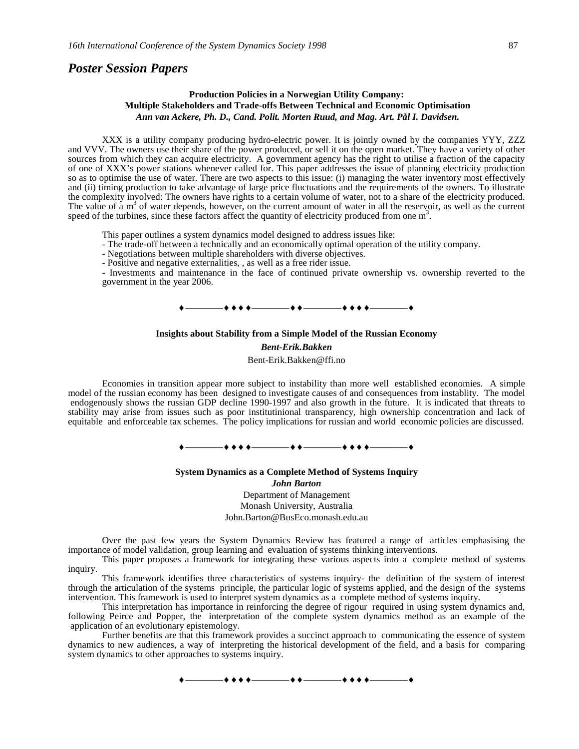## *Poster Session Papers*

### Production Policies in a Norwegian Utility Company: Multiple Stakeholders and Trade-offs Between Technical and Economic Optimisation

***Ann van Ackere, Ph. D., Cand. Polit. Morten Ruud, and Mag. Art. Pål I. Davidsen.***

XXX is a utility company producing hydro-electric power. It is jointly owned by the companies YYY, ZZZ and VVV. The owners use their share of the power produced, or sell it on the open market. They have a variety of other sources from which they can acquire electricity. A government agency has the right to utilise a fraction of the capacity of one of XXX's power stations whenever called for. This paper addresses the issue of planning electricity production so as to optimise the use of water. There are two aspects to this issue: (i) managing the water inventory most effectively and (ii) timing production to take advantage of large price fluctuations and the requirements of the owners. To illustrate the complexity involved: The owners have rights to a certain volume of water, not to a share of the electricity produced. The value of a $m^3$ of water depends, however, on the current amount of water in all the reservoir, as well as the current speed of the turbines, since these factors affect the quantity of electricity produced from one $m^3$.

This paper outlines a system dynamics model designed to address issues like:

- The trade-off between a technically and an economically optimal operation of the utility company.
- Negotiations between multiple shareholders with diverse objectives.
- Positive and negative externalities, , as well as a free rider issue.
- Investments and maintenance in the face of continued private ownership vs. ownership reverted to the government in the year 2006.

♦————♦ ♦ ♦ ♦————♦ ♦————♦ ♦ ♦ ♦————♦

### Insights about Stability from a Simple Model of the Russian Economy

***Bent-Erik.Bakken***

Bent-Erik.Bakken@ffi.no

Economies in transition appear more subject to instability than more well established economies. A simple model of the russian economy has been designed to investigate causes of and consequences from instablity. The model endogenously shows the russian GDP decline 1990-1997 and also growth in the future. It is indicated that threats to stability may arise from issues such as poor institutinional transparency, high ownership concentration and lack of equitable and enforceable tax schemes. The policy implications for russian and world economic policies are discussed.

♦————♦ ♦ ♦ ♦————♦ ♦————♦ ♦ ♦ ♦————♦

### System Dynamics as a Complete Method of Systems Inquiry

***John Barton***

Department of Management
Monash University, Australia
John.Barton@BusEco.monash.edu.au

Over the past few years the System Dynamics Review has featured a range of articles emphasising the importance of model validation, group learning and evaluation of systems thinking interventions.

This paper proposes a framework for integrating these various aspects into a complete method of systems inquiry.

This framework identifies three characteristics of systems inquiry- the definition of the system of interest through the articulation of the systems principle, the particular logic of systems applied, and the design of the systems intervention. This framework is used to interpret system dynamics as a complete method of systems inquiry.

This interpretation has importance in reinforcing the degree of rigour required in using system dynamics and, following Peirce and Popper, the interpretation of the complete system dynamics method as an example of the application of an evolutionary epistemology.

Further benefits are that this framework provides a succinct approach to communicating the essence of system dynamics to new audiences, a way of interpreting the historical development of the field, and a basis for comparing system dynamics to other approaches to systems inquiry.

♦————♦ ♦ ♦ ♦————♦ ♦————♦ ♦ ♦ ♦————♦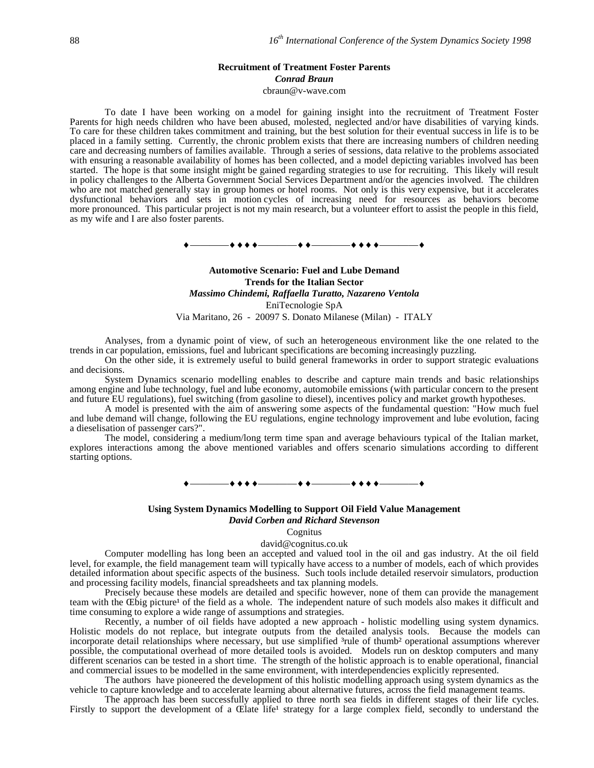**Recruitment of Treatment Foster Parents**
***Conrad Braun***
cbraun@v-wave.com

To date I have been working on a model for gaining insight into the recruitment of Treatment Foster Parents for high needs children who have been abused, molested, neglected and/or have disabilities of varying kinds. To care for these children takes commitment and training, but the best solution for their eventual success in life is to be placed in a family setting. Currently, the chronic problem exists that there are increasing numbers of children needing care and decreasing numbers of families available. Through a series of sessions, data relative to the problems associated with ensuring a reasonable availability of homes has been collected, and a model depicting variables involved has been started. The hope is that some insight might be gained regarding strategies to use for recruiting. This likely will result in policy challenges to the Alberta Government Social Services Department and/or the agencies involved. The children who are not matched generally stay in group homes or hotel rooms. Not only is this very expensive, but it accelerates dysfunctional behaviors and sets in motion cycles of increasing need for resources as behaviors become more pronounced. This particular project is not my main research, but a volunteer effort to assist the people in this field, as my wife and I are also foster parents.

♦————♦♦♦♦————♦♦————♦♦♦♦————♦

**Automotive Scenario: Fuel and Lube Demand Trends for the Italian Sector**
***Massimo Chindemi, Raffaella Turatto, Nazareno Ventola***
EniTecnologie SpA
Via Maritano, 26 - 20097 S. Donato Milanese (Milan) - ITALY

Analyses, from a dynamic point of view, of such an heterogeneous environment like the one related to the trends in car population, emissions, fuel and lubricant specifications are becoming increasingly puzzling.

On the other side, it is extremely useful to build general frameworks in order to support strategic evaluations and decisions.

System Dynamics scenario modelling enables to describe and capture main trends and basic relationships among engine and lube technology, fuel and lube economy, automobile emissions (with particular concern to the present and future EU regulations), fuel switching (from gasoline to diesel), incentives policy and market growth hypotheses.

A model is presented with the aim of answering some aspects of the fundamental question: "How much fuel and lube demand will change, following the EU regulations, engine technology improvement and lube evolution, facing a dieselisation of passenger cars?".

The model, considering a medium/long term time span and average behaviours typical of the Italian market, explores interactions among the above mentioned variables and offers scenario simulations according to different starting options.

♦————♦♦♦♦————♦♦————♦♦♦♦————♦

**Using System Dynamics Modelling to Support Oil Field Value Management**
***David Corben and Richard Stevenson***
Cognitus
david@cognitus.co.uk

Computer modelling has long been an accepted and valued tool in the oil and gas industry. At the oil field level, for example, the field management team will typically have access to a number of models, each of which provides detailed information about specific aspects of the business. Such tools include detailed reservoir simulators, production and processing facility models, financial spreadsheets and tax planning models.

Precisely because these models are detailed and specific however, none of them can provide the management team with the Œbig picture¹ of the field as a whole. The independent nature of such models also makes it difficult and time consuming to explore a wide range of assumptions and strategies.

Recently, a number of oil fields have adopted a new approach - holistic modelling using system dynamics. Holistic models do not replace, but integrate outputs from the detailed analysis tools. Because the models can incorporate detail relationships where necessary, but use simplified ³rule of thumb² operational assumptions wherever possible, the computational overhead of more detailed tools is avoided. Models run on desktop computers and many different scenarios can be tested in a short time. The strength of the holistic approach is to enable operational, financial and commercial issues to be modelled in the same environment, with interdependencies explicitly represented.

The authors have pioneered the development of this holistic modelling approach using system dynamics as the vehicle to capture knowledge and to accelerate learning about alternative futures, across the field management teams.

The approach has been successfully applied to three north sea fields in different stages of their life cycles. Firstly to support the development of a Œlate life¹ strategy for a large complex field, secondly to understand the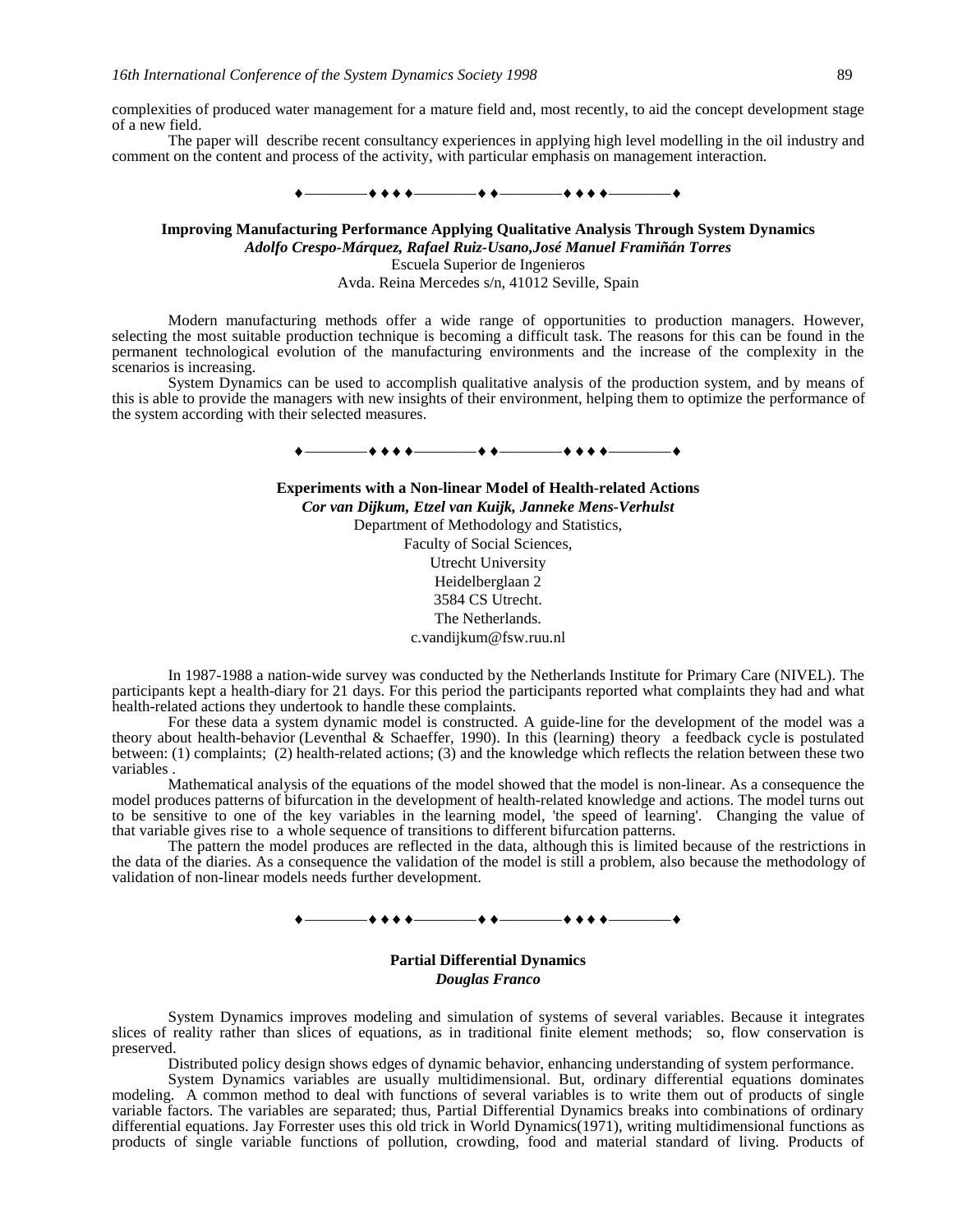complexities of produced water management for a mature field and, most recently, to aid the concept development stage of a new field.

The paper will describe recent consultancy experiences in applying high level modelling in the oil industry and comment on the content and process of the activity, with particular emphasis on management interaction.

♦————♦♦♦♦————♦♦————♦♦♦♦————♦

### Improving Manufacturing Performance Applying Qualitative Analysis Through System Dynamics

***Adolfo Crespo-Márquez, Rafael Ruiz-Usano,José Manuel Framiñán Torres***

Escuela Superior de Ingenieros

Avda. Reina Mercedes s/n, 41012 Seville, Spain

Modern manufacturing methods offer a wide range of opportunities to production managers. However, selecting the most suitable production technique is becoming a difficult task. The reasons for this can be found in the permanent technological evolution of the manufacturing environments and the increase of the complexity in the scenarios is increasing.

System Dynamics can be used to accomplish qualitative analysis of the production system, and by means of this is able to provide the managers with new insights of their environment, helping them to optimize the performance of the system according with their selected measures.

♦————♦♦♦♦————♦♦————♦♦♦♦————♦

### Experiments with a Non-linear Model of Health-related Actions

***Cor van Dijkum, Etzel van Kuijk, Janneke Mens-Verhulst***

Department of Methodology and Statistics,

Faculty of Social Sciences,

Utrecht University

Heidelberglaan 2

3584 CS Utrecht.

The Netherlands.

c.vandijkum@fsw.ruu.nl

In 1987-1988 a nation-wide survey was conducted by the Netherlands Institute for Primary Care (NIVEL). The participants kept a health-diary for 21 days. For this period the participants reported what complaints they had and what health-related actions they undertook to handle these complaints.

For these data a system dynamic model is constructed. A guide-line for the development of the model was a theory about health-behavior (Leventhal & Schaeffer, 1990). In this (learning) theory a feedback cycle is postulated between: (1) complaints; (2) health-related actions; (3) and the knowledge which reflects the relation between these two variables .

Mathematical analysis of the equations of the model showed that the model is non-linear. As a consequence the model produces patterns of bifurcation in the development of health-related knowledge and actions. The model turns out to be sensitive to one of the key variables in the learning model, 'the speed of learning'. Changing the value of that variable gives rise to a whole sequence of transitions to different bifurcation patterns.

The pattern the model produces are reflected in the data, although this is limited because of the restrictions in the data of the diaries. As a consequence the validation of the model is still a problem, also because the methodology of validation of non-linear models needs further development.

♦————♦♦♦♦————♦♦————♦♦♦♦————♦

### Partial Differential Dynamics

***Douglas Franco***

System Dynamics improves modeling and simulation of systems of several variables. Because it integrates slices of reality rather than slices of equations, as in traditional finite element methods; so, flow conservation is preserved.

Distributed policy design shows edges of dynamic behavior, enhancing understanding of system performance.

System Dynamics variables are usually multidimensional. But, ordinary differential equations dominates modeling. A common method to deal with functions of several variables is to write them out of products of single variable factors. The variables are separated; thus, Partial Differential Dynamics breaks into combinations of ordinary differential equations. Jay Forrester uses this old trick in World Dynamics(1971), writing multidimensional functions as products of single variable functions of pollution, crowding, food and material standard of living. Products of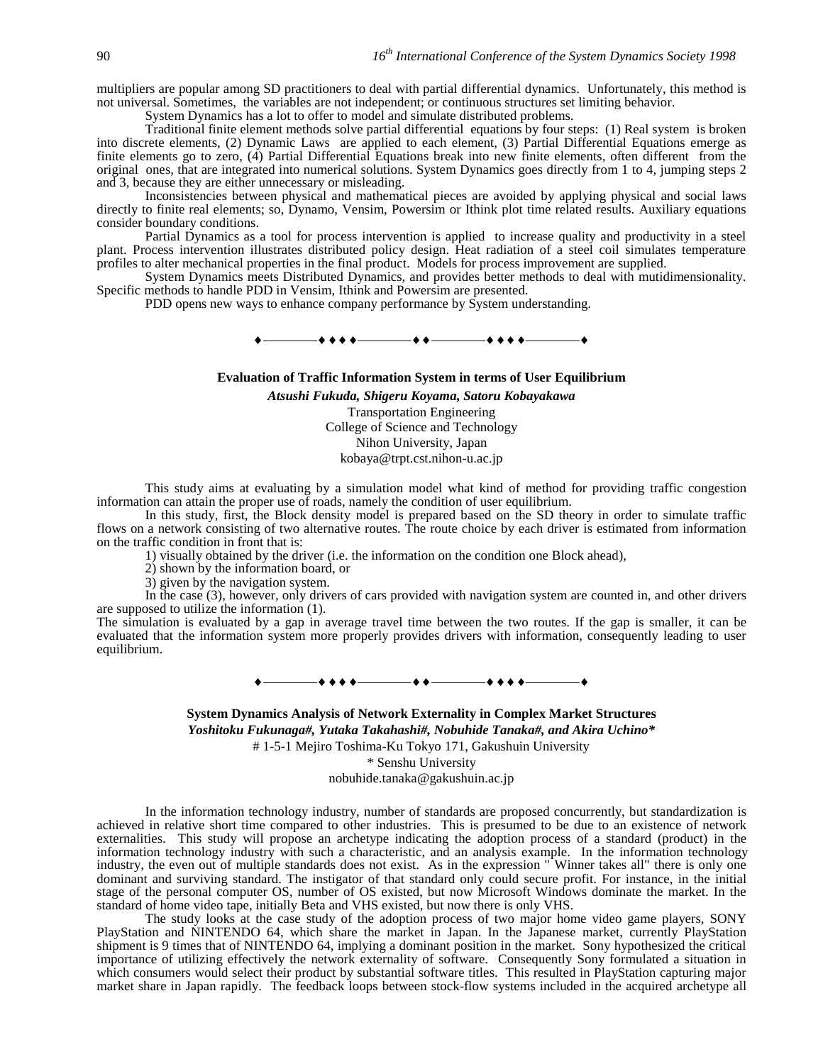multipliers are popular among SD practitioners to deal with partial differential dynamics. Unfortunately, this method is not universal. Sometimes, the variables are not independent; or continuous structures set limiting behavior.

System Dynamics has a lot to offer to model and simulate distributed problems.

Traditional finite element methods solve partial differential equations by four steps: (1) Real system is broken into discrete elements, (2) Dynamic Laws are applied to each element, (3) Partial Differential Equations emerge as finite elements go to zero, (4) Partial Differential Equations break into new finite elements, often different from the original ones, that are integrated into numerical solutions. System Dynamics goes directly from 1 to 4, jumping steps 2 and 3, because they are either unnecessary or misleading.

Inconsistencies between physical and mathematical pieces are avoided by applying physical and social laws directly to finite real elements; so, Dynamo, Vensim, Powersim or Ithink plot time related results. Auxiliary equations consider boundary conditions.

Partial Dynamics as a tool for process intervention is applied to increase quality and productivity in a steel plant. Process intervention illustrates distributed policy design. Heat radiation of a steel coil simulates temperature profiles to alter mechanical properties in the final product. Models for process improvement are supplied.

System Dynamics meets Distributed Dynamics, and provides better methods to deal with mutidimensionality. Specific methods to handle PDD in Vensim, Ithink and Powersim are presented.

PDD opens new ways to enhance company performance by System understanding.

♦————♦♦♦♦————♦♦————♦♦♦♦————♦

**Evaluation of Traffic Information System in terms of User Equilibrium**

***Atsushi Fukuda, Shigeru Koyama, Satoru Kobayakawa***

Transportation Engineering
College of Science and Technology
Nihon University, Japan
kobaya@trpt.cst.nihon-u.ac.jp

This study aims at evaluating by a simulation model what kind of method for providing traffic congestion information can attain the proper use of roads, namely the condition of user equilibrium.

In this study, first, the Block density model is prepared based on the SD theory in order to simulate traffic flows on a network consisting of two alternative routes. The route choice by each driver is estimated from information on the traffic condition in front that is:

1) visually obtained by the driver (i.e. the information on the condition one Block ahead),

2) shown by the information board, or

3) given by the navigation system.

In the case (3), however, only drivers of cars provided with navigation system are counted in, and other drivers are supposed to utilize the information (1).

The simulation is evaluated by a gap in average travel time between the two routes. If the gap is smaller, it can be evaluated that the information system more properly provides drivers with information, consequently leading to user equilibrium.

♦————♦♦♦♦————♦♦————♦♦♦♦————♦

**System Dynamics Analysis of Network Externality in Complex Market Structures**

***Yoshitoku Fukunaga#, Yutaka Takahashi#, Nobuhide Tanaka#, and Akira Uchino****

# 1-5-1 Mejiro Toshima-Ku Tokyo 171, Gakushuin University
* Senshu University
nobuhide.tanaka@gakushuin.ac.jp

In the information technology industry, number of standards are proposed concurrently, but standardization is achieved in relative short time compared to other industries. This is presumed to be due to an existence of network externalities. This study will propose an archetype indicating the adoption process of a standard (product) in the information technology industry with such a characteristic, and an analysis example. In the information technology industry, the even out of multiple standards does not exist. As in the expression " Winner takes all" there is only one dominant and surviving standard. The instigator of that standard only could secure profit. For instance, in the initial stage of the personal computer OS, number of OS existed, but now Microsoft Windows dominate the market. In the standard of home video tape, initially Beta and VHS existed, but now there is only VHS.

The study looks at the case study of the adoption process of two major home video game players, SONY PlayStation and NINTENDO 64, which share the market in Japan. In the Japanese market, currently PlayStation shipment is 9 times that of NINTENDO 64, implying a dominant position in the market. Sony hypothesized the critical importance of utilizing effectively the network externality of software. Consequently Sony formulated a situation in which consumers would select their product by substantial software titles. This resulted in PlayStation capturing major market share in Japan rapidly. The feedback loops between stock-flow systems included in the acquired archetype all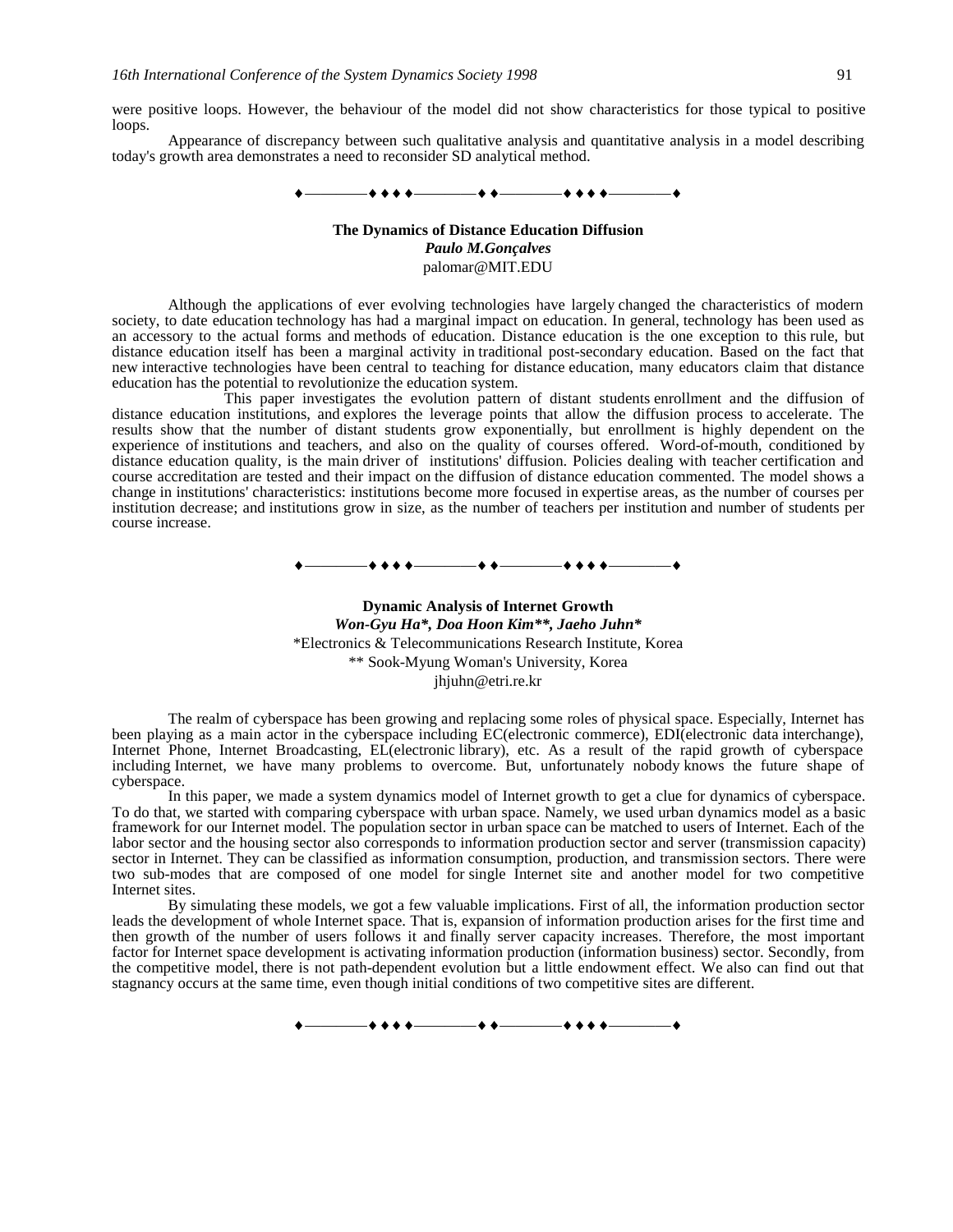were positive loops. However, the behaviour of the model did not show characteristics for those typical to positive loops.

Appearance of discrepancy between such qualitative analysis and quantitative analysis in a model describing today's growth area demonstrates a need to reconsider SD analytical method.

♦————♦♦♦♦————♦♦————♦♦♦♦————♦

## The Dynamics of Distance Education Diffusion

***Paulo M.Gonçalves***

palomar@MIT.EDU

Although the applications of ever evolving technologies have largely changed the characteristics of modern society, to date education technology has had a marginal impact on education. In general, technology has been used as an accessory to the actual forms and methods of education. Distance education is the one exception to this rule, but distance education itself has been a marginal activity in traditional post-secondary education. Based on the fact that new interactive technologies have been central to teaching for distance education, many educators claim that distance education has the potential to revolutionize the education system.

This paper investigates the evolution pattern of distant students enrollment and the diffusion of distance education institutions, and explores the leverage points that allow the diffusion process to accelerate. The results show that the number of distant students grow exponentially, but enrollment is highly dependent on the experience of institutions and teachers, and also on the quality of courses offered. Word-of-mouth, conditioned by distance education quality, is the main driver of institutions' diffusion. Policies dealing with teacher certification and course accreditation are tested and their impact on the diffusion of distance education commented. The model shows a change in institutions' characteristics: institutions become more focused in expertise areas, as the number of courses per institution decrease; and institutions grow in size, as the number of teachers per institution and number of students per course increase.

♦————♦♦♦♦————♦♦————♦♦♦♦————♦

## Dynamic Analysis of Internet Growth

***Won-Gyu Ha\*, Doa Hoon Kim\*\*, Jaeho Juhn\****

\*Electronics & Telecommunications Research Institute, Korea

\*\* Sook-Myung Woman's University, Korea

jhjuhn@etri.re.kr

The realm of cyberspace has been growing and replacing some roles of physical space. Especially, Internet has been playing as a main actor in the cyberspace including EC(electronic commerce), EDI(electronic data interchange), Internet Phone, Internet Broadcasting, EL(electronic library), etc. As a result of the rapid growth of cyberspace including Internet, we have many problems to overcome. But, unfortunately nobody knows the future shape of cyberspace.

In this paper, we made a system dynamics model of Internet growth to get a clue for dynamics of cyberspace. To do that, we started with comparing cyberspace with urban space. Namely, we used urban dynamics model as a basic framework for our Internet model. The population sector in urban space can be matched to users of Internet. Each of the labor sector and the housing sector also corresponds to information production sector and server (transmission capacity) sector in Internet. They can be classified as information consumption, production, and transmission sectors. There were two sub-modes that are composed of one model for single Internet site and another model for two competitive Internet sites.

By simulating these models, we got a few valuable implications. First of all, the information production sector leads the development of whole Internet space. That is, expansion of information production arises for the first time and then growth of the number of users follows it and finally server capacity increases. Therefore, the most important factor for Internet space development is activating information production (information business) sector. Secondly, from the competitive model, there is not path-dependent evolution but a little endowment effect. We also can find out that stagnancy occurs at the same time, even though initial conditions of two competitive sites are different.

♦————♦♦♦♦————♦♦————♦♦♦♦————♦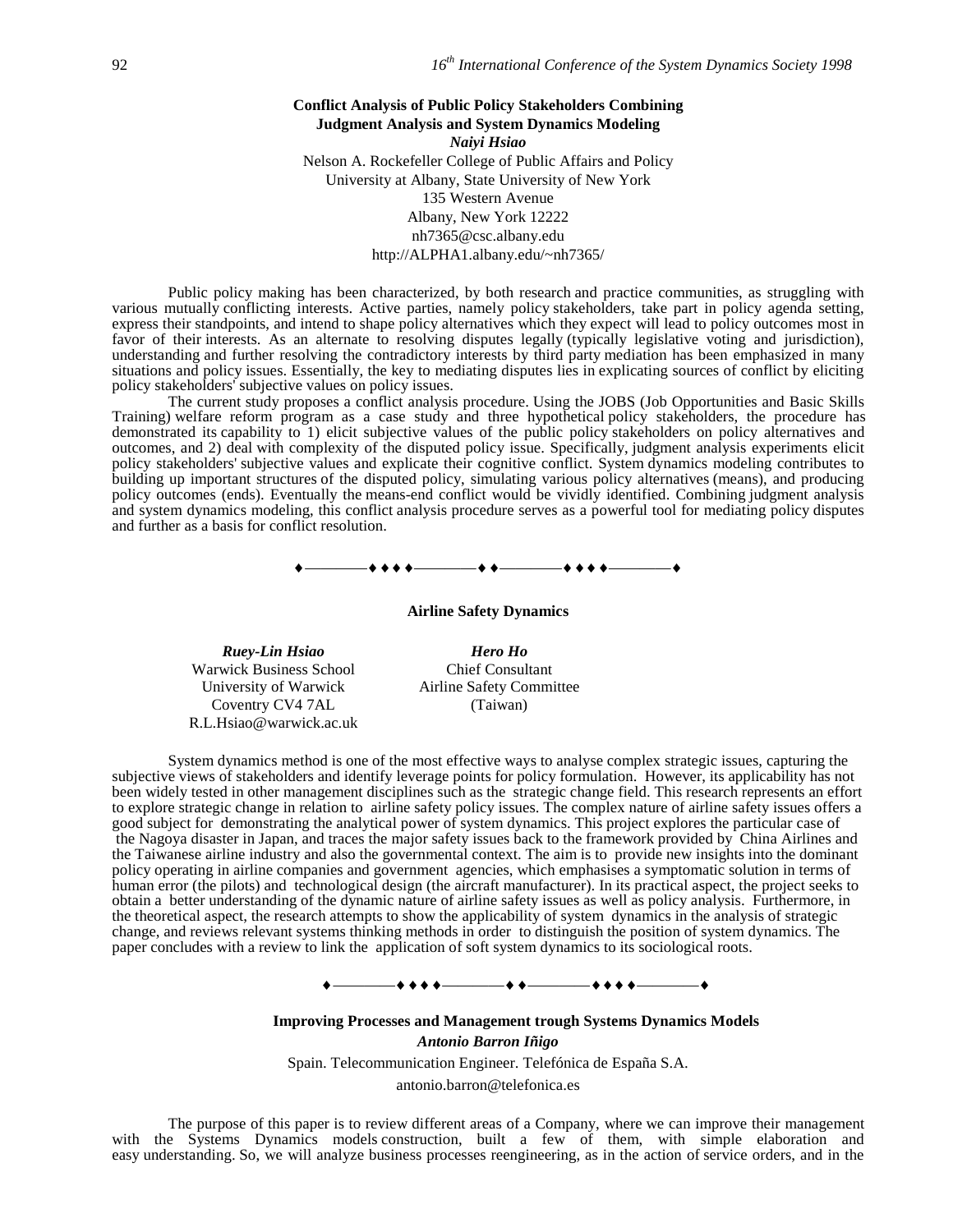**Conflict Analysis of Public Policy Stakeholders Combining Judgment Analysis and System Dynamics Modeling**

***Naiyi Hsiao***

Nelson A. Rockefeller College of Public Affairs and Policy
University at Albany, State University of New York
135 Western Avenue
Albany, New York 12222
nh7365@csc.albany.edu
http://ALPHA1.albany.edu/~nh7365/

Public policy making has been characterized, by both research and practice communities, as struggling with various mutually conflicting interests. Active parties, namely policy stakeholders, take part in policy agenda setting, express their standpoints, and intend to shape policy alternatives which they expect will lead to policy outcomes most in favor of their interests. As an alternate to resolving disputes legally (typically legislative voting and jurisdiction), understanding and further resolving the contradictory interests by third party mediation has been emphasized in many situations and policy issues. Essentially, the key to mediating disputes lies in explicating sources of conflict by eliciting policy stakeholders' subjective values on policy issues.

The current study proposes a conflict analysis procedure. Using the JOBS (Job Opportunities and Basic Skills Training) welfare reform program as a case study and three hypothetical policy stakeholders, the procedure has demonstrated its capability to 1) elicit subjective values of the public policy stakeholders on policy alternatives and outcomes, and 2) deal with complexity of the disputed policy issue. Specifically, judgment analysis experiments elicit policy stakeholders' subjective values and explicate their cognitive conflict. System dynamics modeling contributes to building up important structures of the disputed policy, simulating various policy alternatives (means), and producing policy outcomes (ends). Eventually the means-end conflict would be vividly identified. Combining judgment analysis and system dynamics modeling, this conflict analysis procedure serves as a powerful tool for mediating policy disputes and further as a basis for conflict resolution.

♦————♦♦♦♦————♦♦————♦♦♦♦————♦

**Airline Safety Dynamics**

***Ruey-Lin Hsiao***
Warwick Business School
University of Warwick
Coventry CV4 7AL
R.L.Hsiao@warwick.ac.uk

***Hero Ho***
Chief Consultant
Airline Safety Committee
(Taiwan)

System dynamics method is one of the most effective ways to analyse complex strategic issues, capturing the subjective views of stakeholders and identify leverage points for policy formulation. However, its applicability has not been widely tested in other management disciplines such as the strategic change field. This research represents an effort to explore strategic change in relation to airline safety policy issues. The complex nature of airline safety issues offers a good subject for demonstrating the analytical power of system dynamics. This project explores the particular case of the Nagoya disaster in Japan, and traces the major safety issues back to the framework provided by China Airlines and the Taiwanese airline industry and also the governmental context. The aim is to provide new insights into the dominant policy operating in airline companies and government agencies, which emphasises a symptomatic solution in terms of human error (the pilots) and technological design (the aircraft manufacturer). In its practical aspect, the project seeks to obtain a better understanding of the dynamic nature of airline safety issues as well as policy analysis. Furthermore, in the theoretical aspect, the research attempts to show the applicability of system dynamics in the analysis of strategic change, and reviews relevant systems thinking methods in order to distinguish the position of system dynamics. The paper concludes with a review to link the application of soft system dynamics to its sociological roots.

♦————♦♦♦♦————♦♦————♦♦♦♦————♦

**Improving Processes and Management trough Systems Dynamics Models**

***Antonio Barron Iñigo***

Spain. Telecommunication Engineer. Telefónica de España S.A.
antonio.barron@telefonica.es

The purpose of this paper is to review different areas of a Company, where we can improve their management with the Systems Dynamics models construction, built a few of them, with simple elaboration and easy understanding. So, we will analyze business processes reengineering, as in the action of service orders, and in the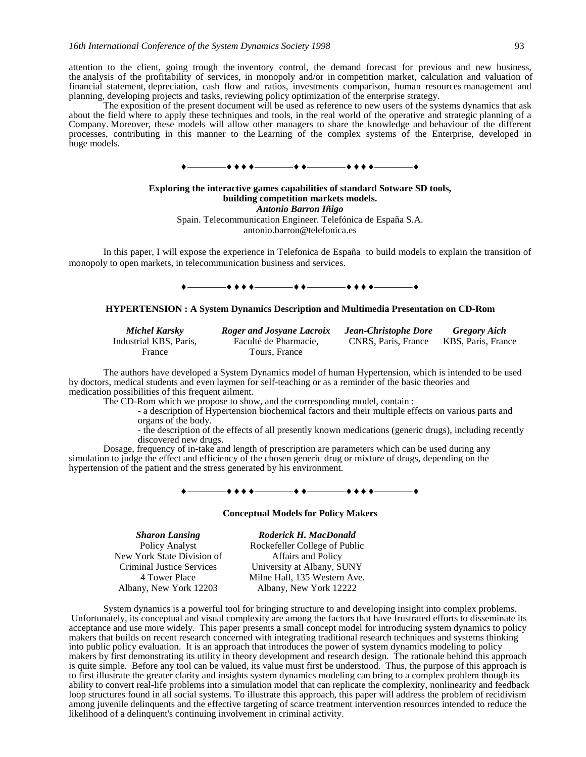attention to the client, going trough the inventory control, the demand forecast for previous and new business, the analysis of the profitability of services, in monopoly and/or in competition market, calculation and valuation of financial statement, depreciation, cash flow and ratios, investments comparison, human resources management and planning, developing projects and tasks, reviewing policy optimization of the enterprise strategy.

The exposition of the present document will be used as reference to new users of the systems dynamics that ask about the field where to apply these techniques and tools, in the real world of the operative and strategic planning of a Company. Moreover, these models will allow other managers to share the knowledge and behaviour of the different processes, contributing in this manner to the Learning of the complex systems of the Enterprise, developed in huge models.

♦————♦♦♦♦————♦♦————♦♦♦♦————♦

**Exploring the interactive games capabilities of standard Sotware SD tools, building competition markets models.**

***Antonio Barron Iñigo***

Spain. Telecommunication Engineer. Telefónica de España S.A.
antonio.barron@telefonica.es

In this paper, I will expose the experience in Telefonica de España to build models to explain the transition of monopoly to open markets, in telecommunication business and services.

♦————♦♦♦♦————♦♦————♦♦♦♦————♦

**HYPERTENSION : A System Dynamics Description and Multimedia Presentation on CD-Rom**

***Michel Karsky***
Industrial KBS, Paris, France

***Roger and Josyane Lacroix***
Faculté de Pharmacie, Tours, France

***Jean-Christophe Dore***
CNRS, Paris, France

***Gregory Aich***
KBS, Paris, France

The authors have developed a System Dynamics model of human Hypertension, which is intended to be used by doctors, medical students and even laymen for self-teaching or as a reminder of the basic theories and medication possibilities of this frequent ailment.

The CD-Rom which we propose to show, and the corresponding model, contain :

- a description of Hypertension biochemical factors and their multiple effects on various parts and organs of the body.
- the description of the effects of all presently known medications (generic drugs), including recently discovered new drugs.

Dosage, frequency of in-take and length of prescription are parameters which can be used during any simulation to judge the effect and efficiency of the chosen generic drug or mixture of drugs, depending on the hypertension of the patient and the stress generated by his environment.

♦————♦♦♦♦————♦♦————♦♦♦♦————♦

**Conceptual Models for Policy Makers**

***Sharon Lansing***
Policy Analyst
New York State Division of Criminal Justice Services
4 Tower Place
Albany, New York 12203

***Roderick H. MacDonald***
Rockefeller College of Public Affairs and Policy
University at Albany, SUNY
Milne Hall, 135 Western Ave.
Albany, New York 12222

System dynamics is a powerful tool for bringing structure to and developing insight into complex problems. Unfortunately, its conceptual and visual complexity are among the factors that have frustrated efforts to disseminate its acceptance and use more widely. This paper presents a small concept model for introducing system dynamics to policy makers that builds on recent research concerned with integrating traditional research techniques and systems thinking into public policy evaluation. It is an approach that introduces the power of system dynamics modeling to policy makers by first demonstrating its utility in theory development and research design. The rationale behind this approach is quite simple. Before any tool can be valued, its value must first be understood. Thus, the purpose of this approach is to first illustrate the greater clarity and insights system dynamics modeling can bring to a complex problem though its ability to convert real-life problems into a simulation model that can replicate the complexity, nonlinearity and feedback loop structures found in all social systems. To illustrate this approach, this paper will address the problem of recidivism among juvenile delinquents and the effective targeting of scarce treatment intervention resources intended to reduce the likelihood of a delinquent's continuing involvement in criminal activity.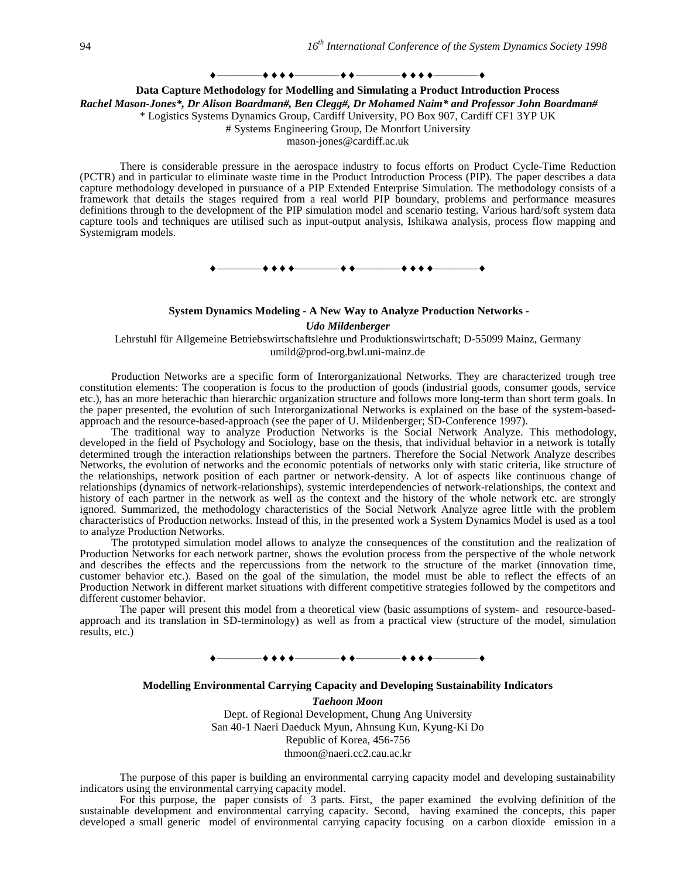♦————♦ ♦ ♦ ♦————♦ ♦————♦ ♦ ♦ ♦————♦

### Data Capture Methodology for Modelling and Simulating a Product Introduction Process

***Rachel Mason-Jones\*, Dr Alison Boardman#, Ben Clegg#, Dr Mohamed Naim\* and Professor John Boardman#***

\* Logistics Systems Dynamics Group, Cardiff University, PO Box 907, Cardiff CF1 3YP UK
\# Systems Engineering Group, De Montfort University
mason-jones@cardiff.ac.uk

There is considerable pressure in the aerospace industry to focus efforts on Product Cycle-Time Reduction (PCTR) and in particular to eliminate waste time in the Product Introduction Process (PIP). The paper describes a data capture methodology developed in pursuance of a PIP Extended Enterprise Simulation. The methodology consists of a framework that details the stages required from a real world PIP boundary, problems and performance measures definitions through to the development of the PIP simulation model and scenario testing. Various hard/soft system data capture tools and techniques are utilised such as input-output analysis, Ishikawa analysis, process flow mapping and Systemigram models.

♦————♦ ♦ ♦ ♦————♦ ♦————♦ ♦ ♦ ♦————♦

### System Dynamics Modeling - A New Way to Analyze Production Networks -

***Udo Mildenberger***

Lehrstuhl für Allgemeine Betriebswirtschaftslehre und Produktionswirtschaft; D-55099 Mainz, Germany
umild@prod-org.bwl.uni-mainz.de

Production Networks are a specific form of Interorganizational Networks. They are characterized trough tree constitution elements: The cooperation is focus to the production of goods (industrial goods, consumer goods, service etc.), has an more heterachic than hierarchic organization structure and follows more long-term than short term goals. In the paper presented, the evolution of such Interorganizational Networks is explained on the base of the system-based-approach and the resource-based-approach (see the paper of U. Mildenberger; SD-Conference 1997).

The traditional way to analyze Production Networks is the Social Network Analyze. This methodology, developed in the field of Psychology and Sociology, base on the thesis, that individual behavior in a network is totally determined trough the interaction relationships between the partners. Therefore the Social Network Analyze describes Networks, the evolution of networks and the economic potentials of networks only with static criteria, like structure of the relationships, network position of each partner or network-density. A lot of aspects like continuous change of relationships (dynamics of network-relationships), systemic interdependencies of network-relationships, the context and history of each partner in the network as well as the context and the history of the whole network etc. are strongly ignored. Summarized, the methodology characteristics of the Social Network Analyze agree little with the problem characteristics of Production networks. Instead of this, in the presented work a System Dynamics Model is used as a tool to analyze Production Networks.

The prototyped simulation model allows to analyze the consequences of the constitution and the realization of Production Networks for each network partner, shows the evolution process from the perspective of the whole network and describes the effects and the repercussions from the network to the structure of the market (innovation time, customer behavior etc.). Based on the goal of the simulation, the model must be able to reflect the effects of an Production Network in different market situations with different competitive strategies followed by the competitors and different customer behavior.

The paper will present this model from a theoretical view (basic assumptions of system- and resource-based-approach and its translation in SD-terminology) as well as from a practical view (structure of the model, simulation results, etc.)

♦————♦ ♦ ♦ ♦————♦ ♦————♦ ♦ ♦ ♦————♦

### Modelling Environmental Carrying Capacity and Developing Sustainability Indicators

***Taehoon Moon***

Dept. of Regional Development, Chung Ang University
San 40-1 Naeri Daeduck Myun, Ahnsung Kun, Kyung-Ki Do
Republic of Korea, 456-756
thmoon@naeri.cc2.cau.ac.kr

The purpose of this paper is building an environmental carrying capacity model and developing sustainability indicators using the environmental carrying capacity model.

For this purpose, the paper consists of 3 parts. First, the paper examined the evolving definition of the sustainable development and environmental carrying capacity. Second, having examined the concepts, this paper developed a small generic model of environmental carrying capacity focusing on a carbon dioxide emission in a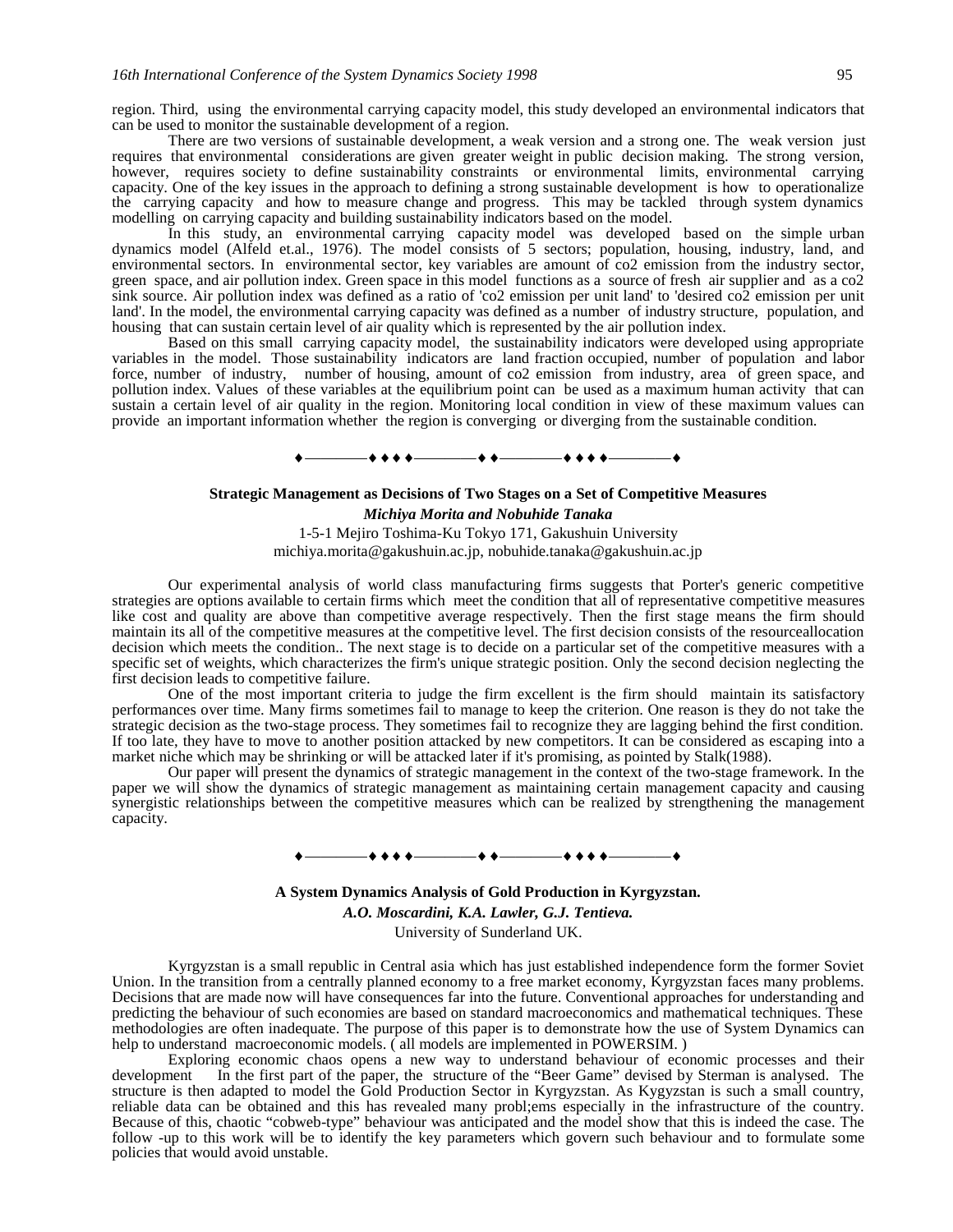region. Third, using the environmental carrying capacity model, this study developed an environmental indicators that can be used to monitor the sustainable development of a region.

There are two versions of sustainable development, a weak version and a strong one. The weak version just requires that environmental considerations are given greater weight in public decision making. The strong version, however, requires society to define sustainability constraints or environmental limits, environmental carrying capacity. One of the key issues in the approach to defining a strong sustainable development is how to operationalize the carrying capacity and how to measure change and progress. This may be tackled through system dynamics modelling on carrying capacity and building sustainability indicators based on the model.

In this study, an environmental carrying capacity model was developed based on the simple urban dynamics model (Alfeld et.al., 1976). The model consists of 5 sectors; population, housing, industry, land, and environmental sectors. In environmental sector, key variables are amount of co2 emission from the industry sector, green space, and air pollution index. Green space in this model functions as a source of fresh air supplier and as a co2 sink source. Air pollution index was defined as a ratio of 'co2 emission per unit land' to 'desired co2 emission per unit land'. In the model, the environmental carrying capacity was defined as a number of industry structure, population, and housing that can sustain certain level of air quality which is represented by the air pollution index.

Based on this small carrying capacity model, the sustainability indicators were developed using appropriate variables in the model. Those sustainability indicators are land fraction occupied, number of population and labor force, number of industry, number of housing, amount of co2 emission from industry, area of green space, and pollution index. Values of these variables at the equilibrium point can be used as a maximum human activity that can sustain a certain level of air quality in the region. Monitoring local condition in view of these maximum values can provide an important information whether the region is converging or diverging from the sustainable condition.

♦————♦ ♦ ♦ ♦————♦ ♦————♦ ♦ ♦ ♦————♦

## Strategic Management as Decisions of Two Stages on a Set of Competitive Measures

***Michiya Morita and Nobuhide Tanaka***

1-5-1 Mejiro Toshima-Ku Tokyo 171, Gakushuin University
michiya.morita@gakushuin.ac.jp, nobuhide.tanaka@gakushuin.ac.jp

Our experimental analysis of world class manufacturing firms suggests that Porter's generic competitive strategies are options available to certain firms which meet the condition that all of representative competitive measures like cost and quality are above than competitive average respectively. Then the first stage means the firm should maintain its all of the competitive measures at the competitive level. The first decision consists of the resourceallocation decision which meets the condition.. The next stage is to decide on a particular set of the competitive measures with a specific set of weights, which characterizes the firm's unique strategic position. Only the second decision neglecting the first decision leads to competitive failure.

One of the most important criteria to judge the firm excellent is the firm should maintain its satisfactory performances over time. Many firms sometimes fail to manage to keep the criterion. One reason is they do not take the strategic decision as the two-stage process. They sometimes fail to recognize they are lagging behind the first condition. If too late, they have to move to another position attacked by new competitors. It can be considered as escaping into a market niche which may be shrinking or will be attacked later if it's promising, as pointed by Stalk(1988).

Our paper will present the dynamics of strategic management in the context of the two-stage framework. In the paper we will show the dynamics of strategic management as maintaining certain management capacity and causing synergistic relationships between the competitive measures which can be realized by strengthening the management capacity.

♦————♦ ♦ ♦ ♦————♦ ♦————♦ ♦ ♦ ♦————♦

## A System Dynamics Analysis of Gold Production in Kyrgyzstan.

***A.O. Moscardini, K.A. Lawler, G.J. Tentieva.***

University of Sunderland UK.

Kyrgyzstan is a small republic in Central asia which has just established independence form the former Soviet Union. In the transition from a centrally planned economy to a free market economy, Kyrgyzstan faces many problems. Decisions that are made now will have consequences far into the future. Conventional approaches for understanding and predicting the behaviour of such economies are based on standard macroeconomics and mathematical techniques. These methodologies are often inadequate. The purpose of this paper is to demonstrate how the use of System Dynamics can help to understand macroeconomic models. ( all models are implemented in POWERSIM. )

Exploring economic chaos opens a new way to understand behaviour of economic processes and their development In the first part of the paper, the structure of the "Beer Game" devised by Sterman is analysed. The structure is then adapted to model the Gold Production Sector in Kyrgyzstan. As Kygyzstan is such a small country, reliable data can be obtained and this has revealed many probl;ems especially in the infrastructure of the country. Because of this, chaotic "cobweb-type" behaviour was anticipated and the model show that this is indeed the case. The follow -up to this work will be to identify the key parameters which govern such behaviour and to formulate some policies that would avoid unstable.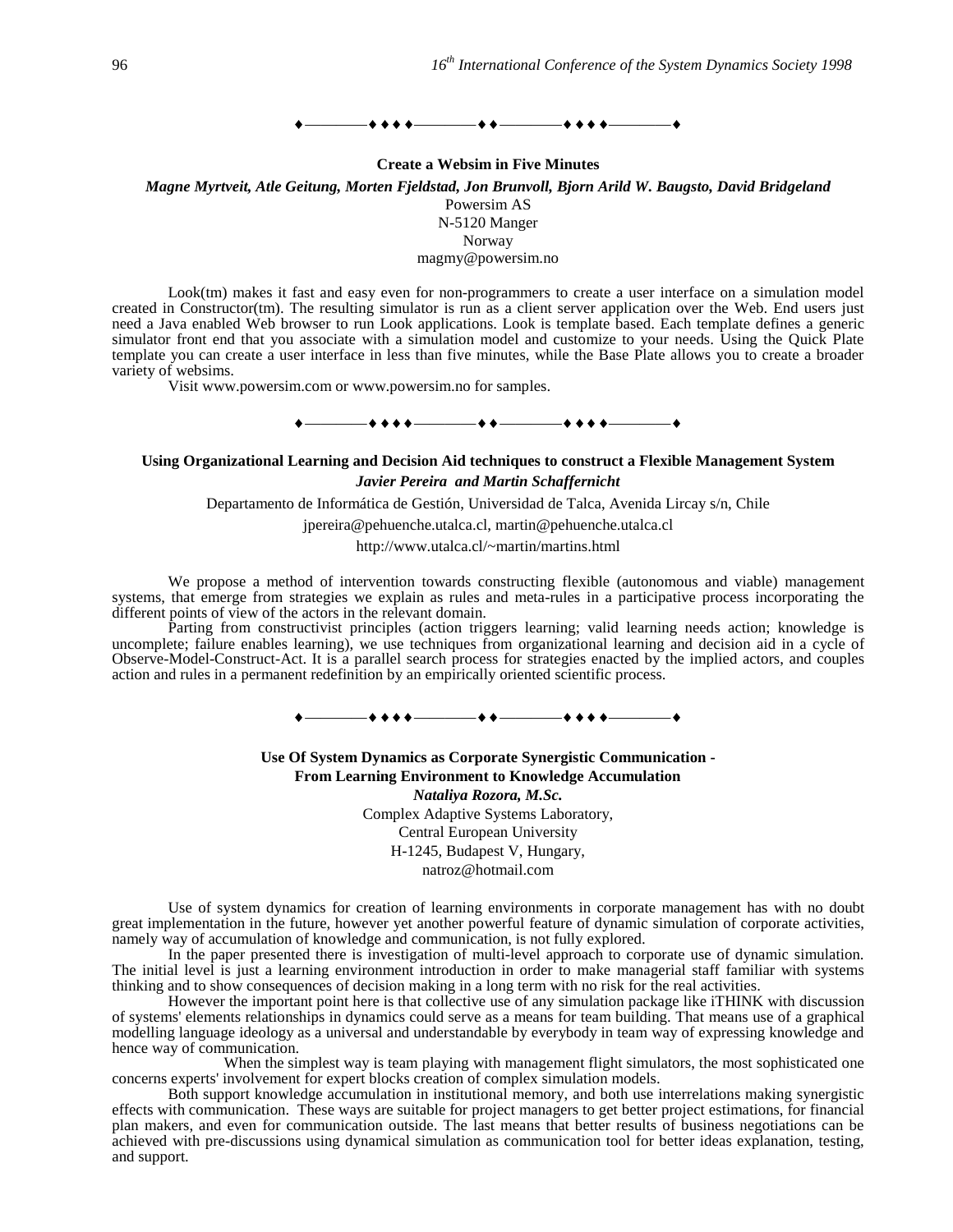♦————♦♦♦♦————♦♦————♦♦♦♦————♦

### Create a Websim in Five Minutes

***Magne Myrtveit, Atle Geitung, Morten Fjeldstad, Jon Brunvoll, Bjorn Arild W. Baugsto, David Bridgeland***

Powersim AS
N-5120 Manger
Norway
magmy@powersim.no

Look(tm) makes it fast and easy even for non-programmers to create a user interface on a simulation model created in Constructor(tm). The resulting simulator is run as a client server application over the Web. End users just need a Java enabled Web browser to run Look applications. Look is template based. Each template defines a generic simulator front end that you associate with a simulation model and customize to your needs. Using the Quick Plate template you can create a user interface in less than five minutes, while the Base Plate allows you to create a broader variety of websims.

Visit www.powersim.com or www.powersim.no for samples.

♦————♦♦♦♦————♦♦————♦♦♦♦————♦

### Using Organizational Learning and Decision Aid techniques to construct a Flexible Management System

***Javier Pereira and Martin Schaffernicht***

Departamento de Informática de Gestión, Universidad de Talca, Avenida Lircay s/n, Chile

jpereira@pehuenche.utalca.cl, martin@pehuenche.utalca.cl

http://www.utalca.cl/~martin/martins.html

We propose a method of intervention towards constructing flexible (autonomous and viable) management systems, that emerge from strategies we explain as rules and meta-rules in a participative process incorporating the different points of view of the actors in the relevant domain.

Parting from constructivist principles (action triggers learning; valid learning needs action; knowledge is uncomplete; failure enables learning), we use techniques from organizational learning and decision aid in a cycle of Observe-Model-Construct-Act. It is a parallel search process for strategies enacted by the implied actors, and couples action and rules in a permanent redefinition by an empirically oriented scientific process.

♦————♦♦♦♦————♦♦————♦♦♦♦————♦

### Use Of System Dynamics as Corporate Synergistic Communication - From Learning Environment to Knowledge Accumulation

***Nataliya Rozora, M.Sc.***

Complex Adaptive Systems Laboratory,
Central European University
H-1245, Budapest V, Hungary,
natroz@hotmail.com

Use of system dynamics for creation of learning environments in corporate management has with no doubt great implementation in the future, however yet another powerful feature of dynamic simulation of corporate activities, namely way of accumulation of knowledge and communication, is not fully explored.

In the paper presented there is investigation of multi-level approach to corporate use of dynamic simulation. The initial level is just a learning environment introduction in order to make managerial staff familiar with systems thinking and to show consequences of decision making in a long term with no risk for the real activities.

However the important point here is that collective use of any simulation package like iTHINK with discussion of systems' elements relationships in dynamics could serve as a means for team building. That means use of a graphical modelling language ideology as a universal and understandable by everybody in team way of expressing knowledge and hence way of communication.

When the simplest way is team playing with management flight simulators, the most sophisticated one concerns experts' involvement for expert blocks creation of complex simulation models.

Both support knowledge accumulation in institutional memory, and both use interrelations making synergistic effects with communication. These ways are suitable for project managers to get better project estimations, for financial plan makers, and even for communication outside. The last means that better results of business negotiations can be achieved with pre-discussions using dynamical simulation as communication tool for better ideas explanation, testing, and support.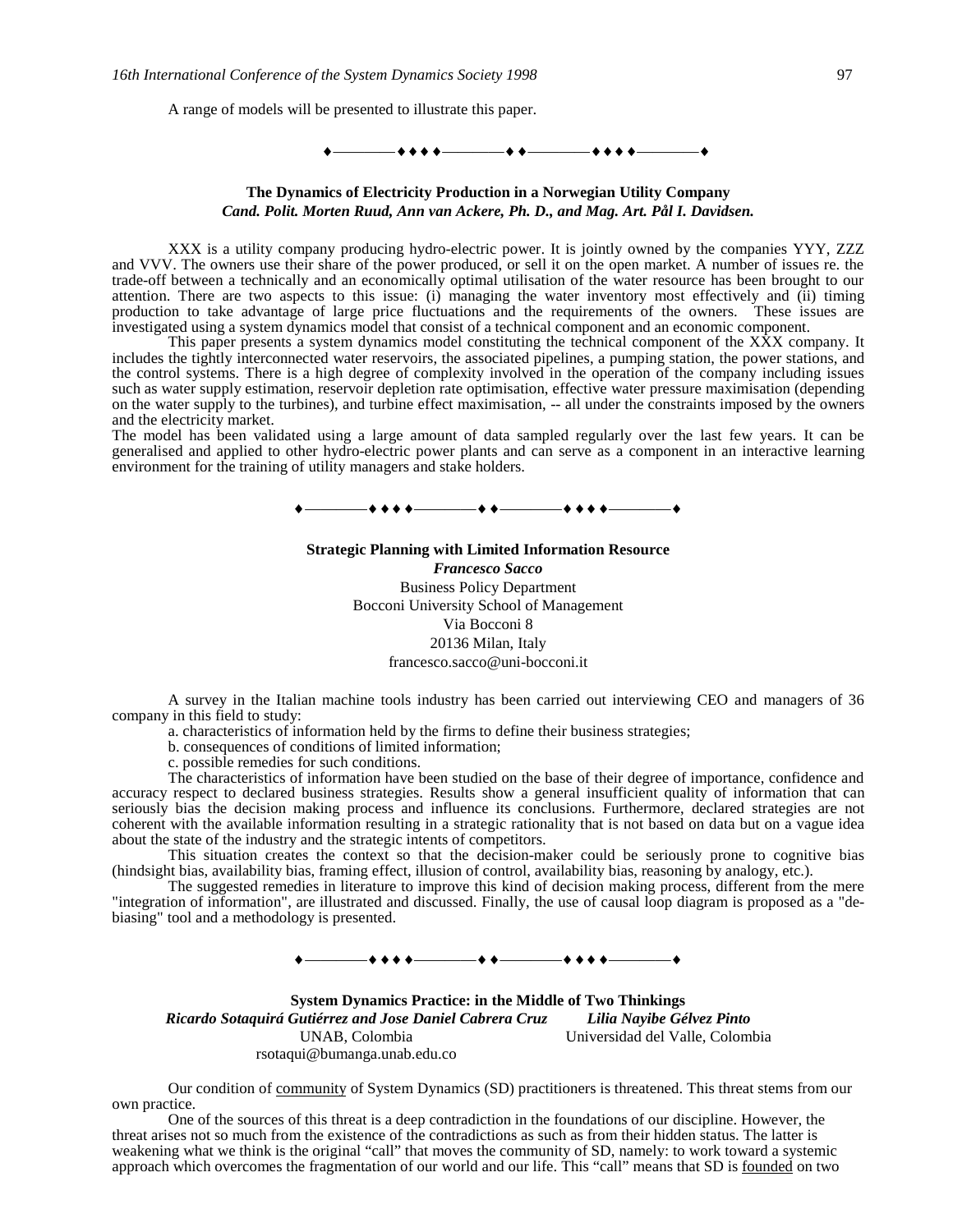A range of models will be presented to illustrate this paper.

♦————♦ ♦ ♦ ♦————♦ ♦————♦ ♦ ♦ ♦————♦

**The Dynamics of Electricity Production in a Norwegian Utility Company**
***Cand. Polit. Morten Ruud, Ann van Ackere, Ph. D., and Mag. Art. Pål I. Davidsen.***

XXX is a utility company producing hydro-electric power. It is jointly owned by the companies YYY, ZZZ and VVV. The owners use their share of the power produced, or sell it on the open market. A number of issues re. the trade-off between a technically and an economically optimal utilisation of the water resource has been brought to our attention. There are two aspects to this issue: (i) managing the water inventory most effectively and (ii) timing production to take advantage of large price fluctuations and the requirements of the owners. These issues are investigated using a system dynamics model that consist of a technical component and an economic component.

This paper presents a system dynamics model constituting the technical component of the XXX company. It includes the tightly interconnected water reservoirs, the associated pipelines, a pumping station, the power stations, and the control systems. There is a high degree of complexity involved in the operation of the company including issues such as water supply estimation, reservoir depletion rate optimisation, effective water pressure maximisation (depending on the water supply to the turbines), and turbine effect maximisation, -- all under the constraints imposed by the owners and the electricity market.

The model has been validated using a large amount of data sampled regularly over the last few years. It can be generalised and applied to other hydro-electric power plants and can serve as a component in an interactive learning environment for the training of utility managers and stake holders.

♦————♦ ♦ ♦ ♦————♦ ♦————♦ ♦ ♦ ♦————♦

**Strategic Planning with Limited Information Resource**
***Francesco Sacco***
Business Policy Department
Bocconi University School of Management
Via Bocconi 8
20136 Milan, Italy
francesco.sacco@uni-bocconi.it

A survey in the Italian machine tools industry has been carried out interviewing CEO and managers of 36 company in this field to study:

a. characteristics of information held by the firms to define their business strategies;

b. consequences of conditions of limited information;

c. possible remedies for such conditions.

The characteristics of information have been studied on the base of their degree of importance, confidence and accuracy respect to declared business strategies. Results show a general insufficient quality of information that can seriously bias the decision making process and influence its conclusions. Furthermore, declared strategies are not coherent with the available information resulting in a strategic rationality that is not based on data but on a vague idea about the state of the industry and the strategic intents of competitors.

This situation creates the context so that the decision-maker could be seriously prone to cognitive bias (hindsight bias, availability bias, framing effect, illusion of control, availability bias, reasoning by analogy, etc.).

The suggested remedies in literature to improve this kind of decision making process, different from the mere "integration of information", are illustrated and discussed. Finally, the use of causal loop diagram is proposed as a "de-biasing" tool and a methodology is presented.

♦————♦ ♦ ♦ ♦————♦ ♦————♦ ♦ ♦ ♦————♦

**System Dynamics Practice: in the Middle of Two Thinkings**
***Ricardo Sotaquirá Gutiérrez and Jose Daniel Cabrera Cruz*** — UNAB, Colombia, rsotaqui@bumanga.unab.edu.co
***Lilia Nayibe Gélvez Pinto*** — Universidad del Valle, Colombia

Our condition of community of System Dynamics (SD) practitioners is threatened. This threat stems from our own practice.

One of the sources of this threat is a deep contradiction in the foundations of our discipline. However, the threat arises not so much from the existence of the contradictions as such as from their hidden status. The latter is weakening what we think is the original "call" that moves the community of SD, namely: to work toward a systemic approach which overcomes the fragmentation of our world and our life. This "call" means that SD is founded on two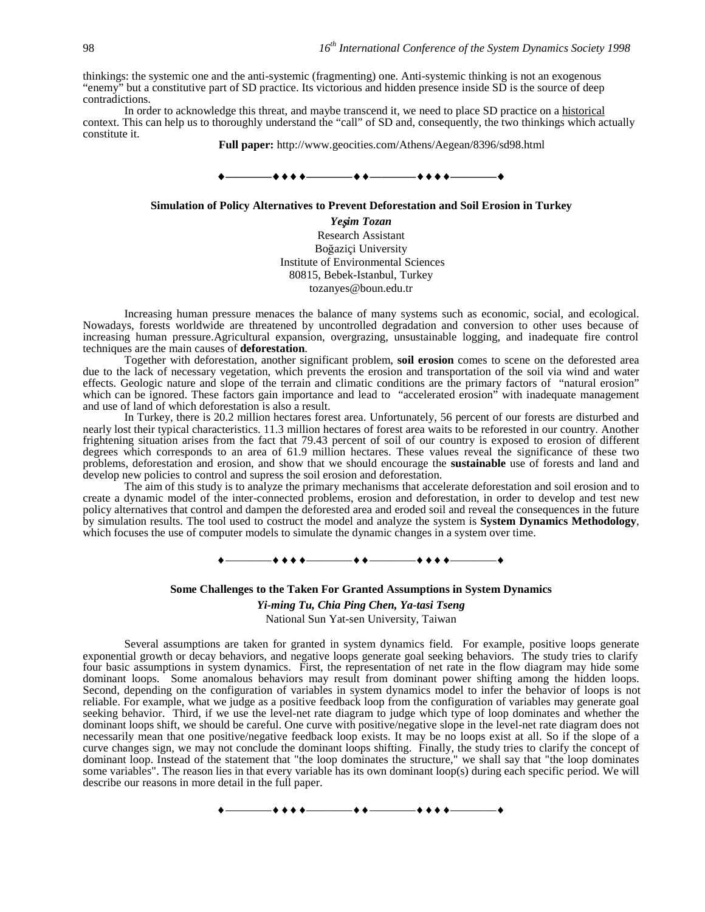thinkings: the systemic one and the anti-systemic (fragmenting) one. Anti-systemic thinking is not an exogenous "enemy" but a constitutive part of SD practice. Its victorious and hidden presence inside SD is the source of deep contradictions.

In order to acknowledge this threat, and maybe transcend it, we need to place SD practice on a historical context. This can help us to thoroughly understand the "call" of SD and, consequently, the two thinkings which actually constitute it.

**Full paper:** http://www.geocities.com/Athens/Aegean/8396/sd98.html

♦————♦♦♦♦————♦♦————♦♦♦♦————♦

### Simulation of Policy Alternatives to Prevent Deforestation and Soil Erosion in Turkey

***Yeşim Tozan***
Research Assistant
Boğaziçi University
Institute of Environmental Sciences
80815, Bebek-Istanbul, Turkey
tozanyes@boun.edu.tr

Increasing human pressure menaces the balance of many systems such as economic, social, and ecological. Nowadays, forests worldwide are threatened by uncontrolled degradation and conversion to other uses because of increasing human pressure.Agricultural expansion, overgrazing, unsustainable logging, and inadequate fire control techniques are the main causes of **deforestation**.

Together with deforestation, another significant problem, **soil erosion** comes to scene on the deforested area due to the lack of necessary vegetation, which prevents the erosion and transportation of the soil via wind and water effects. Geologic nature and slope of the terrain and climatic conditions are the primary factors of "natural erosion" which can be ignored. These factors gain importance and lead to "accelerated erosion" with inadequate management and use of land of which deforestation is also a result.

In Turkey, there is 20.2 million hectares forest area. Unfortunately, 56 percent of our forests are disturbed and nearly lost their typical characteristics. 11.3 million hectares of forest area waits to be reforested in our country. Another frightening situation arises from the fact that 79.43 percent of soil of our country is exposed to erosion of different degrees which corresponds to an area of 61.9 million hectares. These values reveal the significance of these two problems, deforestation and erosion, and show that we should encourage the **sustainable** use of forests and land and develop new policies to control and supress the soil erosion and deforestation.

The aim of this study is to analyze the primary mechanisms that accelerate deforestation and soil erosion and to create a dynamic model of the inter-connected problems, erosion and deforestation, in order to develop and test new policy alternatives that control and dampen the deforested area and eroded soil and reveal the consequences in the future by simulation results. The tool used to costruct the model and analyze the system is **System Dynamics Methodology**, which focuses the use of computer models to simulate the dynamic changes in a system over time.

♦————♦♦♦♦————♦♦————♦♦♦♦————♦

### Some Challenges to the Taken For Granted Assumptions in System Dynamics

***Yi-ming Tu, Chia Ping Chen, Ya-tasi Tseng***
National Sun Yat-sen University, Taiwan

Several assumptions are taken for granted in system dynamics field. For example, positive loops generate exponential growth or decay behaviors, and negative loops generate goal seeking behaviors. The study tries to clarify four basic assumptions in system dynamics. First, the representation of net rate in the flow diagram may hide some dominant loops. Some anomalous behaviors may result from dominant power shifting among the hidden loops. Second, depending on the configuration of variables in system dynamics model to infer the behavior of loops is not reliable. For example, what we judge as a positive feedback loop from the configuration of variables may generate goal seeking behavior. Third, if we use the level-net rate diagram to judge which type of loop dominates and whether the dominant loops shift, we should be careful. One curve with positive/negative slope in the level-net rate diagram does not necessarily mean that one positive/negative feedback loop exists. It may be no loops exist at all. So if the slope of a curve changes sign, we may not conclude the dominant loops shifting. Finally, the study tries to clarify the concept of dominant loop. Instead of the statement that "the loop dominates the structure," we shall say that "the loop dominates some variables". The reason lies in that every variable has its own dominant loop(s) during each specific period. We will describe our reasons in more detail in the full paper.

♦————♦♦♦♦————♦♦————♦♦♦♦————♦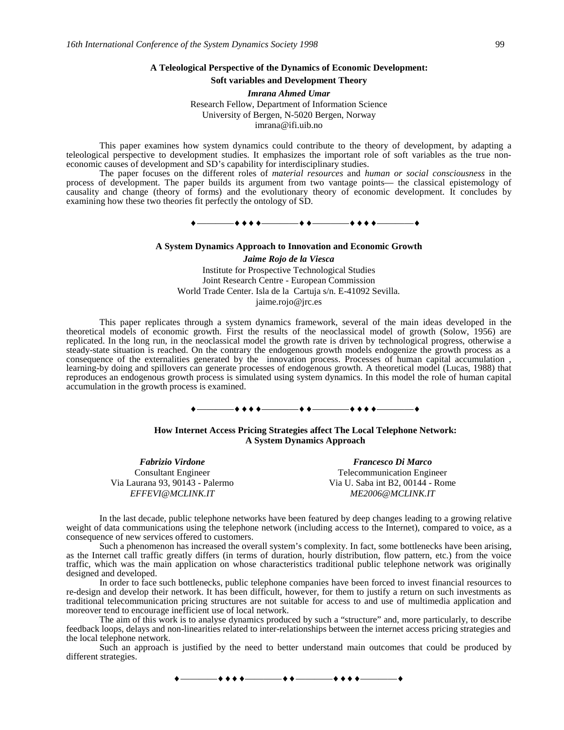### A Teleological Perspective of the Dynamics of Economic Development: Soft variables and Development Theory

***Imrana Ahmed Umar***
Research Fellow, Department of Information Science
University of Bergen, N-5020 Bergen, Norway
imrana@ifi.uib.no

This paper examines how system dynamics could contribute to the theory of development, by adapting a teleological perspective to development studies. It emphasizes the important role of soft variables as the true non-economic causes of development and SD's capability for interdisciplinary studies.

The paper focuses on the different roles of *material resources* and *human or social consciousness* in the process of development. The paper builds its argument from two vantage points— the classical epistemology of causality and change (theory of forms) and the evolutionary theory of economic development. It concludes by examining how these two theories fit perfectly the ontology of SD.

♦————♦♦♦♦————♦♦————♦♦♦♦————♦

### A System Dynamics Approach to Innovation and Economic Growth

***Jaime Rojo de la Viesca***
Institute for Prospective Technological Studies
Joint Research Centre - European Commission
World Trade Center. Isla de la Cartuja s/n. E-41092 Sevilla.
jaime.rojo@jrc.es

This paper replicates through a system dynamics framework, several of the main ideas developed in the theoretical models of economic growth. First the results of the neoclassical model of growth (Solow, 1956) are replicated. In the long run, in the neoclassical model the growth rate is driven by technological progress, otherwise a steady-state situation is reached. On the contrary the endogenous growth models endogenize the growth process as a consequence of the externalities generated by the innovation process. Processes of human capital accumulation , learning-by doing and spillovers can generate processes of endogenous growth. A theoretical model (Lucas, 1988) that reproduces an endogenous growth process is simulated using system dynamics. In this model the role of human capital accumulation in the growth process is examined.

♦————♦♦♦♦————♦♦————♦♦♦♦————♦

### How Internet Access Pricing Strategies affect The Local Telephone Network: A System Dynamics Approach

***Fabrizio Virdone***
Consultant Engineer
Via Laurana 93, 90143 - Palermo
*EFFEVI@MCLINK.IT*

***Francesco Di Marco***
Telecommunication Engineer
Via U. Saba int B2, 00144 - Rome
*ME2006@MCLINK.IT*

In the last decade, public telephone networks have been featured by deep changes leading to a growing relative weight of data communications using the telephone network (including access to the Internet), compared to voice, as a consequence of new services offered to customers.

Such a phenomenon has increased the overall system's complexity. In fact, some bottlenecks have been arising, as the Internet call traffic greatly differs (in terms of duration, hourly distribution, flow pattern, etc.) from the voice traffic, which was the main application on whose characteristics traditional public telephone network was originally designed and developed.

In order to face such bottlenecks, public telephone companies have been forced to invest financial resources to re-design and develop their network. It has been difficult, however, for them to justify a return on such investments as traditional telecommunication pricing structures are not suitable for access to and use of multimedia application and moreover tend to encourage inefficient use of local network.

The aim of this work is to analyse dynamics produced by such a "structure" and, more particularly, to describe feedback loops, delays and non-linearities related to inter-relationships between the internet access pricing strategies and the local telephone network.

Such an approach is justified by the need to better understand main outcomes that could be produced by different strategies.

♦————♦♦♦♦————♦♦————♦♦♦♦————♦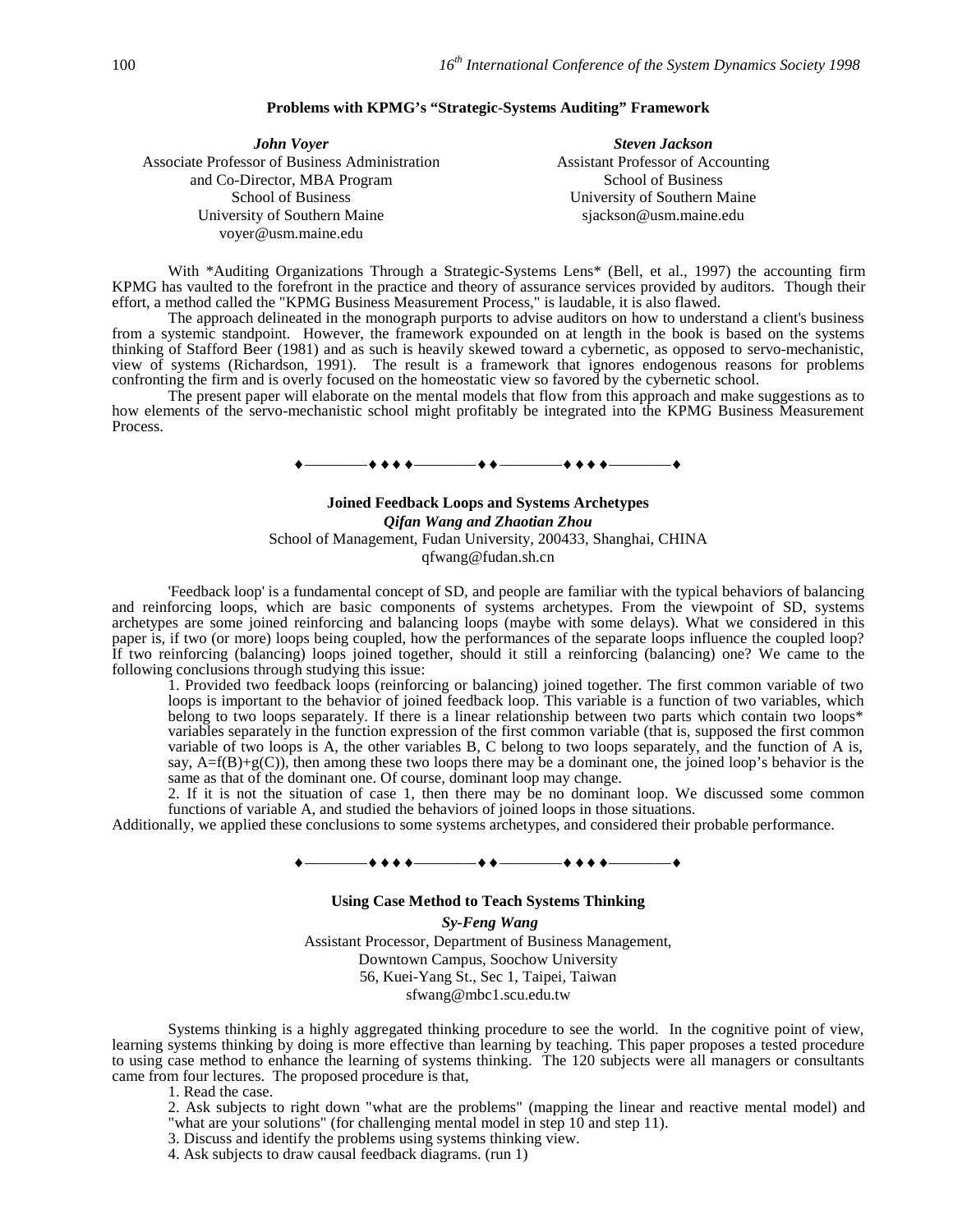## Problems with KPMG's "Strategic-Systems Auditing" Framework

***John Voyer***
Associate Professor of Business Administration
and Co-Director, MBA Program
School of Business
University of Southern Maine
voyer@usm.maine.edu

***Steven Jackson***
Assistant Professor of Accounting
School of Business
University of Southern Maine
sjackson@usm.maine.edu

With *Auditing Organizations Through a Strategic-Systems Lens* (Bell, et al., 1997) the accounting firm KPMG has vaulted to the forefront in the practice and theory of assurance services provided by auditors. Though their effort, a method called the "KPMG Business Measurement Process," is laudable, it is also flawed.

The approach delineated in the monograph purports to advise auditors on how to understand a client's business from a systemic standpoint. However, the framework expounded on at length in the book is based on the systems thinking of Stafford Beer (1981) and as such is heavily skewed toward a cybernetic, as opposed to servo-mechanistic, view of systems (Richardson, 1991). The result is a framework that ignores endogenous reasons for problems confronting the firm and is overly focused on the homeostatic view so favored by the cybernetic school.

The present paper will elaborate on the mental models that flow from this approach and make suggestions as to how elements of the servo-mechanistic school might profitably be integrated into the KPMG Business Measurement Process.

♦————♦♦♦♦————♦♦————♦♦♦♦————♦

## Joined Feedback Loops and Systems Archetypes

***Qifan Wang and Zhaotian Zhou***
School of Management, Fudan University, 200433, Shanghai, CHINA
qfwang@fudan.sh.cn

'Feedback loop' is a fundamental concept of SD, and people are familiar with the typical behaviors of balancing and reinforcing loops, which are basic components of systems archetypes. From the viewpoint of SD, systems archetypes are some joined reinforcing and balancing loops (maybe with some delays). What we considered in this paper is, if two (or more) loops being coupled, how the performances of the separate loops influence the coupled loop? If two reinforcing (balancing) loops joined together, should it still a reinforcing (balancing) one? We came to the following conclusions through studying this issue:

1. Provided two feedback loops (reinforcing or balancing) joined together. The first common variable of two loops is important to the behavior of joined feedback loop. This variable is a function of two variables, which belong to two loops separately. If there is a linear relationship between two parts which contain two loops* variables separately in the function expression of the first common variable (that is, supposed the first common variable of two loops is A, the other variables B, C belong to two loops separately, and the function of A is, say, $A=f(B)+g(C)$), then among these two loops there may be a dominant one, the joined loop's behavior is the same as that of the dominant one. Of course, dominant loop may change.
2. If it is not the situation of case 1, then there may be no dominant loop. We discussed some common functions of variable A, and studied the behaviors of joined loops in those situations.

Additionally, we applied these conclusions to some systems archetypes, and considered their probable performance.

♦————♦♦♦♦————♦♦————♦♦♦♦————♦

## Using Case Method to Teach Systems Thinking

***Sy-Feng Wang***
Assistant Processor, Department of Business Management,
Downtown Campus, Soochow University
56, Kuei-Yang St., Sec 1, Taipei, Taiwan
sfwang@mbc1.scu.edu.tw

Systems thinking is a highly aggregated thinking procedure to see the world. In the cognitive point of view, learning systems thinking by doing is more effective than learning by teaching. This paper proposes a tested procedure to using case method to enhance the learning of systems thinking. The 120 subjects were all managers or consultants came from four lectures. The proposed procedure is that,

1. Read the case.
2. Ask subjects to right down "what are the problems" (mapping the linear and reactive mental model) and "what are your solutions" (for challenging mental model in step 10 and step 11).
3. Discuss and identify the problems using systems thinking view.
4. Ask subjects to draw causal feedback diagrams. (run 1)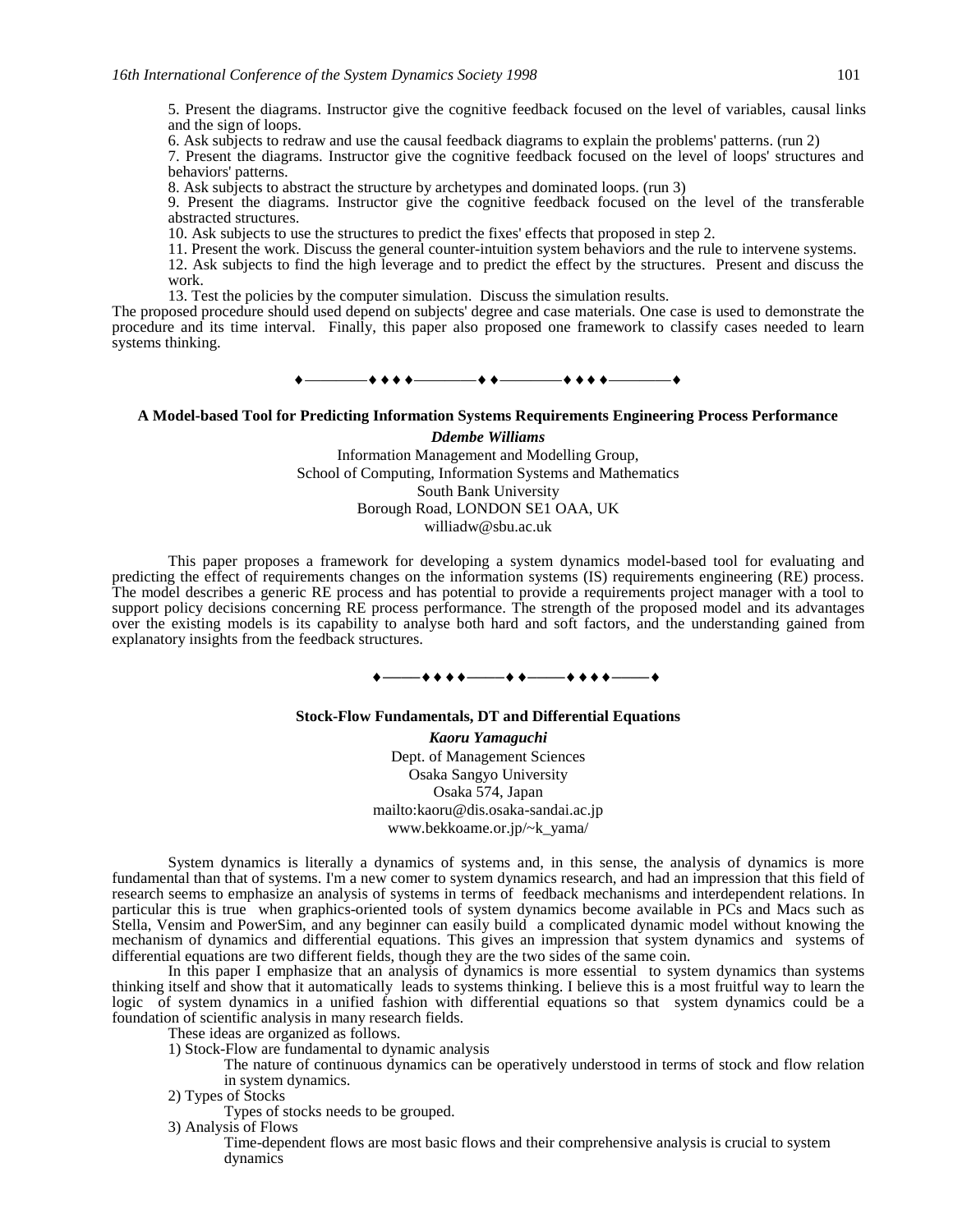5. Present the diagrams. Instructor give the cognitive feedback focused on the level of variables, causal links and the sign of loops.

6. Ask subjects to redraw and use the causal feedback diagrams to explain the problems' patterns. (run 2)

7. Present the diagrams. Instructor give the cognitive feedback focused on the level of loops' structures and behaviors' patterns.

8. Ask subjects to abstract the structure by archetypes and dominated loops. (run 3)

9. Present the diagrams. Instructor give the cognitive feedback focused on the level of the transferable abstracted structures.

10. Ask subjects to use the structures to predict the fixes' effects that proposed in step 2.

11. Present the work. Discuss the general counter-intuition system behaviors and the rule to intervene systems.

12. Ask subjects to find the high leverage and to predict the effect by the structures. Present and discuss the work.

13. Test the policies by the computer simulation. Discuss the simulation results.

The proposed procedure should used depend on subjects' degree and case materials. One case is used to demonstrate the procedure and its time interval. Finally, this paper also proposed one framework to classify cases needed to learn systems thinking.

♦————♦♦♦♦————♦♦————♦♦♦♦————♦

### A Model-based Tool for Predicting Information Systems Requirements Engineering Process Performance

***Ddembe Williams***

Information Management and Modelling Group,
School of Computing, Information Systems and Mathematics
South Bank University
Borough Road, LONDON SE1 OAA, UK
williadw@sbu.ac.uk

This paper proposes a framework for developing a system dynamics model-based tool for evaluating and predicting the effect of requirements changes on the information systems (IS) requirements engineering (RE) process. The model describes a generic RE process and has potential to provide a requirements project manager with a tool to support policy decisions concerning RE process performance. The strength of the proposed model and its advantages over the existing models is its capability to analyse both hard and soft factors, and the understanding gained from explanatory insights from the feedback structures.

♦———♦♦♦♦———♦♦———♦♦♦♦———♦

### Stock-Flow Fundamentals, DT and Differential Equations

***Kaoru Yamaguchi***

Dept. of Management Sciences
Osaka Sangyo University
Osaka 574, Japan
mailto:kaoru@dis.osaka-sandai.ac.jp
www.bekkoame.or.jp/~k_yama/

System dynamics is literally a dynamics of systems and, in this sense, the analysis of dynamics is more fundamental than that of systems. I'm a new comer to system dynamics research, and had an impression that this field of research seems to emphasize an analysis of systems in terms of feedback mechanisms and interdependent relations. In particular this is true when graphics-oriented tools of system dynamics become available in PCs and Macs such as Stella, Vensim and PowerSim, and any beginner can easily build a complicated dynamic model without knowing the mechanism of dynamics and differential equations. This gives an impression that system dynamics and systems of differential equations are two different fields, though they are the two sides of the same coin.

In this paper I emphasize that an analysis of dynamics is more essential to system dynamics than systems thinking itself and show that it automatically leads to systems thinking. I believe this is a most fruitful way to learn the logic of system dynamics in a unified fashion with differential equations so that system dynamics could be a foundation of scientific analysis in many research fields.

These ideas are organized as follows.

1) Stock-Flow are fundamental to dynamic analysis

   The nature of continuous dynamics can be operatively understood in terms of stock and flow relation in system dynamics.

2) Types of Stocks

   Types of stocks needs to be grouped.

3) Analysis of Flows

   Time-dependent flows are most basic flows and their comprehensive analysis is crucial to system dynamics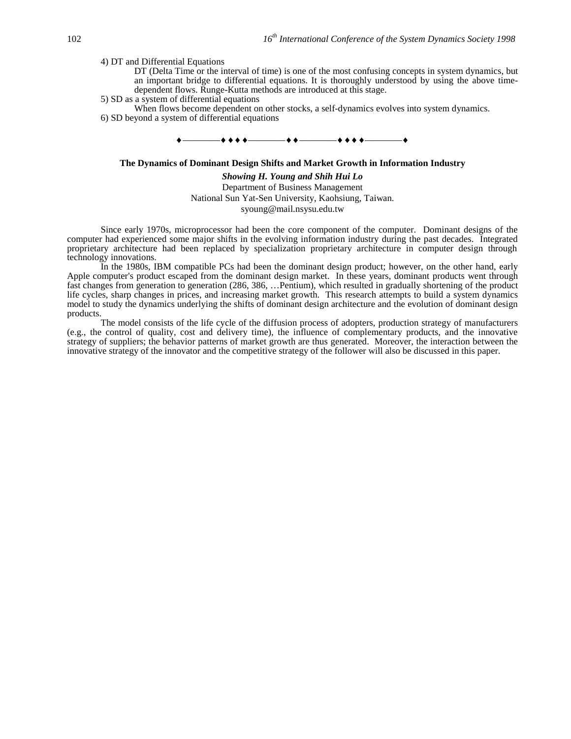4) DT and Differential Equations

DT (Delta Time or the interval of time) is one of the most confusing concepts in system dynamics, but an important bridge to differential equations. It is thoroughly understood by using the above time-dependent flows. Runge-Kutta methods are introduced at this stage.

5) SD as a system of differential equations

When flows become dependent on other stocks, a self-dynamics evolves into system dynamics.

6) SD beyond a system of differential equations

♦————♦♦♦♦————♦♦————♦♦♦♦————♦

## The Dynamics of Dominant Design Shifts and Market Growth in Information Industry

***Showing H. Young and Shih Hui Lo***
Department of Business Management
National Sun Yat-Sen University, Kaohsiung, Taiwan.
syoung@mail.nsysu.edu.tw

Since early 1970s, microprocessor had been the core component of the computer. Dominant designs of the computer had experienced some major shifts in the evolving information industry during the past decades. Integrated proprietary architecture had been replaced by specialization proprietary architecture in computer design through technology innovations.

In the 1980s, IBM compatible PCs had been the dominant design product; however, on the other hand, early Apple computer's product escaped from the dominant design market. In these years, dominant products went through fast changes from generation to generation (286, 386, …Pentium), which resulted in gradually shortening of the product life cycles, sharp changes in prices, and increasing market growth. This research attempts to build a system dynamics model to study the dynamics underlying the shifts of dominant design architecture and the evolution of dominant design products.

The model consists of the life cycle of the diffusion process of adopters, production strategy of manufacturers (e.g., the control of quality, cost and delivery time), the influence of complementary products, and the innovative strategy of suppliers; the behavior patterns of market growth are thus generated. Moreover, the interaction between the innovative strategy of the innovator and the competitive strategy of the follower will also be discussed in this paper.